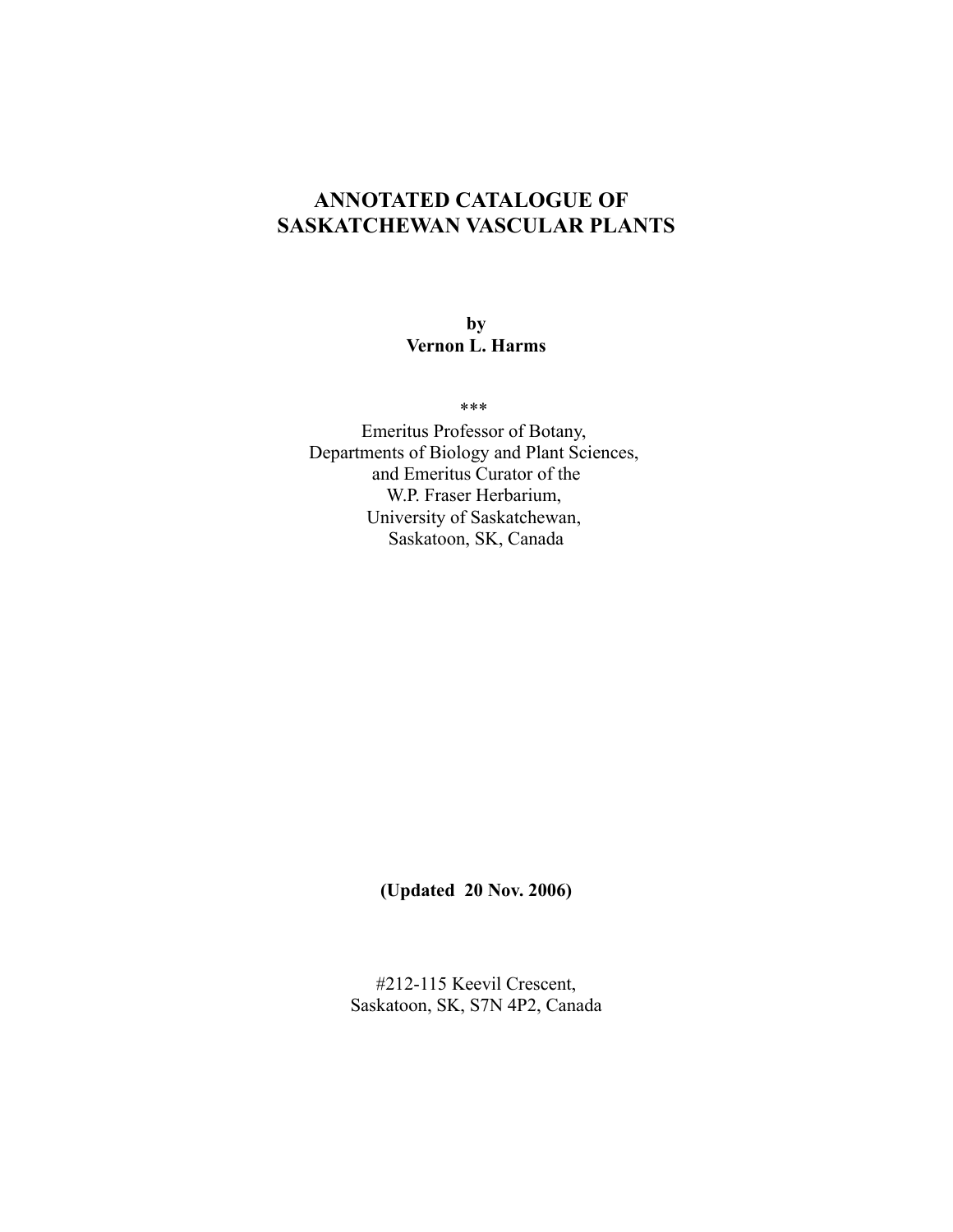# ANNOTATED CATALOGUE OF SASKATCHEWAN VASCULAR PLANTS

**by**
**Vernon L. Harms**

***

Emeritus Professor of Botany,
Departments of Biology and Plant Sciences,
and Emeritus Curator of the
W.P. Fraser Herbarium,
University of Saskatchewan,
Saskatoon, SK, Canada

**(Updated 20 Nov. 2006)**

#212-115 Keevil Crescent,
Saskatoon, SK, S7N 4P2, Canada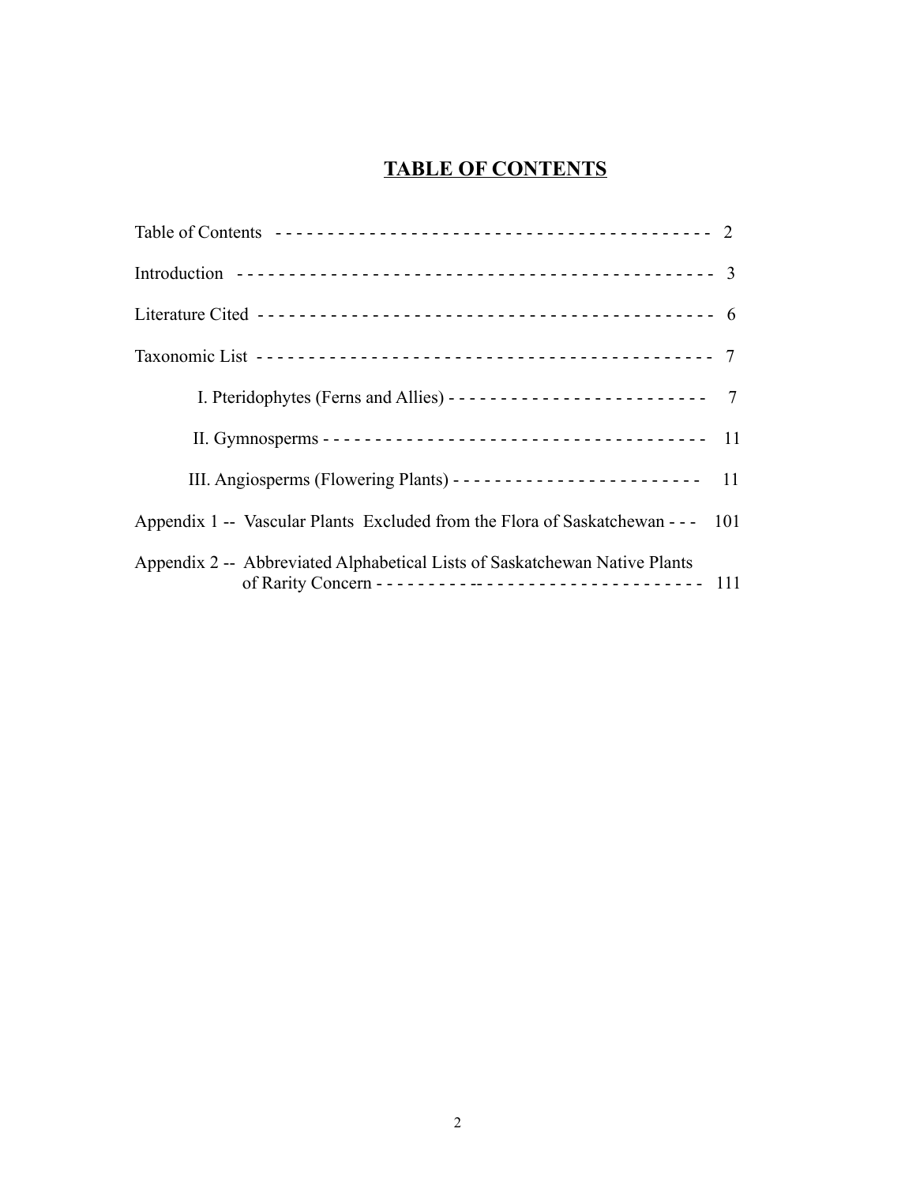# TABLE OF CONTENTS

Table of Contents - - - - - - - - - - - - - - - - - - - - - - - - - - - - - - - - - - - - - - - - - - 2

Introduction - - - - - - - - - - - - - - - - - - - - - - - - - - - - - - - - - - - - - - - - - - - - - - 3

Literature Cited - - - - - - - - - - - - - - - - - - - - - - - - - - - - - - - - - - - - - - - - - - - - 6

Taxonomic List - - - - - - - - - - - - - - - - - - - - - - - - - - - - - - - - - - - - - - - - - - - - 7

I. Pteridophytes (Ferns and Allies) - - - - - - - - - - - - - - - - - - - - - - - - - - 7

II. Gymnosperms - - - - - - - - - - - - - - - - - - - - - - - - - - - - - - - - - - - - - - - 11

III. Angiosperms (Flowering Plants) - - - - - - - - - - - - - - - - - - - - - - - - - 11

Appendix 1 -- Vascular Plants Excluded from the Flora of Saskatchewan - - - 101

Appendix 2 -- Abbreviated Alphabetical Lists of Saskatchewan Native Plants of Rarity Concern - - - - - - - - -- - - - - - - - - - - - - - - - - - - - - - 111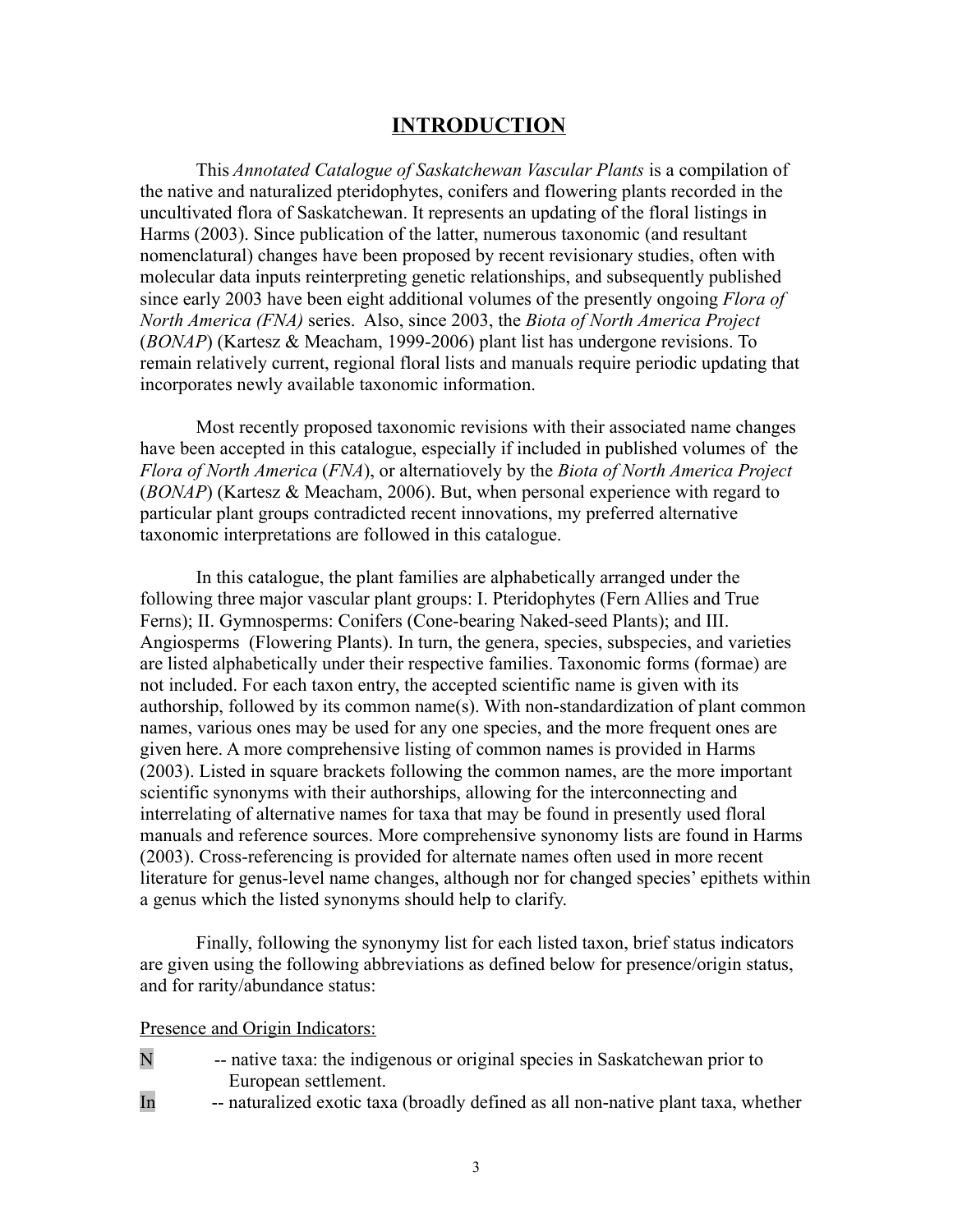# INTRODUCTION

This *Annotated Catalogue of Saskatchewan Vascular Plants* is a compilation of the native and naturalized pteridophytes, conifers and flowering plants recorded in the uncultivated flora of Saskatchewan. It represents an updating of the floral listings in Harms (2003). Since publication of the latter, numerous taxonomic (and resultant nomenclatural) changes have been proposed by recent revisionary studies, often with molecular data inputs reinterpreting genetic relationships, and subsequently published since early 2003 have been eight additional volumes of the presently ongoing *Flora of North America (FNA)* series. Also, since 2003, the *Biota of North America Project* (*BONAP*) (Kartesz & Meacham, 1999-2006) plant list has undergone revisions. To remain relatively current, regional floral lists and manuals require periodic updating that incorporates newly available taxonomic information.

Most recently proposed taxonomic revisions with their associated name changes have been accepted in this catalogue, especially if included in published volumes of the *Flora of North America* (*FNA*), or alternatiovely by the *Biota of North America Project* (*BONAP*) (Kartesz & Meacham, 2006). But, when personal experience with regard to particular plant groups contradicted recent innovations, my preferred alternative taxonomic interpretations are followed in this catalogue.

In this catalogue, the plant families are alphabetically arranged under the following three major vascular plant groups: I. Pteridophytes (Fern Allies and True Ferns); II. Gymnosperms: Conifers (Cone-bearing Naked-seed Plants); and III. Angiosperms (Flowering Plants). In turn, the genera, species, subspecies, and varieties are listed alphabetically under their respective families. Taxonomic forms (formae) are not included. For each taxon entry, the accepted scientific name is given with its authorship, followed by its common name(s). With non-standardization of plant common names, various ones may be used for any one species, and the more frequent ones are given here. A more comprehensive listing of common names is provided in Harms (2003). Listed in square brackets following the common names, are the more important scientific synonyms with their authorships, allowing for the interconnecting and interrelating of alternative names for taxa that may be found in presently used floral manuals and reference sources. More comprehensive synonomy lists are found in Harms (2003). Cross-referencing is provided for alternate names often used in more recent literature for genus-level name changes, although nor for changed species' epithets within a genus which the listed synonyms should help to clarify.

Finally, following the synonymy list for each listed taxon, brief status indicators are given using the following abbreviations as defined below for presence/origin status, and for rarity/abundance status:

Presence and Origin Indicators:

N -- native taxa: the indigenous or original species in Saskatchewan prior to European settlement.

In -- naturalized exotic taxa (broadly defined as all non-native plant taxa, whether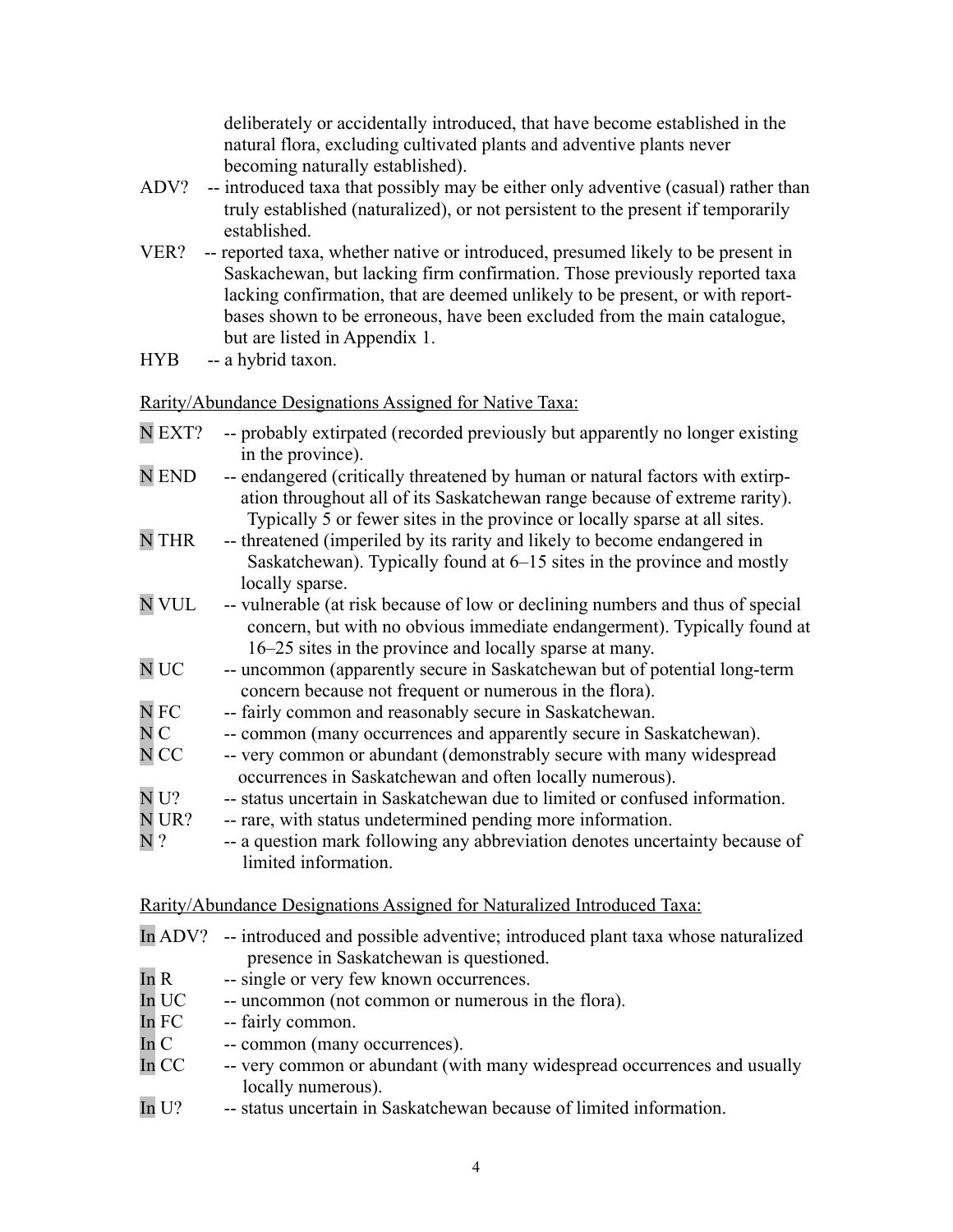deliberately or accidentally introduced, that have become established in the natural flora, excluding cultivated plants and adventive plants never becoming naturally established).

ADV? -- introduced taxa that possibly may be either only adventive (casual) rather than truly established (naturalized), or not persistent to the present if temporarily established.

VER? -- reported taxa, whether native or introduced, presumed likely to be present in Saskatchewan, but lacking firm confirmation. Those previously reported taxa lacking confirmation, that are deemed unlikely to be present, or with report-bases shown to be erroneous, have been excluded from the main catalogue, but are listed in Appendix 1.

HYB -- a hybrid taxon.

Rarity/Abundance Designations Assigned for Native Taxa:

N EXT? -- probably extirpated (recorded previously but apparently no longer existing in the province).

N END -- endangered (critically threatened by human or natural factors with extirpation throughout all of its Saskatchewan range because of extreme rarity). Typically 5 or fewer sites in the province or locally sparse at all sites.

N THR -- threatened (imperiled by its rarity and likely to become endangered in Saskatchewan). Typically found at 6–15 sites in the province and mostly locally sparse.

N VUL -- vulnerable (at risk because of low or declining numbers and thus of special concern, but with no obvious immediate endangerment). Typically found at 16–25 sites in the province and locally sparse at many.

N UC -- uncommon (apparently secure in Saskatchewan but of potential long-term concern because not frequent or numerous in the flora).

N FC -- fairly common and reasonably secure in Saskatchewan.

N C -- common (many occurrences and apparently secure in Saskatchewan).

N CC -- very common or abundant (demonstrably secure with many widespread occurrences in Saskatchewan and often locally numerous).

N U? -- status uncertain in Saskatchewan due to limited or confused information.

N UR? -- rare, with status undetermined pending more information.

N ? -- a question mark following any abbreviation denotes uncertainty because of limited information.

Rarity/Abundance Designations Assigned for Naturalized Introduced Taxa:

In ADV? -- introduced and possible adventive; introduced plant taxa whose naturalized presence in Saskatchewan is questioned.

In R -- single or very few known occurrences.

In UC -- uncommon (not common or numerous in the flora).

In FC -- fairly common.

In C -- common (many occurrences).

In CC -- very common or abundant (with many widespread occurrences and usually locally numerous).

In U? -- status uncertain in Saskatchewan because of limited information.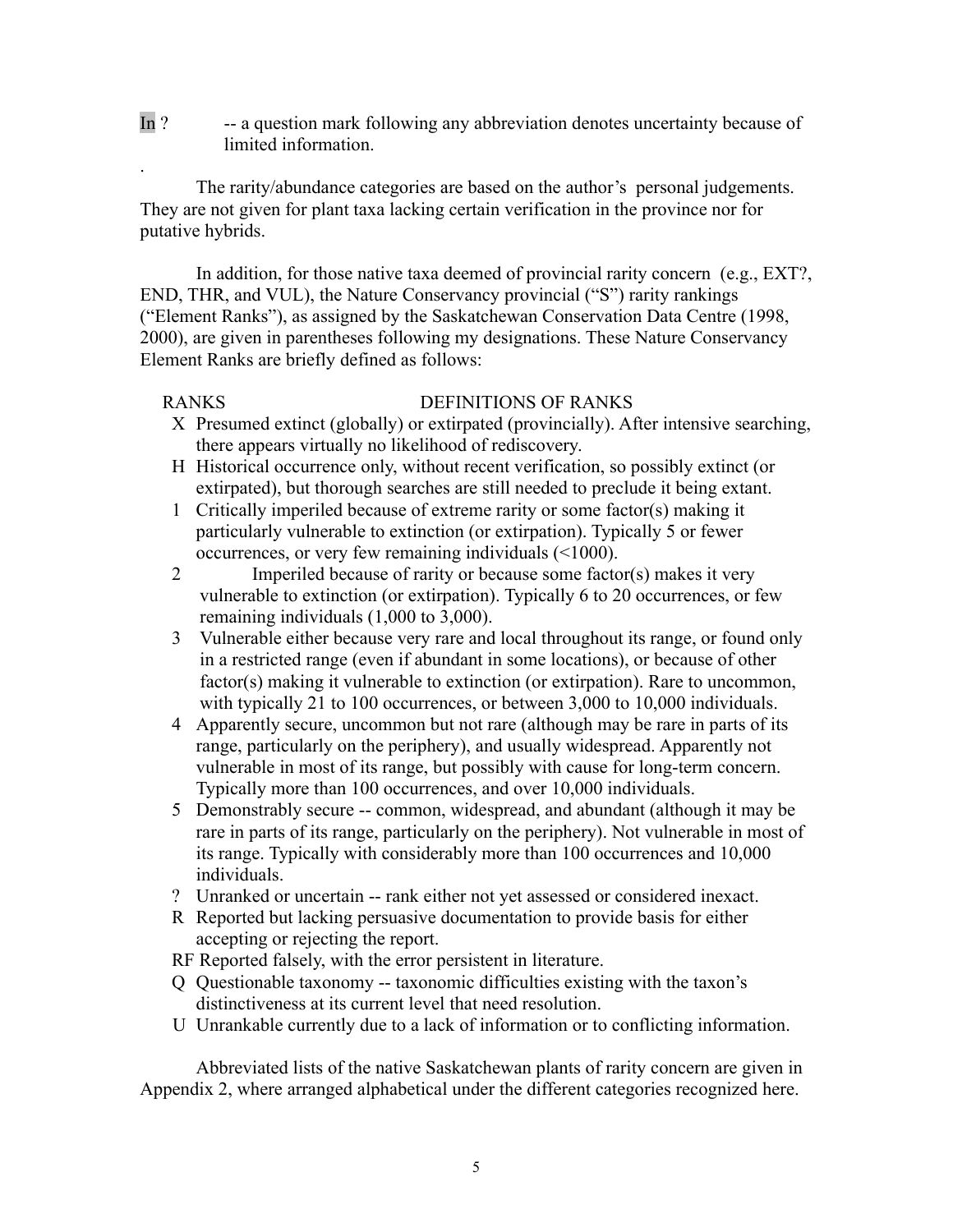In ?  -- a question mark following any abbreviation denotes uncertainty because of limited information.

.

The rarity/abundance categories are based on the author's personal judgements. They are not given for plant taxa lacking certain verification in the province nor for putative hybrids.

In addition, for those native taxa deemed of provincial rarity concern (e.g., EXT?, END, THR, and VUL), the Nature Conservancy provincial ("S") rarity rankings ("Element Ranks"), as assigned by the Saskatchewan Conservation Data Centre (1998, 2000), are given in parentheses following my designations. These Nature Conservancy Element Ranks are briefly defined as follows:

| RANKS | DEFINITIONS OF RANKS |
| --- | --- |
| X | Presumed extinct (globally) or extirpated (provincially). After intensive searching, there appears virtually no likelihood of rediscovery. |
| H | Historical occurrence only, without recent verification, so possibly extinct (or extirpated), but thorough searches are still needed to preclude it being extant. |
| 1 | Critically imperiled because of extreme rarity or some factor(s) making it particularly vulnerable to extinction (or extirpation). Typically 5 or fewer occurrences, or very few remaining individuals (<1000). |
| 2 | Imperiled because of rarity or because some factor(s) makes it very vulnerable to extinction (or extirpation). Typically 6 to 20 occurrences, or few remaining individuals (1,000 to 3,000). |
| 3 | Vulnerable either because very rare and local throughout its range, or found only in a restricted range (even if abundant in some locations), or because of other factor(s) making it vulnerable to extinction (or extirpation). Rare to uncommon, with typically 21 to 100 occurrences, or between 3,000 to 10,000 individuals. |
| 4 | Apparently secure, uncommon but not rare (although may be rare in parts of its range, particularly on the periphery), and usually widespread. Apparently not vulnerable in most of its range, but possibly with cause for long-term concern. Typically more than 100 occurrences, and over 10,000 individuals. |
| 5 | Demonstrably secure -- common, widespread, and abundant (although it may be rare in parts of its range, particularly on the periphery). Not vulnerable in most of its range. Typically with considerably more than 100 occurrences and 10,000 individuals. |
| ? | Unranked or uncertain -- rank either not yet assessed or considered inexact. |
| R | Reported but lacking persuasive documentation to provide basis for either accepting or rejecting the report. |
| RF | Reported falsely, with the error persistent in literature. |
| Q | Questionable taxonomy -- taxonomic difficulties existing with the taxon's distinctiveness at its current level that need resolution. |
| U | Unrankable currently due to a lack of information or to conflicting information. |

Abbreviated lists of the native Saskatchewan plants of rarity concern are given in Appendix 2, where arranged alphabetical under the different categories recognized here.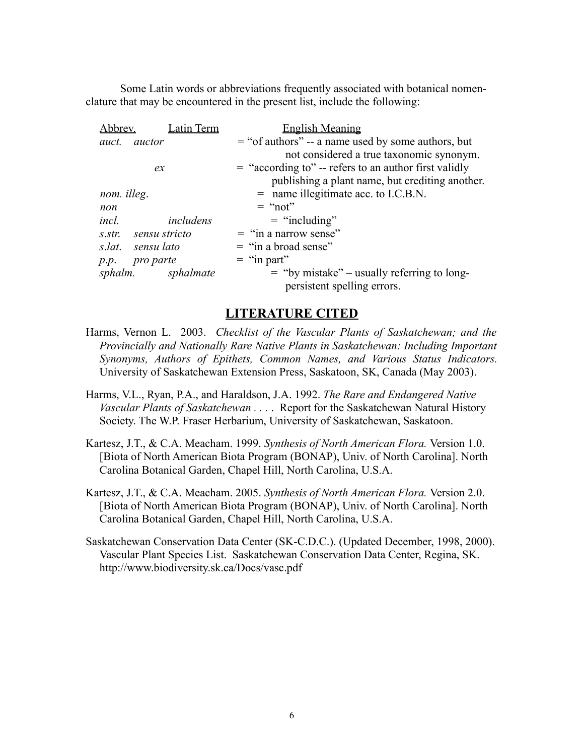Some Latin words or abbreviations frequently associated with botanical nomenclature that may be encountered in the present list, include the following:

| Abbrev. | Latin Term | English Meaning |
|---|---|---|
| *auct.* | *auctor* | = "of authors" -- a name used by some authors, but not considered a true taxonomic synonym. |
| | *ex* | = "according to" -- refers to an author first validly publishing a plant name, but crediting another. |
| *nom. illeg.* | | = name illegitimate acc. to I.C.B.N. |
| *non* | | = "not" |
| *incl.* | *includens* | = "including" |
| *s.str.* | *sensu stricto* | = "in a narrow sense" |
| *s.lat.* | *sensu lato* | = "in a broad sense" |
| *p.p.* | *pro parte* | = "in part" |
| *sphalm.* | *sphalmate* | = "by mistake" – usually referring to long-persistent spelling errors. |

## LITERATURE CITED

Harms, Vernon L. 2003. *Checklist of the Vascular Plants of Saskatchewan; and the Provincially and Nationally Rare Native Plants in Saskatchewan: Including Important Synonyms, Authors of Epithets, Common Names, and Various Status Indicators.* University of Saskatchewan Extension Press, Saskatoon, SK, Canada (May 2003).

Harms, V.L., Ryan, P.A., and Haraldson, J.A. 1992. *The Rare and Endangered Native Vascular Plants of Saskatchewan* . . . . Report for the Saskatchewan Natural History Society. The W.P. Fraser Herbarium, University of Saskatchewan, Saskatoon.

Kartesz, J.T., & C.A. Meacham. 1999. *Synthesis of North American Flora.* Version 1.0. [Biota of North American Biota Program (BONAP), Univ. of North Carolina]. North Carolina Botanical Garden, Chapel Hill, North Carolina, U.S.A.

Kartesz, J.T., & C.A. Meacham. 2005. *Synthesis of North American Flora.* Version 2.0. [Biota of North American Biota Program (BONAP), Univ. of North Carolina]. North Carolina Botanical Garden, Chapel Hill, North Carolina, U.S.A.

Saskatchewan Conservation Data Center (SK-C.D.C.). (Updated December, 1998, 2000). Vascular Plant Species List. Saskatchewan Conservation Data Center, Regina, SK. http://www.biodiversity.sk.ca/Docs/vasc.pdf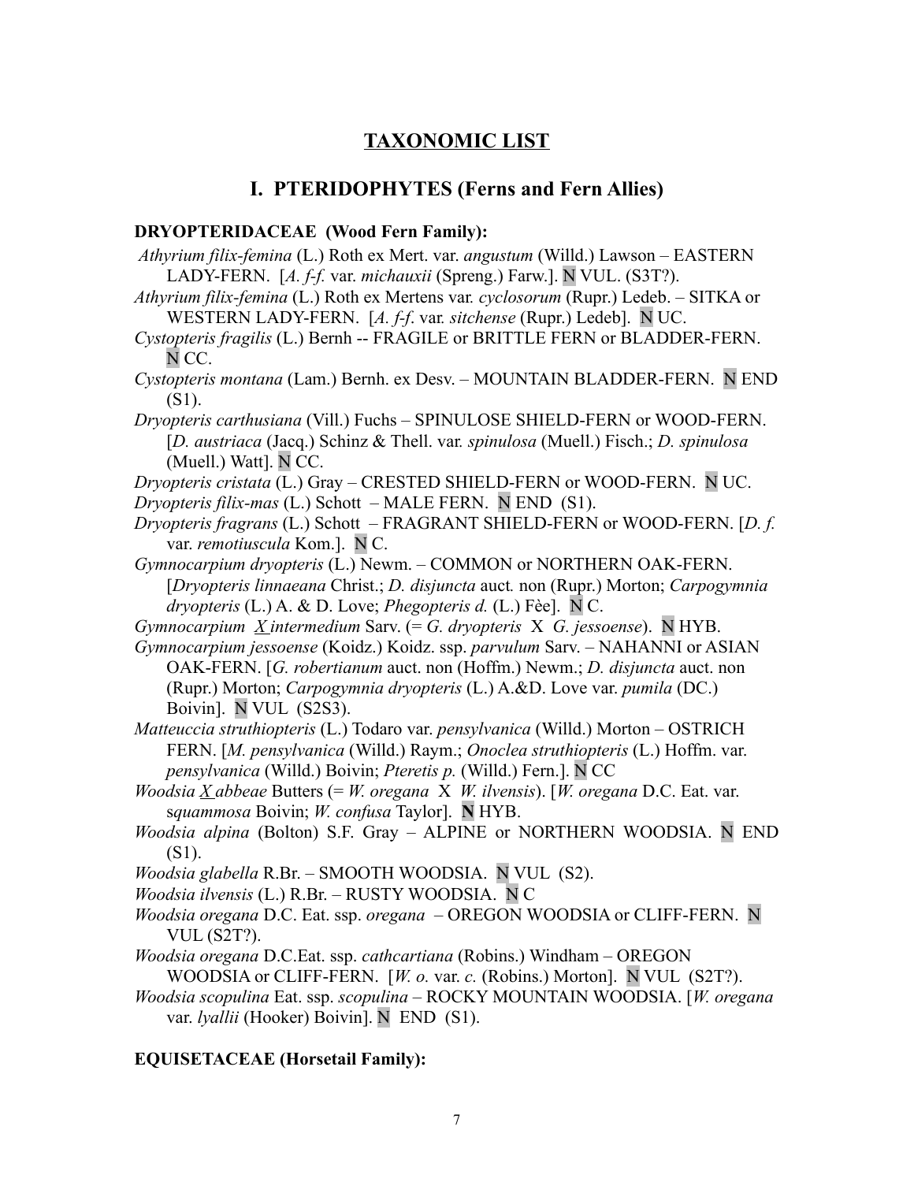## TAXONOMIC LIST

## I. PTERIDOPHYTES (Ferns and Fern Allies)

### DRYOPTERIDACEAE (Wood Fern Family):

*Athyrium filix-femina* (L.) Roth ex Mert. var. *angustum* (Willd.) Lawson – EASTERN LADY-FERN. [*A. f-f.* var. *michauxii* (Spreng.) Farw.]. N VUL. (S3T?).

*Athyrium filix-femina* (L.) Roth ex Mertens var. *cyclosorum* (Rupr.) Ledeb. – SITKA or WESTERN LADY-FERN. [*A. f-f*. var. *sitchense* (Rupr.) Ledeb]. N UC.

*Cystopteris fragilis* (L.) Bernh -- FRAGILE or BRITTLE FERN or BLADDER-FERN. N CC.

*Cystopteris montana* (Lam.) Bernh. ex Desv. – MOUNTAIN BLADDER-FERN. N END (S1).

*Dryopteris carthusiana* (Vill.) Fuchs – SPINULOSE SHIELD-FERN or WOOD-FERN. [*D. austriaca* (Jacq.) Schinz & Thell. var. *spinulosa* (Muell.) Fisch.; *D. spinulosa* (Muell.) Watt]. N CC.

*Dryopteris cristata* (L.) Gray – CRESTED SHIELD-FERN or WOOD-FERN. N UC.

*Dryopteris filix-mas* (L.) Schott – MALE FERN. N END (S1).

*Dryopteris fragrans* (L.) Schott – FRAGRANT SHIELD-FERN or WOOD-FERN. [*D. f.* var. *remotiuscula* Kom.]. N C.

*Gymnocarpium dryopteris* (L.) Newm. – COMMON or NORTHERN OAK-FERN. [*Dryopteris linnaeana* Christ.; *D. disjuncta* auct*.* non (Rupr.) Morton; *Carpogymnia dryopteris* (L.) A. & D. Love; *Phegopteris d.* (L.) Fèe]. N C.

*Gymnocarpium X intermedium* Sarv. (= *G. dryopteris* X *G. jessoense*). N HYB.

*Gymnocarpium jessoense* (Koidz.) Koidz. ssp. *parvulum* Sarv. – NAHANNI or ASIAN OAK-FERN. [*G. robertianum* auct. non (Hoffm.) Newm.; *D. disjuncta* auct. non (Rupr.) Morton; *Carpogymnia dryopteris* (L.) A.&D. Love var. *pumila* (DC.) Boivin]. N VUL (S2S3).

*Matteuccia struthiopteris* (L.) Todaro var. *pensylvanica* (Willd.) Morton – OSTRICH FERN. [*M. pensylvanica* (Willd.) Raym.; *Onoclea struthiopteris* (L.) Hoffm. var. *pensylvanica* (Willd.) Boivin; *Pteretis p.* (Willd.) Fern.]. N CC

*Woodsia X abbeae* Butters (= *W. oregana* X *W. ilvensis*). [*W. oregana* D.C. Eat. var. s*quammosa* Boivin; *W. confusa* Taylor]. **N** HYB.

*Woodsia alpina* (Bolton) S.F. Gray – ALPINE or NORTHERN WOODSIA. N END (S1).

*Woodsia glabella* R.Br. – SMOOTH WOODSIA. N VUL (S2).

*Woodsia ilvensis* (L.) R.Br. – RUSTY WOODSIA. N C

*Woodsia oregana* D.C. Eat. ssp. *oregana* – OREGON WOODSIA or CLIFF-FERN. N VUL (S2T?).

*Woodsia oregana* D.C.Eat. ssp. *cathcartiana* (Robins.) Windham – OREGON WOODSIA or CLIFF-FERN. [*W. o.* var. *c.* (Robins.) Morton]. N VUL (S2T?).

*Woodsia scopulina* Eat. ssp. *scopulina* – ROCKY MOUNTAIN WOODSIA. [*W. oregana* var. *lyallii* (Hooker) Boivin]. N END (S1).

### EQUISETACEAE (Horsetail Family):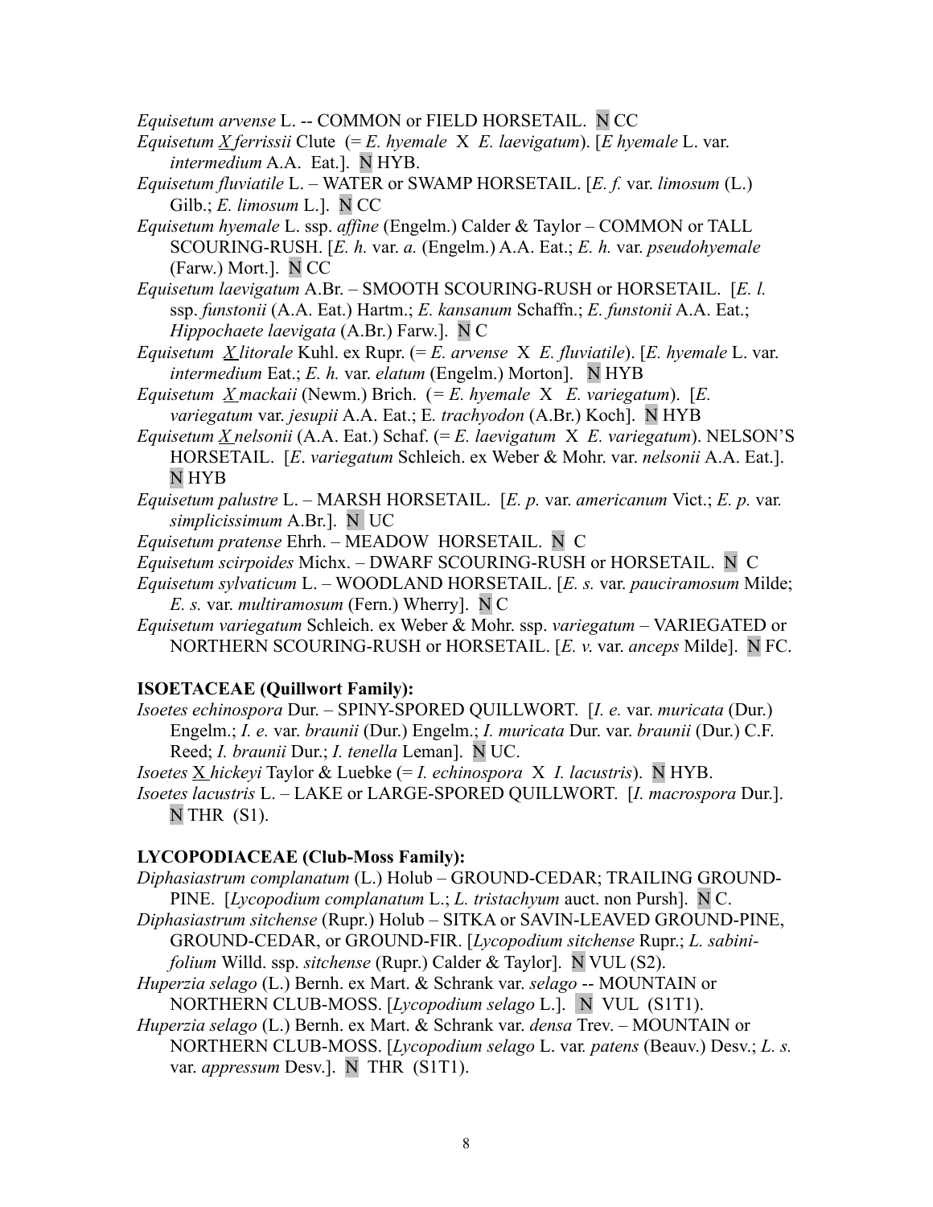*Equisetum arvense* L. -- COMMON or FIELD HORSETAIL. N CC

*Equisetum X ferrissii* Clute (= *E. hyemale* X *E. laevigatum*). [*E hyemale* L. var. *intermedium* A.A. Eat.]. N HYB.

*Equisetum fluviatile* L. – WATER or SWAMP HORSETAIL. [*E. f.* var. *limosum* (L.) Gilb.; *E. limosum* L.]. N CC

*Equisetum hyemale* L. ssp. *affine* (Engelm.) Calder & Taylor – COMMON or TALL SCOURING-RUSH. [*E. h.* var. *a.* (Engelm.) A.A. Eat.; *E. h.* var. *pseudohyemale* (Farw.) Mort.]. N CC

*Equisetum laevigatum* A.Br. – SMOOTH SCOURING-RUSH or HORSETAIL. [*E. l.* ssp. *funstonii* (A.A. Eat.) Hartm.; *E. kansanum* Schaffn.; *E. funstonii* A.A. Eat.; *Hippochaete laevigata* (A.Br.) Farw.]. N C

*Equisetum X litorale* Kuhl. ex Rupr. (= *E. arvense* X *E. fluviatile*). [*E. hyemale* L. var. *intermedium* Eat.; *E. h.* var. *elatum* (Engelm.) Morton]. N HYB

*Equisetum X mackaii* (Newm.) Brich. (= *E. hyemale* X *E. variegatum*). [*E. variegatum* var. *jesupii* A.A. Eat.; E. *trachyodon* (A.Br.) Koch]. N HYB

*Equisetum X nelsonii* (A.A. Eat.) Schaf. (= *E. laevigatum* X *E. variegatum*). NELSON'S HORSETAIL. [*E*. *variegatum* Schleich. ex Weber & Mohr. var. *nelsonii* A.A. Eat.]. N HYB

*Equisetum palustre* L. – MARSH HORSETAIL. [*E. p.* var. *americanum* Vict.; *E. p.* var. *simplicissimum* A.Br.]. N UC

*Equisetum pratense* Ehrh. – MEADOW HORSETAIL. N C

*Equisetum scirpoides* Michx. – DWARF SCOURING-RUSH or HORSETAIL. N C

*Equisetum sylvaticum* L. – WOODLAND HORSETAIL. [*E. s.* var. *pauciramosum* Milde; *E. s.* var. *multiramosum* (Fern.) Wherry]. N C

*Equisetum variegatum* Schleich. ex Weber & Mohr. ssp. *variegatum* – VARIEGATED or NORTHERN SCOURING-RUSH or HORSETAIL. [*E. v.* var. *anceps* Milde]. N FC.

**ISOETACEAE (Quillwort Family):**

*Isoetes echinospora* Dur. – SPINY-SPORED QUILLWORT. [*I. e.* var. *muricata* (Dur.) Engelm.; *I. e.* var. *braunii* (Dur.) Engelm.; *I. muricata* Dur. var. *braunii* (Dur.) C.F. Reed; *I. braunii* Dur.; *I. tenella* Leman]. N UC.

*Isoetes* X *hickeyi* Taylor & Luebke (= *I. echinospora* X *I. lacustris*). N HYB.

*Isoetes lacustris* L. – LAKE or LARGE-SPORED QUILLWORT. [*I. macrospora* Dur.]. N THR (S1).

**LYCOPODIACEAE (Club-Moss Family):**

*Diphasiastrum complanatum* (L.) Holub – GROUND-CEDAR; TRAILING GROUND-PINE. [*Lycopodium complanatum* L.; *L. tristachyum* auct. non Pursh]. N C.

*Diphasiastrum sitchense* (Rupr.) Holub – SITKA or SAVIN-LEAVED GROUND-PINE, GROUND-CEDAR, or GROUND-FIR. [*Lycopodium sitchense* Rupr.; *L. sabinifolium* Willd. ssp. *sitchense* (Rupr.) Calder & Taylor]. N VUL (S2).

*Huperzia selago* (L.) Bernh. ex Mart. & Schrank var. *selago* -- MOUNTAIN or NORTHERN CLUB-MOSS. [*Lycopodium selago* L.]. N VUL (S1T1).

*Huperzia selago* (L.) Bernh. ex Mart. & Schrank var. *densa* Trev. – MOUNTAIN or NORTHERN CLUB-MOSS. [*Lycopodium selago* L. var. *patens* (Beauv.) Desv.; *L. s.* var. *appressum* Desv.]. N THR (S1T1).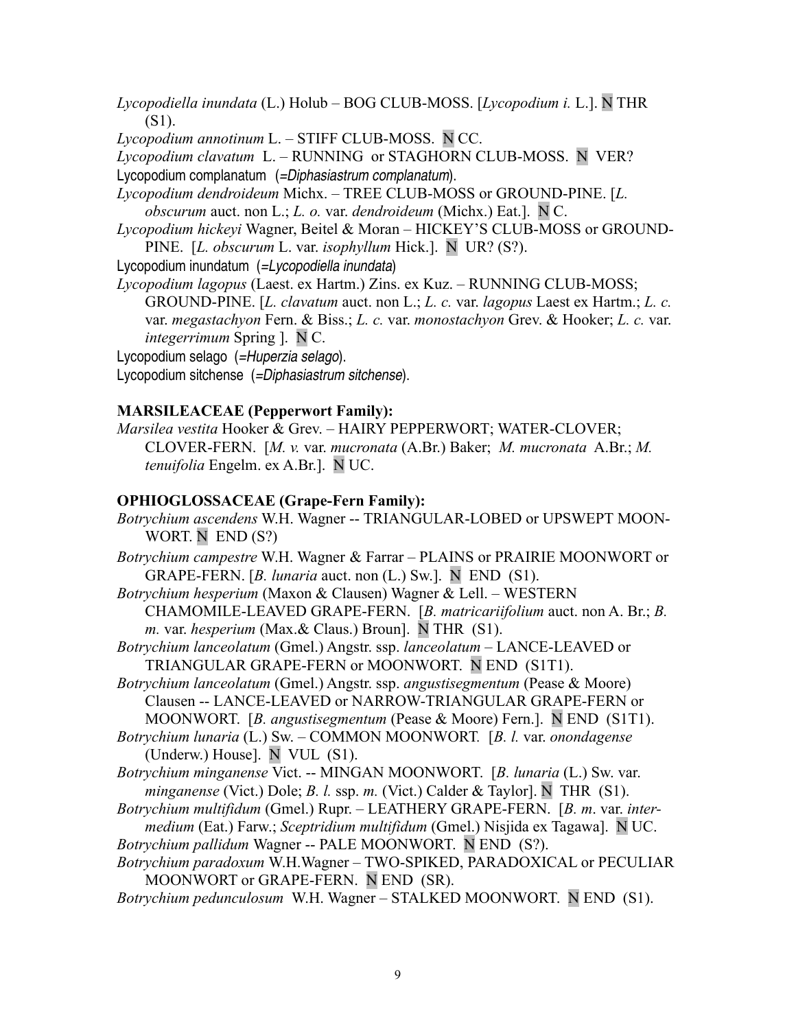*Lycopodiella inundata* (L.) Holub – BOG CLUB-MOSS. [*Lycopodium i.* L.]. N THR (S1).

*Lycopodium annotinum* L. – STIFF CLUB-MOSS. N CC.

*Lycopodium clavatum* L. – RUNNING or STAGHORN CLUB-MOSS. N VER?

Lycopodium complanatum (=*Diphasiastrum complanatum*).

*Lycopodium dendroideum* Michx. – TREE CLUB-MOSS or GROUND-PINE. [*L. obscurum* auct. non L.; *L. o.* var. *dendroideum* (Michx.) Eat.]. N C.

*Lycopodium hickeyi* Wagner, Beitel & Moran – HICKEY'S CLUB-MOSS or GROUND-PINE. [*L. obscurum* L. var. *isophyllum* Hick.]. N UR? (S?).

Lycopodium inundatum (=*Lycopodiella inundata*)

*Lycopodium lagopus* (Laest. ex Hartm.) Zins. ex Kuz. – RUNNING CLUB-MOSS; GROUND-PINE. [*L. clavatum* auct. non L.; *L. c.* var. *lagopus* Laest ex Hartm.; *L. c.* var. *megastachyon* Fern. & Biss.; *L. c.* var. *monostachyon* Grev. & Hooker; *L. c.* var. *integerrimum* Spring ]. N C.

Lycopodium selago (=*Huperzia selago*).

Lycopodium sitchense (=*Diphasiastrum sitchense*).

**MARSILEACEAE (Pepperwort Family):**

*Marsilea vestita* Hooker & Grev. – HAIRY PEPPERWORT; WATER-CLOVER; CLOVER-FERN. [*M. v.* var. *mucronata* (A.Br.) Baker; *M. mucronata* A.Br.; *M. tenuifolia* Engelm. ex A.Br.]. N UC.

**OPHIOGLOSSACEAE (Grape-Fern Family):**

*Botrychium ascendens* W.H. Wagner -- TRIANGULAR-LOBED or UPSWEPT MOON-WORT. N END (S?)

*Botrychium campestre* W.H. Wagner & Farrar – PLAINS or PRAIRIE MOONWORT or GRAPE-FERN. [*B. lunaria* auct. non (L.) Sw.]. N END (S1).

*Botrychium hesperium* (Maxon & Clausen) Wagner & Lell. – WESTERN CHAMOMILE-LEAVED GRAPE-FERN. [*B. matricariifolium* auct. non A. Br.; *B. m.* var. *hesperium* (Max.& Claus.) Broun]. N THR (S1).

*Botrychium lanceolatum* (Gmel.) Angstr. ssp. *lanceolatum* – LANCE-LEAVED or TRIANGULAR GRAPE-FERN or MOONWORT. N END (S1T1).

*Botrychium lanceolatum* (Gmel.) Angstr. ssp. *angustisegmentum* (Pease & Moore) Clausen -- LANCE-LEAVED or NARROW-TRIANGULAR GRAPE-FERN or MOONWORT. [*B. angustisegmentum* (Pease & Moore) Fern.]. N END (S1T1).

*Botrychium lunaria* (L.) Sw. – COMMON MOONWORT. [*B. l.* var. *onondagense* (Underw.) House]. N VUL (S1).

*Botrychium minganense* Vict. -- MINGAN MOONWORT. [*B. lunaria* (L.) Sw. var. *minganense* (Vict.) Dole; *B. l.* ssp. *m.* (Vict.) Calder & Taylor]. N THR (S1).

*Botrychium multifidum* (Gmel.) Rupr. – LEATHERY GRAPE-FERN. [*B. m*. var. *intermedium* (Eat.) Farw.; *Sceptridium multifidum* (Gmel.) Nisjida ex Tagawa]. N UC.

*Botrychium pallidum* Wagner -- PALE MOONWORT. N END (S?).

*Botrychium paradoxum* W.H.Wagner – TWO-SPIKED, PARADOXICAL or PECULIAR MOONWORT or GRAPE-FERN. N END (SR).

*Botrychium pedunculosum* W.H. Wagner – STALKED MOONWORT. N END (S1).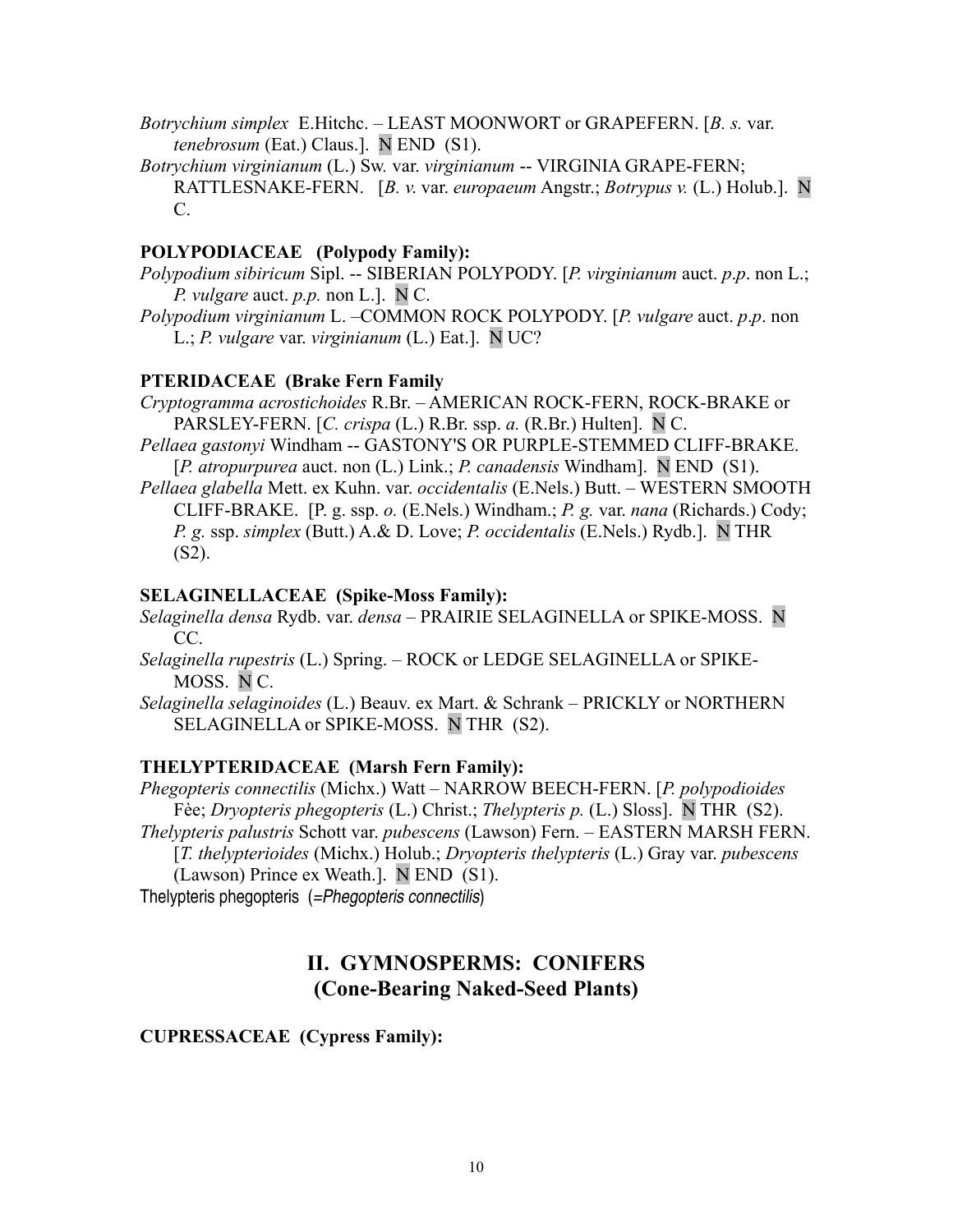*Botrychium simplex* E.Hitchc. – LEAST MOONWORT or GRAPEFERN. [*B. s.* var. *tenebrosum* (Eat.) Claus.]. N END (S1).

*Botrychium virginianum* (L.) Sw. var. *virginianum* -- VIRGINIA GRAPE-FERN; RATTLESNAKE-FERN. [*B. v.* var. *europaeum* Angstr.; *Botrypus v.* (L.) Holub.]. N C.

**POLYPODIACEAE (Polypody Family):**

*Polypodium sibiricum* Sipl. -- SIBERIAN POLYPODY. [*P. virginianum* auct. *p.p*. non L.; *P. vulgare* auct. *p.p.* non L.]. N C.

*Polypodium virginianum* L. –COMMON ROCK POLYPODY. [*P. vulgare* auct. *p.p*. non L.; *P. vulgare* var. *virginianum* (L.) Eat.]. N UC?

**PTERIDACEAE (Brake Fern Family**

*Cryptogramma acrostichoides* R.Br. – AMERICAN ROCK-FERN, ROCK-BRAKE or PARSLEY-FERN. [*C. crispa* (L.) R.Br. ssp. *a.* (R.Br.) Hulten]. N C.

*Pellaea gastonyi* Windham -- GASTONY'S OR PURPLE-STEMMED CLIFF-BRAKE. [*P. atropurpurea* auct. non (L.) Link.; *P. canadensis* Windham]. N END (S1).

*Pellaea glabella* Mett. ex Kuhn. var. *occidentalis* (E.Nels.) Butt. – WESTERN SMOOTH CLIFF-BRAKE. [P. g. ssp. *o.* (E.Nels.) Windham.; *P. g.* var. *nana* (Richards.) Cody; *P. g.* ssp. *simplex* (Butt.) A.& D. Love; *P. occidentalis* (E.Nels.) Rydb.]. N THR (S2).

**SELAGINELLACEAE (Spike-Moss Family):**

*Selaginella densa* Rydb. var. *densa* – PRAIRIE SELAGINELLA or SPIKE-MOSS. N CC.

*Selaginella rupestris* (L.) Spring. – ROCK or LEDGE SELAGINELLA or SPIKE-MOSS. N C.

*Selaginella selaginoides* (L.) Beauv. ex Mart. & Schrank – PRICKLY or NORTHERN SELAGINELLA or SPIKE-MOSS. N THR (S2).

**THELYPTERIDACEAE (Marsh Fern Family):**

*Phegopteris connectilis* (Michx.) Watt – NARROW BEECH-FERN. [*P. polypodioides* Fèe; *Dryopteris phegopteris* (L.) Christ.; *Thelypteris p.* (L.) Sloss]. N THR (S2).

*Thelypteris palustris* Schott var. *pubescens* (Lawson) Fern. – EASTERN MARSH FERN. [*T. thelypterioides* (Michx.) Holub.; *Dryopteris thelypteris* (L.) Gray var. *pubescens* (Lawson) Prince ex Weath.]. N END (S1).

Thelypteris phegopteris (=*Phegopteris connectilis*)

## II. GYMNOSPERMS: CONIFERS (Cone-Bearing Naked-Seed Plants)

**CUPRESSACEAE (Cypress Family):**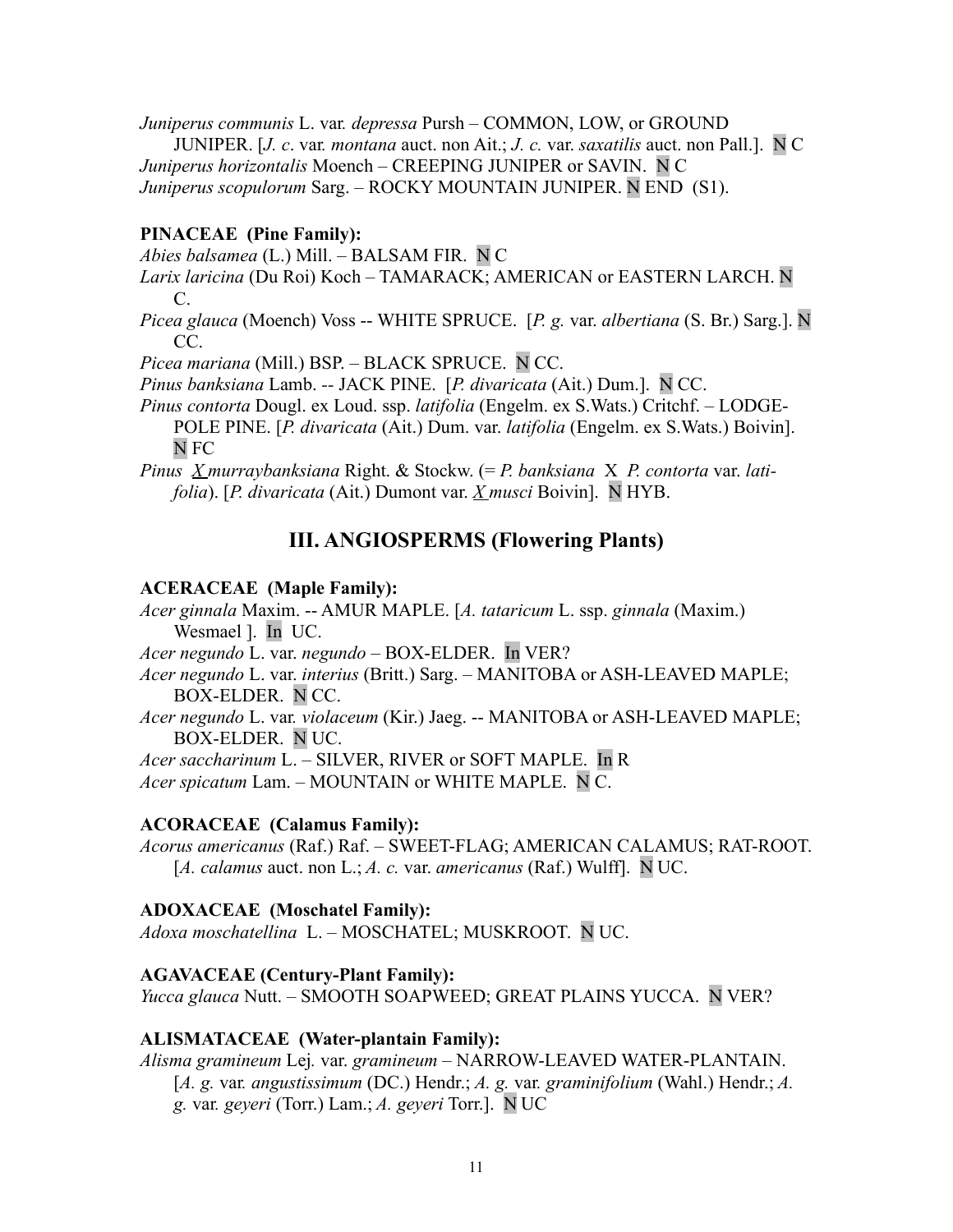*Juniperus communis* L. var. *depressa* Pursh – COMMON, LOW, or GROUND JUNIPER. [*J. c*. var. *montana* auct. non Ait.; *J. c.* var. *saxatilis* auct. non Pall.]. N C

*Juniperus horizontalis* Moench – CREEPING JUNIPER or SAVIN. N C

*Juniperus scopulorum* Sarg. – ROCKY MOUNTAIN JUNIPER. N END (S1).

**PINACEAE (Pine Family):**

*Abies balsamea* (L.) Mill. – BALSAM FIR. N C

*Larix laricina* (Du Roi) Koch – TAMARACK; AMERICAN or EASTERN LARCH. N C.

*Picea glauca* (Moench) Voss -- WHITE SPRUCE. [*P. g.* var. *albertiana* (S. Br.) Sarg.]. N CC.

*Picea mariana* (Mill.) BSP. – BLACK SPRUCE. N CC.

*Pinus banksiana* Lamb. -- JACK PINE. [*P. divaricata* (Ait.) Dum.]. N CC.

*Pinus contorta* Dougl. ex Loud. ssp. *latifolia* (Engelm. ex S.Wats.) Critchf. – LODGE-POLE PINE. [*P. divaricata* (Ait.) Dum. var. *latifolia* (Engelm. ex S.Wats.) Boivin]. N FC

*Pinus X murraybanksiana* Right. & Stockw. (= *P. banksiana* X *P. contorta* var. *latifolia*). [*P. divaricata* (Ait.) Dumont var. *X musci* Boivin]. N HYB.

## III. ANGIOSPERMS (Flowering Plants)

**ACERACEAE (Maple Family):**

*Acer ginnala* Maxim. -- AMUR MAPLE. [*A. tataricum* L. ssp. *ginnala* (Maxim.) Wesmael ]. In UC.

*Acer negundo* L. var. *negundo* – BOX-ELDER. In VER?

*Acer negundo* L. var. *interius* (Britt.) Sarg. – MANITOBA or ASH-LEAVED MAPLE; BOX-ELDER. N CC.

*Acer negundo* L. var*. violaceum* (Kir.) Jaeg. -- MANITOBA or ASH-LEAVED MAPLE; BOX-ELDER. N UC.

*Acer saccharinum* L. – SILVER, RIVER or SOFT MAPLE. In R

*Acer spicatum* Lam. – MOUNTAIN or WHITE MAPLE. N C.

**ACORACEAE (Calamus Family):**

*Acorus americanus* (Raf.) Raf. – SWEET-FLAG; AMERICAN CALAMUS; RAT-ROOT. [*A. calamus* auct. non L.; *A. c.* var. *americanus* (Raf.) Wulff]. N UC.

**ADOXACEAE (Moschatel Family):**

*Adoxa moschatellina* L. – MOSCHATEL; MUSKROOT. N UC.

**AGAVACEAE (Century-Plant Family):**

*Yucca glauca* Nutt. – SMOOTH SOAPWEED; GREAT PLAINS YUCCA. N VER?

**ALISMATACEAE (Water-plantain Family):**

*Alisma gramineum* Lej*.* var. *gramineum* – NARROW-LEAVED WATER-PLANTAIN. [*A. g.* var. *angustissimum* (DC.) Hendr.; *A. g.* var. *graminifolium* (Wahl.) Hendr.; *A. g.* var. *geyeri* (Torr.) Lam.; *A. geyeri* Torr.]. N UC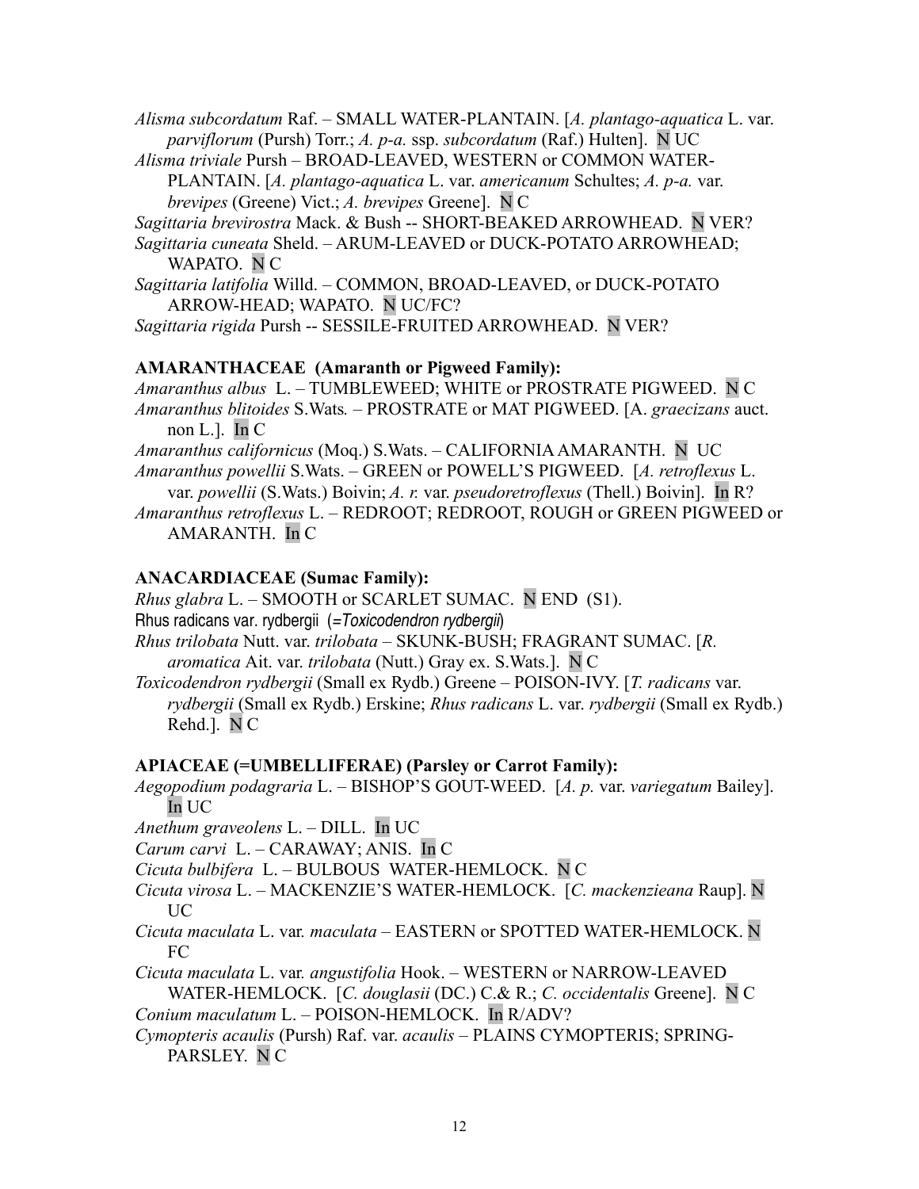*Alisma subcordatum* Raf. – SMALL WATER-PLANTAIN. [*A. plantago-aquatica* L. var. *parviflorum* (Pursh) Torr.; *A. p-a.* ssp. *subcordatum* (Raf.) Hulten]. N UC

*Alisma triviale* Pursh – BROAD-LEAVED, WESTERN or COMMON WATER-PLANTAIN. [*A. plantago-aquatica* L. var. *americanum* Schultes; *A. p-a.* var. *brevipes* (Greene) Vict.; *A. brevipes* Greene]. N C

*Sagittaria brevirostra* Mack. & Bush -- SHORT-BEAKED ARROWHEAD. N VER?

*Sagittaria cuneata* Sheld. – ARUM-LEAVED or DUCK-POTATO ARROWHEAD; WAPATO. N C

*Sagittaria latifolia* Willd. – COMMON, BROAD-LEAVED, or DUCK-POTATO ARROW-HEAD; WAPATO. N UC/FC?

*Sagittaria rigida* Pursh -- SESSILE-FRUITED ARROWHEAD. N VER?

**AMARANTHACEAE (Amaranth or Pigweed Family):**

*Amaranthus albus* L. – TUMBLEWEED; WHITE or PROSTRATE PIGWEED. N C

*Amaranthus blitoides* S.Wats. – PROSTRATE or MAT PIGWEED. [A. *graecizans* auct. non L.]. In C

*Amaranthus californicus* (Moq.) S.Wats. – CALIFORNIA AMARANTH. N UC

*Amaranthus powellii* S.Wats. – GREEN or POWELL'S PIGWEED. [*A. retroflexus* L. var. *powellii* (S.Wats.) Boivin; *A. r.* var. *pseudoretroflexus* (Thell.) Boivin]. In R?

*Amaranthus retroflexus* L. – REDROOT; REDROOT, ROUGH or GREEN PIGWEED or AMARANTH. In C

**ANACARDIACEAE (Sumac Family):**

*Rhus glabra* L. – SMOOTH or SCARLET SUMAC. N END (S1).

Rhus radicans var. rydbergii (=*Toxicodendron rydbergii*)

*Rhus trilobata* Nutt. var. *trilobata* – SKUNK-BUSH; FRAGRANT SUMAC. [*R. aromatica* Ait. var. *trilobata* (Nutt.) Gray ex. S.Wats.]. N C

*Toxicodendron rydbergii* (Small ex Rydb.) Greene – POISON-IVY. [*T. radicans* var. *rydbergii* (Small ex Rydb.) Erskine; *Rhus radicans* L. var. *rydbergii* (Small ex Rydb.) Rehd.]. N C

**APIACEAE (=UMBELLIFERAE) (Parsley or Carrot Family):**

*Aegopodium podagraria* L. – BISHOP'S GOUT-WEED. [*A. p.* var. *variegatum* Bailey]. In UC

*Anethum graveolens* L. – DILL. In UC

*Carum carvi* L. – CARAWAY; ANIS. In C

*Cicuta bulbifera* L. – BULBOUS WATER-HEMLOCK. N C

*Cicuta virosa* L. – MACKENZIE'S WATER-HEMLOCK. [*C. mackenzieana* Raup]. N UC

*Cicuta maculata* L. var. *maculata* – EASTERN or SPOTTED WATER-HEMLOCK. N FC

*Cicuta maculata* L. var. *angustifolia* Hook. – WESTERN or NARROW-LEAVED WATER-HEMLOCK. [*C. douglasii* (DC.) C.& R.; *C. occidentalis* Greene]. N C

*Conium maculatum* L. – POISON-HEMLOCK. In R/ADV?

*Cymopteris acaulis* (Pursh) Raf. var. *acaulis* – PLAINS CYMOPTERIS; SPRING-PARSLEY. N C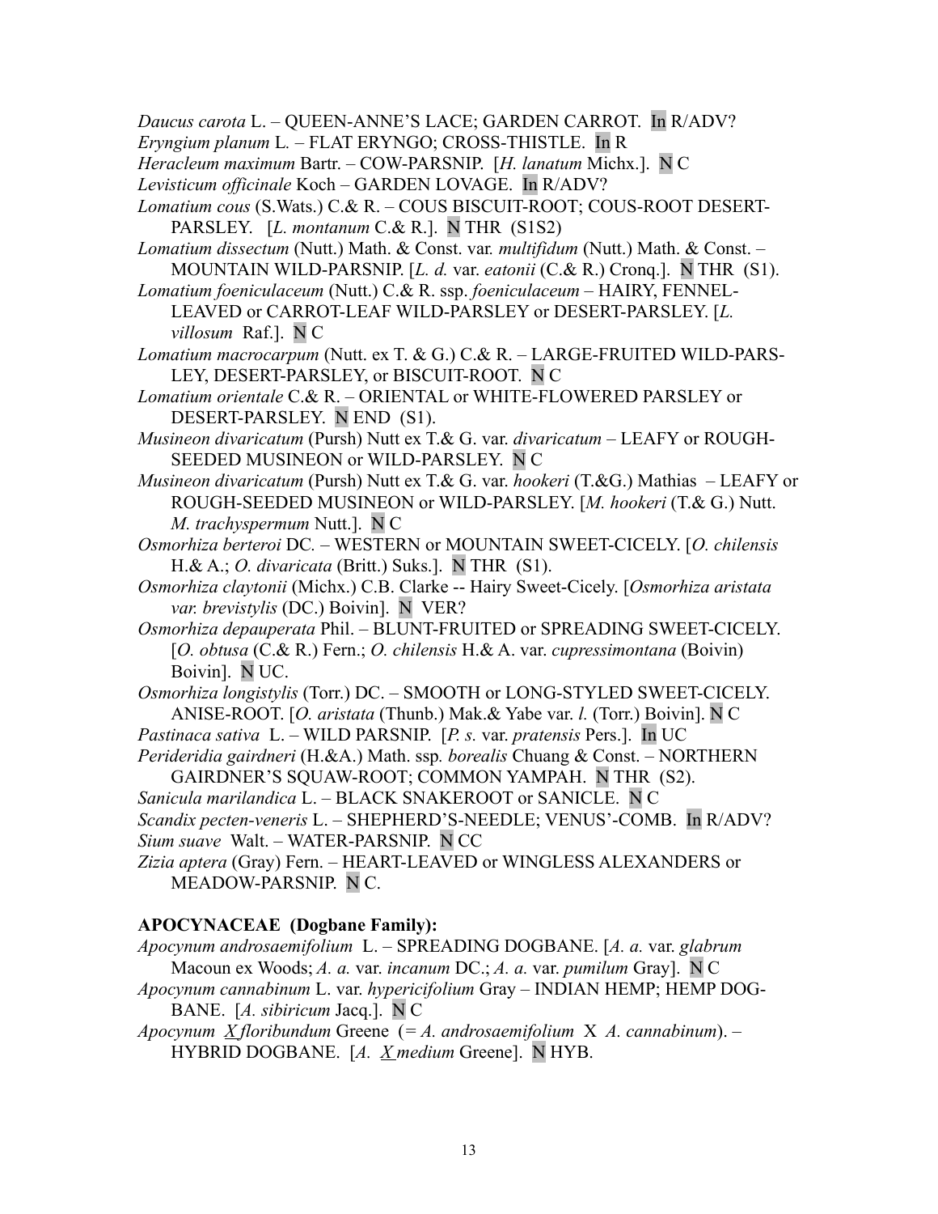*Daucus carota* L. – QUEEN-ANNE'S LACE; GARDEN CARROT. In R/ADV?

*Eryngium planum* L. – FLAT ERYNGO; CROSS-THISTLE. In R

*Heracleum maximum* Bartr. – COW-PARSNIP. [*H. lanatum* Michx.]. N C

*Levisticum officinale* Koch – GARDEN LOVAGE. In R/ADV?

*Lomatium cous* (S.Wats.) C.& R. – COUS BISCUIT-ROOT; COUS-ROOT DESERT-PARSLEY. [*L. montanum* C.& R.]. N THR (S1S2)

*Lomatium dissectum* (Nutt.) Math. & Const. var. *multifidum* (Nutt.) Math. & Const. – MOUNTAIN WILD-PARSNIP. [*L. d.* var. *eatonii* (C.& R.) Cronq.]. N THR (S1).

*Lomatium foeniculaceum* (Nutt.) C.& R. ssp. *foeniculaceum* – HAIRY, FENNEL-LEAVED or CARROT-LEAF WILD-PARSLEY or DESERT-PARSLEY. [*L. villosum* Raf.]. N C

*Lomatium macrocarpum* (Nutt. ex T. & G.) C.& R. – LARGE-FRUITED WILD-PARSLEY, DESERT-PARSLEY, or BISCUIT-ROOT. N C

*Lomatium orientale* C.& R. – ORIENTAL or WHITE-FLOWERED PARSLEY or DESERT-PARSLEY. N END (S1).

*Musineon divaricatum* (Pursh) Nutt ex T.& G. var. *divaricatum* – LEAFY or ROUGH-SEEDED MUSINEON or WILD-PARSLEY. N C

*Musineon divaricatum* (Pursh) Nutt ex T.& G. var. *hookeri* (T.&G.) Mathias – LEAFY or ROUGH-SEEDED MUSINEON or WILD-PARSLEY. [*M. hookeri* (T.& G.) Nutt. *M. trachyspermum* Nutt.]. N C

*Osmorhiza berteroi* DC. – WESTERN or MOUNTAIN SWEET-CICELY. [*O. chilensis* H.& A.; *O. divaricata* (Britt.) Suks.]. N THR (S1).

*Osmorhiza claytonii* (Michx.) C.B. Clarke -- Hairy Sweet-Cicely. [*Osmorhiza aristata var. brevistylis* (DC.) Boivin]. N VER?

*Osmorhiza depauperata* Phil. – BLUNT-FRUITED or SPREADING SWEET-CICELY. [*O. obtusa* (C.& R.) Fern.; *O. chilensis* H.& A. var. *cupressimontana* (Boivin) Boivin]. N UC.

*Osmorhiza longistylis* (Torr.) DC. – SMOOTH or LONG-STYLED SWEET-CICELY. ANISE-ROOT. [*O. aristata* (Thunb.) Mak.& Yabe var. *l.* (Torr.) Boivin]. N C

*Pastinaca sativa* L. – WILD PARSNIP. [*P. s.* var. *pratensis* Pers.]. In UC

*Perideridia gairdneri* (H.&A.) Math. ssp. *borealis* Chuang & Const. – NORTHERN GAIRDNER'S SQUAW-ROOT; COMMON YAMPAH. N THR (S2).

*Sanicula marilandica* L. – BLACK SNAKEROOT or SANICLE. N C

*Scandix pecten-veneris* L. – SHEPHERD'S-NEEDLE; VENUS'-COMB. In R/ADV?

*Sium suave* Walt. – WATER-PARSNIP. N CC

*Zizia aptera* (Gray) Fern. – HEART-LEAVED or WINGLESS ALEXANDERS or MEADOW-PARSNIP. N C.

**APOCYNACEAE (Dogbane Family):**

*Apocynum androsaemifolium* L. – SPREADING DOGBANE. [*A. a.* var. *glabrum* Macoun ex Woods; *A. a.* var. *incanum* DC.; *A. a.* var. *pumilum* Gray]. N C

*Apocynum cannabinum* L. var. *hypericifolium* Gray – INDIAN HEMP; HEMP DOGBANE. [*A. sibiricum* Jacq.]. N C

*Apocynum X floribundum* Greene (= *A. androsaemifolium* X *A. cannabinum*). – HYBRID DOGBANE. [*A. X medium* Greene]. N HYB.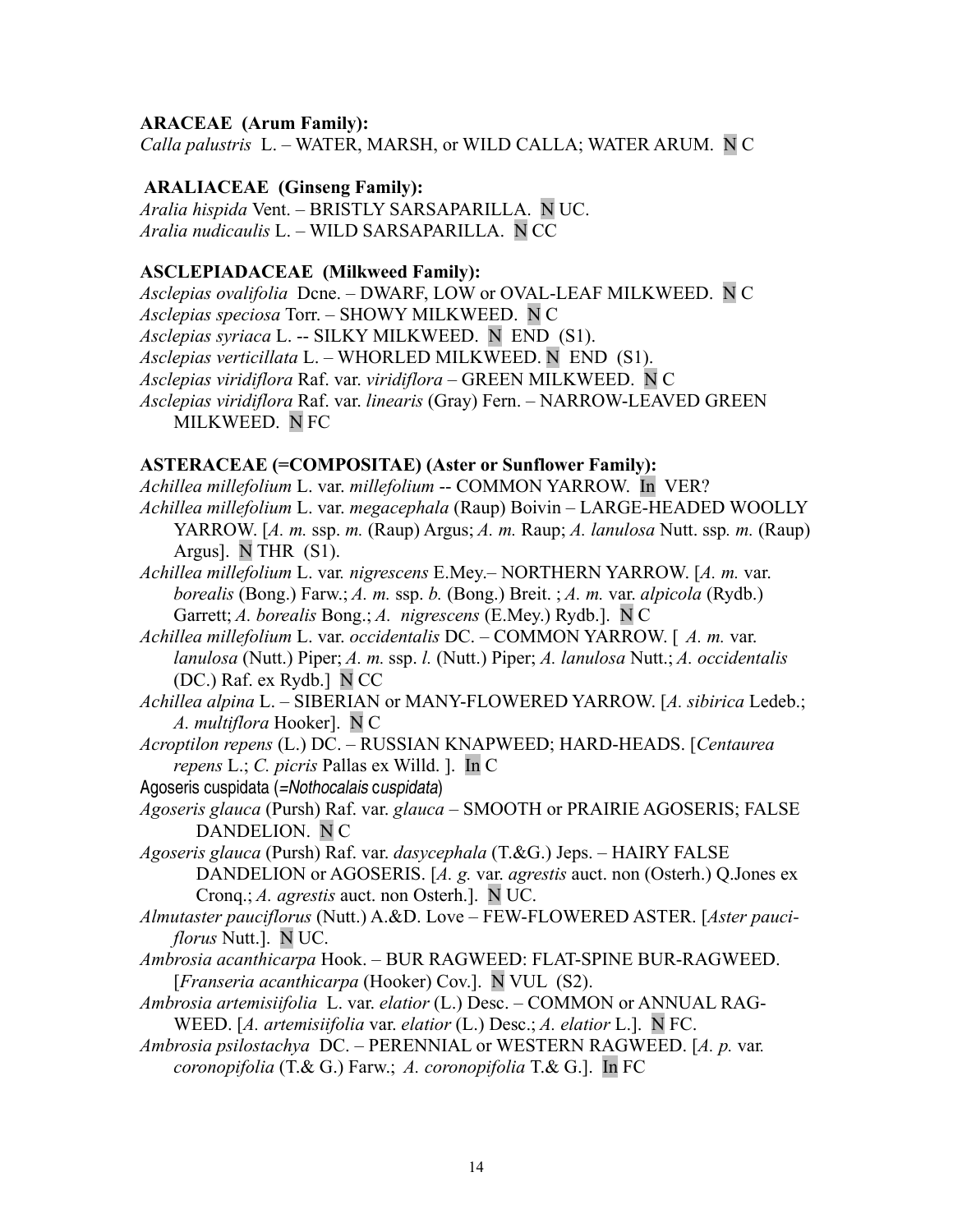**ARACEAE (Arum Family):**
*Calla palustris* L. – WATER, MARSH, or WILD CALLA; WATER ARUM. N C

**ARALIACEAE (Ginseng Family):**
*Aralia hispida* Vent. – BRISTLY SARSAPARILLA. N UC.
*Aralia nudicaulis* L. – WILD SARSAPARILLA. N CC

**ASCLEPIADACEAE (Milkweed Family):**
*Asclepias ovalifolia* Dcne. – DWARF, LOW or OVAL-LEAF MILKWEED. N C
*Asclepias speciosa* Torr. – SHOWY MILKWEED. N C
*Asclepias syriaca* L. -- SILKY MILKWEED. N END (S1).
*Asclepias verticillata* L. – WHORLED MILKWEED. N END (S1).
*Asclepias viridiflora* Raf. var. *viridiflora* – GREEN MILKWEED. N C
*Asclepias viridiflora* Raf. var. *linearis* (Gray) Fern. – NARROW-LEAVED GREEN MILKWEED. N FC

**ASTERACEAE (=COMPOSITAE) (Aster or Sunflower Family):**
*Achillea millefolium* L. var. *millefolium* -- COMMON YARROW. In VER?
*Achillea millefolium* L. var. *megacephala* (Raup) Boivin – LARGE-HEADED WOOLLY YARROW. [*A. m.* ssp. *m.* (Raup) Argus; *A. m.* Raup; *A. lanulosa* Nutt. ssp. *m.* (Raup) Argus]. N THR (S1).
*Achillea millefolium* L. var. *nigrescens* E.Mey.– NORTHERN YARROW. [*A. m.* var. *borealis* (Bong.) Farw.; *A. m.* ssp. *b.* (Bong.) Breit. ; *A. m.* var. *alpicola* (Rydb.) Garrett; *A. borealis* Bong.; *A. nigrescens* (E.Mey.) Rydb.]. N C
*Achillea millefolium* L. var. *occidentalis* DC. – COMMON YARROW. [ *A. m.* var. *lanulosa* (Nutt.) Piper; *A. m.* ssp. *l.* (Nutt.) Piper; *A. lanulosa* Nutt.; *A. occidentalis* (DC.) Raf. ex Rydb.] N CC
*Achillea alpina* L. – SIBERIAN or MANY-FLOWERED YARROW. [*A. sibirica* Ledeb.; *A. multiflora* Hooker]. N C
*Acroptilon repens* (L.) DC. – RUSSIAN KNAPWEED; HARD-HEADS. [*Centaurea repens* L.; *C. picris* Pallas ex Willd. ]. In C
Agoseris cuspidata (=*Nothocalais cuspidata*)
*Agoseris glauca* (Pursh) Raf. var. *glauca* – SMOOTH or PRAIRIE AGOSERIS; FALSE DANDELION. N C
*Agoseris glauca* (Pursh) Raf. var. *dasycephala* (T.&G.) Jeps. – HAIRY FALSE DANDELION or AGOSERIS. [*A. g.* var. *agrestis* auct. non (Osterh.) Q.Jones ex Cronq.; *A. agrestis* auct. non Osterh.]. N UC.
*Almutaster pauciflorus* (Nutt.) A.&D. Love – FEW-FLOWERED ASTER. [*Aster pauciflorus* Nutt.]. N UC.
*Ambrosia acanthicarpa* Hook. – BUR RAGWEED: FLAT-SPINE BUR-RAGWEED. [*Franseria acanthicarpa* (Hooker) Cov.]. N VUL (S2).
*Ambrosia artemisiifolia* L. var. *elatior* (L.) Desc. – COMMON or ANNUAL RAG-WEED. [*A. artemisiifolia* var. *elatior* (L.) Desc.; *A. elatior* L.]. N FC.
*Ambrosia psilostachya* DC. – PERENNIAL or WESTERN RAGWEED. [*A. p.* var. *coronopifolia* (T.& G.) Farw.; *A. coronopifolia* T.& G.]. In FC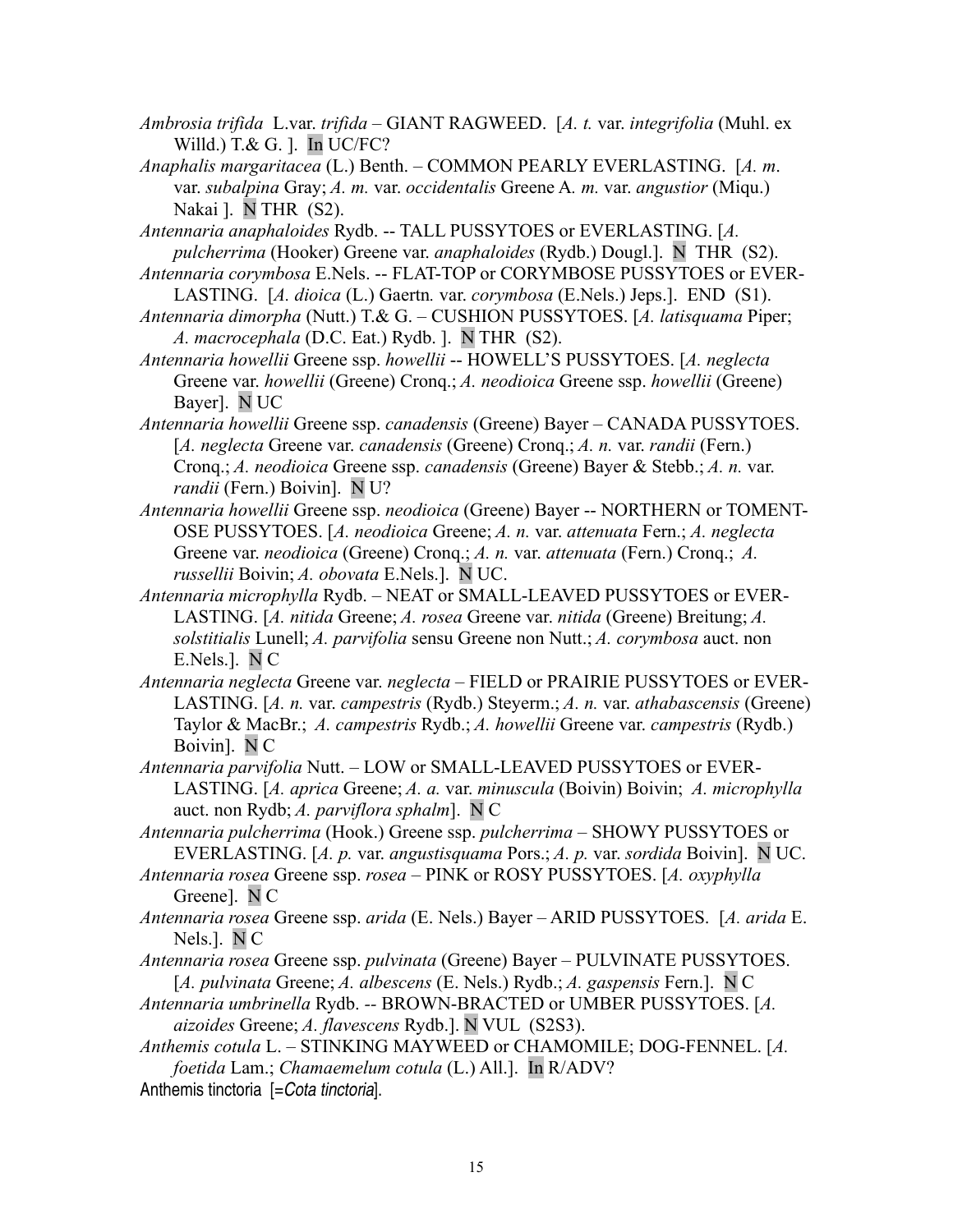*Ambrosia trifida* L.var. *trifida* – GIANT RAGWEED. [*A. t.* var. *integrifolia* (Muhl. ex Willd.) T.& G. ]. In UC/FC?

*Anaphalis margaritacea* (L.) Benth. – COMMON PEARLY EVERLASTING. [*A. m*. var. *subalpina* Gray; *A. m.* var. *occidentalis* Greene A. *m.* var. *angustior* (Miqu.) Nakai ]. N THR (S2).

*Antennaria anaphaloides* Rydb. -- TALL PUSSYTOES or EVERLASTING. [*A. pulcherrima* (Hooker) Greene var. *anaphaloides* (Rydb.) Dougl.]. N THR (S2).

*Antennaria corymbosa* E.Nels. -- FLAT-TOP or CORYMBOSE PUSSYTOES or EVER-LASTING. [*A. dioica* (L.) Gaertn. var. *corymbosa* (E.Nels.) Jeps.]. END (S1).

*Antennaria dimorpha* (Nutt.) T.& G. – CUSHION PUSSYTOES. [*A. latisquama* Piper; *A. macrocephala* (D.C. Eat.) Rydb. ]. N THR (S2).

*Antennaria howellii* Greene ssp. *howellii* -- HOWELL'S PUSSYTOES. [*A. neglecta* Greene var. *howellii* (Greene) Cronq.; *A. neodioica* Greene ssp. *howellii* (Greene) Bayer]. N UC

*Antennaria howellii* Greene ssp. *canadensis* (Greene) Bayer – CANADA PUSSYTOES. [*A. neglecta* Greene var. *canadensis* (Greene) Cronq.; *A. n.* var. *randii* (Fern.) Cronq.; *A. neodioica* Greene ssp. *canadensis* (Greene) Bayer & Stebb.; *A. n.* var. *randii* (Fern.) Boivin]. N U?

*Antennaria howellii* Greene ssp. *neodioica* (Greene) Bayer -- NORTHERN or TOMENT-OSE PUSSYTOES. [*A. neodioica* Greene; *A. n.* var. *attenuata* Fern.; *A. neglecta* Greene var. *neodioica* (Greene) Cronq.; *A. n.* var. *attenuata* (Fern.) Cronq.; *A. russellii* Boivin; *A. obovata* E.Nels.]. N UC.

*Antennaria microphylla* Rydb. – NEAT or SMALL-LEAVED PUSSYTOES or EVER-LASTING. [*A. nitida* Greene; *A. rosea* Greene var. *nitida* (Greene) Breitung; *A. solstitialis* Lunell; *A. parvifolia* sensu Greene non Nutt.; *A. corymbosa* auct. non E.Nels.]. N C

*Antennaria neglecta* Greene var. *neglecta* – FIELD or PRAIRIE PUSSYTOES or EVER-LASTING. [*A. n.* var. *campestris* (Rydb.) Steyerm.; *A. n.* var. *athabascensis* (Greene) Taylor & MacBr.; *A. campestris* Rydb.; *A. howellii* Greene var. *campestris* (Rydb.) Boivin]. N C

*Antennaria parvifolia* Nutt. – LOW or SMALL-LEAVED PUSSYTOES or EVER-LASTING. [*A. aprica* Greene; *A. a.* var. *minuscula* (Boivin) Boivin; *A. microphylla* auct. non Rydb; *A. parviflora sphalm*]. N C

*Antennaria pulcherrima* (Hook.) Greene ssp. *pulcherrima* – SHOWY PUSSYTOES or EVERLASTING. [*A. p.* var. *angustisquama* Pors.; *A. p.* var. *sordida* Boivin]. N UC.

*Antennaria rosea* Greene ssp. *rosea* – PINK or ROSY PUSSYTOES. [*A. oxyphylla* Greene]. N C

*Antennaria rosea* Greene ssp. *arida* (E. Nels.) Bayer – ARID PUSSYTOES. [*A. arida* E. Nels.]. N C

*Antennaria rosea* Greene ssp. *pulvinata* (Greene) Bayer – PULVINATE PUSSYTOES. [*A. pulvinata* Greene; *A. albescens* (E. Nels.) Rydb.; *A. gaspensis* Fern.]. N C

*Antennaria umbrinella* Rydb. -- BROWN-BRACTED or UMBER PUSSYTOES. [*A. aizoides* Greene; *A. flavescens* Rydb.]. N VUL (S2S3).

*Anthemis cotula* L. – STINKING MAYWEED or CHAMOMILE; DOG-FENNEL. [*A. foetida* Lam.; *Chamaemelum cotula* (L.) All.]. In R/ADV?

Anthemis tinctoria [=*Cota tinctoria*].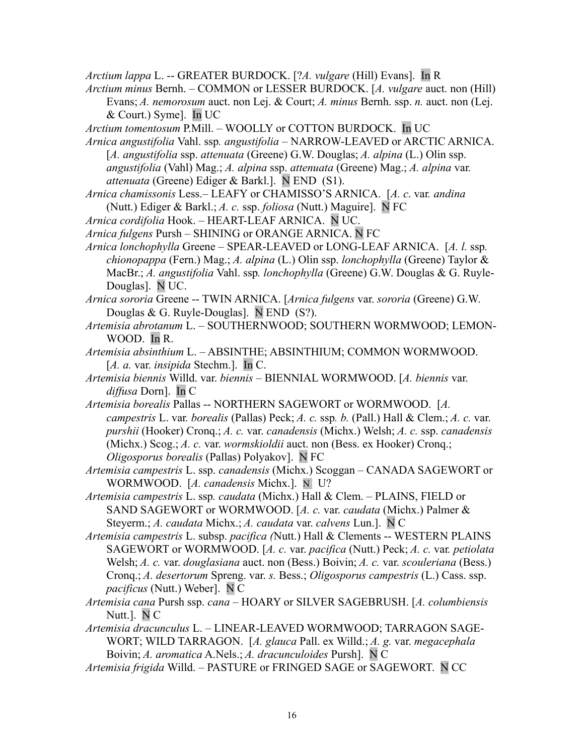*Arctium lappa* L. -- GREATER BURDOCK. [?*A. vulgare* (Hill) Evans]. In R

*Arctium minus* Bernh. – COMMON or LESSER BURDOCK. [*A. vulgare* auct. non (Hill) Evans; *A. nemorosum* auct. non Lej. & Court; *A. minus* Bernh. ssp. *n.* auct. non (Lej. & Court.) Syme]. In UC

*Arctium tomentosum* P.Mill. – WOOLLY or COTTON BURDOCK. In UC

*Arnica angustifolia* Vahl. ssp. *angustifolia* – NARROW-LEAVED or ARCTIC ARNICA. [*A. angustifolia* ssp. *attenuata* (Greene) G.W. Douglas; *A. alpina* (L.) Olin ssp. *angustifolia* (Vahl) Mag.; *A. alpina* ssp. *attenuata* (Greene) Mag.; *A. alpina* var. *attenuata* (Greene) Ediger & Barkl.]. N END (S1).

*Arnica chamissonis* Less.– LEAFY or CHAMISSO'S ARNICA. [*A. c*. var. *andina* (Nutt.) Ediger & Barkl.; *A. c.* ssp. *foliosa* (Nutt.) Maguire]. N FC

*Arnica cordifolia* Hook. – HEART-LEAF ARNICA. N UC.

*Arnica fulgens* Pursh – SHINING or ORANGE ARNICA. N FC

*Arnica lonchophylla* Greene – SPEAR-LEAVED or LONG-LEAF ARNICA. [*A. l.* ssp. *chionopappa* (Fern.) Mag.; *A. alpina* (L.) Olin ssp. *lonchophylla* (Greene) Taylor & MacBr.; *A. angustifolia* Vahl. ssp. *lonchophylla* (Greene) G.W. Douglas & G. Ruyle-Douglas]. N UC.

*Arnica sororia* Greene -- TWIN ARNICA. [*Arnica fulgens* var. *sororia* (Greene) G.W. Douglas & G. Ruyle-Douglas]. N END (S?).

*Artemisia abrotanum* L. – SOUTHERNWOOD; SOUTHERN WORMWOOD; LEMON-WOOD. In R.

*Artemisia absinthium* L. – ABSINTHE; ABSINTHIUM; COMMON WORMWOOD. [*A. a.* var. *insipida* Stechm.]. In C.

*Artemisia biennis* Willd. var. *biennis* – BIENNIAL WORMWOOD. [*A. biennis* var. *diffusa* Dorn]. In C

*Artemisia borealis* Pallas -- NORTHERN SAGEWORT or WORMWOOD. [*A. campestris* L. var. *borealis* (Pallas) Peck; *A. c.* ssp. *b.* (Pall.) Hall & Clem.; *A. c.* var. *purshii* (Hooker) Cronq.; *A. c.* var. *canadensis* (Michx.) Welsh; *A. c.* ssp. *canadensis* (Michx.) Scog.; *A. c.* var. *wormskioldii* auct. non (Bess. ex Hooker) Cronq.; *Oligosporus borealis* (Pallas) Polyakov]. N FC

*Artemisia campestris* L. ssp. *canadensis* (Michx.) Scoggan – CANADA SAGEWORT or WORMWOOD. [*A. canadensis* Michx.]. N U?

*Artemisia campestris* L. ssp. *caudata* (Michx.) Hall & Clem. – PLAINS, FIELD or SAND SAGEWORT or WORMWOOD. [*A. c.* var. *caudata* (Michx.) Palmer & Steyerm.; *A. caudata* Michx.; *A. caudata* var. *calvens* Lun.]. N C

*Artemisia campestris* L. subsp. *pacifica (*Nutt.) Hall & Clements -- WESTERN PLAINS SAGEWORT or WORMWOOD. [*A. c.* var. *pacifica* (Nutt.) Peck; *A. c.* var. *petiolata* Welsh; *A. c.* var. *douglasiana* auct. non (Bess.) Boivin; *A. c.* var. *scouleriana* (Bess.) Cronq.; *A. desertorum* Spreng. var. *s.* Bess.; *Oligosporus campestris* (L.) Cass. ssp. *pacificus* (Nutt.) Weber]. N C

*Artemisia cana* Pursh ssp. *cana* – HOARY or SILVER SAGEBRUSH. [*A. columbiensis* Nutt.]. N C

*Artemisia dracunculus* L. – LINEAR-LEAVED WORMWOOD; TARRAGON SAGE-WORT; WILD TARRAGON. [*A. glauca* Pall. ex Willd.; *A. g.* var. *megacephala* Boivin; *A. aromatica* A.Nels.; *A. dracunculoides* Pursh]. N C

*Artemisia frigida* Willd. – PASTURE or FRINGED SAGE or SAGEWORT. N CC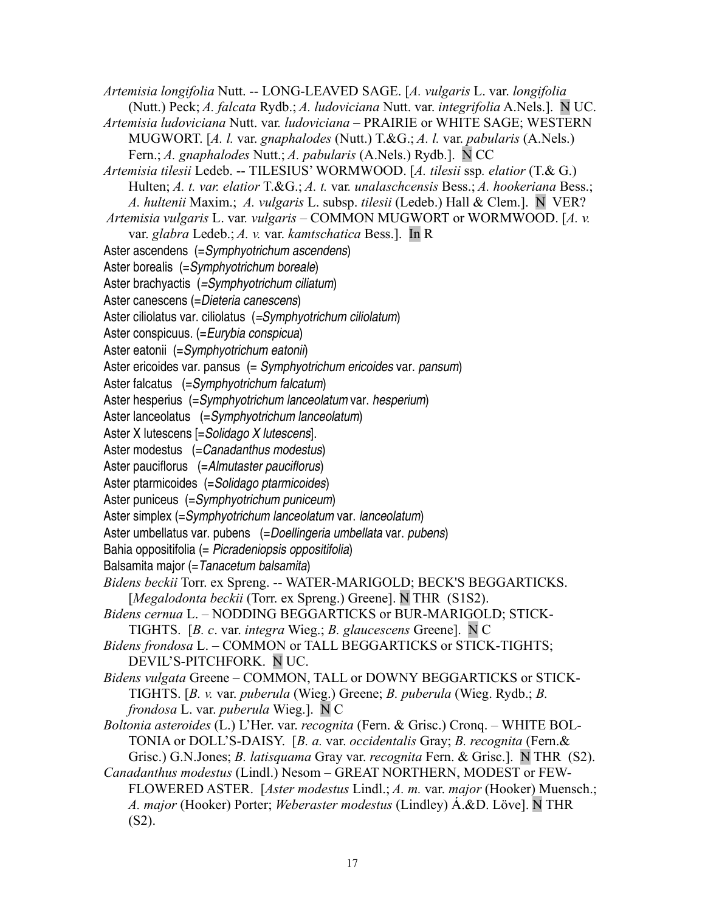*Artemisia longifolia* Nutt. -- LONG-LEAVED SAGE. [*A. vulgaris* L. var. *longifolia* (Nutt.) Peck; *A. falcata* Rydb.; *A. ludoviciana* Nutt. var. *integrifolia* A.Nels.]. N UC.

*Artemisia ludoviciana* Nutt. var. *ludoviciana* – PRAIRIE or WHITE SAGE; WESTERN MUGWORT. [*A. l.* var. *gnaphalodes* (Nutt.) T.&G.; *A. l.* var. *pabularis* (A.Nels.) Fern.; *A. gnaphalodes* Nutt.; *A. pabularis* (A.Nels.) Rydb.]. N CC

*Artemisia tilesii* Ledeb. -- TILESIUS' WORMWOOD. [*A. tilesii* ssp*. elatior* (T.& G.) Hulten; *A. t. var. elatior* T.&G.; *A. t.* var. *unalaschcensis* Bess.; *A. hookeriana* Bess.; *A. hultenii* Maxim.; *A. vulgaris* L. subsp. *tilesii* (Ledeb.) Hall & Clem.]. N VER?

*Artemisia vulgaris* L. var. *vulgaris* – COMMON MUGWORT or WORMWOOD. [*A. v.* var. *glabra* Ledeb.; *A. v.* var. *kamtschatica* Bess.]. In R

Aster ascendens (=*Symphyotrichum ascendens*)

Aster borealis (=*Symphyotrichum boreale*)

Aster brachyactis (=*Symphyotrichum ciliatum*)

Aster canescens (=*Dieteria canescens*)

Aster ciliolatus var. ciliolatus (=*Symphyotrichum ciliolatum*)

Aster conspicuus. (=*Eurybia conspicua*)

Aster eatonii (=*Symphyotrichum eatonii*)

Aster ericoides var. pansus (= *Symphyotrichum ericoides* var. *pansum*)

Aster falcatus (=*Symphyotrichum falcatum*)

Aster hesperius (=*Symphyotrichum lanceolatum* var. *hesperium*)

Aster lanceolatus (=*Symphyotrichum lanceolatum*)

Aster X lutescens [=*Solidago X lutescens*].

Aster modestus (=*Canadanthus modestus*)

Aster pauciflorus (=*Almutaster pauciflorus*)

Aster ptarmicoides (=*Solidago ptarmicoides*)

Aster puniceus (=*Symphyotrichum puniceum*)

Aster simplex (=*Symphyotrichum lanceolatum* var. *lanceolatum*)

Aster umbellatus var. pubens (=*Doellingeria umbellata* var. *pubens*)

Bahia oppositifolia (= *Picradeniopsis oppositifolia*)

Balsamita major (=*Tanacetum balsamita*)

*Bidens beckii* Torr. ex Spreng. -- WATER-MARIGOLD; BECK'S BEGGARTICKS. [*Megalodonta beckii* (Torr. ex Spreng.) Greene]. N THR (S1S2).

*Bidens cernua* L. – NODDING BEGGARTICKS or BUR-MARIGOLD; STICK-TIGHTS. [*B. c*. var. *integra* Wieg.; *B. glaucescens* Greene]. N C

*Bidens frondosa* L. – COMMON or TALL BEGGARTICKS or STICK-TIGHTS; DEVIL'S-PITCHFORK. N UC.

*Bidens vulgata* Greene – COMMON, TALL or DOWNY BEGGARTICKS or STICK-TIGHTS. [*B. v.* var. *puberula* (Wieg.) Greene; *B. puberula* (Wieg. Rydb.; *B. frondosa* L. var. *puberula* Wieg.]. N C

*Boltonia asteroides* (L.) L'Her. var. *recognita* (Fern. & Grisc.) Cronq. – WHITE BOLTONIA or DOLL'S-DAISY. [*B. a.* var. *occidentalis* Gray; *B. recognita* (Fern.& Grisc.) G.N.Jones; *B. latisquama* Gray var. *recognita* Fern. & Grisc.]. N THR (S2).

*Canadanthus modestus* (Lindl.) Nesom – GREAT NORTHERN, MODEST or FEW-FLOWERED ASTER. [*Aster modestus* Lindl.; *A. m.* var. *major* (Hooker) Muensch.; *A. major* (Hooker) Porter; *Weberaster modestus* (Lindley) Á.&D. Löve]. N THR (S2).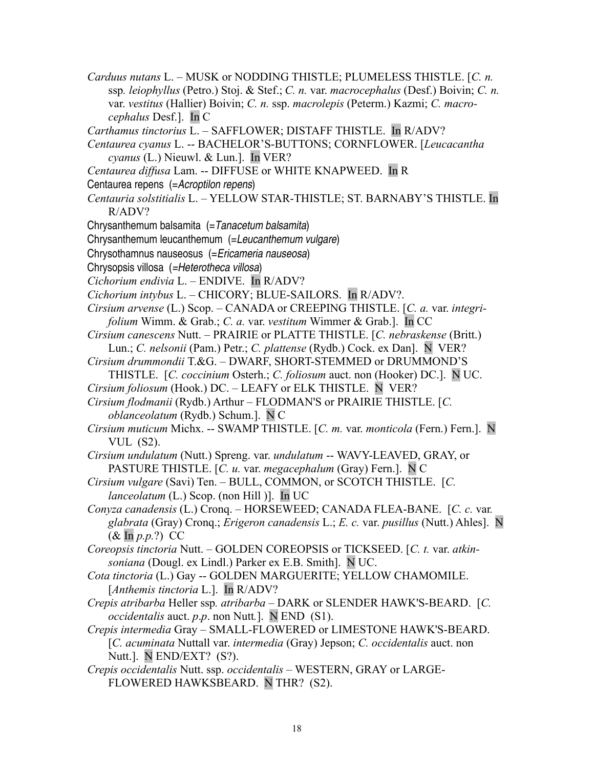*Carduus nutans* L. – MUSK or NODDING THISTLE; PLUMELESS THISTLE. [*C. n.* ssp. *leiophyllus* (Petro.) Stoj. & Stef.; *C. n.* var. *macrocephalus* (Desf.) Boivin; *C. n.* var. *vestitus* (Hallier) Boivin; *C. n.* ssp. *macrolepis* (Peterm.) Kazmi; *C. macrocephalus* Desf.]. In C

*Carthamus tinctorius* L. – SAFFLOWER; DISTAFF THISTLE. In R/ADV?

*Centaurea cyanus* L. -- BACHELOR'S-BUTTONS; CORNFLOWER. [*Leucacantha cyanus* (L.) Nieuwl. & Lun.]. In VER?

*Centaurea diffusa* Lam. -- DIFFUSE or WHITE KNAPWEED. In R

Centaurea repens (=*Acroptilon repens*)

*Centauria solstitialis* L. – YELLOW STAR-THISTLE; ST. BARNABY'S THISTLE. In R/ADV?

Chrysanthemum balsamita (=*Tanacetum balsamita*)

Chrysanthemum leucanthemum (=*Leucanthemum vulgare*)

Chrysothamnus nauseosus (=*Ericameria nauseosa*)

Chrysopsis villosa (=*Heterotheca villosa*)

*Cichorium endivia* L. – ENDIVE. In R/ADV?

*Cichorium intybus* L. – CHICORY; BLUE-SAILORS. In R/ADV?.

*Cirsium arvense* (L.) Scop. – CANADA or CREEPING THISTLE. [*C. a.* var. *integrifolium* Wimm. & Grab.; *C. a.* var. *vestitum* Wimmer & Grab.]. In CC

*Cirsium canescens* Nutt. – PRAIRIE or PLATTE THISTLE. [*C. nebraskense* (Britt.) Lun.; *C. nelsonii* (Pam.) Petr.; *C. plattense* (Rydb.) Cock. ex Dan]. N VER?

*Cirsium drummondii* T.&G. – DWARF, SHORT-STEMMED or DRUMMOND'S THISTLE. [*C. coccinium* Osterh.; *C. foliosum* auct. non (Hooker) DC.]. N UC.

*Cirsium foliosum* (Hook.) DC. – LEAFY or ELK THISTLE. N VER?

*Cirsium flodmanii* (Rydb.) Arthur – FLODMAN'S or PRAIRIE THISTLE. [*C. oblanceolatum* (Rydb.) Schum.]. N C

*Cirsium muticum* Michx. -- SWAMP THISTLE. [*C. m.* var. *monticola* (Fern.) Fern.]. N VUL (S2).

*Cirsium undulatum* (Nutt.) Spreng. var. *undulatum* -- WAVY-LEAVED, GRAY, or PASTURE THISTLE. [*C. u.* var. *megacephalum* (Gray) Fern.]. N C

*Cirsium vulgare* (Savi) Ten. – BULL, COMMON, or SCOTCH THISTLE. [*C. lanceolatum* (L.) Scop. (non Hill )]. In UC

*Conyza canadensis* (L.) Cronq. – HORSEWEED; CANADA FLEA-BANE. [*C. c.* var. *glabrata* (Gray) Cronq.; *Erigeron canadensis* L.; *E. c.* var. *pusillus* (Nutt.) Ahles]. N (& In *p.p.*?) CC

*Coreopsis tinctoria* Nutt. – GOLDEN COREOPSIS or TICKSEED. [*C. t.* var. *atkinsoniana* (Dougl. ex Lindl.) Parker ex E.B. Smith]. N UC.

*Cota tinctoria* (L.) Gay -- GOLDEN MARGUERITE; YELLOW CHAMOMILE. [*Anthemis tinctoria* L.]. In R/ADV?

*Crepis atribarba* Heller ssp. *atribarba* – DARK or SLENDER HAWK'S-BEARD. [*C. occidentalis* auct. *p.p.* non Nutt.]. N END (S1).

*Crepis intermedia* Gray – SMALL-FLOWERED or LIMESTONE HAWK'S-BEARD. [*C. acuminata* Nuttall var. *intermedia* (Gray) Jepson; *C. occidentalis* auct. non Nutt.]. N END/EXT? (S?).

*Crepis occidentalis* Nutt. ssp. *occidentalis* – WESTERN, GRAY or LARGE-FLOWERED HAWKSBEARD. N THR? (S2).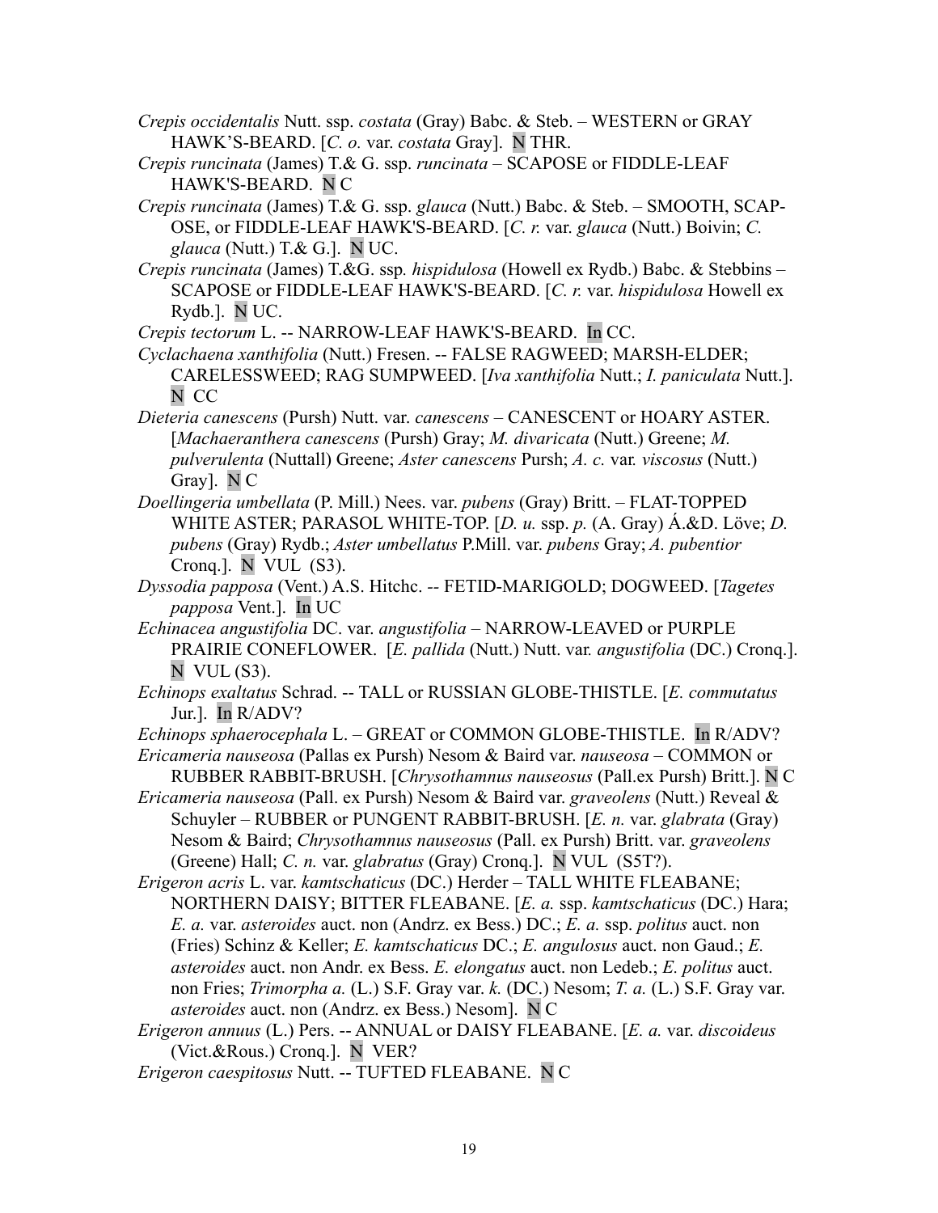*Crepis occidentalis* Nutt. ssp. *costata* (Gray) Babc. & Steb. – WESTERN or GRAY HAWK'S-BEARD. [*C. o.* var. *costata* Gray]. N THR.

*Crepis runcinata* (James) T.& G. ssp. *runcinata* – SCAPOSE or FIDDLE-LEAF HAWK'S-BEARD. N C

*Crepis runcinata* (James) T.& G. ssp. *glauca* (Nutt.) Babc. & Steb. – SMOOTH, SCAPOSE, or FIDDLE-LEAF HAWK'S-BEARD. [*C. r.* var. *glauca* (Nutt.) Boivin; *C. glauca* (Nutt.) T.& G.]. N UC.

*Crepis runcinata* (James) T.&G. ssp. *hispidulosa* (Howell ex Rydb.) Babc. & Stebbins – SCAPOSE or FIDDLE-LEAF HAWK'S-BEARD. [*C. r.* var. *hispidulosa* Howell ex Rydb.]. N UC.

*Crepis tectorum* L. -- NARROW-LEAF HAWK'S-BEARD. In CC.

*Cyclachaena xanthifolia* (Nutt.) Fresen. -- FALSE RAGWEED; MARSH-ELDER; CARELESSWEED; RAG SUMPWEED. [*Iva xanthifolia* Nutt.; *I. paniculata* Nutt.]. N CC

*Dieteria canescens* (Pursh) Nutt. var. *canescens* – CANESCENT or HOARY ASTER. [*Machaeranthera canescens* (Pursh) Gray; *M. divaricata* (Nutt.) Greene; *M. pulverulenta* (Nuttall) Greene; *Aster canescens* Pursh; *A. c.* var. *viscosus* (Nutt.) Gray]. N C

*Doellingeria umbellata* (P. Mill.) Nees. var. *pubens* (Gray) Britt. – FLAT-TOPPED WHITE ASTER; PARASOL WHITE-TOP. [*D. u.* ssp. *p.* (A. Gray) Á.&D. Löve; *D. pubens* (Gray) Rydb.; *Aster umbellatus* P.Mill. var. *pubens* Gray; *A. pubentior* Cronq.]. N VUL (S3).

*Dyssodia papposa* (Vent.) A.S. Hitchc. -- FETID-MARIGOLD; DOGWEED. [*Tagetes papposa* Vent.]. In UC

*Echinacea angustifolia* DC. var. *angustifolia* – NARROW-LEAVED or PURPLE PRAIRIE CONEFLOWER. [*E. pallida* (Nutt.) Nutt. var. *angustifolia* (DC.) Cronq.]. N VUL (S3).

*Echinops exaltatus* Schrad. -- TALL or RUSSIAN GLOBE-THISTLE. [*E. commutatus* Jur.]. In R/ADV?

*Echinops sphaerocephala* L. – GREAT or COMMON GLOBE-THISTLE. In R/ADV?

*Ericameria nauseosa* (Pallas ex Pursh) Nesom & Baird var. *nauseosa* – COMMON or RUBBER RABBIT-BRUSH. [*Chrysothamnus nauseosus* (Pall.ex Pursh) Britt.]. N C

*Ericameria nauseosa* (Pall. ex Pursh) Nesom & Baird var. *graveolens* (Nutt.) Reveal & Schuyler – RUBBER or PUNGENT RABBIT-BRUSH. [*E. n.* var. *glabrata* (Gray) Nesom & Baird; *Chrysothamnus nauseosus* (Pall. ex Pursh) Britt. var. *graveolens* (Greene) Hall; *C. n.* var. *glabratus* (Gray) Cronq.]. N VUL (S5T?).

*Erigeron acris* L. var. *kamtschaticus* (DC.) Herder – TALL WHITE FLEABANE; NORTHERN DAISY; BITTER FLEABANE. [*E. a.* ssp. *kamtschaticus* (DC.) Hara; *E. a.* var. *asteroides* auct. non (Andrz. ex Bess.) DC.; *E. a.* ssp. *politus* auct. non (Fries) Schinz & Keller; *E. kamtschaticus* DC.; *E. angulosus* auct. non Gaud.; *E. asteroides* auct. non Andr. ex Bess. *E. elongatus* auct. non Ledeb.; *E. politus* auct. non Fries; *Trimorpha a.* (L.) S.F. Gray var. *k.* (DC.) Nesom; *T. a.* (L.) S.F. Gray var. *asteroides* auct. non (Andrz. ex Bess.) Nesom]. N C

*Erigeron annuus* (L.) Pers. -- ANNUAL or DAISY FLEABANE. [*E. a.* var. *discoideus* (Vict.&Rous.) Cronq.]. N VER?

*Erigeron caespitosus* Nutt. -- TUFTED FLEABANE. N C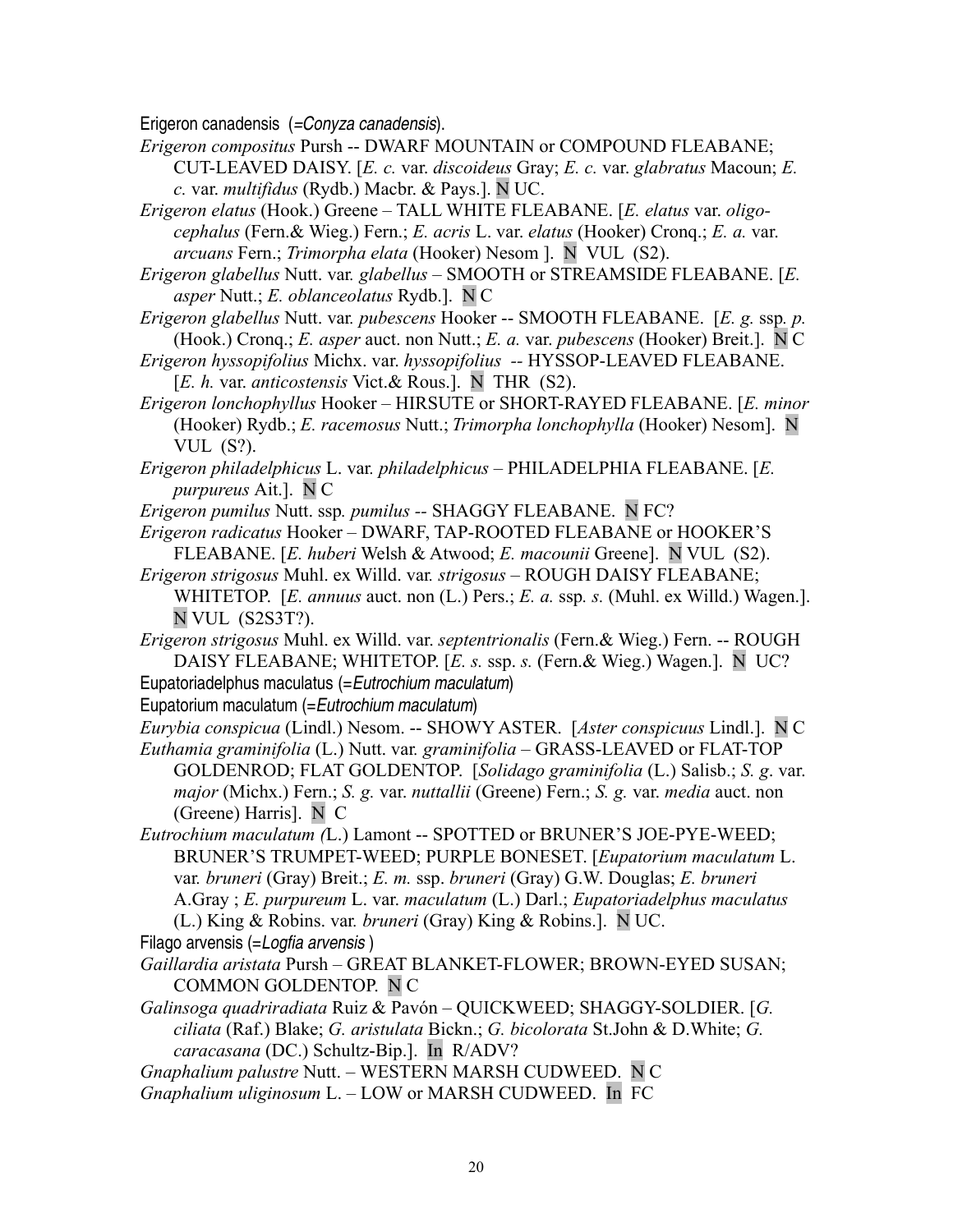Erigeron canadensis (=*Conyza canadensis*).

*Erigeron compositus* Pursh -- DWARF MOUNTAIN or COMPOUND FLEABANE; CUT-LEAVED DAISY. [*E. c.* var. *discoideus* Gray; *E. c.* var. *glabratus* Macoun; *E. c.* var. *multifidus* (Rydb.) Macbr. & Pays.]. N UC.

*Erigeron elatus* (Hook.) Greene – TALL WHITE FLEABANE. [*E. elatus* var. *oligocephalus* (Fern.& Wieg.) Fern.; *E. acris* L. var. *elatus* (Hooker) Cronq.; *E. a.* var. *arcuans* Fern.; *Trimorpha elata* (Hooker) Nesom ]. N VUL (S2).

*Erigeron glabellus* Nutt. var. *glabellus* – SMOOTH or STREAMSIDE FLEABANE. [*E. asper* Nutt.; *E. oblanceolatus* Rydb.]. N C

*Erigeron glabellus* Nutt. var. *pubescens* Hooker -- SMOOTH FLEABANE. [*E. g.* ssp. *p.* (Hook.) Cronq.; *E. asper* auct. non Nutt.; *E. a.* var. *pubescens* (Hooker) Breit.]. N C

*Erigeron hyssopifolius* Michx. var. *hyssopifolius* -- HYSSOP-LEAVED FLEABANE. [*E. h.* var. *anticostensis* Vict.& Rous.]. N THR (S2).

*Erigeron lonchophyllus* Hooker – HIRSUTE or SHORT-RAYED FLEABANE. [*E. minor* (Hooker) Rydb.; *E. racemosus* Nutt.; *Trimorpha lonchophylla* (Hooker) Nesom]. N VUL (S?).

*Erigeron philadelphicus* L. var. *philadelphicus* – PHILADELPHIA FLEABANE. [*E. purpureus* Ait.]. N C

*Erigeron pumilus* Nutt. ssp. *pumilus* -- SHAGGY FLEABANE. N FC?

*Erigeron radicatus* Hooker – DWARF, TAP-ROOTED FLEABANE or HOOKER'S FLEABANE. [*E. huberi* Welsh & Atwood; *E. macounii* Greene]. N VUL (S2).

*Erigeron strigosus* Muhl. ex Willd. var. *strigosus* – ROUGH DAISY FLEABANE; WHITETOP. [*E. annuus* auct. non (L.) Pers.; *E. a.* ssp. *s.* (Muhl. ex Willd.) Wagen.]. N VUL (S2S3T?).

*Erigeron strigosus* Muhl. ex Willd. var. *septentrionalis* (Fern.& Wieg.) Fern. -- ROUGH DAISY FLEABANE; WHITETOP. [*E. s.* ssp. *s.* (Fern.& Wieg.) Wagen.]. N UC?

Eupatoriadelphus maculatus (=*Eutrochium maculatum*)

Eupatorium maculatum (=*Eutrochium maculatum*)

*Eurybia conspicua* (Lindl.) Nesom. -- SHOWY ASTER. [*Aster conspicuus* Lindl.]. N C

*Euthamia graminifolia* (L.) Nutt. var. *graminifolia* – GRASS-LEAVED or FLAT-TOP GOLDENROD; FLAT GOLDENTOP. [*Solidago graminifolia* (L.) Salisb.; *S. g*. var. *major* (Michx.) Fern.; *S. g.* var. *nuttallii* (Greene) Fern.; *S. g.* var. *media* auct. non (Greene) Harris]. N C

*Eutrochium maculatum (*L.) Lamont -- SPOTTED or BRUNER'S JOE-PYE-WEED; BRUNER'S TRUMPET-WEED; PURPLE BONESET. [*Eupatorium maculatum* L. var. *bruneri* (Gray) Breit.; *E. m.* ssp. *bruneri* (Gray) G.W. Douglas; *E. bruneri* A.Gray ; *E. purpureum* L. var. *maculatum* (L.) Darl.; *Eupatoriadelphus maculatus* (L.) King & Robins. var. *bruneri* (Gray) King & Robins.]. N UC.

Filago arvensis (=*Logfia arvensis* )

*Gaillardia aristata* Pursh – GREAT BLANKET-FLOWER; BROWN-EYED SUSAN; COMMON GOLDENTOP. N C

*Galinsoga quadriradiata* Ruiz & Pavón – QUICKWEED; SHAGGY-SOLDIER. [*G. ciliata* (Raf.) Blake; *G. aristulata* Bickn.; *G. bicolorata* St.John & D.White; *G. caracasana* (DC.) Schultz-Bip.]. In R/ADV?

*Gnaphalium palustre* Nutt. – WESTERN MARSH CUDWEED. N C

*Gnaphalium uliginosum* L. – LOW or MARSH CUDWEED. In FC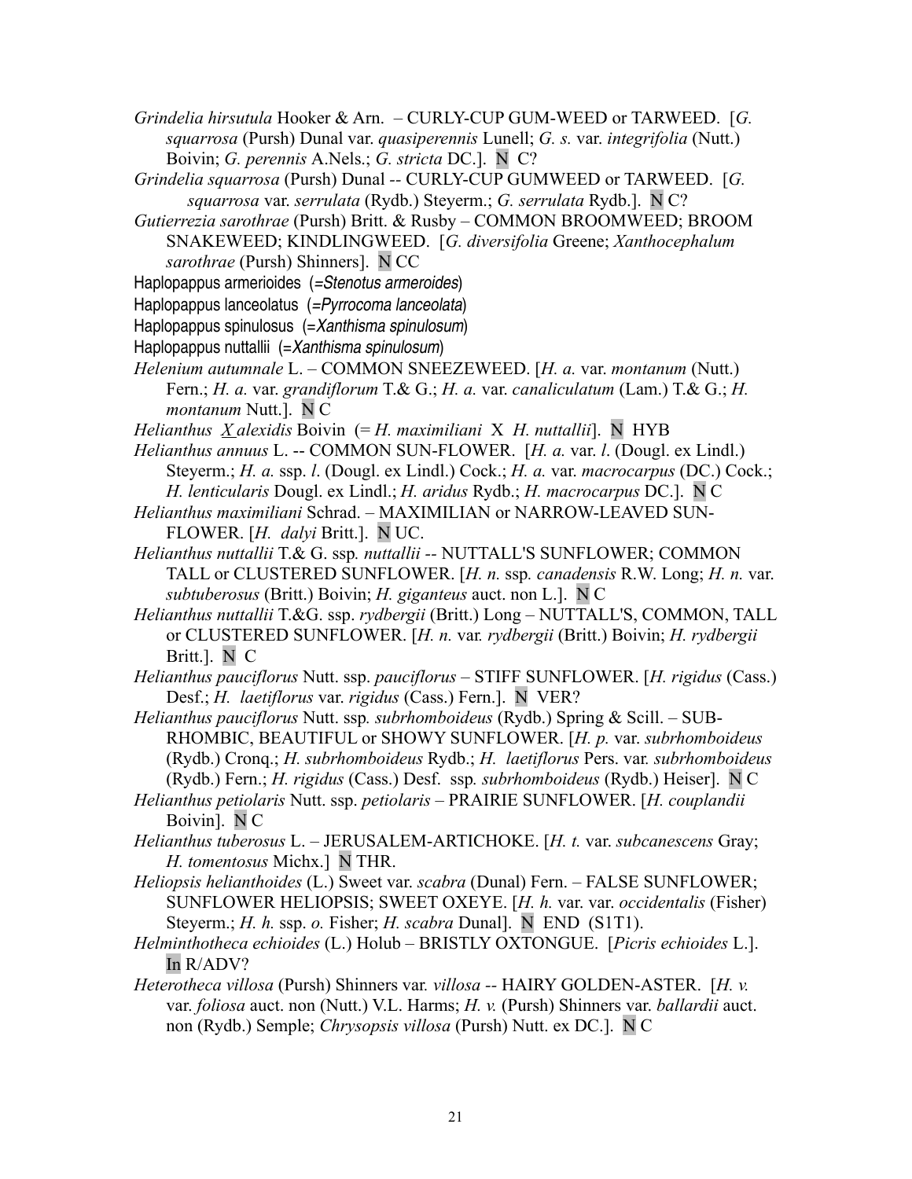*Grindelia hirsutula* Hooker & Arn. – CURLY-CUP GUM-WEED or TARWEED. [*G. squarrosa* (Pursh) Dunal var. *quasiperennis* Lunell; *G. s.* var. *integrifolia* (Nutt.) Boivin; *G. perennis* A.Nels.; *G. stricta* DC.]. N C?

*Grindelia squarrosa* (Pursh) Dunal -- CURLY-CUP GUMWEED or TARWEED. [*G. squarrosa* var. *serrulata* (Rydb.) Steyerm.; *G. serrulata* Rydb.]. N C?

*Gutierrezia sarothrae* (Pursh) Britt. & Rusby – COMMON BROOMWEED; BROOM SNAKEWEED; KINDLINGWEED. [*G. diversifolia* Greene; *Xanthocephalum sarothrae* (Pursh) Shinners]. N CC

Haplopappus armerioides (=*Stenotus armeroides*)

Haplopappus lanceolatus (=*Pyrrocoma lanceolata*)

Haplopappus spinulosus (=*Xanthisma spinulosum*)

Haplopappus nuttallii (=*Xanthisma spinulosum*)

*Helenium autumnale* L. – COMMON SNEEZEWEED. [*H. a.* var. *montanum* (Nutt.) Fern.; *H. a.* var. *grandiflorum* T.& G.; *H. a.* var. *canaliculatum* (Lam.) T.& G.; *H. montanum* Nutt.]. N C

*Helianthus X alexidis* Boivin (= *H. maximiliani* X *H. nuttallii*]. N HYB

*Helianthus annuus* L. -- COMMON SUN-FLOWER. [*H. a.* var. *l*. (Dougl. ex Lindl.) Steyerm.; *H. a.* ssp. *l*. (Dougl. ex Lindl.) Cock.; *H. a.* var. *macrocarpus* (DC.) Cock.; *H. lenticularis* Dougl. ex Lindl.; *H. aridus* Rydb.; *H. macrocarpus* DC.]. N C

*Helianthus maximiliani* Schrad. – MAXIMILIAN or NARROW-LEAVED SUN-FLOWER. [*H. dalyi* Britt.]. N UC.

*Helianthus nuttallii* T.& G. ssp. *nuttallii* -- NUTTALL'S SUNFLOWER; COMMON TALL or CLUSTERED SUNFLOWER. [*H. n.* ssp. *canadensis* R.W. Long; *H. n.* var. *subtuberosus* (Britt.) Boivin; *H. giganteus* auct. non L.]. N C

*Helianthus nuttallii* T.&G. ssp. *rydbergii* (Britt.) Long – NUTTALL'S, COMMON, TALL or CLUSTERED SUNFLOWER. [*H. n.* var. *rydbergii* (Britt.) Boivin; *H. rydbergii* Britt.]. N C

*Helianthus pauciflorus* Nutt. ssp. *pauciflorus* – STIFF SUNFLOWER. [*H. rigidus* (Cass.) Desf.; *H. laetiflorus* var. *rigidus* (Cass.) Fern.]. N VER?

*Helianthus pauciflorus* Nutt. ssp. *subrhomboideus* (Rydb.) Spring & Scill. – SUB-RHOMBIC, BEAUTIFUL or SHOWY SUNFLOWER. [*H. p.* var. *subrhomboideus* (Rydb.) Cronq.; *H. subrhomboideus* Rydb.; *H. laetiflorus* Pers. var. *subrhomboideus* (Rydb.) Fern.; *H. rigidus* (Cass.) Desf. ssp. *subrhomboideus* (Rydb.) Heiser]. N C

*Helianthus petiolaris* Nutt. ssp. *petiolaris* – PRAIRIE SUNFLOWER. [*H. couplandii* Boivin]. N C

*Helianthus tuberosus* L. – JERUSALEM-ARTICHOKE. [*H. t.* var. *subcanescens* Gray; *H. tomentosus* Michx.] N THR.

*Heliopsis helianthoides* (L.) Sweet var. *scabra* (Dunal) Fern. – FALSE SUNFLOWER; SUNFLOWER HELIOPSIS; SWEET OXEYE. [*H. h.* var. var. *occidentalis* (Fisher) Steyerm.; *H. h.* ssp. *o.* Fisher; *H. scabra* Dunal]. N END (S1T1).

*Helminthotheca echioides* (L.) Holub – BRISTLY OXTONGUE. [*Picris echioides* L.]. In R/ADV?

*Heterotheca villosa* (Pursh) Shinners var. *villosa* -- HAIRY GOLDEN-ASTER. [*H. v.* var. *foliosa* auct. non (Nutt.) V.L. Harms; *H. v.* (Pursh) Shinners var. *ballardii* auct. non (Rydb.) Semple; *Chrysopsis villosa* (Pursh) Nutt. ex DC.]. N C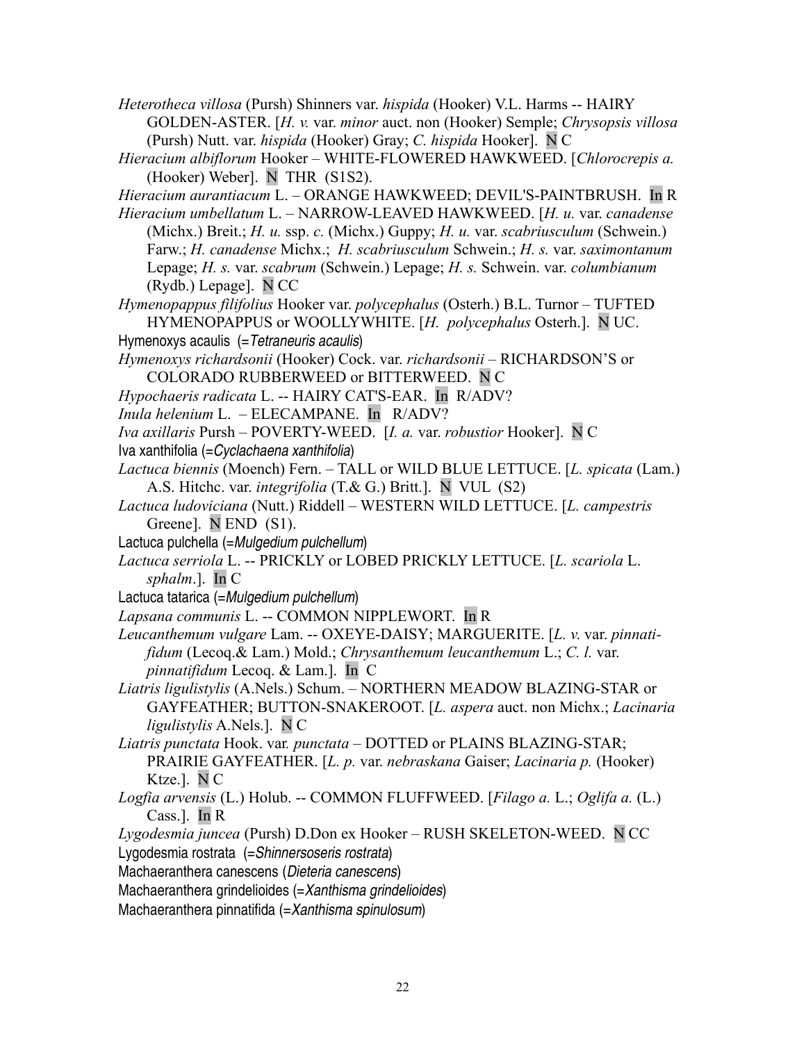*Heterotheca villosa* (Pursh) Shinners var. *hispida* (Hooker) V.L. Harms -- HAIRY GOLDEN-ASTER. [*H. v.* var. *minor* auct. non (Hooker) Semple; *Chrysopsis villosa* (Pursh) Nutt. var. *hispida* (Hooker) Gray; *C. hispida* Hooker]. N C

*Hieracium albiflorum* Hooker – WHITE-FLOWERED HAWKWEED. [*Chlorocrepis a.* (Hooker) Weber]. N THR (S1S2).

*Hieracium aurantiacum* L. – ORANGE HAWKWEED; DEVIL'S-PAINTBRUSH. In R

*Hieracium umbellatum* L. – NARROW-LEAVED HAWKWEED. [*H. u.* var. *canadense* (Michx.) Breit.; *H. u.* ssp. *c.* (Michx.) Guppy; *H. u.* var. *scabriusculum* (Schwein.) Farw.; *H. canadense* Michx.; *H. scabriusculum* Schwein.; *H. s.* var. *saximontanum* Lepage; *H. s.* var. *scabrum* (Schwein.) Lepage; *H. s.* Schwein. var. *columbianum* (Rydb.) Lepage]. N CC

*Hymenopappus filifolius* Hooker var. *polycephalus* (Osterh.) B.L. Turnor – TUFTED HYMENOPAPPUS or WOOLLYWHITE. [*H. polycephalus* Osterh.]. N UC.

Hymenoxys acaulis (=*Tetraneuris acaulis*)

*Hymenoxys richardsonii* (Hooker) Cock. var. *richardsonii* – RICHARDSON'S or COLORADO RUBBERWEED or BITTERWEED. N C

*Hypochaeris radicata* L. -- HAIRY CAT'S-EAR. In R/ADV?

*Inula helenium* L. – ELECAMPANE. In R/ADV?

*Iva axillaris* Pursh – POVERTY-WEED. [*I. a.* var. *robustior* Hooker]. N C

Iva xanthifolia (=*Cyclachaena xanthifolia*)

*Lactuca biennis* (Moench) Fern. – TALL or WILD BLUE LETTUCE. [*L. spicata* (Lam.) A.S. Hitchc. var. *integrifolia* (T.& G.) Britt.]. N VUL (S2)

*Lactuca ludoviciana* (Nutt.) Riddell – WESTERN WILD LETTUCE. [*L. campestris* Greene]. N END (S1).

Lactuca pulchella (=*Mulgedium pulchellum*)

*Lactuca serriola* L. -- PRICKLY or LOBED PRICKLY LETTUCE. [*L. scariola* L. *sphalm*.]. In C

Lactuca tatarica (=*Mulgedium pulchellum*)

*Lapsana communis* L. -- COMMON NIPPLEWORT. In R

*Leucanthemum vulgare* Lam. -- OXEYE-DAISY; MARGUERITE. [*L. v.* var. *pinnatifidum* (Lecoq.& Lam.) Mold.; *Chrysanthemum leucanthemum* L.; *C. l.* var. *pinnatifidum* Lecoq. & Lam.]. In C

*Liatris ligulistylis* (A.Nels.) Schum. – NORTHERN MEADOW BLAZING-STAR or GAYFEATHER; BUTTON-SNAKEROOT. [*L. aspera* auct. non Michx.; *Lacinaria ligulistylis* A.Nels.]. N C

*Liatris punctata* Hook. var. *punctata* – DOTTED or PLAINS BLAZING-STAR; PRAIRIE GAYFEATHER. [*L. p.* var. *nebraskana* Gaiser; *Lacinaria p.* (Hooker) Ktze.]. N C

*Logfia arvensis* (L.) Holub. -- COMMON FLUFFWEED. [*Filago a.* L.; *Oglifa a.* (L.) Cass.]. In R

*Lygodesmia juncea* (Pursh) D.Don ex Hooker – RUSH SKELETON-WEED. N CC

Lygodesmia rostrata (=*Shinnersoseris rostrata*)

Machaeranthera canescens (*Dieteria canescens*)

Machaeranthera grindelioides (=*Xanthisma grindelioides*)

Machaeranthera pinnatifida (=*Xanthisma spinulosum*)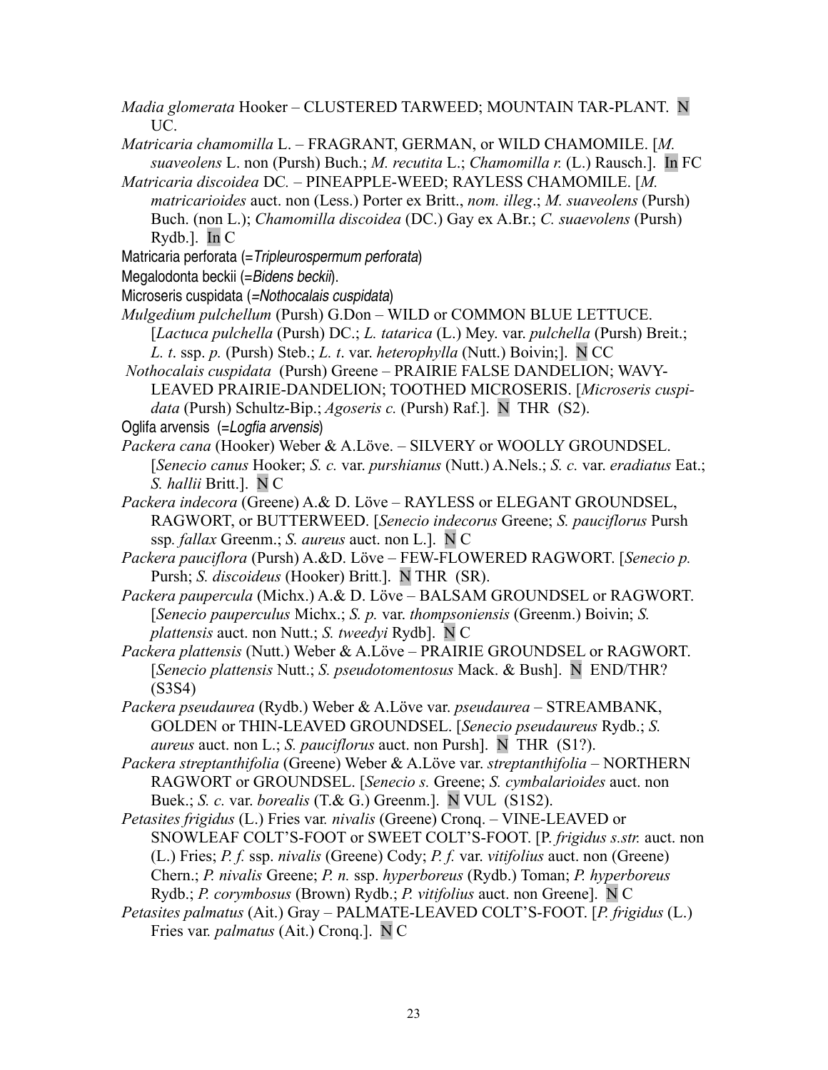*Madia glomerata* Hooker – CLUSTERED TARWEED; MOUNTAIN TAR-PLANT. N UC.

*Matricaria chamomilla* L. – FRAGRANT, GERMAN, or WILD CHAMOMILE. [*M. suaveolens* L. non (Pursh) Buch.; *M. recutita* L.; *Chamomilla r.* (L.) Rausch.]. In FC

*Matricaria discoidea* DC. – PINEAPPLE-WEED; RAYLESS CHAMOMILE. [*M. matricarioides* auct. non (Less.) Porter ex Britt., *nom. illeg*.; *M. suaveolens* (Pursh) Buch. (non L.); *Chamomilla discoidea* (DC.) Gay ex A.Br.; *C. suaevolens* (Pursh) Rydb.]. In C

Matricaria perforata (=*Tripleurospermum perforata*)

Megalodonta beckii (=*Bidens beckii*).

Microseris cuspidata (=*Nothocalais cuspidata*)

*Mulgedium pulchellum* (Pursh) G.Don – WILD or COMMON BLUE LETTUCE. [*Lactuca pulchella* (Pursh) DC.; *L. tatarica* (L.) Mey. var. *pulchella* (Pursh) Breit.; *L. t*. ssp. *p.* (Pursh) Steb.; *L. t*. var. *heterophylla* (Nutt.) Boivin;]. N CC

*Nothocalais cuspidata* (Pursh) Greene – PRAIRIE FALSE DANDELION; WAVY-LEAVED PRAIRIE-DANDELION; TOOTHED MICROSERIS. [*Microseris cuspidata* (Pursh) Schultz-Bip.; *Agoseris c.* (Pursh) Raf.]. N THR (S2).

Oglifa arvensis (=*Logfia arvensis*)

*Packera cana* (Hooker) Weber & A.Löve. – SILVERY or WOOLLY GROUNDSEL. [*Senecio canus* Hooker; *S. c.* var. *purshianus* (Nutt.) A.Nels.; *S. c.* var. *eradiatus* Eat.; *S. hallii* Britt.]. N C

*Packera indecora* (Greene) A.& D. Löve – RAYLESS or ELEGANT GROUNDSEL, RAGWORT, or BUTTERWEED. [*Senecio indecorus* Greene; *S. pauciflorus* Pursh ssp. *fallax* Greenm.; *S. aureus* auct. non L.]. N C

*Packera pauciflora* (Pursh) A.&D. Löve – FEW-FLOWERED RAGWORT. [*Senecio p.* Pursh; *S. discoideus* (Hooker) Britt.]. N THR (SR).

*Packera paupercula* (Michx.) A.& D. Löve – BALSAM GROUNDSEL or RAGWORT. [*Senecio pauperculus* Michx.; *S. p.* var. *thompsoniensis* (Greenm.) Boivin; *S. plattensis* auct. non Nutt.; *S. tweedyi* Rydb]. N C

*Packera plattensis* (Nutt.) Weber & A.Löve – PRAIRIE GROUNDSEL or RAGWORT. [*Senecio plattensis* Nutt.; *S. pseudotomentosus* Mack. & Bush]. N END/THR? (S3S4)

*Packera pseudaurea* (Rydb.) Weber & A.Löve var. *pseudaurea* – STREAMBANK, GOLDEN or THIN-LEAVED GROUNDSEL. [*Senecio pseudaureus* Rydb.; *S. aureus* auct. non L.; *S. pauciflorus* auct. non Pursh]. N THR (S1?).

*Packera streptanthifolia* (Greene) Weber & A.Löve var. *streptanthifolia* – NORTHERN RAGWORT or GROUNDSEL. [*Senecio s.* Greene; *S. cymbalarioides* auct. non Buek.; *S. c.* var. *borealis* (T.& G.) Greenm.]. N VUL (S1S2).

*Petasites frigidus* (L.) Fries var. *nivalis* (Greene) Cronq. – VINE-LEAVED or SNOWLEAF COLT'S-FOOT or SWEET COLT'S-FOOT. [P. *frigidus s.str.* auct. non (L.) Fries; *P. f.* ssp. *nivalis* (Greene) Cody; *P. f.* var. *vitifolius* auct. non (Greene) Chern.; *P. nivalis* Greene; *P. n.* ssp. *hyperboreus* (Rydb.) Toman; *P. hyperboreus* Rydb.; *P. corymbosus* (Brown) Rydb.; *P. vitifolius* auct. non Greene]. N C

*Petasites palmatus* (Ait.) Gray – PALMATE-LEAVED COLT'S-FOOT. [*P. frigidus* (L.) Fries var. *palmatus* (Ait.) Cronq.]. N C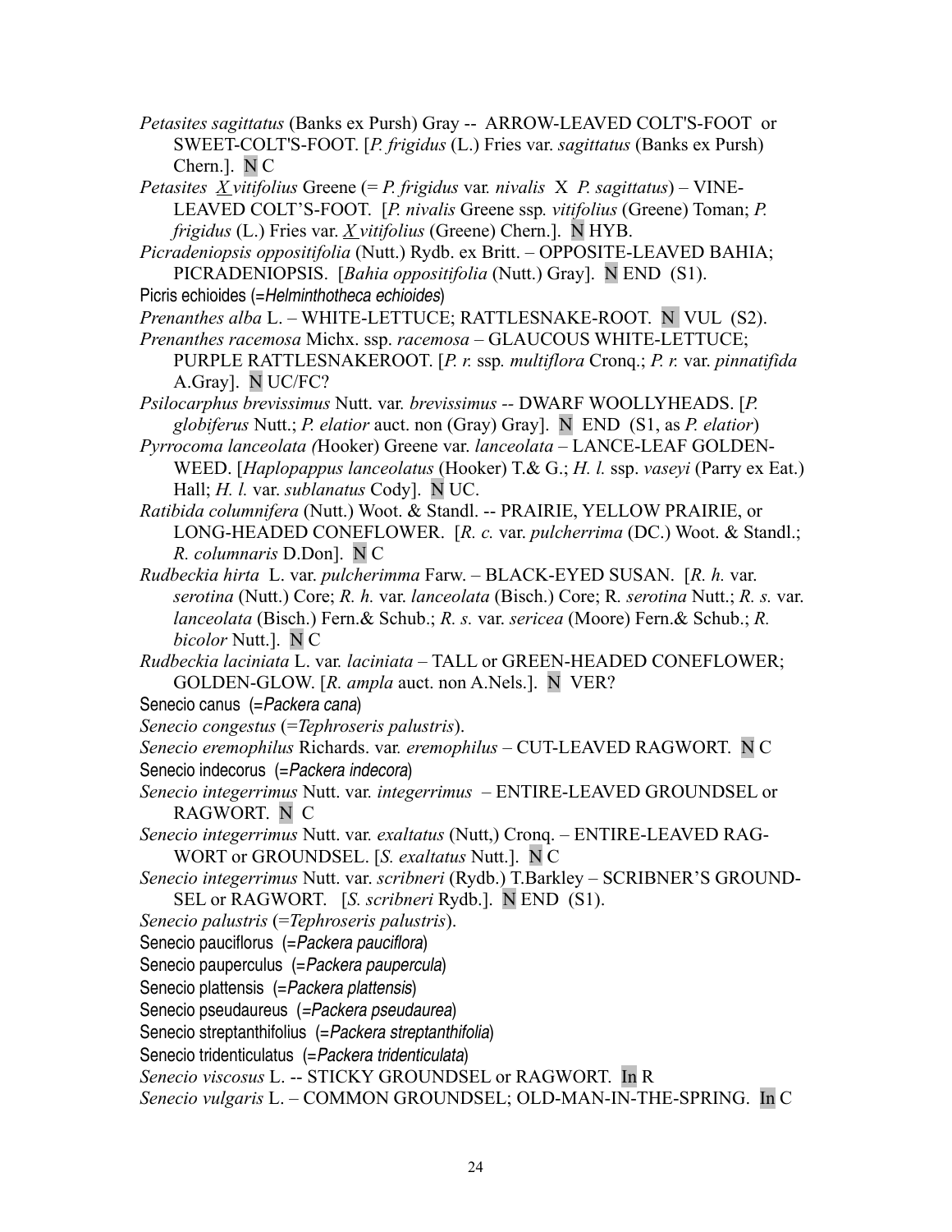*Petasites sagittatus* (Banks ex Pursh) Gray -- ARROW-LEAVED COLT'S-FOOT or SWEET-COLT'S-FOOT. [*P. frigidus* (L.) Fries var. *sagittatus* (Banks ex Pursh) Chern.]. N C

*Petasites X vitifolius* Greene (= *P. frigidus* var. *nivalis* X *P. sagittatus*) – VINE-LEAVED COLT'S-FOOT. [*P. nivalis* Greene ssp. *vitifolius* (Greene) Toman; *P. frigidus* (L.) Fries var. *X vitifolius* (Greene) Chern.]. N HYB.

*Picradeniopsis oppositifolia* (Nutt.) Rydb. ex Britt. – OPPOSITE-LEAVED BAHIA; PICRADENIOPSIS. [*Bahia oppositifolia* (Nutt.) Gray]. N END (S1).

Picris echioides (=*Helminthotheca echioides*)

*Prenanthes alba* L. – WHITE-LETTUCE; RATTLESNAKE-ROOT. N VUL (S2).

*Prenanthes racemosa* Michx. ssp. *racemosa* – GLAUCOUS WHITE-LETTUCE; PURPLE RATTLESNAKEROOT. [*P. r.* ssp. *multiflora* Cronq.; *P. r.* var. *pinnatifida* A.Gray]. N UC/FC?

*Psilocarphus brevissimus* Nutt. var. *brevissimus* -- DWARF WOOLLYHEADS. [*P. globiferus* Nutt.; *P. elatior* auct. non (Gray) Gray]. N END (S1, as *P. elatior*)

*Pyrrocoma lanceolata (*Hooker) Greene var. *lanceolata* – LANCE-LEAF GOLDEN-WEED. [*Haplopappus lanceolatus* (Hooker) T.& G.; *H. l.* ssp. *vaseyi* (Parry ex Eat.) Hall; *H. l.* var. *sublanatus* Cody]. N UC.

*Ratibida columnifera* (Nutt.) Woot. & Standl. -- PRAIRIE, YELLOW PRAIRIE, or LONG-HEADED CONEFLOWER. [*R. c.* var. *pulcherrima* (DC.) Woot. & Standl.; *R. columnaris* D.Don]. N C

*Rudbeckia hirta* L. var. *pulcherimma* Farw. – BLACK-EYED SUSAN. [*R. h.* var. *serotina* (Nutt.) Core; *R. h.* var. *lanceolata* (Bisch.) Core; R. *serotina* Nutt.; *R. s.* var. *lanceolata* (Bisch.) Fern.& Schub.; *R. s.* var. *sericea* (Moore) Fern.& Schub.; *R. bicolor* Nutt.]. N C

*Rudbeckia laciniata* L. var. *laciniata* – TALL or GREEN-HEADED CONEFLOWER; GOLDEN-GLOW. [*R. ampla* auct. non A.Nels.]. N VER?

Senecio canus (=*Packera cana*)

*Senecio congestus* (=*Tephroseris palustris*).

*Senecio eremophilus* Richards. var. *eremophilus* – CUT-LEAVED RAGWORT. N C

Senecio indecorus (=*Packera indecora*)

*Senecio integerrimus* Nutt. var. *integerrimus* – ENTIRE-LEAVED GROUNDSEL or RAGWORT. N C

*Senecio integerrimus* Nutt. var. *exaltatus* (Nutt,) Cronq. – ENTIRE-LEAVED RAG-WORT or GROUNDSEL. [*S. exaltatus* Nutt.]. N C

*Senecio integerrimus* Nutt. var. *scribneri* (Rydb.) T.Barkley – SCRIBNER'S GROUND-SEL or RAGWORT. [*S. scribneri* Rydb.]. N END (S1).

*Senecio palustris* (=*Tephroseris palustris*).

Senecio pauciflorus (=*Packera pauciflora*)

Senecio pauperculus (=*Packera paupercula*)

Senecio plattensis (=*Packera plattensis*)

Senecio pseudaureus (=*Packera pseudaurea*)

Senecio streptanthifolius (=*Packera streptanthifolia*)

Senecio tridenticulatus (=*Packera tridenticulata*)

*Senecio viscosus* L. -- STICKY GROUNDSEL or RAGWORT. In R

*Senecio vulgaris* L. – COMMON GROUNDSEL; OLD-MAN-IN-THE-SPRING. In C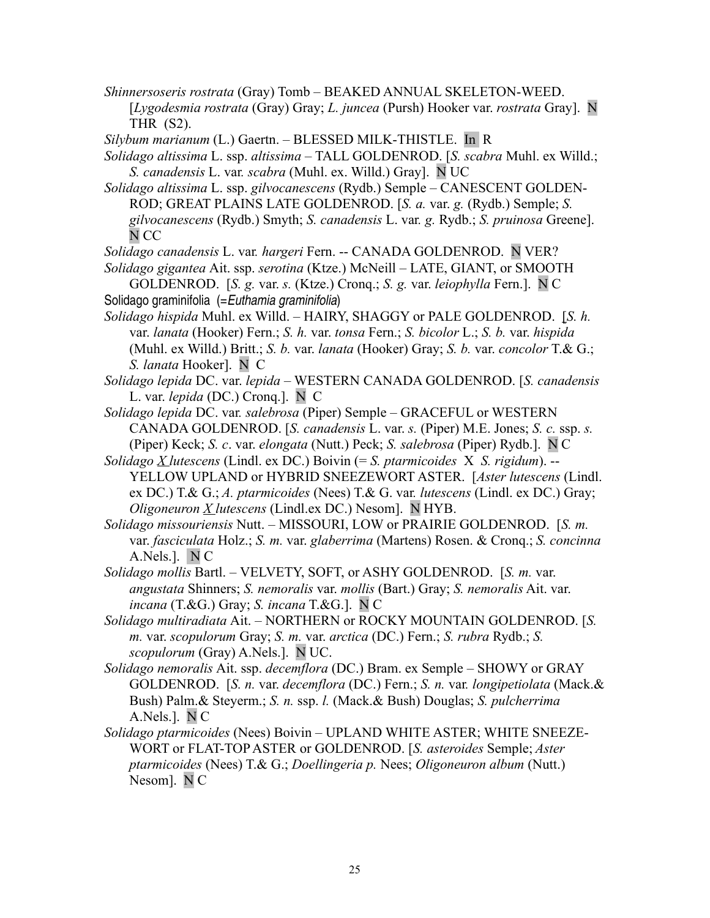*Shinnersoseris rostrata* (Gray) Tomb – BEAKED ANNUAL SKELETON-WEED. [*Lygodesmia rostrata* (Gray) Gray; *L. juncea* (Pursh) Hooker var. *rostrata* Gray]. N THR (S2).

*Silybum marianum* (L.) Gaertn. – BLESSED MILK-THISTLE. In R

*Solidago altissima* L. ssp. *altissima* – TALL GOLDENROD. [*S. scabra* Muhl. ex Willd.; *S. canadensis* L. var. *scabra* (Muhl. ex. Willd.) Gray]. N UC

*Solidago altissima* L. ssp. *gilvocanescens* (Rydb.) Semple – CANESCENT GOLDEN-ROD; GREAT PLAINS LATE GOLDENROD. [*S. a.* var. *g.* (Rydb.) Semple; *S. gilvocanescens* (Rydb.) Smyth; *S. canadensis* L. var. *g.* Rydb.; *S. pruinosa* Greene]. N CC

*Solidago canadensis* L. var. *hargeri* Fern. -- CANADA GOLDENROD. N VER?

*Solidago gigantea* Ait. ssp. *serotina* (Ktze.) McNeill – LATE, GIANT, or SMOOTH GOLDENROD. [*S. g.* var. *s.* (Ktze.) Cronq.; *S. g.* var. *leiophylla* Fern.]. N C

Solidago graminifolia (=*Euthamia graminifolia*)

*Solidago hispida* Muhl. ex Willd. – HAIRY, SHAGGY or PALE GOLDENROD. [*S. h.* var. *lanata* (Hooker) Fern.; *S. h.* var. *tonsa* Fern.; *S. bicolor* L.; *S. b.* var. *hispida* (Muhl. ex Willd.) Britt.; *S. b.* var. *lanata* (Hooker) Gray; *S. b.* var. *concolor* T.& G.; *S. lanata* Hooker]. N C

*Solidago lepida* DC. var. *lepida* – WESTERN CANADA GOLDENROD. [*S. canadensis* L. var. *lepida* (DC.) Cronq.]. N C

*Solidago lepida* DC. var. *salebrosa* (Piper) Semple – GRACEFUL or WESTERN CANADA GOLDENROD. [*S. canadensis* L. var. *s.* (Piper) M.E. Jones; *S. c.* ssp. *s.* (Piper) Keck; *S. c*. var. *elongata* (Nutt.) Peck; *S. salebrosa* (Piper) Rydb.]. N C

*Solidago X lutescens* (Lindl. ex DC.) Boivin (= *S. ptarmicoides* X *S. rigidum*). -- YELLOW UPLAND or HYBRID SNEEZEWORT ASTER. [*Aster lutescens* (Lindl. ex DC.) T.& G.; *A. ptarmicoides* (Nees) T.& G. var. *lutescens* (Lindl. ex DC.) Gray; *Oligoneuron X lutescens* (Lindl.ex DC.) Nesom]. N HYB.

*Solidago missouriensis* Nutt. – MISSOURI, LOW or PRAIRIE GOLDENROD. [*S. m.* var. *fasciculata* Holz.; *S. m.* var. *glaberrima* (Martens) Rosen. & Cronq.; *S. concinna* A.Nels.]. N C

*Solidago mollis* Bartl. – VELVETY, SOFT, or ASHY GOLDENROD. [*S. m.* var. *angustata* Shinners; *S. nemoralis* var. *mollis* (Bart.) Gray; *S. nemoralis* Ait. var. *incana* (T.&G.) Gray; *S. incana* T.&G.]. N C

*Solidago multiradiata* Ait. – NORTHERN or ROCKY MOUNTAIN GOLDENROD. [*S. m.* var. *scopulorum* Gray; *S. m.* var. *arctica* (DC.) Fern.; *S. rubra* Rydb.; *S. scopulorum* (Gray) A.Nels.]. N UC.

*Solidago nemoralis* Ait. ssp. *decemflora* (DC.) Bram. ex Semple – SHOWY or GRAY GOLDENROD. [*S. n.* var. *decemflora* (DC.) Fern.; *S. n.* var. *longipetiolata* (Mack.& Bush) Palm.& Steyerm.; *S. n.* ssp. *l.* (Mack.& Bush) Douglas; *S. pulcherrima* A.Nels.]. N C

*Solidago ptarmicoides* (Nees) Boivin – UPLAND WHITE ASTER; WHITE SNEEZE-WORT or FLAT-TOP ASTER or GOLDENROD. [*S. asteroides* Semple; *Aster ptarmicoides* (Nees) T.& G.; *Doellingeria p.* Nees; *Oligoneuron album* (Nutt.) Nesom]. N C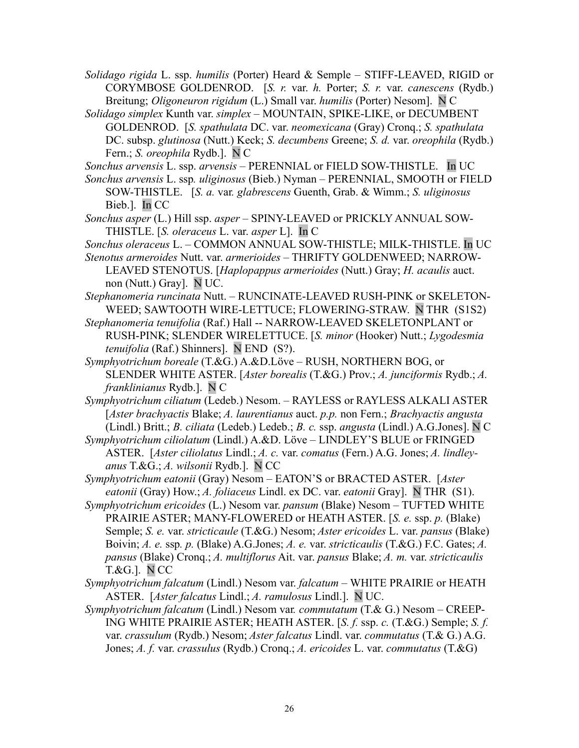*Solidago rigida* L. ssp. *humilis* (Porter) Heard & Semple – STIFF-LEAVED, RIGID or CORYMBOSE GOLDENROD. [*S. r.* var. *h.* Porter; *S. r.* var. *canescens* (Rydb.) Breitung; *Oligoneuron rigidum* (L.) Small var. *humilis* (Porter) Nesom]. N C

*Solidago simplex* Kunth var. *simplex* – MOUNTAIN, SPIKE-LIKE, or DECUMBENT GOLDENROD. [*S. spathulata* DC. var. *neomexicana* (Gray) Cronq.; *S. spathulata* DC. subsp. *glutinosa* (Nutt.) Keck; *S. decumbens* Greene; *S. d.* var. *oreophila* (Rydb.) Fern.; *S. oreophila* Rydb.]. N C

*Sonchus arvensis* L. ssp. *arvensis* – PERENNIAL or FIELD SOW-THISTLE. In UC

*Sonchus arvensis* L. ssp*. uliginosus* (Bieb.) Nyman – PERENNIAL, SMOOTH or FIELD SOW-THISTLE. [*S. a.* var. *glabrescens* Guenth, Grab. & Wimm.; *S. uliginosus* Bieb.]. In CC

*Sonchus asper* (L.) Hill ssp. *asper* – SPINY-LEAVED or PRICKLY ANNUAL SOW-THISTLE. [*S. oleraceus* L. var. *asper* L]. In C

*Sonchus oleraceus* L. – COMMON ANNUAL SOW-THISTLE; MILK-THISTLE. In UC

*Stenotus armeroides* Nutt. var. *armerioides* – THRIFTY GOLDENWEED; NARROW-LEAVED STENOTUS. [*Haplopappus armerioides* (Nutt.) Gray; *H. acaulis* auct. non (Nutt.) Gray]. N UC.

*Stephanomeria runcinata* Nutt. – RUNCINATE-LEAVED RUSH-PINK or SKELETON-WEED; SAWTOOTH WIRE-LETTUCE; FLOWERING-STRAW. N THR (S1S2)

*Stephanomeria tenuifolia* (Raf.) Hall -- NARROW-LEAVED SKELETONPLANT or RUSH-PINK; SLENDER WIRELETTUCE. [*S. minor* (Hooker) Nutt.; *Lygodesmia tenuifolia* (Raf.) Shinners]. N END (S?).

*Symphyotrichum boreale* (T.&G.) A.&D.Löve – RUSH, NORTHERN BOG, or SLENDER WHITE ASTER. [*Aster borealis* (T.&G.) Prov.; *A. junciformis* Rydb.; *A. franklinianus* Rydb.]. N C

*Symphyotrichum ciliatum* (Ledeb.) Nesom. – RAYLESS or RAYLESS ALKALI ASTER [*Aster brachyactis* Blake; *A. laurentianus* auct. *p.p.* non Fern.; *Brachyactis angusta* (Lindl.) Britt.; *B. ciliata* (Ledeb.) Ledeb.; *B. c.* ssp. *angusta* (Lindl.) A.G.Jones]. N C

*Symphyotrichum ciliolatum* (Lindl.) A.&D. Löve – LINDLEY'S BLUE or FRINGED ASTER. [*Aster ciliolatus* Lindl.; *A. c.* var. *comatus* (Fern.) A.G. Jones; *A. lindleyanus* T.&G.; *A. wilsonii* Rydb.]. N CC

*Symphyotrichum eatonii* (Gray) Nesom – EATON'S or BRACTED ASTER. [*Aster eatonii* (Gray) How.; *A. foliaceus* Lindl. ex DC. var. *eatonii* Gray]. N THR (S1).

*Symphyotrichum ericoides* (L.) Nesom var. *pansum* (Blake) Nesom – TUFTED WHITE PRAIRIE ASTER; MANY-FLOWERED or HEATH ASTER. [*S. e.* ssp. *p.* (Blake) Semple; *S. e.* var. *stricticaule* (T.&G.) Nesom; *Aster ericoides* L. var. *pansus* (Blake) Boivin; *A. e.* ssp. *p.* (Blake) A.G.Jones; *A. e.* var. *stricticaulis* (T.&G.) F.C. Gates; *A. pansus* (Blake) Cronq.; *A. multiflorus* Ait. var. *pansus* Blake; *A. m.* var. *stricticaulis* T.&G.]. N CC

*Symphyotrichum falcatum* (Lindl.) Nesom var. *falcatum* – WHITE PRAIRIE or HEATH ASTER. [*Aster falcatus* Lindl.; *A. ramulosus* Lindl.]. N UC.

*Symphyotrichum falcatum* (Lindl.) Nesom var. *commutatum* (T.& G.) Nesom – CREEPING WHITE PRAIRIE ASTER; HEATH ASTER. [*S. f.* ssp. *c.* (T.&G.) Semple; *S. f.* var. *crassulum* (Rydb.) Nesom; *Aster falcatus* Lindl. var. *commutatus* (T.& G.) A.G. Jones; *A. f.* var. *crassulus* (Rydb.) Cronq.; *A. ericoides* L. var. *commutatus* (T.&G)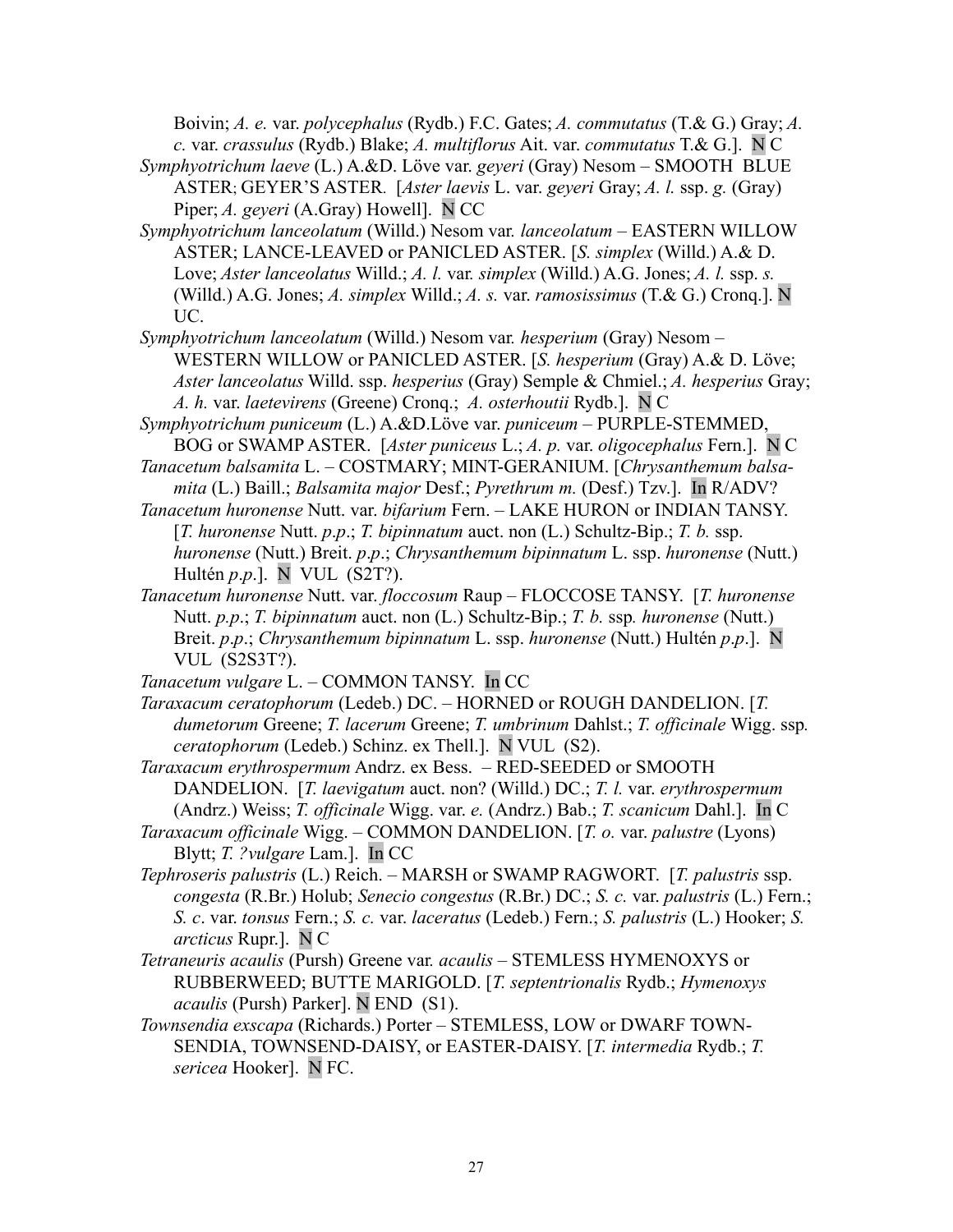Boivin; *A. e.* var. *polycephalus* (Rydb.) F.C. Gates; *A. commutatus* (T.& G.) Gray; *A. c.* var. *crassulus* (Rydb.) Blake; *A. multiflorus* Ait. var. *commutatus* T.& G.]. N C

*Symphyotrichum laeve* (L.) A.&D. Löve var. *geyeri* (Gray) Nesom – SMOOTH BLUE ASTER; GEYER'S ASTER. [*Aster laevis* L. var. *geyeri* Gray; *A. l.* ssp. *g.* (Gray) Piper; *A. geyeri* (A.Gray) Howell]. N CC

*Symphyotrichum lanceolatum* (Willd.) Nesom var. *lanceolatum* – EASTERN WILLOW ASTER; LANCE-LEAVED or PANICLED ASTER. [*S. simplex* (Willd.) A.& D. Love; *Aster lanceolatus* Willd.; *A. l.* var. *simplex* (Willd.) A.G. Jones; *A. l.* ssp. *s.* (Willd.) A.G. Jones; *A. simplex* Willd.; *A. s.* var. *ramosissimus* (T.& G.) Cronq.]. N UC.

*Symphyotrichum lanceolatum* (Willd.) Nesom var. *hesperium* (Gray) Nesom – WESTERN WILLOW or PANICLED ASTER. [*S. hesperium* (Gray) A.& D. Löve; *Aster lanceolatus* Willd. ssp. *hesperius* (Gray) Semple & Chmiel.; *A. hesperius* Gray; *A. h.* var. *laetevirens* (Greene) Cronq.; *A. osterhoutii* Rydb.]. N C

*Symphyotrichum puniceum* (L.) A.&D.Löve var. *puniceum* – PURPLE-STEMMED, BOG or SWAMP ASTER. [*Aster puniceus* L.; *A. p.* var. *oligocephalus* Fern.]. N C

*Tanacetum balsamita* L. – COSTMARY; MINT-GERANIUM. [*Chrysanthemum balsamita* (L.) Baill.; *Balsamita major* Desf.; *Pyrethrum m.* (Desf.) Tzv.]. In R/ADV?

*Tanacetum huronense* Nutt. var. *bifarium* Fern. – LAKE HURON or INDIAN TANSY. [*T. huronense* Nutt. *p.p.*; *T. bipinnatum* auct. non (L.) Schultz-Bip.; *T. b.* ssp. *huronense* (Nutt.) Breit. *p.p.*; *Chrysanthemum bipinnatum* L. ssp. *huronense* (Nutt.) Hultén *p.p.*]. N VUL (S2T?).

*Tanacetum huronense* Nutt. var. *floccosum* Raup – FLOCCOSE TANSY. [*T. huronense* Nutt. *p.p.*; *T. bipinnatum* auct. non (L.) Schultz-Bip.; *T. b.* ssp. *huronense* (Nutt.) Breit. *p.p.*; *Chrysanthemum bipinnatum* L. ssp. *huronense* (Nutt.) Hultén *p.p.*]. N VUL (S2S3T?).

*Tanacetum vulgare* L. – COMMON TANSY. In CC

*Taraxacum ceratophorum* (Ledeb.) DC. – HORNED or ROUGH DANDELION. [*T. dumetorum* Greene; *T. lacerum* Greene; *T. umbrinum* Dahlst.; *T. officinale* Wigg. ssp. *ceratophorum* (Ledeb.) Schinz. ex Thell.]. N VUL (S2).

*Taraxacum erythrospermum* Andrz. ex Bess. – RED-SEEDED or SMOOTH DANDELION. [*T. laevigatum* auct. non? (Willd.) DC.; *T. l.* var. *erythrospermum* (Andrz.) Weiss; *T. officinale* Wigg. var. *e.* (Andrz.) Bab.; *T. scanicum* Dahl.]. In C

*Taraxacum officinale* Wigg. – COMMON DANDELION. [*T. o.* var. *palustre* (Lyons) Blytt; *T. ?vulgare* Lam.]. In CC

*Tephroseris palustris* (L.) Reich. – MARSH or SWAMP RAGWORT. [*T. palustris* ssp. *congesta* (R.Br.) Holub; *Senecio congestus* (R.Br.) DC.; *S. c.* var. *palustris* (L.) Fern.; *S. c*. var. *tonsus* Fern.; *S. c.* var. *laceratus* (Ledeb.) Fern.; *S. palustris* (L.) Hooker; *S. arcticus* Rupr.]. N C

*Tetraneuris acaulis* (Pursh) Greene var. *acaulis* – STEMLESS HYMENOXYS or RUBBERWEED; BUTTE MARIGOLD. [*T. septentrionalis* Rydb.; *Hymenoxys acaulis* (Pursh) Parker]. N END (S1).

*Townsendia exscapa* (Richards.) Porter – STEMLESS, LOW or DWARF TOWNSENDIA, TOWNSEND-DAISY, or EASTER-DAISY. [*T. intermedia* Rydb.; *T. sericea* Hooker]. N FC.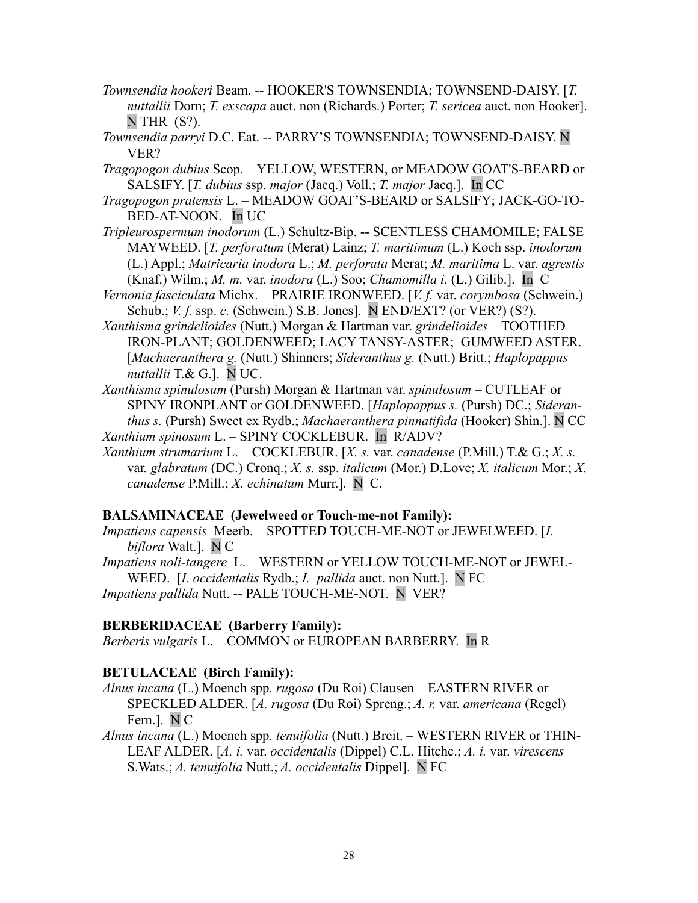*Townsendia hookeri* Beam. -- HOOKER'S TOWNSENDIA; TOWNSEND-DAISY. [*T. nuttallii* Dorn; *T. exscapa* auct. non (Richards.) Porter; *T. sericea* auct. non Hooker]. N THR (S?).

*Townsendia parryi* D.C. Eat. -- PARRY'S TOWNSENDIA; TOWNSEND-DAISY. N VER?

*Tragopogon dubius* Scop. – YELLOW, WESTERN, or MEADOW GOAT'S-BEARD or SALSIFY. [*T. dubius* ssp. *major* (Jacq.) Voll.; *T. major* Jacq.]. In CC

*Tragopogon pratensis* L. – MEADOW GOAT'S-BEARD or SALSIFY; JACK-GO-TO-BED-AT-NOON. In UC

*Tripleurospermum inodorum* (L.) Schultz-Bip. -- SCENTLESS CHAMOMILE; FALSE MAYWEED. [*T. perforatum* (Merat) Lainz; *T. maritimum* (L.) Koch ssp. *inodorum* (L.) Appl.; *Matricaria inodora* L.; *M. perforata* Merat; *M. maritima* L. var. *agrestis* (Knaf.) Wilm.; *M. m.* var. *inodora* (L.) Soo; *Chamomilla i.* (L.) Gilib.]. In C

*Vernonia fasciculata* Michx. – PRAIRIE IRONWEED. [*V. f.* var. *corymbosa* (Schwein.) Schub.; *V. f.* ssp. *c.* (Schwein.) S.B. Jones]. N END/EXT? (or VER?) (S?).

*Xanthisma grindelioides* (Nutt.) Morgan & Hartman var. *grindelioides* – TOOTHED IRON-PLANT; GOLDENWEED; LACY TANSY-ASTER; GUMWEED ASTER. [*Machaeranthera g.* (Nutt.) Shinners; *Sideranthus g.* (Nutt.) Britt.; *Haplopappus nuttallii* T.& G.]. N UC.

*Xanthisma spinulosum* (Pursh) Morgan & Hartman var. *spinulosum* – CUTLEAF or SPINY IRONPLANT or GOLDENWEED. [*Haplopappus s.* (Pursh) DC.; *Sideranthus s.* (Pursh) Sweet ex Rydb.; *Machaeranthera pinnatifida* (Hooker) Shin.]. N CC

*Xanthium spinosum* L. – SPINY COCKLEBUR. In R/ADV?

*Xanthium strumarium* L. – COCKLEBUR. [*X. s.* var. *canadense* (P.Mill.) T.& G.; *X. s.* var. *glabratum* (DC.) Cronq.; *X. s.* ssp. *italicum* (Mor.) D.Love; *X. italicum* Mor.; *X. canadense* P.Mill.; *X. echinatum* Murr.]. N C.

**BALSAMINACEAE (Jewelweed or Touch-me-not Family):**

*Impatiens capensis* Meerb. – SPOTTED TOUCH-ME-NOT or JEWELWEED. [*I. biflora* Walt.]. N C

*Impatiens noli-tangere* L. – WESTERN or YELLOW TOUCH-ME-NOT or JEWEL-WEED. [*I. occidentalis* Rydb.; *I. pallida* auct. non Nutt.]. N FC

*Impatiens pallida* Nutt. -- PALE TOUCH-ME-NOT. N VER?

**BERBERIDACEAE (Barberry Family):**

*Berberis vulgaris* L. – COMMON or EUROPEAN BARBERRY. In R

**BETULACEAE (Birch Family):**

*Alnus incana* (L.) Moench spp*. rugosa* (Du Roi) Clausen – EASTERN RIVER or SPECKLED ALDER. [*A. rugosa* (Du Roi) Spreng.; *A. r.* var. *americana* (Regel) Fern.]. N C

*Alnus incana* (L.) Moench spp*. tenuifolia* (Nutt.) Breit. – WESTERN RIVER or THIN-LEAF ALDER. [*A. i.* var. *occidentalis* (Dippel) C.L. Hitchc.; *A. i.* var. *virescens* S.Wats.; *A. tenuifolia* Nutt.; *A. occidentalis* Dippel]. N FC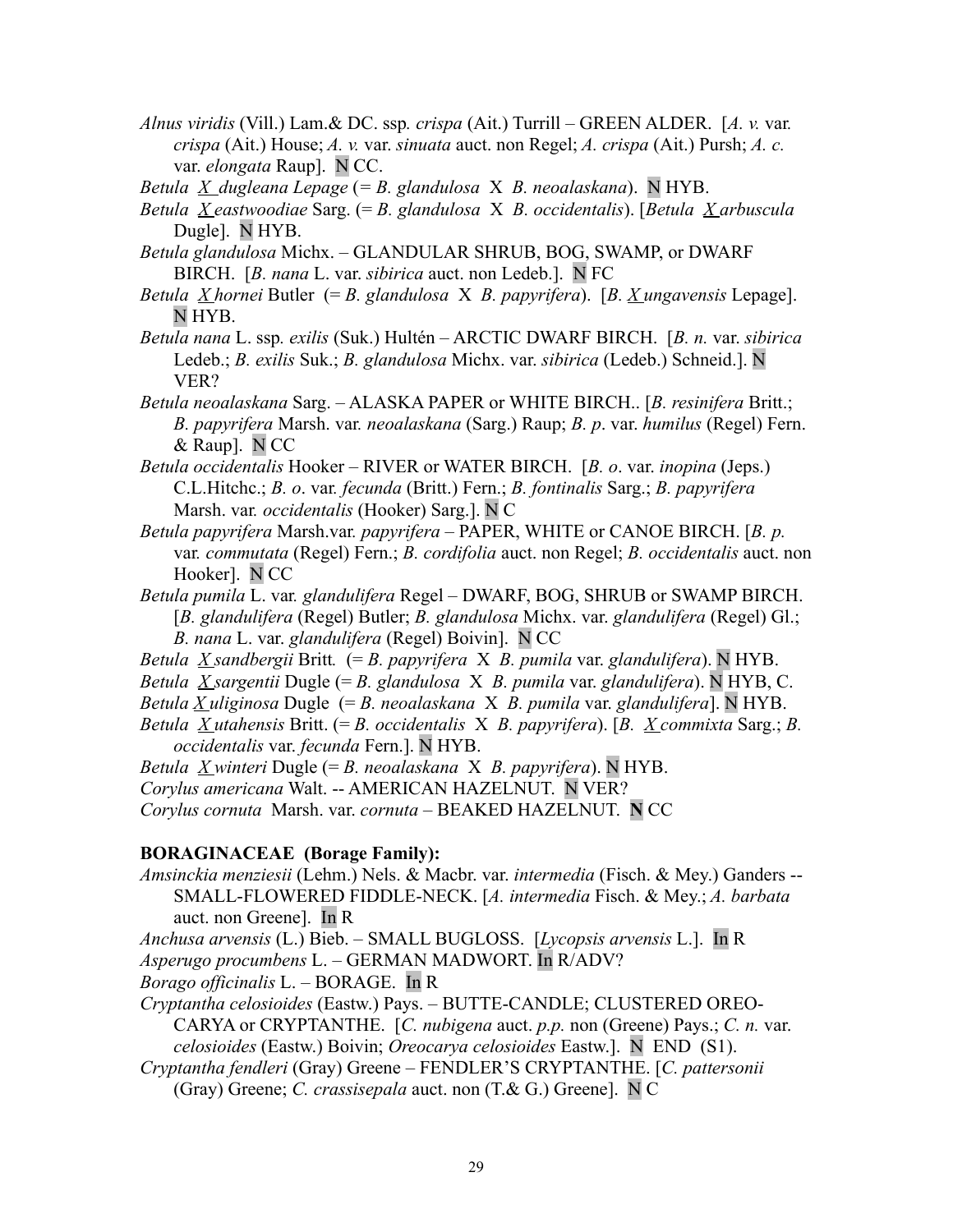*Alnus viridis* (Vill.) Lam.& DC. ssp*. crispa* (Ait.) Turrill – GREEN ALDER. [*A. v.* var. *crispa* (Ait.) House; *A. v.* var. *sinuata* auct. non Regel; *A. crispa* (Ait.) Pursh; *A. c.* var. *elongata* Raup]. N CC.

*Betula X dugleana Lepage* (= *B. glandulosa* X *B. neoalaskana*). N HYB.

*Betula X eastwoodiae* Sarg. (= *B. glandulosa* X *B. occidentalis*). [*Betula X arbuscula* Dugle]. N HYB.

*Betula glandulosa* Michx. – GLANDULAR SHRUB, BOG, SWAMP, or DWARF BIRCH. [*B. nana* L. var. *sibirica* auct. non Ledeb.]. N FC

*Betula X hornei* Butler (= *B. glandulosa* X *B. papyrifera*). [*B. X ungavensis* Lepage]. N HYB.

*Betula nana* L. ssp*. exilis* (Suk.) Hultén – ARCTIC DWARF BIRCH. [*B. n.* var. *sibirica* Ledeb.; *B. exilis* Suk.; *B. glandulosa* Michx. var. *sibirica* (Ledeb.) Schneid.]. N VER?

*Betula neoalaskana* Sarg. – ALASKA PAPER or WHITE BIRCH.. [*B. resinifera* Britt.; *B. papyrifera* Marsh. var. *neoalaskana* (Sarg.) Raup; *B. p*. var. *humilus* (Regel) Fern. & Raup]. N CC

*Betula occidentalis* Hooker – RIVER or WATER BIRCH. [*B. o*. var. *inopina* (Jeps.) C.L.Hitchc.; *B. o*. var. *fecunda* (Britt.) Fern.; *B. fontinalis* Sarg.; *B. papyrifera* Marsh. var. *occidentalis* (Hooker) Sarg.]. N C

*Betula papyrifera* Marsh.var. *papyrifera* – PAPER, WHITE or CANOE BIRCH. [*B. p.* var. *commutata* (Regel) Fern.; *B. cordifolia* auct. non Regel; *B. occidentalis* auct. non Hooker]. N CC

*Betula pumila* L. var. *glandulifera* Regel – DWARF, BOG, SHRUB or SWAMP BIRCH. [*B. glandulifera* (Regel) Butler; *B. glandulosa* Michx. var. *glandulifera* (Regel) Gl.; *B. nana* L. var. *glandulifera* (Regel) Boivin]. N CC

*Betula X sandbergii* Britt*.* (= *B. papyrifera* X *B. pumila* var. *glandulifera*). N HYB.

*Betula X sargentii* Dugle (= *B. glandulosa* X *B. pumila* var. *glandulifera*). N HYB, C.

*Betula X uliginosa* Dugle (= *B. neoalaskana* X *B. pumila* var. *glandulifera*]. N HYB.

*Betula X utahensis* Britt. (= *B. occidentalis* X *B. papyrifera*). [*B. X commixta* Sarg.; *B. occidentalis* var. *fecunda* Fern.]. N HYB.

*Betula X winteri* Dugle (= *B. neoalaskana* X *B. papyrifera*). N HYB.

*Corylus americana* Walt. -- AMERICAN HAZELNUT. N VER?

*Corylus cornuta* Marsh. var. *cornuta* – BEAKED HAZELNUT. **N** CC

**BORAGINACEAE (Borage Family):**

*Amsinckia menziesii* (Lehm.) Nels. & Macbr. var. *intermedia* (Fisch. & Mey.) Ganders -- SMALL-FLOWERED FIDDLE-NECK. [*A. intermedia* Fisch. & Mey.; *A. barbata* auct. non Greene]. In R

*Anchusa arvensis* (L.) Bieb. – SMALL BUGLOSS. [*Lycopsis arvensis* L.]. In R

*Asperugo procumbens* L. – GERMAN MADWORT. In R/ADV?

*Borago officinalis* L. – BORAGE. In R

*Cryptantha celosioides* (Eastw.) Pays. – BUTTE-CANDLE; CLUSTERED OREO-CARYA or CRYPTANTHE. [*C. nubigena* auct. *p.p.* non (Greene) Pays.; *C. n.* var. *celosioides* (Eastw.) Boivin; *Oreocarya celosioides* Eastw.]. N END (S1).

*Cryptantha fendleri* (Gray) Greene – FENDLER'S CRYPTANTHE. [*C. pattersonii* (Gray) Greene; *C. crassisepala* auct. non (T.& G.) Greene]. N C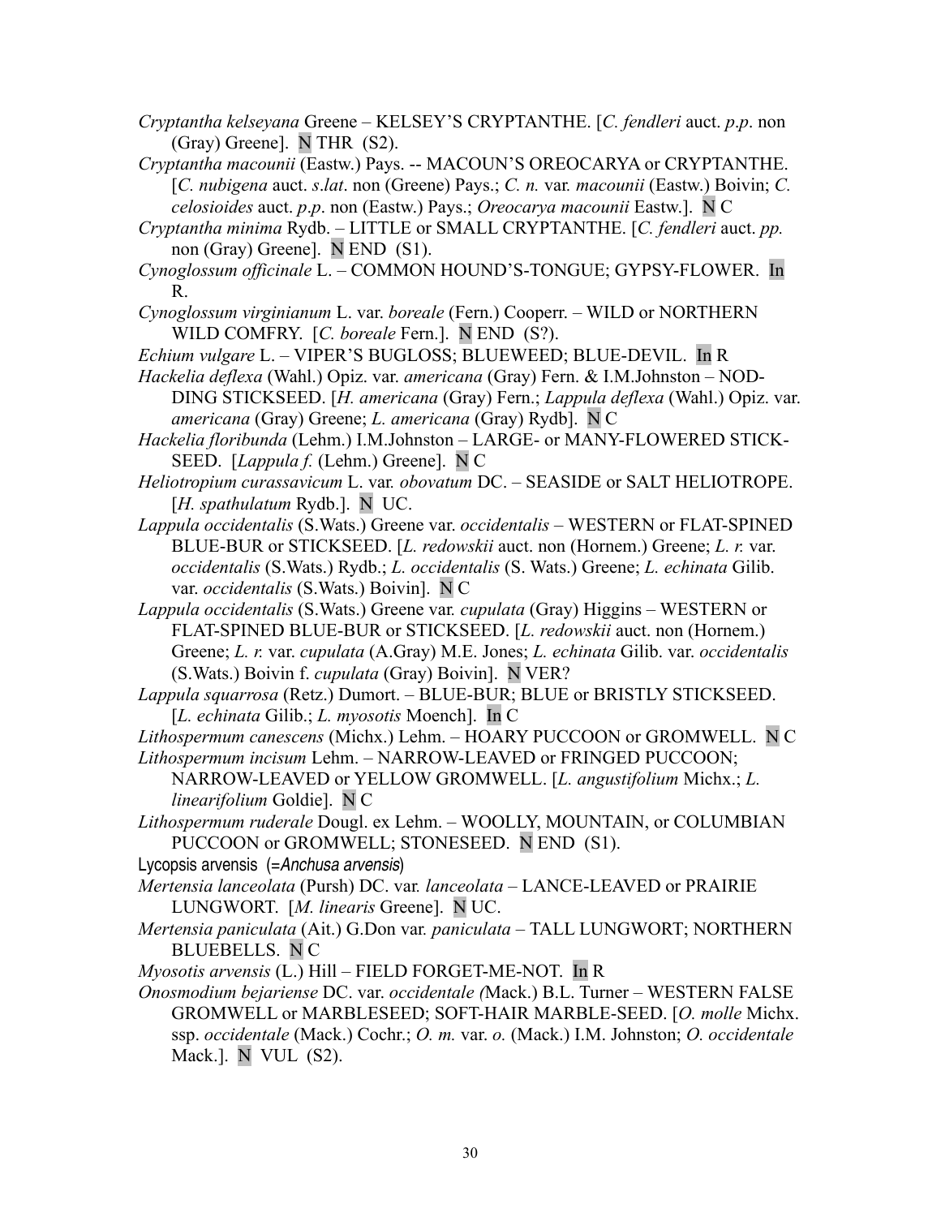*Cryptantha kelseyana* Greene – KELSEY'S CRYPTANTHE. [*C. fendleri* auct. *p.p*. non (Gray) Greene]. N THR (S2).

*Cryptantha macounii* (Eastw.) Pays. -- MACOUN'S OREOCARYA or CRYPTANTHE. [*C. nubigena* auct. *s.lat*. non (Greene) Pays.; *C. n.* var. *macounii* (Eastw.) Boivin; *C. celosioides* auct. *p.p*. non (Eastw.) Pays.; *Oreocarya macounii* Eastw.]. N C

*Cryptantha minima* Rydb. – LITTLE or SMALL CRYPTANTHE. [*C. fendleri* auct. *pp.* non (Gray) Greene]. N END (S1).

*Cynoglossum officinale* L. – COMMON HOUND'S-TONGUE; GYPSY-FLOWER. In R.

*Cynoglossum virginianum* L. var. *boreale* (Fern.) Cooperr. – WILD or NORTHERN WILD COMFRY. [*C. boreale* Fern.]. N END (S?).

*Echium vulgare* L. – VIPER'S BUGLOSS; BLUEWEED; BLUE-DEVIL. In R

*Hackelia deflexa* (Wahl.) Opiz. var. *americana* (Gray) Fern. & I.M.Johnston – NODDING STICKSEED. [*H. americana* (Gray) Fern.; *Lappula deflexa* (Wahl.) Opiz. var. *americana* (Gray) Greene; *L. americana* (Gray) Rydb]. N C

*Hackelia floribunda* (Lehm.) I.M.Johnston – LARGE- or MANY-FLOWERED STICKSEED. [*Lappula f.* (Lehm.) Greene]. N C

*Heliotropium curassavicum* L. var. *obovatum* DC. – SEASIDE or SALT HELIOTROPE. [*H. spathulatum* Rydb.]. N UC.

*Lappula occidentalis* (S.Wats.) Greene var. *occidentalis* – WESTERN or FLAT-SPINED BLUE-BUR or STICKSEED. [*L. redowskii* auct. non (Hornem.) Greene; *L. r.* var. *occidentalis* (S.Wats.) Rydb.; *L. occidentalis* (S. Wats.) Greene; *L. echinata* Gilib. var. *occidentalis* (S.Wats.) Boivin] N C

*Lappula occidentalis* (S.Wats.) Greene var. *cupulata* (Gray) Higgins – WESTERN or FLAT-SPINED BLUE-BUR or STICKSEED. [*L. redowskii* auct. non (Hornem.) Greene; *L. r.* var. *cupulata* (A.Gray) M.E. Jones; *L. echinata* Gilib. var. *occidentalis* (S.Wats.) Boivin f. *cupulata* (Gray) Boivin]. N VER?

*Lappula squarrosa* (Retz.) Dumort. – BLUE-BUR; BLUE or BRISTLY STICKSEED. [*L. echinata* Gilib.; *L. myosotis* Moench]. In C

*Lithospermum canescens* (Michx.) Lehm. – HOARY PUCCOON or GROMWELL. N C

*Lithospermum incisum* Lehm. – NARROW-LEAVED or FRINGED PUCCOON; NARROW-LEAVED or YELLOW GROMWELL. [*L. angustifolium* Michx.; *L. linearifolium* Goldie]. N C

*Lithospermum ruderale* Dougl. ex Lehm. – WOOLLY, MOUNTAIN, or COLUMBIAN PUCCOON or GROMWELL; STONESEED. N END (S1).

Lycopsis arvensis (=*Anchusa arvensis*)

*Mertensia lanceolata* (Pursh) DC. var. *lanceolata* – LANCE-LEAVED or PRAIRIE LUNGWORT. [*M. linearis* Greene]. N UC.

*Mertensia paniculata* (Ait.) G.Don var. *paniculata* – TALL LUNGWORT; NORTHERN BLUEBELLS. N C

*Myosotis arvensis* (L.) Hill – FIELD FORGET-ME-NOT. In R

*Onosmodium bejariense* DC. var. *occidentale (*Mack.) B.L. Turner – WESTERN FALSE GROMWELL or MARBLESEED; SOFT-HAIR MARBLE-SEED. [*O. molle* Michx. ssp. *occidentale* (Mack.) Cochr.; *O. m.* var. *o.* (Mack.) I.M. Johnston; *O. occidentale* Mack.]. N VUL (S2).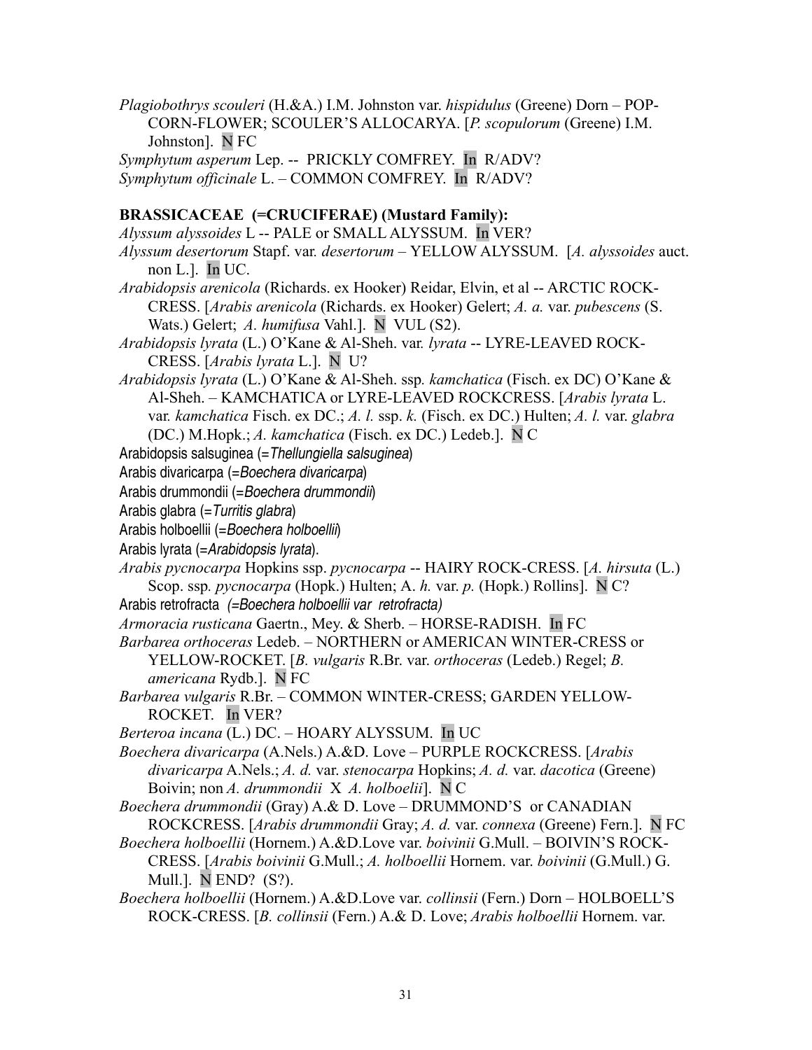*Plagiobothrys scouleri* (H.&A.) I.M. Johnston var. *hispidulus* (Greene) Dorn – POP-CORN-FLOWER; SCOULER'S ALLOCARYA. [*P. scopulorum* (Greene) I.M. Johnston]. N FC

*Symphytum asperum* Lep. -- PRICKLY COMFREY. In R/ADV?

*Symphytum officinale* L. – COMMON COMFREY. In R/ADV?

**BRASSICACEAE (=CRUCIFERAE) (Mustard Family):**

*Alyssum alyssoides* L -- PALE or SMALL ALYSSUM. In VER?

*Alyssum desertorum* Stapf. var. *desertorum* – YELLOW ALYSSUM. [*A. alyssoides* auct. non L.]. In UC.

*Arabidopsis arenicola* (Richards. ex Hooker) Reidar, Elvin, et al -- ARCTIC ROCK-CRESS. [*Arabis arenicola* (Richards. ex Hooker) Gelert; *A. a.* var. *pubescens* (S. Wats.) Gelert; *A. humifusa* Vahl.]. N VUL (S2).

*Arabidopsis lyrata* (L.) O'Kane & Al-Sheh. var. *lyrata* -- LYRE-LEAVED ROCK-CRESS. [*Arabis lyrata* L.]. N U?

*Arabidopsis lyrata* (L.) O'Kane & Al-Sheh. ssp. *kamchatica* (Fisch. ex DC) O'Kane & Al-Sheh. – KAMCHATICA or LYRE-LEAVED ROCKCRESS. [*Arabis lyrata* L. var. *kamchatica* Fisch. ex DC.; *A. l.* ssp. *k.* (Fisch. ex DC.) Hulten; *A. l.* var. *glabra* (DC.) M.Hopk.; *A. kamchatica* (Fisch. ex DC.) Ledeb.]. N C

Arabidopsis salsuginea (=*Thellungiella salsuginea*)

Arabis divaricarpa (=*Boechera divaricarpa*)

Arabis drummondii (=*Boechera drummondii*)

Arabis glabra (=*Turritis glabra*)

Arabis holboellii (=*Boechera holboellii*)

Arabis lyrata (=*Arabidopsis lyrata*).

*Arabis pycnocarpa* Hopkins ssp. *pycnocarpa* -- HAIRY ROCK-CRESS. [*A. hirsuta* (L.) Scop. ssp. *pycnocarpa* (Hopk.) Hulten; A. *h.* var. *p.* (Hopk.) Rollins]. N C?

Arabis retrofracta *(=Boechera holboellii var retrofracta)*

*Armoracia rusticana* Gaertn., Mey. & Sherb. – HORSE-RADISH. In FC

*Barbarea orthoceras* Ledeb. – NORTHERN or AMERICAN WINTER-CRESS or YELLOW-ROCKET. [*B. vulgaris* R.Br. var. *orthoceras* (Ledeb.) Regel; *B. americana* Rydb.]. N FC

*Barbarea vulgaris* R.Br. – COMMON WINTER-CRESS; GARDEN YELLOW-ROCKET. In VER?

*Berteroa incana* (L.) DC. – HOARY ALYSSUM. In UC

*Boechera divaricarpa* (A.Nels.) A.&D. Love – PURPLE ROCKCRESS. [*Arabis divaricarpa* A.Nels.; *A. d.* var. *stenocarpa* Hopkins; *A. d.* var. *dacotica* (Greene) Boivin; non *A. drummondii* X *A. holboelii*]. N C

*Boechera drummondii* (Gray) A.& D. Love – DRUMMOND'S or CANADIAN ROCKCRESS. [*Arabis drummondii* Gray; *A. d.* var. *connexa* (Greene) Fern.]. N FC

*Boechera holboellii* (Hornem.) A.&D.Love var. *boivinii* G.Mull. – BOIVIN'S ROCK-CRESS. [*Arabis boivinii* G.Mull.; *A. holboellii* Hornem. var. *boivinii* (G.Mull.) G. Mull.]. N END? (S?).

*Boechera holboellii* (Hornem.) A.&D.Love var. *collinsii* (Fern.) Dorn – HOLBOELL'S ROCK-CRESS. [*B. collinsii* (Fern.) A.& D. Love; *Arabis holboellii* Hornem. var.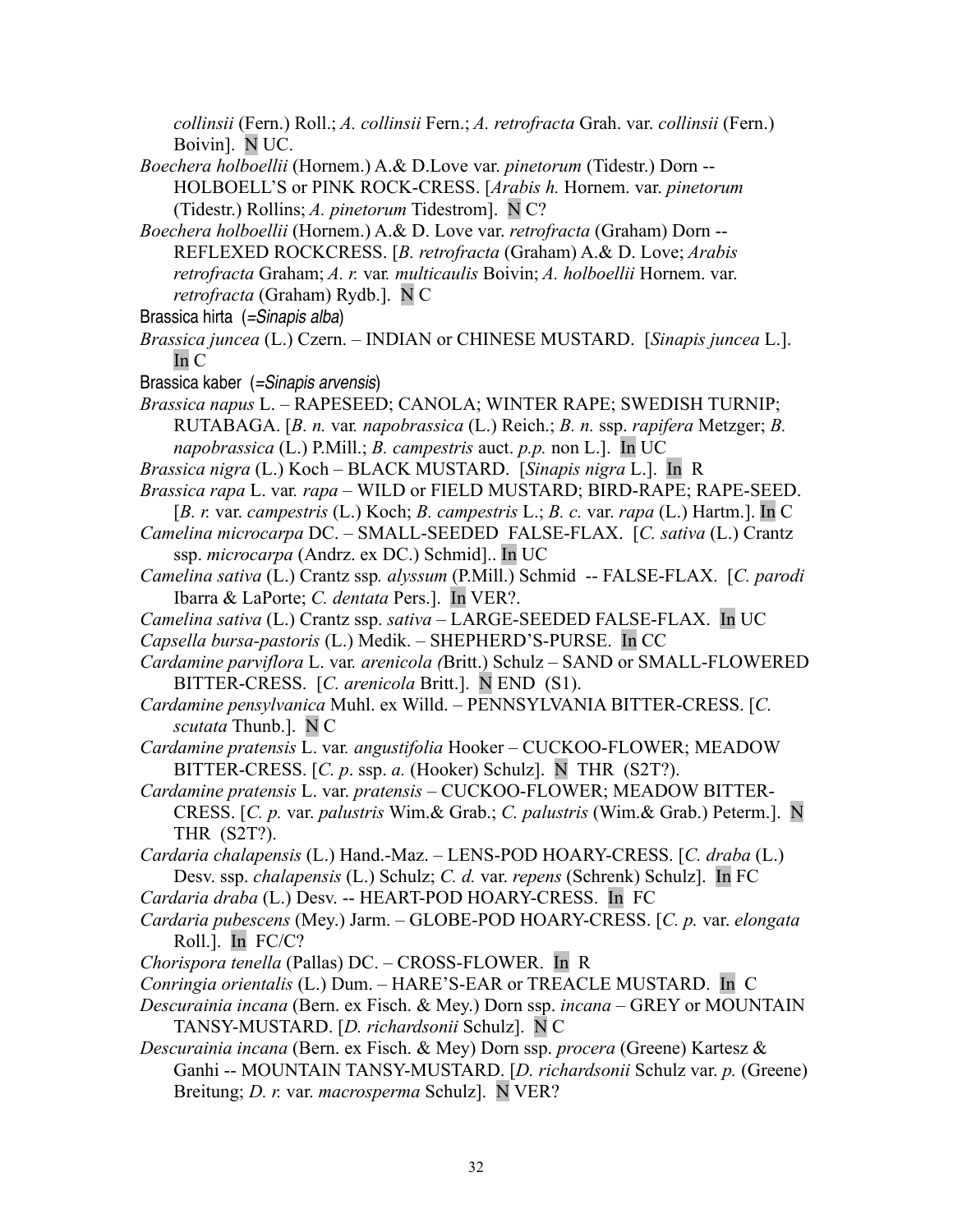*collinsii* (Fern.) Roll.; *A. collinsii* Fern.; *A. retrofracta* Grah. var. *collinsii* (Fern.) Boivin]. N UC.

*Boechera holboellii* (Hornem.) A.& D.Love var. *pinetorum* (Tidestr.) Dorn -- HOLBOELL'S or PINK ROCK-CRESS. [*Arabis h.* Hornem. var. *pinetorum* (Tidestr.) Rollins; *A. pinetorum* Tidestrom]. N C?

*Boechera holboellii* (Hornem.) A.& D. Love var. *retrofracta* (Graham) Dorn -- REFLEXED ROCKCRESS. [*B. retrofracta* (Graham) A.& D. Love; *Arabis retrofracta* Graham; *A. r.* var. *multicaulis* Boivin; *A. holboellii* Hornem. var. *retrofracta* (Graham) Rydb.]. N C

Brassica hirta (=*Sinapis alba*)

*Brassica juncea* (L.) Czern. – INDIAN or CHINESE MUSTARD. [*Sinapis juncea* L.]. In C

Brassica kaber (=*Sinapis arvensis*)

*Brassica napus* L. – RAPESEED; CANOLA; WINTER RAPE; SWEDISH TURNIP; RUTABAGA. [*B. n.* var. *napobrassica* (L.) Reich.; *B. n.* ssp. *rapifera* Metzger; *B. napobrassica* (L.) P.Mill.; *B. campestris* auct. *p.p.* non L.]. In UC

*Brassica nigra* (L.) Koch – BLACK MUSTARD. [*Sinapis nigra* L.]. In R

*Brassica rapa* L. var. *rapa* – WILD or FIELD MUSTARD; BIRD-RAPE; RAPE-SEED. [*B. r.* var. *campestris* (L.) Koch; *B. campestris* L.; *B. c.* var. *rapa* (L.) Hartm.]. In C

*Camelina microcarpa* DC. – SMALL-SEEDED FALSE-FLAX. [*C. sativa* (L.) Crantz ssp. *microcarpa* (Andrz. ex DC.) Schmid].. In UC

*Camelina sativa* (L.) Crantz ssp*. alyssum* (P.Mill.) Schmid -- FALSE-FLAX. [*C. parodi* Ibarra & LaPorte; *C. dentata* Pers.]. In VER?.

*Camelina sativa* (L.) Crantz ssp. *sativa* – LARGE-SEEDED FALSE-FLAX. In UC

*Capsella bursa-pastoris* (L.) Medik. – SHEPHERD'S-PURSE. In CC

*Cardamine parviflora* L. var. *arenicola (*Britt.) Schulz – SAND or SMALL-FLOWERED BITTER-CRESS. [*C. arenicola* Britt.]. N END (S1).

*Cardamine pensylvanica* Muhl. ex Willd. – PENNSYLVANIA BITTER-CRESS. [*C. scutata* Thunb.]. N C

*Cardamine pratensis* L. var*. angustifolia* Hooker – CUCKOO-FLOWER; MEADOW BITTER-CRESS. [*C. p*. ssp. *a.* (Hooker) Schulz]. N THR (S2T?).

*Cardamine pratensis* L. var. *pratensis* – CUCKOO-FLOWER; MEADOW BITTER-CRESS. [*C. p.* var. *palustris* Wim.& Grab.; *C. palustris* (Wim.& Grab.) Peterm.]. N THR (S2T?).

*Cardaria chalapensis* (L.) Hand.-Maz. – LENS-POD HOARY-CRESS. [*C. draba* (L.) Desv. ssp. *chalapensis* (L.) Schulz; *C. d.* var. *repens* (Schrenk) Schulz]. In FC

*Cardaria draba* (L.) Desv. -- HEART-POD HOARY-CRESS. In FC

*Cardaria pubescens* (Mey.) Jarm. – GLOBE-POD HOARY-CRESS. [*C. p.* var. *elongata* Roll.]. In FC/C?

*Chorispora tenella* (Pallas) DC. – CROSS-FLOWER. In R

*Conringia orientalis* (L.) Dum. – HARE'S-EAR or TREACLE MUSTARD. In C

*Descurainia incana* (Bern. ex Fisch. & Mey.) Dorn ssp. *incana* – GREY or MOUNTAIN TANSY-MUSTARD. [*D. richardsonii* Schulz]. N C

*Descurainia incana* (Bern. ex Fisch. & Mey) Dorn ssp. *procera* (Greene) Kartesz & Ganhi -- MOUNTAIN TANSY-MUSTARD. [*D. richardsonii* Schulz var. *p.* (Greene) Breitung; *D. r.* var. *macrosperma* Schulz]. N VER?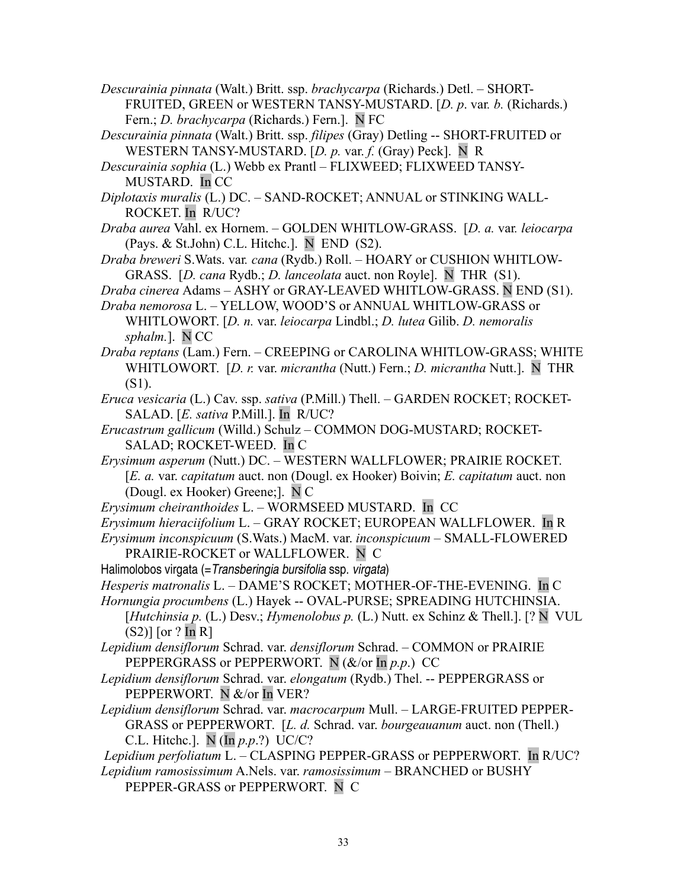*Descurainia pinnata* (Walt.) Britt. ssp. *brachycarpa* (Richards.) Detl. – SHORT-FRUITED, GREEN or WESTERN TANSY-MUSTARD. [*D. p*. var. *b.* (Richards.) Fern.; *D. brachycarpa* (Richards.) Fern.]. N FC

*Descurainia pinnata* (Walt.) Britt. ssp. *filipes* (Gray) Detling -- SHORT-FRUITED or WESTERN TANSY-MUSTARD. [*D. p.* var. *f.* (Gray) Peck]. N R

*Descurainia sophia* (L.) Webb ex Prantl – FLIXWEED; FLIXWEED TANSY-MUSTARD. In CC

*Diplotaxis muralis* (L.) DC. – SAND-ROCKET; ANNUAL or STINKING WALL-ROCKET. In R/UC?

*Draba aurea* Vahl. ex Hornem. – GOLDEN WHITLOW-GRASS. [*D. a.* var. *leiocarpa* (Pays. & St.John) C.L. Hitchc.]. N END (S2).

*Draba breweri* S.Wats. var. *cana* (Rydb.) Roll. – HOARY or CUSHION WHITLOW-GRASS. [*D. cana* Rydb.; *D. lanceolata* auct. non Royle]. N THR (S1).

*Draba cinerea* Adams – ASHY or GRAY-LEAVED WHITLOW-GRASS. N END (S1).

*Draba nemorosa* L. – YELLOW, WOOD'S or ANNUAL WHITLOW-GRASS or WHITLOWORT. [*D. n.* var. *leiocarpa* Lindbl.; *D. lutea* Gilib. *D. nemoralis sphalm.*]. N CC

*Draba reptans* (Lam.) Fern. – CREEPING or CAROLINA WHITLOW-GRASS; WHITE WHITLOWORT. [*D. r.* var. *micrantha* (Nutt.) Fern.; *D. micrantha* Nutt.]. N THR (S1).

*Eruca vesicaria* (L.) Cav. ssp. *sativa* (P.Mill.) Thell. – GARDEN ROCKET; ROCKET-SALAD. [*E. sativa* P.Mill.]. In R/UC?

*Erucastrum gallicum* (Willd.) Schulz – COMMON DOG-MUSTARD; ROCKET-SALAD; ROCKET-WEED. In C

*Erysimum asperum* (Nutt.) DC. – WESTERN WALLFLOWER; PRAIRIE ROCKET. [*E. a.* var. *capitatum* auct. non (Dougl. ex Hooker) Boivin; *E. capitatum* auct. non (Dougl. ex Hooker) Greene;]. N C

*Erysimum cheiranthoides* L. – WORMSEED MUSTARD. In CC

*Erysimum hieraciifolium* L. – GRAY ROCKET; EUROPEAN WALLFLOWER. In R

*Erysimum inconspicuum* (S.Wats.) MacM. var. *inconspicuum* – SMALL-FLOWERED PRAIRIE-ROCKET or WALLFLOWER. N C

Halimolobos virgata (=*Transberingia bursifolia* ssp. *virgata*)

*Hesperis matronalis* L. – DAME'S ROCKET; MOTHER-OF-THE-EVENING. In C

*Hornungia procumbens* (L.) Hayek -- OVAL-PURSE; SPREADING HUTCHINSIA. [*Hutchinsia p.* (L.) Desv.; *Hymenolobus p.* (L.) Nutt. ex Schinz & Thell.]. [? N VUL (S2)] [or ? In R]

*Lepidium densiflorum* Schrad. var. *densiflorum* Schrad. – COMMON or PRAIRIE PEPPERGRASS or PEPPERWORT. N (&/or In *p.p.*) CC

*Lepidium densiflorum* Schrad. var. *elongatum* (Rydb.) Thel. -- PEPPERGRASS or PEPPERWORT. N &/or In VER?

*Lepidium densiflorum* Schrad. var. *macrocarpum* Mull. – LARGE-FRUITED PEPPER-GRASS or PEPPERWORT. [*L. d.* Schrad. var. *bourgeauanum* auct. non (Thell.) C.L. Hitchc.]. N (In *p.p*.?) UC/C?

*Lepidium perfoliatum* L. – CLASPING PEPPER-GRASS or PEPPERWORT. In R/UC?

*Lepidium ramosissimum* A.Nels. var. *ramosissimum* – BRANCHED or BUSHY PEPPER-GRASS or PEPPERWORT. N C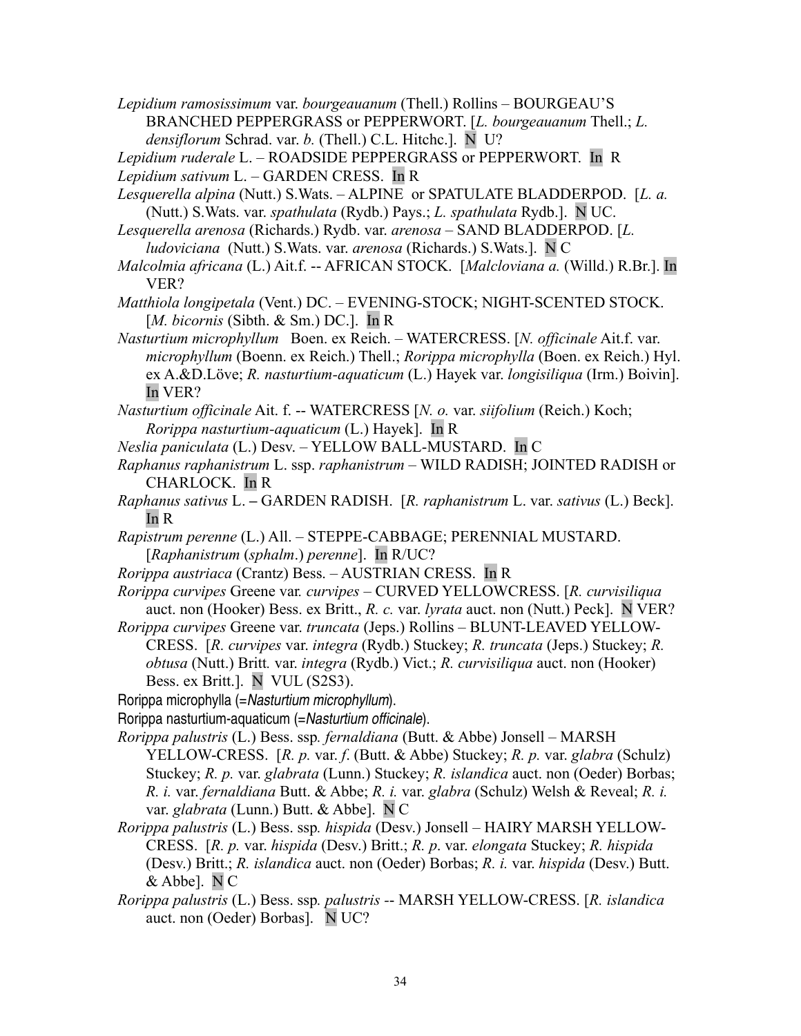*Lepidium ramosissimum* var. *bourgeauanum* (Thell.) Rollins – BOURGEAU'S BRANCHED PEPPERGRASS or PEPPERWORT. [*L. bourgeauanum* Thell.; *L. densiflorum* Schrad. var. *b.* (Thell.) C.L. Hitchc.]. N U?

*Lepidium ruderale* L. – ROADSIDE PEPPERGRASS or PEPPERWORT. In R

*Lepidium sativum* L. – GARDEN CRESS. In R

*Lesquerella alpina* (Nutt.) S.Wats. – ALPINE or SPATULATE BLADDERPOD. [*L. a.* (Nutt.) S.Wats. var. *spathulata* (Rydb.) Pays.; *L. spathulata* Rydb.]. N UC.

*Lesquerella arenosa* (Richards.) Rydb. var. *arenosa* – SAND BLADDERPOD. [*L. ludoviciana* (Nutt.) S.Wats. var. *arenosa* (Richards.) S.Wats.]. N C

*Malcolmia africana* (L.) Ait.f. -- AFRICAN STOCK. [*Malcloviana a.* (Willd.) R.Br.]. In VER?

*Matthiola longipetala* (Vent.) DC. – EVENING-STOCK; NIGHT-SCENTED STOCK. [*M. bicornis* (Sibth. & Sm.) DC.]. In R

*Nasturtium microphyllum* Boen. ex Reich. – WATERCRESS. [*N. officinale* Ait.f. var. *microphyllum* (Boenn. ex Reich.) Thell.; *Rorippa microphylla* (Boen. ex Reich.) Hyl. ex A.&D.Löve; *R. nasturtium-aquaticum* (L.) Hayek var. *longisiliqua* (Irm.) Boivin]. In VER?

*Nasturtium officinale* Ait. f. -- WATERCRESS [*N. o.* var. *siifolium* (Reich.) Koch; *Rorippa nasturtium-aquaticum* (L.) Hayek]. In R

*Neslia paniculata* (L.) Desv. – YELLOW BALL-MUSTARD. In C

*Raphanus raphanistrum* L. ssp. *raphanistrum* – WILD RADISH; JOINTED RADISH or CHARLOCK. In R

*Raphanus sativus* L. – GARDEN RADISH. [*R. raphanistrum* L. var. *sativus* (L.) Beck]. In R

*Rapistrum perenne* (L.) All. – STEPPE-CABBAGE; PERENNIAL MUSTARD. [*Raphanistrum* (*sphalm*.) *perenne*]. In R/UC?

*Rorippa austriaca* (Crantz) Bess. – AUSTRIAN CRESS. In R

*Rorippa curvipes* Greene var. *curvipes* – CURVED YELLOWCRESS. [*R. curvisiliqua* auct. non (Hooker) Bess. ex Britt., *R. c.* var. *lyrata* auct. non (Nutt.) Peck]. N VER?

*Rorippa curvipes* Greene var. *truncata* (Jeps.) Rollins – BLUNT-LEAVED YELLOW-CRESS. [*R. curvipes* var. *integra* (Rydb.) Stuckey; *R. truncata* (Jeps.) Stuckey; *R. obtusa* (Nutt.) Britt. var. *integra* (Rydb.) Vict.; *R. curvisiliqua* auct. non (Hooker) Bess. ex Britt.]. N VUL (S2S3).

Rorippa microphylla (=*Nasturtium microphyllum*).

Rorippa nasturtium-aquaticum (=*Nasturtium officinale*).

*Rorippa palustris* (L.) Bess. ssp. *fernaldiana* (Butt. & Abbe) Jonsell – MARSH YELLOW-CRESS. [*R. p.* var. *f.* (Butt. & Abbe) Stuckey; *R. p.* var. *glabra* (Schulz) Stuckey; *R. p.* var. *glabrata* (Lunn.) Stuckey; *R. islandica* auct. non (Oeder) Borbas; *R. i.* var. *fernaldiana* Butt. & Abbe; *R. i.* var. *glabra* (Schulz) Welsh & Reveal; *R. i.* var. *glabrata* (Lunn.) Butt. & Abbe]. N C

*Rorippa palustris* (L.) Bess. ssp. *hispida* (Desv.) Jonsell – HAIRY MARSH YELLOW-CRESS. [*R. p.* var. *hispida* (Desv.) Britt.; *R. p*. var. *elongata* Stuckey; *R. hispida* (Desv.) Britt.; *R. islandica* auct. non (Oeder) Borbas; *R. i.* var. *hispida* (Desv.) Butt. & Abbe]. N C

*Rorippa palustris* (L.) Bess. ssp. *palustris* -- MARSH YELLOW-CRESS. [*R. islandica* auct. non (Oeder) Borbas]. N UC?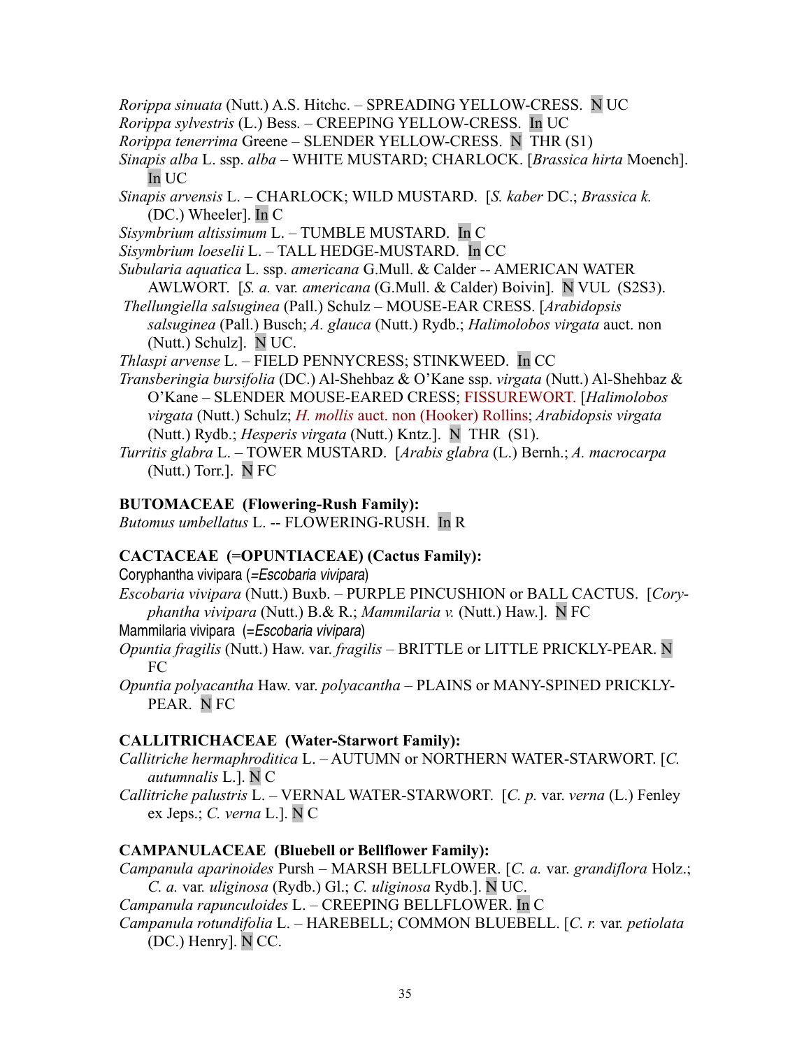*Rorippa sinuata* (Nutt.) A.S. Hitchc. – SPREADING YELLOW-CRESS. N UC

*Rorippa sylvestris* (L.) Bess. – CREEPING YELLOW-CRESS. In UC

*Rorippa tenerrima* Greene – SLENDER YELLOW-CRESS. N THR (S1)

*Sinapis alba* L. ssp. *alba* – WHITE MUSTARD; CHARLOCK. [*Brassica hirta* Moench]. In UC

*Sinapis arvensis* L. – CHARLOCK; WILD MUSTARD. [*S. kaber* DC.; *Brassica k.* (DC.) Wheeler]. In C

*Sisymbrium altissimum* L. – TUMBLE MUSTARD. In C

*Sisymbrium loeselii* L. – TALL HEDGE-MUSTARD. In CC

*Subularia aquatica* L. ssp. *americana* G.Mull. & Calder -- AMERICAN WATER AWLWORT. [*S. a.* var. *americana* (G.Mull. & Calder) Boivin]. N VUL (S2S3).

*Thellungiella salsuginea* (Pall.) Schulz – MOUSE-EAR CRESS. [*Arabidopsis salsuginea* (Pall.) Busch; *A. glauca* (Nutt.) Rydb.; *Halimolobos virgata* auct. non (Nutt.) Schulz]. N UC.

*Thlaspi arvense* L. – FIELD PENNYCRESS; STINKWEED. In CC

*Transberingia bursifolia* (DC.) Al-Shehbaz & O'Kane ssp. *virgata* (Nutt.) Al-Shehbaz & O'Kane – SLENDER MOUSE-EARED CRESS; FISSUREWORT. [*Halimolobos virgata* (Nutt.) Schulz; *H. mollis* auct. non (Hooker) Rollins; *Arabidopsis virgata* (Nutt.) Rydb.; *Hesperis virgata* (Nutt.) Kntz.]. N THR (S1).

*Turritis glabra* L. – TOWER MUSTARD. [*Arabis glabra* (L.) Bernh.; *A. macrocarpa* (Nutt.) Torr.]. N FC

**BUTOMACEAE (Flowering-Rush Family):**

*Butomus umbellatus* L. -- FLOWERING-RUSH. In R

**CACTACEAE (=OPUNTIACEAE) (Cactus Family):**

Coryphantha vivipara (=*Escobaria vivipara*)

*Escobaria vivipara* (Nutt.) Buxb. – PURPLE PINCUSHION or BALL CACTUS. [*Coryphantha vivipara* (Nutt.) B.& R.; *Mammilaria v.* (Nutt.) Haw.]. N FC

Mammilaria vivipara (=*Escobaria vivipara*)

*Opuntia fragilis* (Nutt.) Haw. var. *fragilis* – BRITTLE or LITTLE PRICKLY-PEAR. N FC

*Opuntia polyacantha* Haw. var. *polyacantha* – PLAINS or MANY-SPINED PRICKLY-PEAR. N FC

**CALLITRICHACEAE (Water-Starwort Family):**

*Callitriche hermaphroditica* L. – AUTUMN or NORTHERN WATER-STARWORT. [*C. autumnalis* L.]. N C

*Callitriche palustris* L. – VERNAL WATER-STARWORT. [*C. p.* var. *verna* (L.) Fenley ex Jeps.; *C. verna* L.]. N C

**CAMPANULACEAE (Bluebell or Bellflower Family):**

*Campanula aparinoides* Pursh – MARSH BELLFLOWER. [*C. a.* var. *grandiflora* Holz.; *C. a.* var. *uliginosa* (Rydb.) Gl.; *C. uliginosa* Rydb.]. N UC.

*Campanula rapunculoides* L. – CREEPING BELLFLOWER. In C

*Campanula rotundifolia* L. – HAREBELL; COMMON BLUEBELL. [*C. r.* var. *petiolata* (DC.) Henry]. N CC.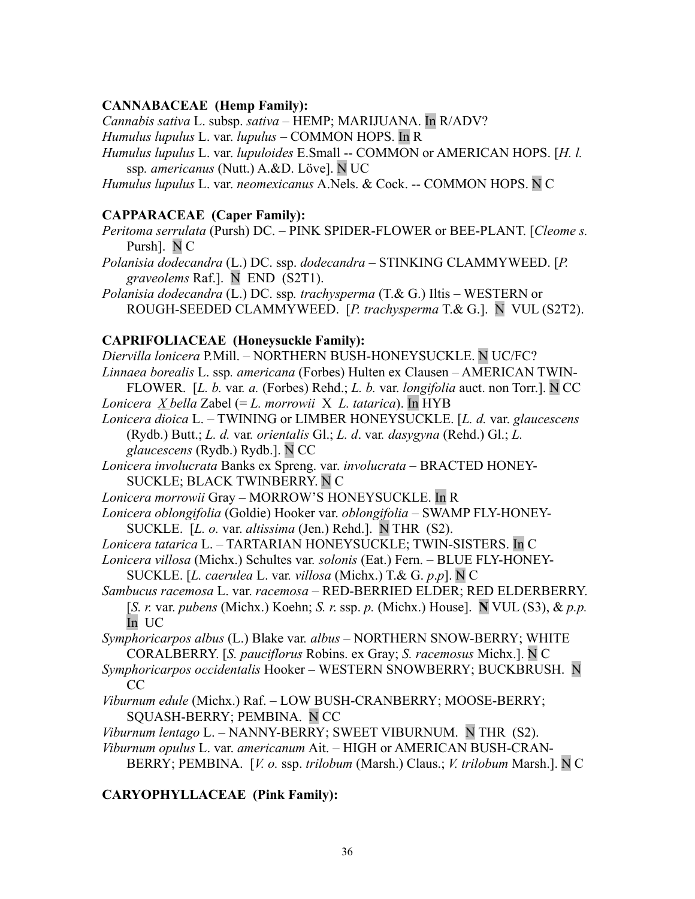**CANNABACEAE (Hemp Family):**

*Cannabis sativa* L. subsp. *sativa* – HEMP; MARIJUANA. In R/ADV?

*Humulus lupulus* L. var. *lupulus* – COMMON HOPS. In R

*Humulus lupulus* L. var. *lupuloides* E.Small -- COMMON or AMERICAN HOPS. [*H. l.* ssp. *americanus* (Nutt.) A.&D. Löve]. N UC

*Humulus lupulus* L. var. *neomexicanus* A.Nels. & Cock. -- COMMON HOPS. N C

**CAPPARACEAE (Caper Family):**

*Peritoma serrulata* (Pursh) DC. – PINK SPIDER-FLOWER or BEE-PLANT. [*Cleome s.* Pursh]. N C

*Polanisia dodecandra* (L.) DC. ssp. *dodecandra* – STINKING CLAMMYWEED. [*P. graveolems* Raf.]. N END (S2T1).

*Polanisia dodecandra* (L.) DC. ssp. *trachysperma* (T.& G.) Iltis – WESTERN or ROUGH-SEEDED CLAMMYWEED. [*P. trachysperma* T.& G.]. N VUL (S2T2).

**CAPRIFOLIACEAE (Honeysuckle Family):**

*Diervilla lonicera* P.Mill. – NORTHERN BUSH-HONEYSUCKLE. N UC/FC?

*Linnaea borealis* L. ssp. *americana* (Forbes) Hulten ex Clausen – AMERICAN TWIN-FLOWER. [*L. b.* var. *a.* (Forbes) Rehd.; *L. b.* var. *longifolia* auct. non Torr.]. N CC

*Lonicera X bella* Zabel (= *L. morrowii* X *L. tatarica*). In HYB

*Lonicera dioica* L. – TWINING or LIMBER HONEYSUCKLE. [*L. d.* var. *glaucescens* (Rydb.) Butt.; *L. d.* var. *orientalis* Gl.; *L. d*. var. *dasygyna* (Rehd.) Gl.; *L. glaucescens* (Rydb.) Rydb.]. N CC

*Lonicera involucrata* Banks ex Spreng. var. *involucrata* – BRACTED HONEY-SUCKLE; BLACK TWINBERRY. N C

*Lonicera morrowii* Gray – MORROW'S HONEYSUCKLE. In R

*Lonicera oblongifolia* (Goldie) Hooker var. *oblongifolia* – SWAMP FLY-HONEY-SUCKLE. [*L. o.* var. *altissima* (Jen.) Rehd.]. N THR (S2).

*Lonicera tatarica* L. – TARTARIAN HONEYSUCKLE; TWIN-SISTERS. In C

*Lonicera villosa* (Michx.) Schultes var. *solonis* (Eat.) Fern. – BLUE FLY-HONEY-SUCKLE. [*L. caerulea* L. var. *villosa* (Michx.) T.& G. *p.p*]. N C

*Sambucus racemosa* L. var. *racemosa* – RED-BERRIED ELDER; RED ELDERBERRY. [*S. r.* var. *pubens* (Michx.) Koehn; *S. r.* ssp. *p.* (Michx.) House]. **N** VUL (S3), & *p.p.* In UC

*Symphoricarpos albus* (L.) Blake var. *albus* – NORTHERN SNOW-BERRY; WHITE CORALBERRY. [*S. pauciflorus* Robins. ex Gray; *S. racemosus* Michx.]. N C

*Symphoricarpos occidentalis* Hooker – WESTERN SNOWBERRY; BUCKBRUSH. N CC

*Viburnum edule* (Michx.) Raf. – LOW BUSH-CRANBERRY; MOOSE-BERRY; SQUASH-BERRY; PEMBINA. N CC

*Viburnum lentago* L. – NANNY-BERRY; SWEET VIBURNUM. N THR (S2).

*Viburnum opulus* L. var. *americanum* Ait. – HIGH or AMERICAN BUSH-CRAN-BERRY; PEMBINA. [*V. o.* ssp. *trilobum* (Marsh.) Claus.; *V. trilobum* Marsh.]. N C

**CARYOPHYLLACEAE (Pink Family):**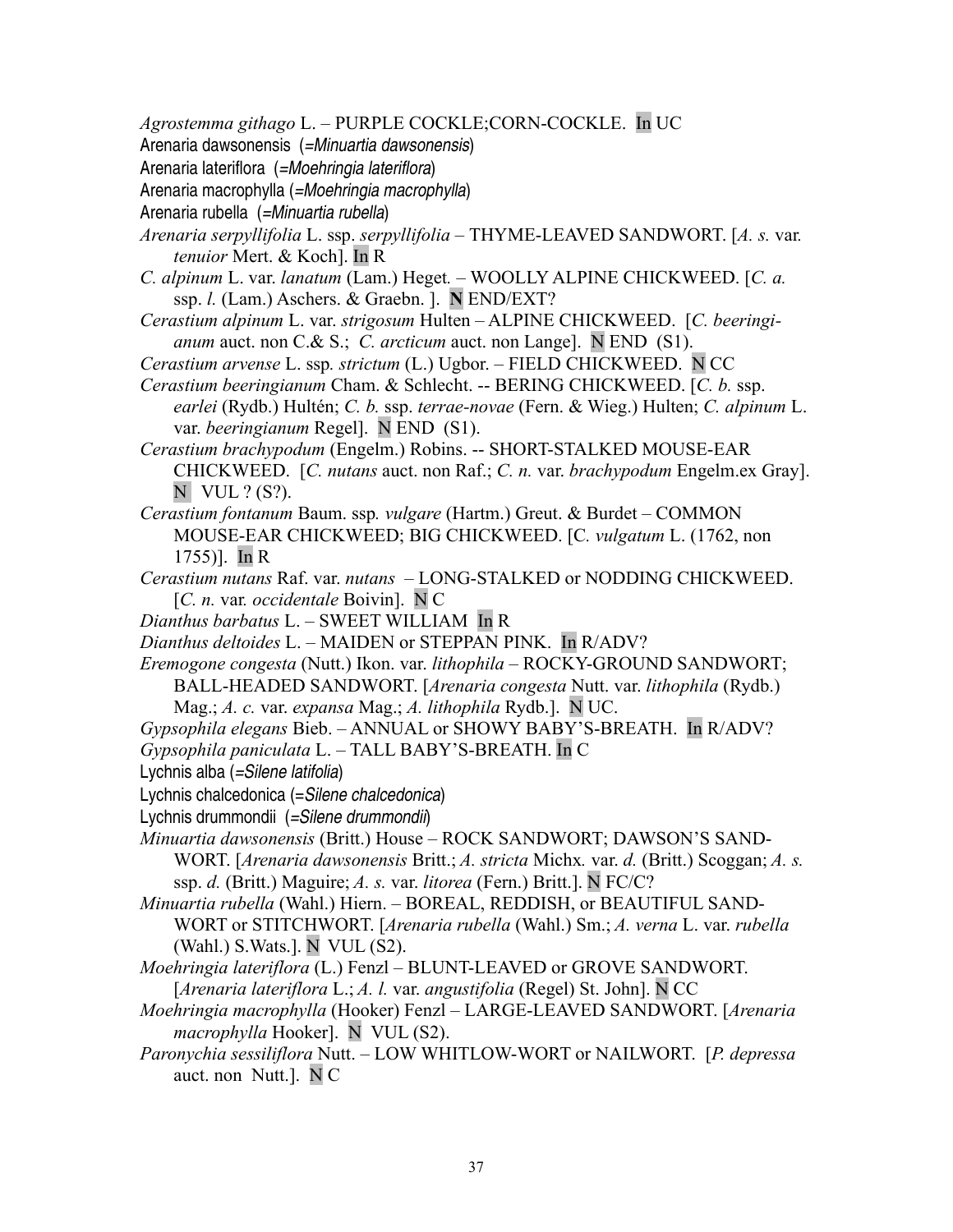*Agrostemma githago* L. – PURPLE COCKLE;CORN-COCKLE. In UC

Arenaria dawsonensis (=*Minuartia dawsonensis*)

Arenaria lateriflora (=*Moehringia lateriflora*)

Arenaria macrophylla (=*Moehringia macrophylla*)

Arenaria rubella (=*Minuartia rubella*)

*Arenaria serpyllifolia* L. ssp. *serpyllifolia* – THYME-LEAVED SANDWORT. [*A. s.* var. *tenuior* Mert. & Koch]. In R

*C. alpinum* L. var. *lanatum* (Lam.) Heget. – WOOLLY ALPINE CHICKWEED. [*C. a.* ssp. *l.* (Lam.) Aschers. & Graebn. ]. N END/EXT?

*Cerastium alpinum* L. var. *strigosum* Hulten – ALPINE CHICKWEED. [*C. beeringianum* auct. non C.& S.; *C. arcticum* auct. non Lange]. N END (S1).

*Cerastium arvense* L. ssp*. strictum* (L.) Ugbor. – FIELD CHICKWEED. N CC

*Cerastium beeringianum* Cham. & Schlecht. -- BERING CHICKWEED. [*C. b.* ssp. *earlei* (Rydb.) Hultén; *C. b.* ssp. *terrae-novae* (Fern. & Wieg.) Hulten; *C. alpinum* L. var. *beeringianum* Regel]. N END (S1).

*Cerastium brachypodum* (Engelm.) Robins. -- SHORT-STALKED MOUSE-EAR CHICKWEED. [*C. nutans* auct. non Raf.; *C. n.* var. *brachypodum* Engelm.ex Gray]. N VUL ? (S?).

*Cerastium fontanum* Baum. ssp*. vulgare* (Hartm.) Greut. & Burdet – COMMON MOUSE-EAR CHICKWEED; BIG CHICKWEED. [C*. vulgatum* L. (1762, non 1755)]. In R

*Cerastium nutans* Raf. var. *nutans* – LONG-STALKED or NODDING CHICKWEED. [*C. n.* var. *occidentale* Boivin]. N C

*Dianthus barbatus* L. – SWEET WILLIAM In R

*Dianthus deltoides* L. – MAIDEN or STEPPAN PINK. In R/ADV?

*Eremogone congesta* (Nutt.) Ikon. var. *lithophila* – ROCKY-GROUND SANDWORT; BALL-HEADED SANDWORT. [*Arenaria congesta* Nutt. var. *lithophila* (Rydb.) Mag.; *A. c.* var. *expansa* Mag.; *A. lithophila* Rydb.]. N UC.

*Gypsophila elegans* Bieb. – ANNUAL or SHOWY BABY'S-BREATH. In R/ADV?

*Gypsophila paniculata* L. – TALL BABY'S-BREATH. In C

Lychnis alba (=*Silene latifolia*)

Lychnis chalcedonica (=*Silene chalcedonica*)

Lychnis drummondii (=*Silene drummondii*)

*Minuartia dawsonensis* (Britt.) House – ROCK SANDWORT; DAWSON'S SANDWORT. [*Arenaria dawsonensis* Britt.; *A. stricta* Michx*.* var. *d.* (Britt.) Scoggan; *A. s.* ssp. *d.* (Britt.) Maguire; *A. s.* var. *litorea* (Fern.) Britt.]. N FC/C?

*Minuartia rubella* (Wahl.) Hiern. – BOREAL, REDDISH, or BEAUTIFUL SANDWORT or STITCHWORT. [*Arenaria rubella* (Wahl.) Sm.; *A. verna* L. var. *rubella* (Wahl.) S.Wats.]. N VUL (S2).

*Moehringia lateriflora* (L.) Fenzl – BLUNT-LEAVED or GROVE SANDWORT. [*Arenaria lateriflora* L.; *A. l.* var. *angustifolia* (Regel) St. John]. N CC

*Moehringia macrophylla* (Hooker) Fenzl – LARGE-LEAVED SANDWORT. [*Arenaria macrophylla* Hooker]. N VUL (S2).

*Paronychia sessiliflora* Nutt. – LOW WHITLOW-WORT or NAILWORT. [*P. depressa* auct. non Nutt.]. N C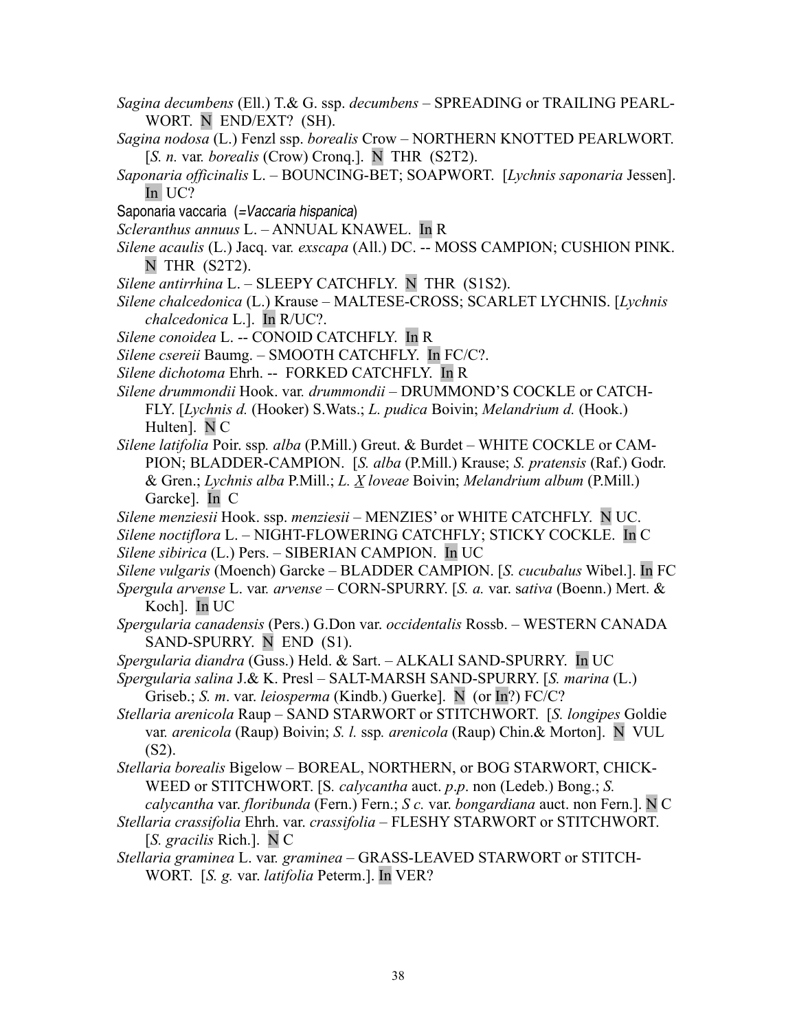*Sagina decumbens* (Ell.) T.& G. ssp. *decumbens* – SPREADING or TRAILING PEARL-WORT. N END/EXT? (SH).

*Sagina nodosa* (L.) Fenzl ssp. *borealis* Crow – NORTHERN KNOTTED PEARLWORT. [*S. n.* var. *borealis* (Crow) Cronq.]. N THR (S2T2).

*Saponaria officinalis* L. – BOUNCING-BET; SOAPWORT. [*Lychnis saponaria* Jessen]. In UC?

Saponaria vaccaria (=*Vaccaria hispanica*)

*Scleranthus annuus* L. – ANNUAL KNAWEL. In R

*Silene acaulis* (L.) Jacq. var. *exscapa* (All.) DC. -- MOSS CAMPION; CUSHION PINK. N THR (S2T2).

*Silene antirrhina* L. – SLEEPY CATCHFLY. N THR (S1S2).

*Silene chalcedonica* (L.) Krause – MALTESE-CROSS; SCARLET LYCHNIS. [*Lychnis chalcedonica* L.]. In R/UC?.

*Silene conoidea* L. -- CONOID CATCHFLY. In R

*Silene csereii* Baumg. – SMOOTH CATCHFLY. In FC/C?.

*Silene dichotoma* Ehrh. -- FORKED CATCHFLY. In R

*Silene drummondii* Hook. var. *drummondii* – DRUMMOND'S COCKLE or CATCH-FLY. [*Lychnis d.* (Hooker) S.Wats.; *L. pudica* Boivin; *Melandrium d.* (Hook.) Hulten]. N C

*Silene latifolia* Poir. ssp. *alba* (P.Mill.) Greut. & Burdet – WHITE COCKLE or CAM-PION; BLADDER-CAMPION. [*S. alba* (P.Mill.) Krause; *S. pratensis* (Raf.) Godr. & Gren.; *Lychnis alba* P.Mill.; *L. X loveae* Boivin; *Melandrium album* (P.Mill.) Garcke]. In C

*Silene menziesii* Hook. ssp. *menziesii* – MENZIES' or WHITE CATCHFLY. N UC.

*Silene noctiflora* L. – NIGHT-FLOWERING CATCHFLY; STICKY COCKLE. In C

*Silene sibirica* (L.) Pers. – SIBERIAN CAMPION. In UC

*Silene vulgaris* (Moench) Garcke – BLADDER CAMPION. [*S. cucubalus* Wibel.]. In FC

*Spergula arvense* L. var. *arvense* – CORN-SPURRY. [*S. a.* var. *sativa* (Boenn.) Mert. & Koch]. In UC

*Spergularia canadensis* (Pers.) G.Don var. *occidentalis* Rossb. – WESTERN CANADA SAND-SPURRY. N END (S1).

*Spergularia diandra* (Guss.) Held. & Sart. – ALKALI SAND-SPURRY. In UC

*Spergularia salina* J.& K. Presl – SALT-MARSH SAND-SPURRY. [*S. marina* (L.) Griseb.; *S. m.* var. *leiosperma* (Kindb.) Guerke]. N (or In?) FC/C?

*Stellaria arenicola* Raup – SAND STARWORT or STITCHWORT. [*S. longipes* Goldie var. *arenicola* (Raup) Boivin; *S. l.* ssp. *arenicola* (Raup) Chin.& Morton]. N VUL (S2).

*Stellaria borealis* Bigelow – BOREAL, NORTHERN, or BOG STARWORT, CHICK-WEED or STITCHWORT. [*S. calycantha* auct. *p.p*. non (Ledeb.) Bong.; *S. calycantha* var. *floribunda* (Fern.) Fern.; *S c.* var. *bongardiana* auct. non Fern.]. N C

*Stellaria crassifolia* Ehrh. var. *crassifolia* – FLESHY STARWORT or STITCHWORT. [*S. gracilis* Rich.]. N C

*Stellaria graminea* L. var. *graminea* – GRASS-LEAVED STARWORT or STITCH-WORT. [*S. g.* var. *latifolia* Peterm.]. In VER?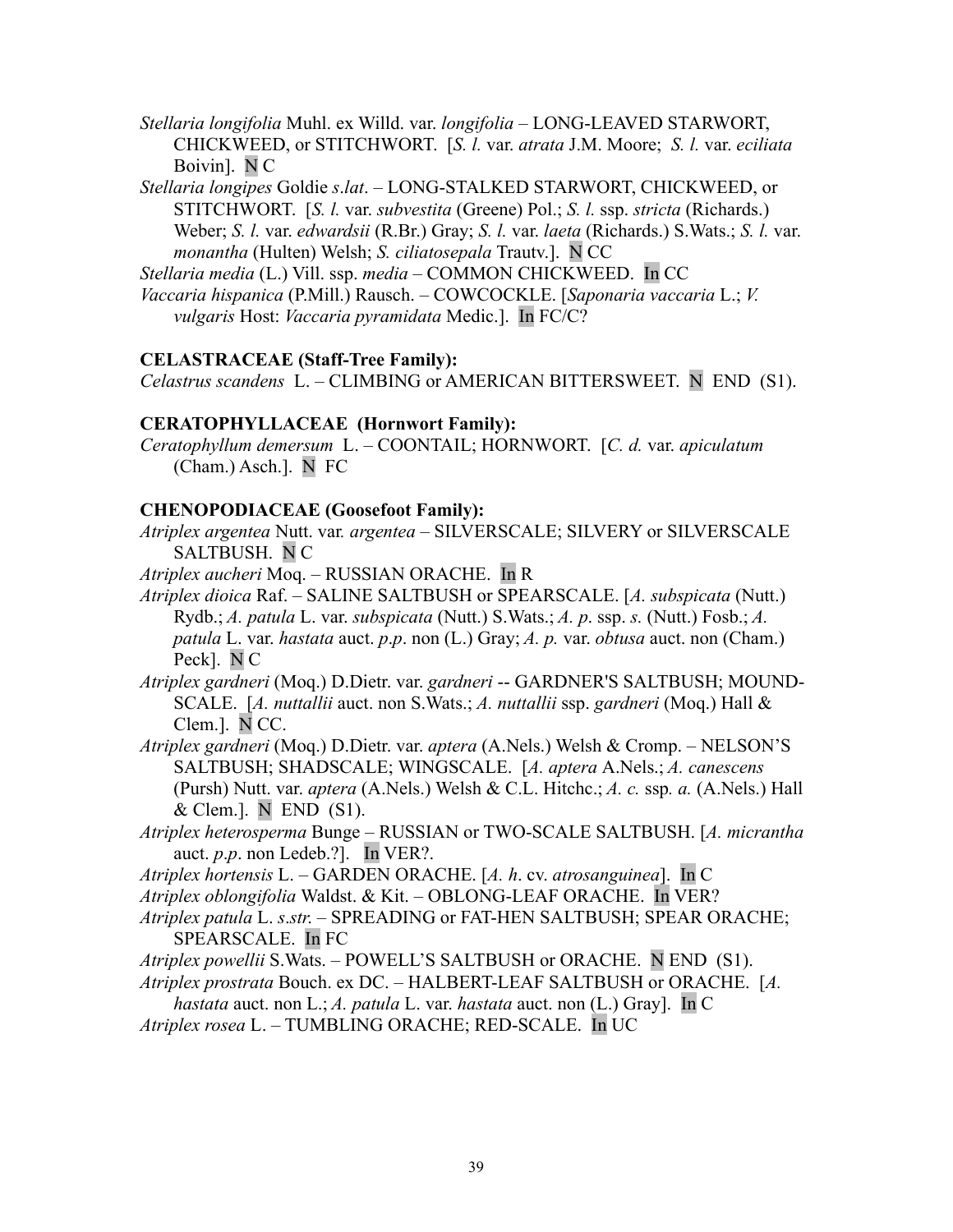*Stellaria longifolia* Muhl. ex Willd. var. *longifolia* – LONG-LEAVED STARWORT, CHICKWEED, or STITCHWORT. [*S. l.* var. *atrata* J.M. Moore; *S. l.* var. *eciliata* Boivin]. N C

*Stellaria longipes* Goldie *s.lat*. – LONG-STALKED STARWORT, CHICKWEED, or STITCHWORT. [*S. l.* var. *subvestita* (Greene) Pol.; *S. l.* ssp. *stricta* (Richards.) Weber; *S. l.* var. *edwardsii* (R.Br.) Gray; *S. l.* var. *laeta* (Richards.) S.Wats.; *S. l.* var. *monantha* (Hulten) Welsh; *S. ciliatosepala* Trautv.]. N CC

*Stellaria media* (L.) Vill. ssp. *media* – COMMON CHICKWEED. In CC

*Vaccaria hispanica* (P.Mill.) Rausch. – COWCOCKLE. [*Saponaria vaccaria* L.; *V. vulgaris* Host: *Vaccaria pyramidata* Medic.]. In FC/C?

**CELASTRACEAE (Staff-Tree Family):**

*Celastrus scandens* L. – CLIMBING or AMERICAN BITTERSWEET. N END (S1).

**CERATOPHYLLACEAE (Hornwort Family):**

*Ceratophyllum demersum* L. – COONTAIL; HORNWORT. [*C. d.* var. *apiculatum* (Cham.) Asch.]. N FC

**CHENOPODIACEAE (Goosefoot Family):**

*Atriplex argentea* Nutt. var. *argentea* – SILVERSCALE; SILVERY or SILVERSCALE SALTBUSH. N C

*Atriplex aucheri* Moq. – RUSSIAN ORACHE. In R

*Atriplex dioica* Raf. – SALINE SALTBUSH or SPEARSCALE. [*A. subspicata* (Nutt.) Rydb.; *A. patula* L. var. *subspicata* (Nutt.) S.Wats.; *A. p*. ssp. *s.* (Nutt.) Fosb.; *A. patula* L. var. *hastata* auct. *p.p*. non (L.) Gray; *A. p.* var. *obtusa* auct. non (Cham.) Peck]. N C

*Atriplex gardneri* (Moq.) D.Dietr. var. *gardneri* -- GARDNER'S SALTBUSH; MOUND-SCALE. [*A. nuttallii* auct. non S.Wats.; *A. nuttallii* ssp. *gardneri* (Moq.) Hall & Clem.]. N CC.

*Atriplex gardneri* (Moq.) D.Dietr. var. *aptera* (A.Nels.) Welsh & Cromp. – NELSON'S SALTBUSH; SHADSCALE; WINGSCALE. [*A. aptera* A.Nels.; *A. canescens* (Pursh) Nutt. var. *aptera* (A.Nels.) Welsh & C.L. Hitchc.; *A. c.* ssp. *a.* (A.Nels.) Hall & Clem.]. N END (S1).

*Atriplex heterosperma* Bunge – RUSSIAN or TWO-SCALE SALTBUSH. [*A. micrantha* auct. *p.p*. non Ledeb.?]. In VER?.

*Atriplex hortensis* L. – GARDEN ORACHE. [*A. h*. cv. *atrosanguinea*]. In C

*Atriplex oblongifolia* Waldst. & Kit. – OBLONG-LEAF ORACHE. In VER?

*Atriplex patula* L. *s.str.* – SPREADING or FAT-HEN SALTBUSH; SPEAR ORACHE; SPEARSCALE. In FC

*Atriplex powellii* S.Wats. – POWELL'S SALTBUSH or ORACHE. N END (S1).

*Atriplex prostrata* Bouch. ex DC. – HALBERT-LEAF SALTBUSH or ORACHE. [*A. hastata* auct. non L.; *A. patula* L. var. *hastata* auct. non (L.) Gray]. In C

*Atriplex rosea* L. – TUMBLING ORACHE; RED-SCALE. In UC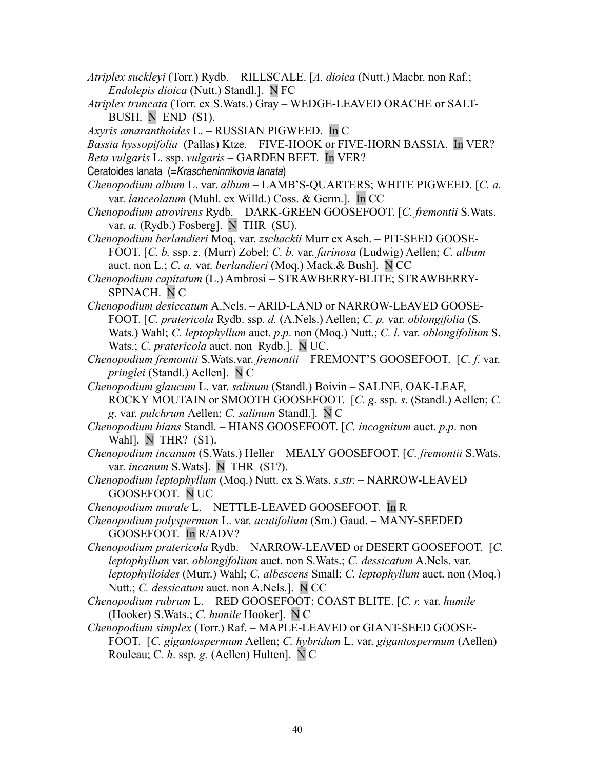*Atriplex suckleyi* (Torr.) Rydb. – RILLSCALE. [*A. dioica* (Nutt.) Macbr. non Raf.; *Endolepis dioica* (Nutt.) Standl.]. N FC

*Atriplex truncata* (Torr. ex S.Wats.) Gray – WEDGE-LEAVED ORACHE or SALT-BUSH. N END (S1).

*Axyris amaranthoides* L. – RUSSIAN PIGWEED. In C

*Bassia hyssopifolia* (Pallas) Ktze. – FIVE-HOOK or FIVE-HORN BASSIA. In VER?

*Beta vulgaris* L. ssp. *vulgaris* – GARDEN BEET. In VER?

Ceratoides lanata (=*Krascheninnikovia lanata*)

*Chenopodium album* L. var. *album* – LAMB'S-QUARTERS; WHITE PIGWEED. [*C. a.* var. *lanceolatum* (Muhl. ex Willd.) Coss. & Germ.]. In CC

*Chenopodium atrovirens* Rydb. – DARK-GREEN GOOSEFOOT. [*C. fremontii* S.Wats. var. *a.* (Rydb.) Fosberg]. N THR (SU).

*Chenopodium berlandieri* Moq. var. *zschackii* Murr ex Asch. – PIT-SEED GOOSE-FOOT. [*C. b.* ssp. *z.* (Murr) Zobel; *C. b.* var. *farinosa* (Ludwig) Aellen; *C. album* auct. non L.; *C. a.* var. *berlandieri* (Moq.) Mack.& Bush]. N CC

*Chenopodium capitatum* (L.) Ambrosi – STRAWBERRY-BLITE; STRAWBERRY-SPINACH. N C

*Chenopodium desiccatum* A.Nels. – ARID-LAND or NARROW-LEAVED GOOSE-FOOT. [*C. pratericola* Rydb. ssp. *d.* (A.Nels.) Aellen; *C. p.* var. *oblongifolia* (S. Wats.) Wahl; *C. leptophyllum* auct. *p.p*. non (Moq.) Nutt.; *C. l.* var. *oblongifolium* S. Wats.; *C. pratericola* auct. non Rydb.]. N UC.

*Chenopodium fremontii* S.Wats.var. *fremontii* – FREMONT'S GOOSEFOOT. [*C. f.* var. *pringlei* (Standl.) Aellen]. N C

*Chenopodium glaucum* L. var. *salinum* (Standl.) Boivin – SALINE, OAK-LEAF, ROCKY MOUTAIN or SMOOTH GOOSEFOOT. [*C. g*. ssp. *s*. (Standl.) Aellen; *C. g*. var. *pulchrum* Aellen; *C. salinum* Standl.]. N C

*Chenopodium hians* Standl. – HIANS GOOSEFOOT. [*C. incognitum* auct. *p.p*. non Wahl]. N THR? (S1).

*Chenopodium incanum* (S.Wats.) Heller – MEALY GOOSEFOOT. [*C. fremontii* S.Wats. var. *incanum* S.Wats]. N THR (S1?).

*Chenopodium leptophyllum* (Moq.) Nutt. ex S.Wats. *s.str.* – NARROW-LEAVED GOOSEFOOT. N UC

*Chenopodium murale* L. – NETTLE-LEAVED GOOSEFOOT. In R

*Chenopodium polyspermum* L. var. *acutifolium* (Sm.) Gaud. – MANY-SEEDED GOOSEFOOT. In R/ADV?

*Chenopodium pratericola* Rydb. – NARROW-LEAVED or DESERT GOOSEFOOT. [*C. leptophyllum* var. *oblongifolium* auct. non S.Wats.; *C. dessicatum* A.Nels. var. *leptophylloides* (Murr.) Wahl; *C. albescens* Small; *C. leptophyllum* auct. non (Moq.) Nutt.; *C. dessicatum* auct. non A.Nels.]. N CC

*Chenopodium rubrum* L. – RED GOOSEFOOT; COAST BLITE. [*C. r.* var. *humile* (Hooker) S.Wats.; *C. humile* Hooker]. N C

*Chenopodium simplex* (Torr.) Raf. – MAPLE-LEAVED or GIANT-SEED GOOSE-FOOT. [*C. gigantospermum* Aellen; *C. hybridum* L. var. *gigantospermum* (Aellen) Rouleau; C. *h*. ssp. *g.* (Aellen) Hulten]. N C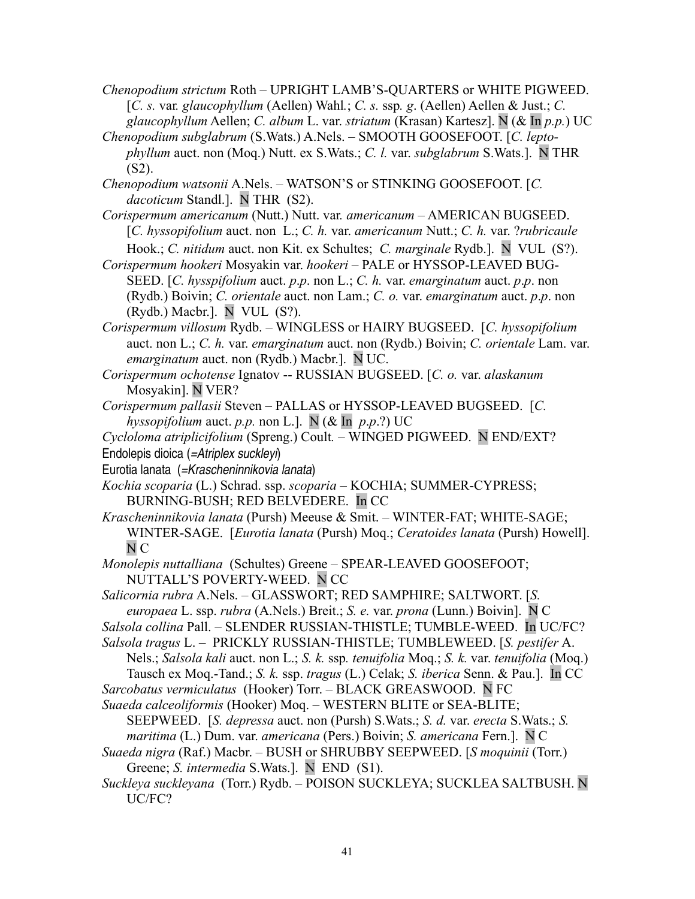*Chenopodium strictum* Roth – UPRIGHT LAMB'S-QUARTERS or WHITE PIGWEED. [*C. s.* var. *glaucophyllum* (Aellen) Wahl.; *C. s.* ssp. *g*. (Aellen) Aellen & Just.; *C. glaucophyllum* Aellen; *C. album* L. var. *striatum* (Krasan) Kartesz]. N (& In *p.p.*) UC

*Chenopodium subglabrum* (S.Wats.) A.Nels. – SMOOTH GOOSEFOOT. [*C. leptophyllum* auct. non (Moq.) Nutt. ex S.Wats.; *C. l.* var. *subglabrum* S.Wats.]. N THR (S2).

*Chenopodium watsonii* A.Nels. – WATSON'S or STINKING GOOSEFOOT. [*C. dacoticum* Standl.]. N THR (S2).

*Corispermum americanum* (Nutt.) Nutt. var. *americanum* – AMERICAN BUGSEED. [*C. hyssopifolium* auct. non L.; *C. h.* var. *americanum* Nutt.; *C. h.* var. ?*rubricaule* Hook.; *C. nitidum* auct. non Kit. ex Schultes; *C. marginale* Rydb.]. N VUL (S?).

*Corispermum hookeri* Mosyakin var. *hookeri* – PALE or HYSSOP-LEAVED BUGSEED. [*C. hysspifolium* auct. *p.p*. non L.; *C. h.* var. *emarginatum* auct. *p.p*. non (Rydb.) Boivin; *C. orientale* auct. non Lam.; *C. o.* var. *emarginatum* auct. *p.p*. non (Rydb.) Macbr.]. N VUL (S?).

*Corispermum villosum* Rydb. – WINGLESS or HAIRY BUGSEED. [*C. hyssopifolium* auct. non L.; *C. h.* var. *emarginatum* auct. non (Rydb.) Boivin; *C. orientale* Lam. var. *emarginatum* auct. non (Rydb.) Macbr.]. N UC.

*Corispermum ochotense* Ignatov -- RUSSIAN BUGSEED. [*C. o.* var. *alaskanum* Mosyakin]. N VER?

*Corispermum pallasii* Steven – PALLAS or HYSSOP-LEAVED BUGSEED. [*C. hyssopifolium* auct. *p.p.* non L.]. N (& In *p.p*.?) UC

*Cycloloma atriplicifolium* (Spreng.) Coult. – WINGED PIGWEED. N END/EXT?

Endolepis dioica (=*Atriplex suckleyi*)

Eurotia lanata (=*Krascheninnikovia lanata*)

*Kochia scoparia* (L.) Schrad. ssp. *scoparia* – KOCHIA; SUMMER-CYPRESS; BURNING-BUSH; RED BELVEDERE. In CC

*Krascheninnikovia lanata* (Pursh) Meeuse & Smit. – WINTER-FAT; WHITE-SAGE; WINTER-SAGE. [*Eurotia lanata* (Pursh) Moq.; *Ceratoides lanata* (Pursh) Howell]. N C

*Monolepis nuttalliana* (Schultes) Greene – SPEAR-LEAVED GOOSEFOOT; NUTTALL'S POVERTY-WEED. N CC

*Salicornia rubra* A.Nels. – GLASSWORT; RED SAMPHIRE; SALTWORT. [*S. europaea* L. ssp. *rubra* (A.Nels.) Breit.; *S. e.* var. *prona* (Lunn.) Boivin]. N C

*Salsola collina* Pall. – SLENDER RUSSIAN-THISTLE; TUMBLE-WEED. In UC/FC?

*Salsola tragus* L. – PRICKLY RUSSIAN-THISTLE; TUMBLEWEED. [*S. pestifer* A. Nels.; *Salsola kali* auct. non L.; *S. k.* ssp. *tenuifolia* Moq.; *S. k.* var. *tenuifolia* (Moq.) Tausch ex Moq.-Tand.; *S. k.* ssp. *tragus* (L.) Celak; *S. iberica* Senn. & Pau.]. In CC

*Sarcobatus vermiculatus* (Hooker) Torr. – BLACK GREASWOOD. N FC

*Suaeda calceoliformis* (Hooker) Moq. – WESTERN BLITE or SEA-BLITE; SEEPWEED. [*S. depressa* auct. non (Pursh) S.Wats.; *S. d.* var. *erecta* S.Wats.; *S. maritima* (L.) Dum. var. *americana* (Pers.) Boivin; *S. americana* Fern.]. N C

*Suaeda nigra* (Raf.) Macbr. – BUSH or SHRUBBY SEEPWEED. [*S moquinii* (Torr.) Greene; *S. intermedia* S.Wats.]. N END (S1).

*Suckleya suckleyana* (Torr.) Rydb. – POISON SUCKLEYA; SUCKLEA SALTBUSH. N UC/FC?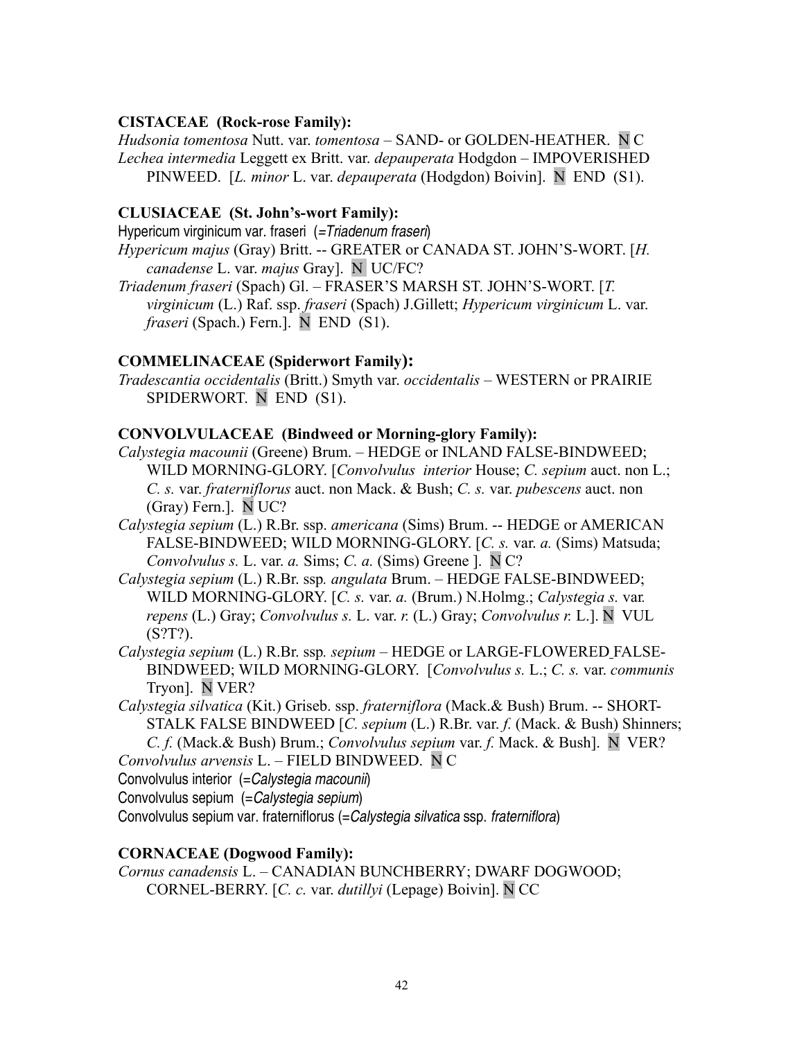**CISTACEAE (Rock-rose Family):**

*Hudsonia tomentosa* Nutt. var. *tomentosa* – SAND- or GOLDEN-HEATHER. N C

*Lechea intermedia* Leggett ex Britt. var. *depauperata* Hodgdon – IMPOVERISHED PINWEED. [*L. minor* L. var. *depauperata* (Hodgdon) Boivin]. N END (S1).

**CLUSIACEAE (St. John's-wort Family):**

Hypericum virginicum var. fraseri (=*Triadenum fraseri*)

*Hypericum majus* (Gray) Britt. -- GREATER or CANADA ST. JOHN'S-WORT. [*H. canadense* L. var. *majus* Gray]. N UC/FC?

*Triadenum fraseri* (Spach) Gl. – FRASER'S MARSH ST. JOHN'S-WORT. [*T. virginicum* (L.) Raf. ssp. *fraseri* (Spach) J.Gillett; *Hypericum virginicum* L. var. *fraseri* (Spach.) Fern.]. N END (S1).

**COMMELINACEAE (Spiderwort Family):**

*Tradescantia occidentalis* (Britt.) Smyth var. *occidentalis* – WESTERN or PRAIRIE SPIDERWORT. N END (S1).

**CONVOLVULACEAE (Bindweed or Morning-glory Family):**

*Calystegia macounii* (Greene) Brum. – HEDGE or INLAND FALSE-BINDWEED; WILD MORNING-GLORY. [*Convolvulus interior* House; *C. sepium* auct. non L.; *C. s.* var. *fraterniflorus* auct. non Mack. & Bush; *C. s.* var. *pubescens* auct. non (Gray) Fern.]. N UC?

*Calystegia sepium* (L.) R.Br. ssp. *americana* (Sims) Brum. -- HEDGE or AMERICAN FALSE-BINDWEED; WILD MORNING-GLORY. [*C. s.* var. *a.* (Sims) Matsuda; *Convolvulus s.* L. var. *a.* Sims; *C. a.* (Sims) Greene ]. N C?

*Calystegia sepium* (L.) R.Br. ssp*. angulata* Brum. – HEDGE FALSE-BINDWEED; WILD MORNING-GLORY. [*C. s.* var. *a.* (Brum.) N.Holmg.; *Calystegia s.* var. *repens* (L.) Gray; *Convolvulus s.* L. var. *r.* (L.) Gray; *Convolvulus r.* L.]. N VUL (S?T?).

*Calystegia sepium* (L.) R.Br. ssp*. sepium* – HEDGE or LARGE-FLOWERED FALSE-BINDWEED; WILD MORNING-GLORY. [*Convolvulus s.* L.; *C. s.* var. *communis* Tryon]. N VER?

*Calystegia silvatica* (Kit.) Griseb. ssp. *fraterniflora* (Mack.& Bush) Brum. -- SHORT-STALK FALSE BINDWEED [*C. sepium* (L.) R.Br. var. *f.* (Mack. & Bush) Shinners; *C. f.* (Mack.& Bush) Brum.; *Convolvulus sepium* var. *f.* Mack. & Bush]. N VER?

*Convolvulus arvensis* L. – FIELD BINDWEED. N C

Convolvulus interior (=*Calystegia macounii*)

Convolvulus sepium (=*Calystegia sepium*)

Convolvulus sepium var. fraterniflorus (=*Calystegia silvatica* ssp. *fraterniflora*)

**CORNACEAE (Dogwood Family):**

*Cornus canadensis* L. – CANADIAN BUNCHBERRY; DWARF DOGWOOD; CORNEL-BERRY. [*C. c.* var. *dutillyi* (Lepage) Boivin]. N CC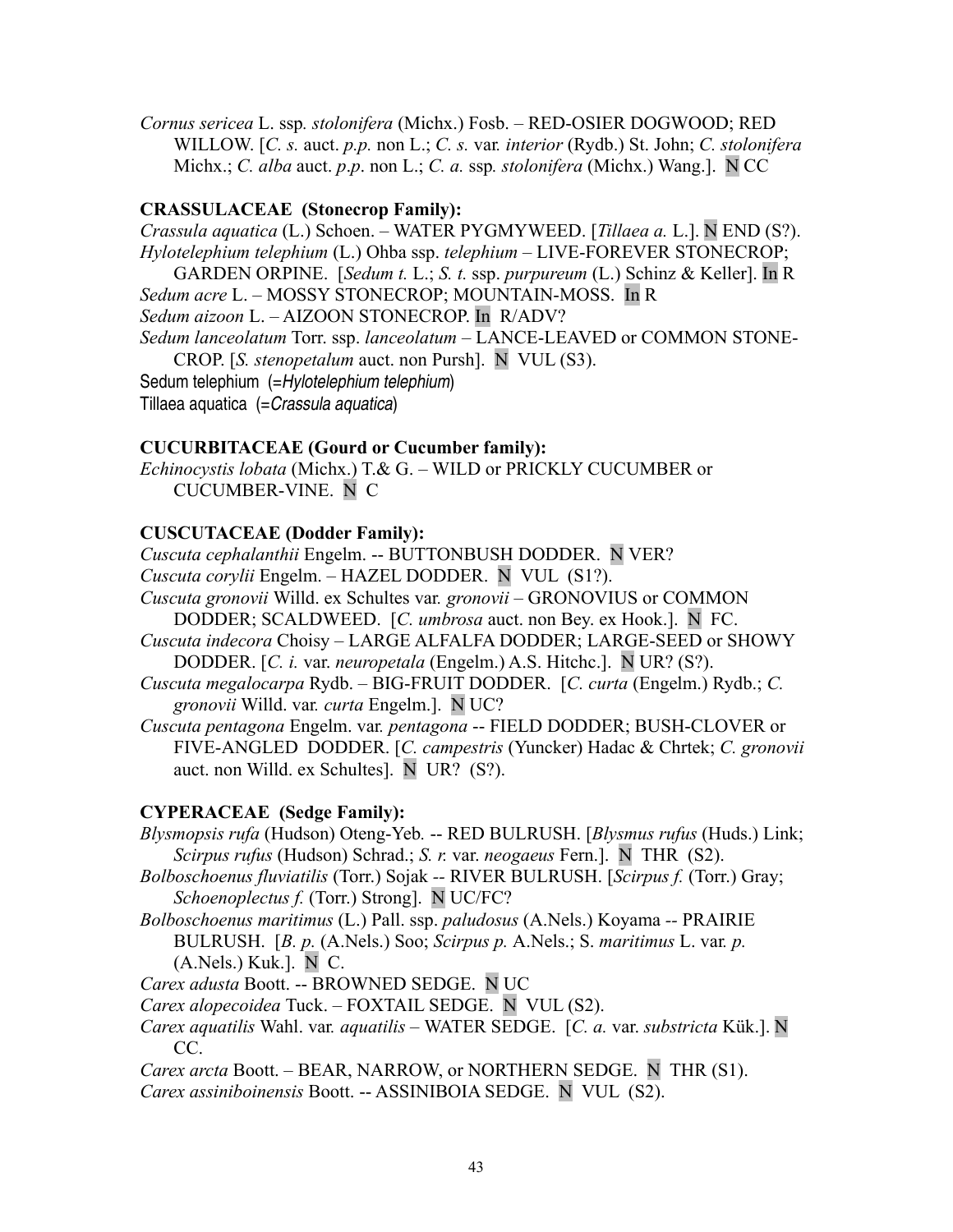*Cornus sericea* L. ssp*. stolonifera* (Michx.) Fosb. – RED-OSIER DOGWOOD; RED WILLOW. [*C. s.* auct. *p.p.* non L.; *C. s.* var*. interior* (Rydb.) St. John; *C. stolonifera* Michx.; *C. alba* auct. *p.p*. non L.; *C. a.* ssp*. stolonifera* (Michx.) Wang.]. N CC

**CRASSULACEAE (Stonecrop Family):**

*Crassula aquatica* (L.) Schoen. – WATER PYGMYWEED. [*Tillaea a.* L.]. N END (S?).
*Hylotelephium telephium* (L.) Ohba ssp. *telephium* – LIVE-FOREVER STONECROP; GARDEN ORPINE. [*Sedum t.* L.; *S. t.* ssp. *purpureum* (L.) Schinz & Keller]. In R
*Sedum acre* L. – MOSSY STONECROP; MOUNTAIN-MOSS. In R
*Sedum aizoon* L. – AIZOON STONECROP. In R/ADV?
*Sedum lanceolatum* Torr. ssp. *lanceolatum* – LANCE-LEAVED or COMMON STONE-CROP. [*S. stenopetalum* auct. non Pursh]. N VUL (S3).
Sedum telephium (=*Hylotelephium telephium*)
Tillaea aquatica (=*Crassula aquatica*)

**CUCURBITACEAE (Gourd or Cucumber family):**

*Echinocystis lobata* (Michx.) T.& G. – WILD or PRICKLY CUCUMBER or CUCUMBER-VINE. N C

**CUSCUTACEAE (Dodder Family):**

*Cuscuta cephalanthii* Engelm. -- BUTTONBUSH DODDER. N VER?
*Cuscuta corylii* Engelm. – HAZEL DODDER. N VUL (S1?).
*Cuscuta gronovii* Willd. ex Schultes var. *gronovii* – GRONOVIUS or COMMON DODDER; SCALDWEED. [*C. umbrosa* auct. non Bey. ex Hook.]. N FC.
*Cuscuta indecora* Choisy – LARGE ALFALFA DODDER; LARGE-SEED or SHOWY DODDER. [*C. i.* var. *neuropetala* (Engelm.) A.S. Hitchc.]. N UR? (S?).
*Cuscuta megalocarpa* Rydb. – BIG-FRUIT DODDER. [*C. curta* (Engelm.) Rydb.; *C. gronovii* Willd. var. *curta* Engelm.]. N UC?
*Cuscuta pentagona* Engelm. var. *pentagona* -- FIELD DODDER; BUSH-CLOVER or FIVE-ANGLED DODDER. [*C. campestris* (Yuncker) Hadac & Chrtek; *C. gronovii* auct. non Willd. ex Schultes]. N UR? (S?).

**CYPERACEAE (Sedge Family):**

*Blysmopsis rufa* (Hudson) Oteng-Yeb*.* -- RED BULRUSH. [*Blysmus rufus* (Huds.) Link; *Scirpus rufus* (Hudson) Schrad.; *S. r.* var. *neogaeus* Fern.]. N THR (S2).
*Bolboschoenus fluviatilis* (Torr.) Sojak -- RIVER BULRUSH. [*Scirpus f.* (Torr.) Gray; *Schoenoplectus f.* (Torr.) Strong]. N UC/FC?
*Bolboschoenus maritimus* (L.) Pall. ssp. *paludosus* (A.Nels.) Koyama -- PRAIRIE BULRUSH. [*B. p.* (A.Nels.) Soo; *Scirpus p.* A.Nels.; S. *maritimus* L. var. *p.* (A.Nels.) Kuk.]. N C.
*Carex adusta* Boott. -- BROWNED SEDGE. N UC
*Carex alopecoidea* Tuck. – FOXTAIL SEDGE. N VUL (S2).
*Carex aquatilis* Wahl. var*. aquatilis* – WATER SEDGE. [*C. a.* var. *substricta* Kük.]. N CC.
*Carex arcta* Boott. – BEAR, NARROW, or NORTHERN SEDGE. N THR (S1).
*Carex assiniboinensis* Boott. -- ASSINIBOIA SEDGE. N VUL (S2).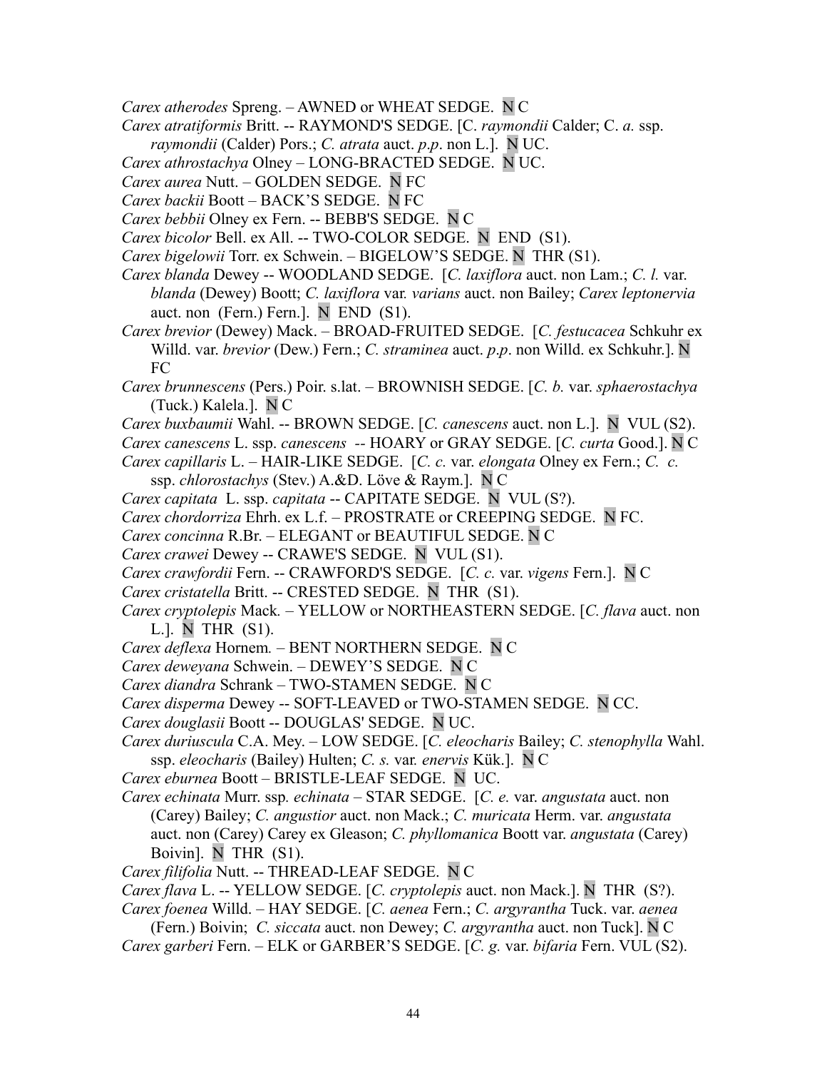*Carex atherodes* Spreng. – AWNED or WHEAT SEDGE. N C

*Carex atratiformis* Britt. -- RAYMOND'S SEDGE. [C. *raymondii* Calder; C. *a.* ssp. *raymondii* (Calder) Pors.; *C. atrata* auct. *p.p*. non L.]. N UC.

*Carex athrostachya* Olney – LONG-BRACTED SEDGE. N UC.

*Carex aurea* Nutt. – GOLDEN SEDGE. N FC

*Carex backii* Boott – BACK'S SEDGE. N FC

*Carex bebbii* Olney ex Fern. -- BEBB'S SEDGE. N C

*Carex bicolor* Bell. ex All. -- TWO-COLOR SEDGE. N END (S1).

*Carex bigelowii* Torr. ex Schwein. – BIGELOW'S SEDGE. N THR (S1).

*Carex blanda* Dewey -- WOODLAND SEDGE. [*C. laxiflora* auct. non Lam.; *C. l.* var. *blanda* (Dewey) Boott; *C. laxiflora* var. *varians* auct. non Bailey; *Carex leptonervia* auct. non (Fern.) Fern.]. N END (S1).

*Carex brevior* (Dewey) Mack. – BROAD-FRUITED SEDGE. [*C. festucacea* Schkuhr ex Willd. var. *brevior* (Dew.) Fern.; *C. straminea* auct. *p.p*. non Willd. ex Schkuhr.]. N FC

*Carex brunnescens* (Pers.) Poir. s.lat. – BROWNISH SEDGE. [*C. b.* var. *sphaerostachya* (Tuck.) Kalela.]. N C

*Carex buxbaumii* Wahl. -- BROWN SEDGE. [*C. canescens* auct. non L.]. N VUL (S2).

*Carex canescens* L. ssp. *canescens* -- HOARY or GRAY SEDGE. [*C. curta* Good.]. N C

*Carex capillaris* L. – HAIR-LIKE SEDGE. [*C. c.* var. *elongata* Olney ex Fern.; *C. c.* ssp. *chlorostachys* (Stev.) A.&D. Löve & Raym.]. N C

*Carex capitata* L. ssp. *capitata* -- CAPITATE SEDGE. N VUL (S?).

*Carex chordorriza* Ehrh. ex L.f. – PROSTRATE or CREEPING SEDGE. N FC.

*Carex concinna* R.Br. – ELEGANT or BEAUTIFUL SEDGE. N C

*Carex crawei* Dewey -- CRAWE'S SEDGE. N VUL (S1).

*Carex crawfordii* Fern. -- CRAWFORD'S SEDGE. [*C. c.* var. *vigens* Fern.]. N C

*Carex cristatella* Britt. -- CRESTED SEDGE. N THR (S1).

*Carex cryptolepis* Mack. – YELLOW or NORTHEASTERN SEDGE. [*C. flava* auct. non L.]. N THR (S1).

*Carex deflexa* Hornem. – BENT NORTHERN SEDGE. N C

*Carex deweyana* Schwein. – DEWEY'S SEDGE. N C

*Carex diandra* Schrank – TWO-STAMEN SEDGE. N C

*Carex disperma* Dewey -- SOFT-LEAVED or TWO-STAMEN SEDGE. N CC.

*Carex douglasii* Boott -- DOUGLAS' SEDGE. N UC.

*Carex duriuscula* C.A. Mey. – LOW SEDGE. [*C. eleocharis* Bailey; *C. stenophylla* Wahl. ssp. *eleocharis* (Bailey) Hulten; *C. s.* var. *enervis* Kük.]. N C

*Carex eburnea* Boott – BRISTLE-LEAF SEDGE. N UC.

*Carex echinata* Murr. ssp. *echinata* – STAR SEDGE. [*C. e.* var. *angustata* auct. non (Carey) Bailey; *C. angustior* auct. non Mack.; *C. muricata* Herm. var. *angustata* auct. non (Carey) Carey ex Gleason; *C. phyllomanica* Boott var. *angustata* (Carey) Boivin]. N THR (S1).

*Carex filifolia* Nutt. -- THREAD-LEAF SEDGE. N C

*Carex flava* L. -- YELLOW SEDGE. [*C. cryptolepis* auct. non Mack.]. N THR (S?).

*Carex foenea* Willd. – HAY SEDGE. [*C. aenea* Fern.; *C. argyrantha* Tuck. var. *aenea* (Fern.) Boivin; *C. siccata* auct. non Dewey; *C. argyrantha* auct. non Tuck]. N C

*Carex garberi* Fern. – ELK or GARBER'S SEDGE. [*C. g.* var. *bifaria* Fern. VUL (S2).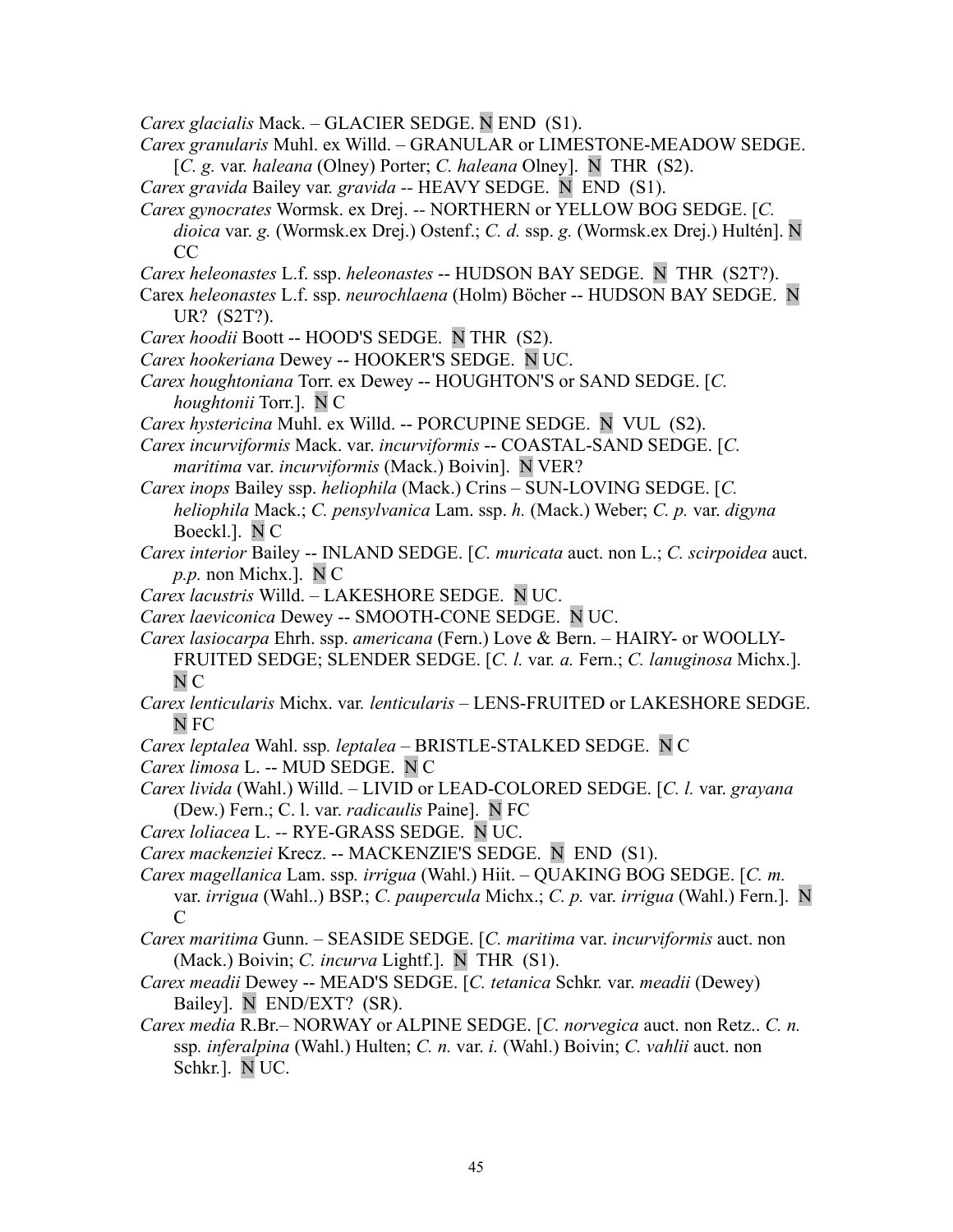*Carex glacialis* Mack. – GLACIER SEDGE. N END (S1).

*Carex granularis* Muhl. ex Willd. – GRANULAR or LIMESTONE-MEADOW SEDGE. [*C. g.* var. *haleana* (Olney) Porter; *C. haleana* Olney]. N THR (S2).

*Carex gravida* Bailey var. *gravida* -- HEAVY SEDGE. N END (S1).

*Carex gynocrates* Wormsk. ex Drej. -- NORTHERN or YELLOW BOG SEDGE. [*C. dioica* var. *g.* (Wormsk.ex Drej.) Ostenf.; *C. d.* ssp. *g.* (Wormsk.ex Drej.) Hultén]. N CC

*Carex heleonastes* L.f. ssp. *heleonastes* -- HUDSON BAY SEDGE. N THR (S2T?).

Carex *heleonastes* L.f. ssp. *neurochlaena* (Holm) Böcher -- HUDSON BAY SEDGE. N UR? (S2T?).

*Carex hoodii* Boott -- HOOD'S SEDGE. N THR (S2).

*Carex hookeriana* Dewey -- HOOKER'S SEDGE. N UC.

*Carex houghtoniana* Torr. ex Dewey -- HOUGHTON'S or SAND SEDGE. [*C. houghtonii* Torr.]. N C

*Carex hystericina* Muhl. ex Willd. -- PORCUPINE SEDGE. N VUL (S2).

*Carex incurviformis* Mack. var. *incurviformis* -- COASTAL-SAND SEDGE. [*C. maritima* var. *incurviformis* (Mack.) Boivin]. N VER?

*Carex inops* Bailey ssp. *heliophila* (Mack.) Crins – SUN-LOVING SEDGE. [*C. heliophila* Mack.; *C. pensylvanica* Lam. ssp. *h.* (Mack.) Weber; *C. p.* var. *digyna* Boeckl.]. N C

*Carex interior* Bailey -- INLAND SEDGE. [*C. muricata* auct. non L.; *C. scirpoidea* auct. *p.p.* non Michx.]. N C

*Carex lacustris* Willd. – LAKESHORE SEDGE. N UC.

*Carex laeviconica* Dewey -- SMOOTH-CONE SEDGE. N UC.

*Carex lasiocarpa* Ehrh. ssp. *americana* (Fern.) Love & Bern. – HAIRY- or WOOLLY-FRUITED SEDGE; SLENDER SEDGE. [*C. l.* var. *a.* Fern.; *C. lanuginosa* Michx.]. N C

*Carex lenticularis* Michx. var. *lenticularis* – LENS-FRUITED or LAKESHORE SEDGE. N FC

*Carex leptalea* Wahl. ssp*. leptalea* – BRISTLE-STALKED SEDGE. N C

*Carex limosa* L. -- MUD SEDGE. N C

*Carex livida* (Wahl.) Willd. – LIVID or LEAD-COLORED SEDGE. [*C. l.* var. *grayana* (Dew.) Fern.; C. l. var. *radicaulis* Paine]. N FC

*Carex loliacea* L. -- RYE-GRASS SEDGE. N UC.

*Carex mackenziei* Krecz. -- MACKENZIE'S SEDGE. N END (S1).

*Carex magellanica* Lam. ssp*. irrigua* (Wahl.) Hiit. – QUAKING BOG SEDGE. [*C. m.* var. *irrigua* (Wahl..) BSP.; *C. paupercula* Michx.; *C. p.* var. *irrigua* (Wahl.) Fern.]. N C

*Carex maritima* Gunn. – SEASIDE SEDGE. [*C. maritima* var. *incurviformis* auct. non (Mack.) Boivin; *C. incurva* Lightf.]. N THR (S1).

*Carex meadii* Dewey -- MEAD'S SEDGE. [*C. tetanica* Schkr. var. *meadii* (Dewey) Bailey]. N END/EXT? (SR).

*Carex media* R.Br.– NORWAY or ALPINE SEDGE. [*C. norvegica* auct. non Retz.. *C. n.* ssp*. inferalpina* (Wahl.) Hulten; *C. n.* var. *i.* (Wahl.) Boivin; *C. vahlii* auct. non Schkr.]. N UC.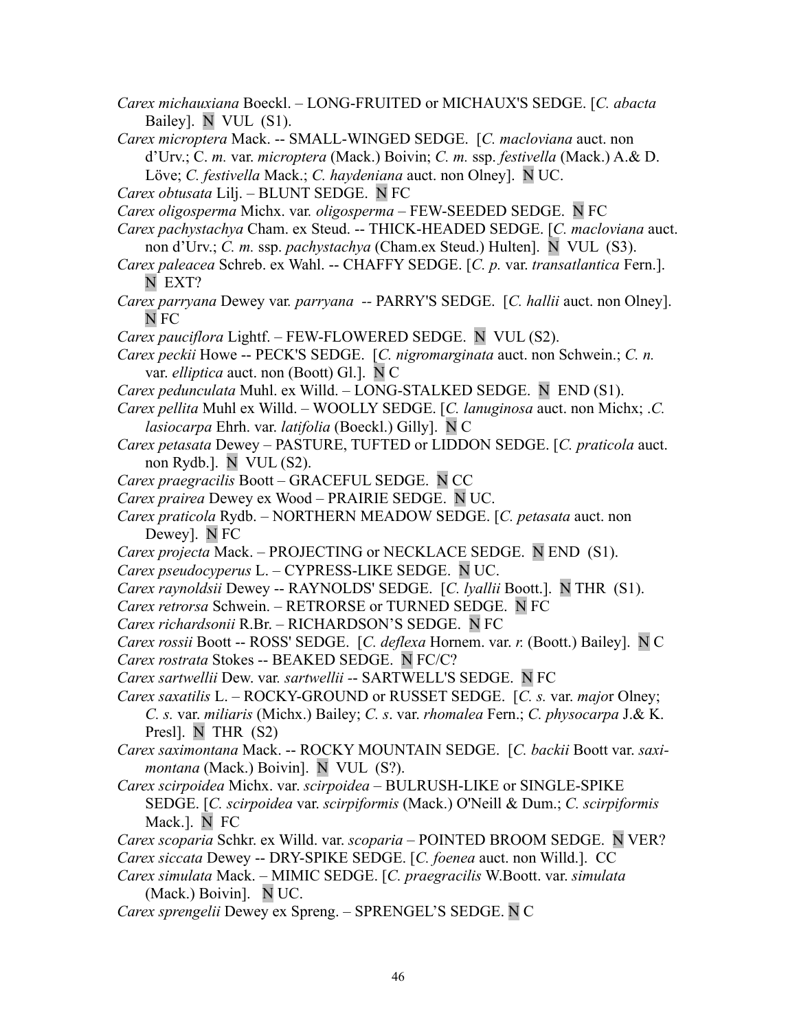*Carex michauxiana* Boeckl. – LONG-FRUITED or MICHAUX'S SEDGE. [*C. abacta* Bailey]. N VUL (S1).

*Carex microptera* Mack. -- SMALL-WINGED SEDGE. [*C. macloviana* auct. non d'Urv.; C. *m.* var. *microptera* (Mack.) Boivin; *C. m.* ssp. *festivella* (Mack.) A.& D. Löve; *C. festivella* Mack.; *C. haydeniana* auct. non Olney]. N UC.

*Carex obtusata* Lilj. – BLUNT SEDGE. N FC

*Carex oligosperma* Michx. var. *oligosperma* – FEW-SEEDED SEDGE. N FC

*Carex pachystachya* Cham. ex Steud. -- THICK-HEADED SEDGE. [*C. macloviana* auct. non d'Urv.; *C. m.* ssp. *pachystachya* (Cham.ex Steud.) Hulten]. N VUL (S3).

*Carex paleacea* Schreb. ex Wahl. -- CHAFFY SEDGE. [*C. p.* var. *transatlantica* Fern.]. N EXT?

*Carex parryana* Dewey var. *parryana* -- PARRY'S SEDGE. [*C. hallii* auct. non Olney]. N FC

*Carex pauciflora* Lightf. – FEW-FLOWERED SEDGE. N VUL (S2).

*Carex peckii* Howe -- PECK'S SEDGE. [*C. nigromarginata* auct. non Schwein.; *C. n.* var. *elliptica* auct. non (Boott) Gl.]. N C

*Carex pedunculata* Muhl. ex Willd. – LONG-STALKED SEDGE. N END (S1).

*Carex pellita* Muhl ex Willd. – WOOLLY SEDGE. [*C. lanuginosa* auct. non Michx; .*C. lasiocarpa* Ehrh. var. *latifolia* (Boeckl.) Gilly]. N C

*Carex petasata* Dewey – PASTURE, TUFTED or LIDDON SEDGE. [*C. praticola* auct. non Rydb.]. N VUL (S2).

*Carex praegracilis* Boott – GRACEFUL SEDGE. N CC

*Carex prairea* Dewey ex Wood – PRAIRIE SEDGE. N UC.

*Carex praticola* Rydb. – NORTHERN MEADOW SEDGE. [*C. petasata* auct. non Dewey]. N FC

*Carex projecta* Mack. – PROJECTING or NECKLACE SEDGE. N END (S1).

*Carex pseudocyperus* L. – CYPRESS-LIKE SEDGE. N UC.

*Carex raynoldsii* Dewey -- RAYNOLDS' SEDGE. [*C. lyallii* Boott.]. N THR (S1).

*Carex retrorsa* Schwein. – RETRORSE or TURNED SEDGE. N FC

*Carex richardsonii* R.Br. – RICHARDSON'S SEDGE. N FC

*Carex rossii* Boott -- ROSS' SEDGE. [*C. deflexa* Hornem. var. *r.* (Boott.) Bailey]. N C

*Carex rostrata* Stokes -- BEAKED SEDGE. N FC/C?

*Carex sartwellii* Dew. var. *sartwellii* -- SARTWELL'S SEDGE. N FC

*Carex saxatilis* L. – ROCKY-GROUND or RUSSET SEDGE. [*C. s.* var. *major* Olney; *C. s.* var. *miliaris* (Michx.) Bailey; *C. s*. var. *rhomalea* Fern.; *C. physocarpa* J.& K. Presl]. N THR (S2)

*Carex saximontana* Mack. -- ROCKY MOUNTAIN SEDGE. [*C. backii* Boott var. *saxi-montana* (Mack.) Boivin]. N VUL (S?).

*Carex scirpoidea* Michx. var. *scirpoidea* – BULRUSH-LIKE or SINGLE-SPIKE SEDGE. [*C. scirpoidea* var. *scirpiformis* (Mack.) O'Neill & Dum.; *C. scirpiformis* Mack.]. N FC

*Carex scoparia* Schkr. ex Willd. var. *scoparia* – POINTED BROOM SEDGE. N VER?

*Carex siccata* Dewey -- DRY-SPIKE SEDGE. [*C. foenea* auct. non Willd.]. CC

*Carex simulata* Mack. – MIMIC SEDGE. [*C. praegracilis* W.Boott. var. *simulata* (Mack.) Boivin]. N UC.

*Carex sprengelii* Dewey ex Spreng. – SPRENGEL'S SEDGE. N C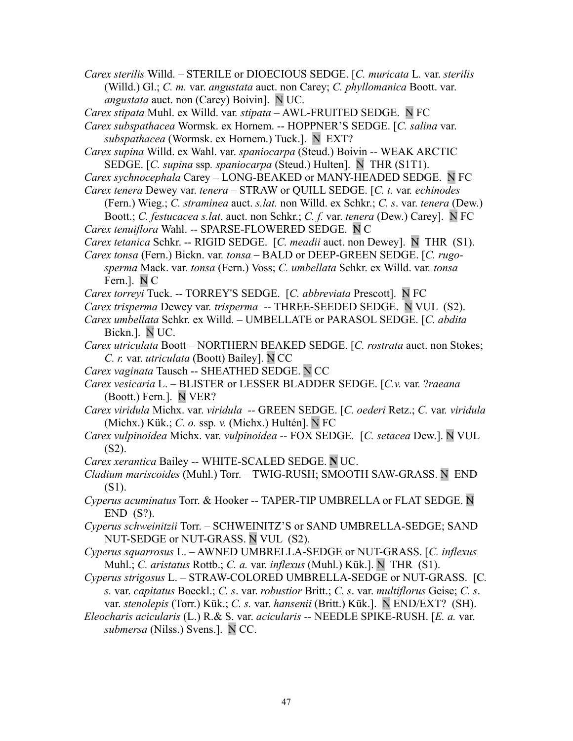*Carex sterilis* Willd. – STERILE or DIOECIOUS SEDGE. [*C. muricata* L. var. *sterilis* (Willd.) Gl.; *C. m.* var. *angustata* auct. non Carey; *C. phyllomanica* Boott. var. *angustata* auct. non (Carey) Boivin]. N UC.

*Carex stipata* Muhl. ex Willd. var. *stipata* – AWL-FRUITED SEDGE. N FC

*Carex subspathacea* Wormsk. ex Hornem. -- HOPPNER'S SEDGE. [*C. salina* var. *subspathacea* (Wormsk. ex Hornem.) Tuck.]. N EXT?

*Carex supina* Willd. ex Wahl. var. *spaniocarpa* (Steud.) Boivin -- WEAK ARCTIC SEDGE. [*C. supina* ssp. *spaniocarpa* (Steud.) Hulten]. N THR (S1T1).

*Carex sychnocephala* Carey – LONG-BEAKED or MANY-HEADED SEDGE. N FC

*Carex tenera* Dewey var. *tenera* – STRAW or QUILL SEDGE. [*C. t.* var. *echinodes* (Fern.) Wieg.; *C. straminea* auct. *s.lat.* non Willd. ex Schkr.; *C. s*. var. *tenera* (Dew.) Boott.; *C. festucacea s.lat*. auct. non Schkr.; *C. f.* var. *tenera* (Dew.) Carey]. N FC

*Carex tenuiflora* Wahl. -- SPARSE-FLOWERED SEDGE. N C

*Carex tetanica* Schkr. -- RIGID SEDGE. [*C. meadii* auct. non Dewey]. N THR (S1).

*Carex tonsa* (Fern.) Bickn. var. *tonsa* – BALD or DEEP-GREEN SEDGE. [*C. rugosperma* Mack. var. *tonsa* (Fern.) Voss; *C. umbellata* Schkr. ex Willd. var. *tonsa* Fern.]. N C

*Carex torreyi* Tuck. -- TORREY'S SEDGE. [*C. abbreviata* Prescott]. N FC

*Carex trisperma* Dewey var. *trisperma* -- THREE-SEEDED SEDGE. N VUL (S2).

*Carex umbellata* Schkr. ex Willd. – UMBELLATE or PARASOL SEDGE. [*C. abdita* Bickn.]. N UC.

*Carex utriculata* Boott – NORTHERN BEAKED SEDGE. [*C. rostrata* auct. non Stokes; *C. r.* var. *utriculata* (Boott) Bailey]. N CC

*Carex vaginata* Tausch -- SHEATHED SEDGE. N CC

*Carex vesicaria* L. – BLISTER or LESSER BLADDER SEDGE. [*C.v.* var. ?*raeana* (Boott.) Fern.]. N VER?

*Carex viridula* Michx. var. *viridula* -- GREEN SEDGE. [*C. oederi* Retz.; *C.* var. *viridula* (Michx.) Kük.; *C. o.* ssp. *v.* (Michx.) Hultén]. N FC

*Carex vulpinoidea* Michx. var. *vulpinoidea* -- FOX SEDGE. [*C. setacea* Dew.]. N VUL (S2).

*Carex xerantica* Bailey -- WHITE-SCALED SEDGE. **N** UC.

*Cladium mariscoides* (Muhl.) Torr. – TWIG-RUSH; SMOOTH SAW-GRASS. N END (S1).

*Cyperus acuminatus* Torr. & Hooker -- TAPER-TIP UMBRELLA or FLAT SEDGE. N END (S?).

*Cyperus schweinitzii* Torr. – SCHWEINITZ'S or SAND UMBRELLA-SEDGE; SAND NUT-SEDGE or NUT-GRASS. N VUL (S2).

*Cyperus squarrosus* L. – AWNED UMBRELLA-SEDGE or NUT-GRASS. [*C. inflexus* Muhl.; *C. aristatus* Rottb.; *C. a.* var. *inflexus* (Muhl.) Kük.]. N THR (S1).

*Cyperus strigosus* L. – STRAW-COLORED UMBRELLA-SEDGE or NUT-GRASS. [*C. s.* var. *capitatus* Boeckl.; *C. s*. var. *robustior* Britt.; *C. s*. var. *multiflorus* Geise; *C. s*. var. *stenolepis* (Torr.) Kük.; *C. s.* var. *hansenii* (Britt.) Kük.]. N END/EXT? (SH).

*Eleocharis acicularis* (L.) R.& S. var. *acicularis* -- NEEDLE SPIKE-RUSH. [*E. a.* var. *submersa* (Nilss.) Svens.]. N CC.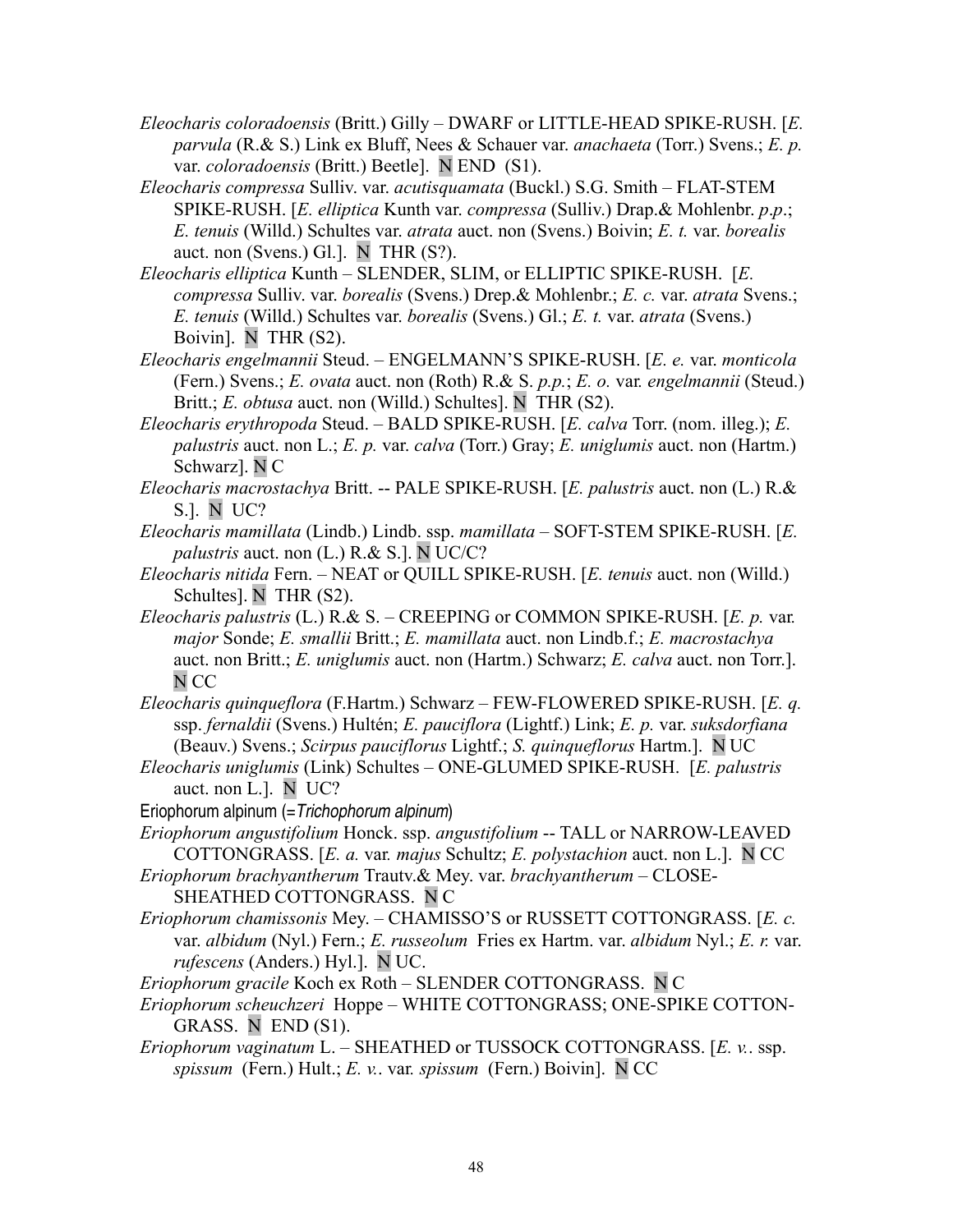*Eleocharis coloradoensis* (Britt.) Gilly – DWARF or LITTLE-HEAD SPIKE-RUSH. [*E. parvula* (R.& S.) Link ex Bluff, Nees & Schauer var. *anachaeta* (Torr.) Svens.; *E. p.* var. *coloradoensis* (Britt.) Beetle]. N END (S1).

*Eleocharis compressa* Sulliv. var. *acutisquamata* (Buckl.) S.G. Smith – FLAT-STEM SPIKE-RUSH. [*E. elliptica* Kunth var. *compressa* (Sulliv.) Drap.& Mohlenbr. *p.p.*; *E. tenuis* (Willd.) Schultes var. *atrata* auct. non (Svens.) Boivin; *E. t.* var. *borealis* auct. non (Svens.) Gl.]. N THR (S?).

*Eleocharis elliptica* Kunth – SLENDER, SLIM, or ELLIPTIC SPIKE-RUSH. [*E. compressa* Sulliv. var. *borealis* (Svens.) Drep.& Mohlenbr.; *E. c.* var. *atrata* Svens.; *E. tenuis* (Willd.) Schultes var. *borealis* (Svens.) Gl.; *E. t.* var. *atrata* (Svens.) Boivin]. N THR (S2).

*Eleocharis engelmannii* Steud. – ENGELMANN'S SPIKE-RUSH. [*E. e.* var. *monticola* (Fern.) Svens.; *E. ovata* auct. non (Roth) R.& S. *p.p.*; *E. o.* var. *engelmannii* (Steud.) Britt.; *E. obtusa* auct. non (Willd.) Schultes]. N THR (S2).

*Eleocharis erythropoda* Steud. – BALD SPIKE-RUSH. [*E. calva* Torr. (nom. illeg.); *E. palustris* auct. non L.; *E. p.* var. *calva* (Torr.) Gray; *E. uniglumis* auct. non (Hartm.) Schwarz]. N C

*Eleocharis macrostachya* Britt. -- PALE SPIKE-RUSH. [*E. palustris* auct. non (L.) R.& S.]. N UC?

*Eleocharis mamillata* (Lindb.) Lindb. ssp. *mamillata* – SOFT-STEM SPIKE-RUSH. [*E. palustris* auct. non (L.) R.& S.]. N UC/C?

*Eleocharis nitida* Fern. – NEAT or QUILL SPIKE-RUSH. [*E. tenuis* auct. non (Willd.) Schultes]. N THR (S2).

*Eleocharis palustris* (L.) R.& S. – CREEPING or COMMON SPIKE-RUSH. [*E. p.* var. *major* Sonde; *E. smallii* Britt.; *E. mamillata* auct. non Lindb.f.; *E. macrostachya* auct. non Britt.; *E. uniglumis* auct. non (Hartm.) Schwarz; *E. calva* auct. non Torr.]. N CC

*Eleocharis quinqueflora* (F.Hartm.) Schwarz – FEW-FLOWERED SPIKE-RUSH. [*E. q.* ssp. *fernaldii* (Svens.) Hultén; *E. pauciflora* (Lightf.) Link; *E. p.* var. *suksdorfiana* (Beauv.) Svens.; *Scirpus pauciflorus* Lightf.; *S. quinqueflorus* Hartm.]. N UC

*Eleocharis uniglumis* (Link) Schultes – ONE-GLUMED SPIKE-RUSH. [*E. palustris* auct. non L.]. N UC?

Eriophorum alpinum (=*Trichophorum alpinum*)

*Eriophorum angustifolium* Honck. ssp. *angustifolium* -- TALL or NARROW-LEAVED COTTONGRASS. [*E. a.* var. *majus* Schultz; *E. polystachion* auct. non L.]. N CC

*Eriophorum brachyantherum* Trautv.& Mey. var. *brachyantherum* – CLOSE-SHEATHED COTTONGRASS. N C

*Eriophorum chamissonis* Mey. – CHAMISSO'S or RUSSETT COTTONGRASS. [*E. c.* var. *albidum* (Nyl.) Fern.; *E. russeolum* Fries ex Hartm. var. *albidum* Nyl.; *E. r.* var. *rufescens* (Anders.) Hyl.]. N UC.

*Eriophorum gracile* Koch ex Roth – SLENDER COTTONGRASS. N C

*Eriophorum scheuchzeri* Hoppe – WHITE COTTONGRASS; ONE-SPIKE COTTON-GRASS. N END (S1).

*Eriophorum vaginatum* L. – SHEATHED or TUSSOCK COTTONGRASS. [*E. v.*. ssp. *spissum* (Fern.) Hult.; *E. v.*. var. *spissum* (Fern.) Boivin]. N CC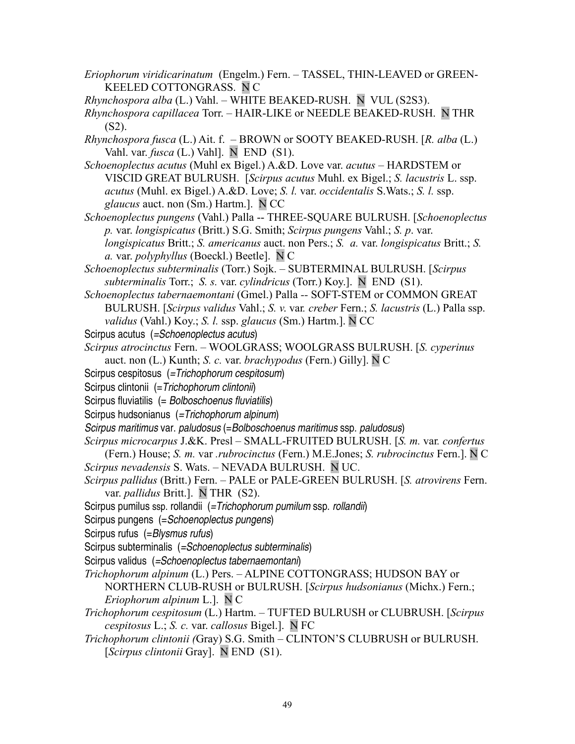*Eriophorum viridicarinatum* (Engelm.) Fern. – TASSEL, THIN-LEAVED or GREEN-KEELED COTTONGRASS. N C

*Rhynchospora alba* (L.) Vahl. – WHITE BEAKED-RUSH. N VUL (S2S3).

*Rhynchospora capillacea* Torr. – HAIR-LIKE or NEEDLE BEAKED-RUSH. N THR (S2).

*Rhynchospora fusca* (L.) Ait. f. – BROWN or SOOTY BEAKED-RUSH. [*R. alba* (L.) Vahl. var. *fusca* (L.) Vahl]. N END (S1).

*Schoenoplectus acutus* (Muhl ex Bigel.) A.&D. Love var. *acutus* – HARDSTEM or VISCID GREAT BULRUSH. [*Scirpus acutus* Muhl. ex Bigel.; *S. lacustris* L. ssp. *acutus* (Muhl. ex Bigel.) A.&D. Love; *S. l.* var. *occidentalis* S.Wats.; *S. l.* ssp. *glaucus* auct. non (Sm.) Hartm.]. N CC

*Schoenoplectus pungens* (Vahl.) Palla -- THREE-SQUARE BULRUSH. [*Schoenoplectus p.* var. *longispicatus* (Britt.) S.G. Smith; *Scirpus pungens* Vahl.; *S. p*. var. *longispicatus* Britt.; *S. americanus* auct. non Pers.; *S. a.* var. *longispicatus* Britt.; *S. a.* var. *polyphyllus* (Boeckl.) Beetle]. N C

*Schoenoplectus subterminalis* (Torr.) Sojk. – SUBTERMINAL BULRUSH. [*Scirpus subterminalis* Torr.; *S. s.* var. *cylindricus* (Torr.) Koy.]. N END (S1).

*Schoenoplectus tabernaemontani* (Gmel.) Palla -- SOFT-STEM or COMMON GREAT BULRUSH. [*Scirpus validus* Vahl.; *S. v.* var. *creber* Fern.; *S. lacustris* (L.) Palla ssp. *validus* (Vahl.) Koy.; *S. l.* ssp. *glaucus* (Sm.) Hartm.]. N CC

Scirpus acutus (=*Schoenoplectus acutus*)

*Scirpus atrocinctus* Fern. – WOOLGRASS; WOOLGRASS BULRUSH. [*S. cyperinus* auct. non (L.) Kunth; *S. c.* var. *brachypodus* (Fern.) Gilly]. N C

Scirpus cespitosus (=*Trichophorum cespitosum*)

Scirpus clintonii (=*Trichophorum clintonii*)

Scirpus fluviatilis (= *Bolboschoenus fluviatilis*)

Scirpus hudsonianus (=*Trichophorum alpinum*)

*Scirpus maritimus* var. *paludosus* (=*Bolboschoenus maritimus* ssp. *paludosus*)

*Scirpus microcarpus* J.&K. Presl – SMALL-FRUITED BULRUSH. [*S. m.* var. *confertus* (Fern.) House; *S. m.* var *.rubrocinctus* (Fern.) M.E.Jones; *S. rubrocinctus* Fern.]. N C

*Scirpus nevadensis* S. Wats. – NEVADA BULRUSH. N UC.

*Scirpus pallidus* (Britt.) Fern. – PALE or PALE-GREEN BULRUSH. [*S. atrovirens* Fern. var. *pallidus* Britt.]. N THR (S2).

Scirpus pumilus ssp. rollandii (=*Trichophorum pumilum* ssp. *rollandii*)

Scirpus pungens (=*Schoenoplectus pungens*)

Scirpus rufus (=*Blysmus rufus*)

Scirpus subterminalis (=*Schoenoplectus subterminalis*)

Scirpus validus (=*Schoenoplectus tabernaemontani*)

*Trichophorum alpinum* (L.) Pers. – ALPINE COTTONGRASS; HUDSON BAY or NORTHERN CLUB-RUSH or BULRUSH. [*Scirpus hudsonianus* (Michx.) Fern.; *Eriophorum alpinum* L.]. N C

*Trichophorum cespitosum* (L.) Hartm. – TUFTED BULRUSH or CLUBRUSH. [*Scirpus cespitosus* L.; *S. c.* var. *callosus* Bigel.]. N FC

*Trichophorum clintonii (*Gray) S.G. Smith – CLINTON'S CLUBRUSH or BULRUSH. [*Scirpus clintonii* Gray]. N END (S1).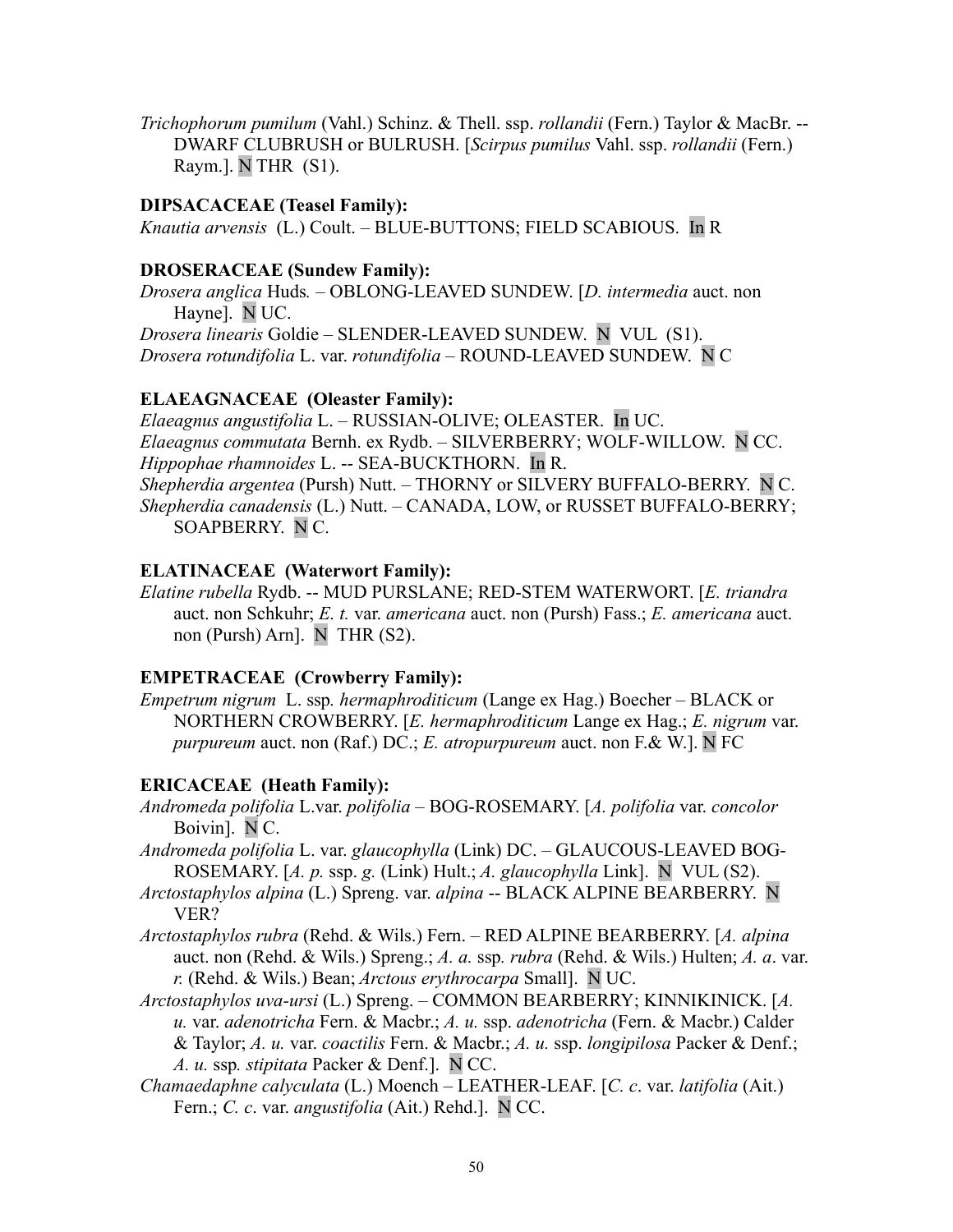*Trichophorum pumilum* (Vahl.) Schinz. & Thell. ssp. *rollandii* (Fern.) Taylor & MacBr. -- DWARF CLUBRUSH or BULRUSH. [*Scirpus pumilus* Vahl. ssp. *rollandii* (Fern.) Raym.]. N THR (S1).

**DIPSACACEAE (Teasel Family):**

*Knautia arvensis* (L.) Coult. – BLUE-BUTTONS; FIELD SCABIOUS. In R

**DROSERACEAE (Sundew Family):**

*Drosera anglica* Huds. – OBLONG-LEAVED SUNDEW. [*D. intermedia* auct. non Hayne]. N UC.

*Drosera linearis* Goldie – SLENDER-LEAVED SUNDEW. N VUL (S1).

*Drosera rotundifolia* L. var. *rotundifolia* – ROUND-LEAVED SUNDEW. N C

**ELAEAGNACEAE (Oleaster Family):**

*Elaeagnus angustifolia* L. – RUSSIAN-OLIVE; OLEASTER. In UC.

*Elaeagnus commutata* Bernh. ex Rydb. – SILVERBERRY; WOLF-WILLOW. N CC.

*Hippophae rhamnoides* L. -- SEA-BUCKTHORN. In R.

*Shepherdia argentea* (Pursh) Nutt. – THORNY or SILVERY BUFFALO-BERRY. N C.

*Shepherdia canadensis* (L.) Nutt. – CANADA, LOW, or RUSSET BUFFALO-BERRY; SOAPBERRY. N C.

**ELATINACEAE (Waterwort Family):**

*Elatine rubella* Rydb. -- MUD PURSLANE; RED-STEM WATERWORT. [*E. triandra* auct. non Schkuhr; *E. t.* var. *americana* auct. non (Pursh) Fass.; *E. americana* auct. non (Pursh) Arn]. N THR (S2).

**EMPETRACEAE (Crowberry Family):**

*Empetrum nigrum* L. ssp. *hermaphroditicum* (Lange ex Hag.) Boecher – BLACK or NORTHERN CROWBERRY. [*E. hermaphroditicum* Lange ex Hag.; *E. nigrum* var. *purpureum* auct. non (Raf.) DC.; *E. atropurpureum* auct. non F.& W.]. N FC

**ERICACEAE (Heath Family):**

*Andromeda polifolia* L.var. *polifolia* – BOG-ROSEMARY. [*A. polifolia* var. *concolor* Boivin]. N C.

*Andromeda polifolia* L. var. *glaucophylla* (Link) DC. – GLAUCOUS-LEAVED BOG-ROSEMARY. [*A. p.* ssp. *g.* (Link) Hult.; *A. glaucophylla* Link]. N VUL (S2).

*Arctostaphylos alpina* (L.) Spreng. var. *alpina* -- BLACK ALPINE BEARBERRY. N VER?

*Arctostaphylos rubra* (Rehd. & Wils.) Fern. – RED ALPINE BEARBERRY. [*A. alpina* auct. non (Rehd. & Wils.) Spreng.; *A. a.* ssp. *rubra* (Rehd. & Wils.) Hulten; *A. a*. var. *r.* (Rehd. & Wils.) Bean; *Arctous erythrocarpa* Small]. N UC.

*Arctostaphylos uva-ursi* (L.) Spreng. – COMMON BEARBERRY; KINNIKINICK. [*A. u.* var. *adenotricha* Fern. & Macbr.; *A. u.* ssp. *adenotricha* (Fern. & Macbr.) Calder & Taylor; *A. u.* var. *coactilis* Fern. & Macbr.; *A. u.* ssp. *longipilosa* Packer & Denf.; *A. u.* ssp. *stipitata* Packer & Denf.]. N CC.

*Chamaedaphne calyculata* (L.) Moench – LEATHER-LEAF. [*C. c*. var. *latifolia* (Ait.) Fern.; *C. c*. var. *angustifolia* (Ait.) Rehd.]. N CC.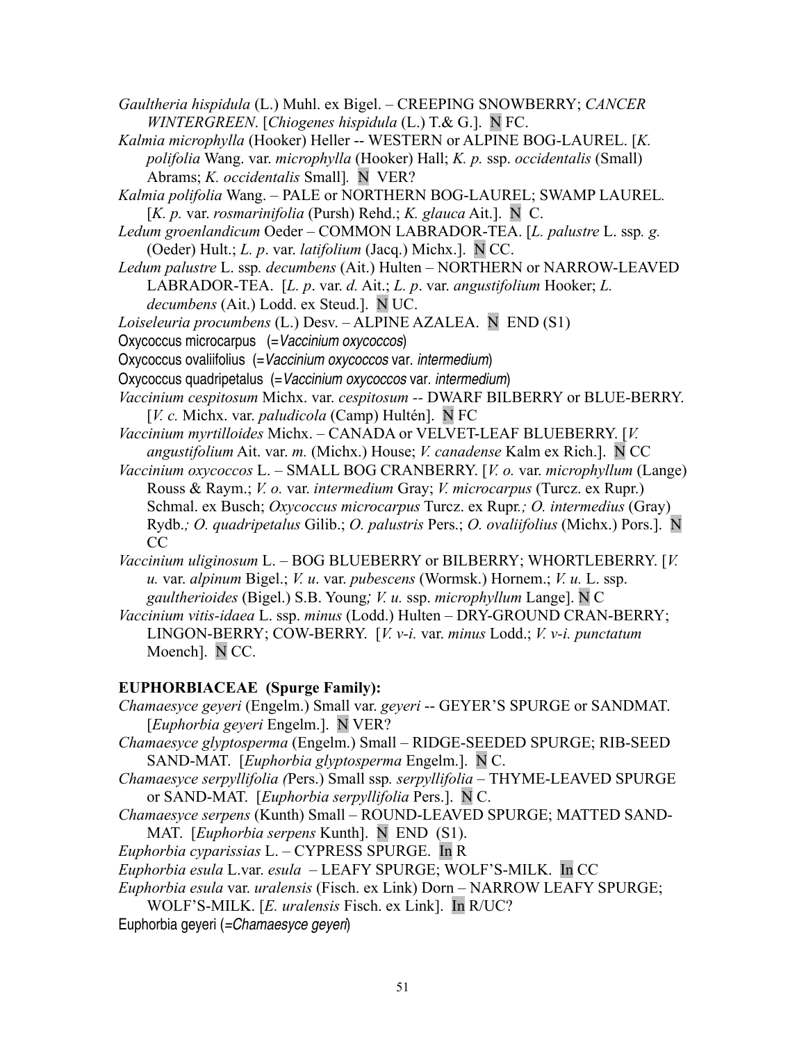*Gaultheria hispidula* (L.) Muhl. ex Bigel. – CREEPING SNOWBERRY; *CANCER WINTERGREEN*. [*Chiogenes hispidula* (L.) T.& G.]. N FC.

*Kalmia microphylla* (Hooker) Heller -- WESTERN or ALPINE BOG-LAUREL. [*K. polifolia* Wang. var. *microphylla* (Hooker) Hall; *K. p.* ssp. *occidentalis* (Small) Abrams; *K. occidentalis* Small]. N VER?

*Kalmia polifolia* Wang. – PALE or NORTHERN BOG-LAUREL; SWAMP LAUREL. [*K. p.* var. *rosmarinifolia* (Pursh) Rehd.; *K. glauca* Ait.]. N C.

*Ledum groenlandicum* Oeder – COMMON LABRADOR-TEA. [*L. palustre* L. ssp. *g.* (Oeder) Hult.; *L. p*. var. *latifolium* (Jacq.) Michx.]. N CC.

*Ledum palustre* L. ssp. *decumbens* (Ait.) Hulten – NORTHERN or NARROW-LEAVED LABRADOR-TEA. [*L. p*. var. *d.* Ait.; *L. p*. var. *angustifolium* Hooker; *L. decumbens* (Ait.) Lodd. ex Steud.]. N UC.

*Loiseleuria procumbens* (L.) Desv. – ALPINE AZALEA. N END (S1)

Oxycoccus microcarpus (=*Vaccinium oxycoccos*)

Oxycoccus ovaliifolius (=*Vaccinium oxycoccos* var. *intermedium*)

Oxycoccus quadripetalus (=*Vaccinium oxycoccos* var. *intermedium*)

*Vaccinium cespitosum* Michx. var. *cespitosum* -- DWARF BILBERRY or BLUE-BERRY. [*V. c.* Michx. var. *paludicola* (Camp) Hultén]. N FC

*Vaccinium myrtilloides* Michx. – CANADA or VELVET-LEAF BLUEBERRY. [*V. angustifolium* Ait. var. *m.* (Michx.) House; *V. canadense* Kalm ex Rich.]. N CC

*Vaccinium oxycoccos* L. – SMALL BOG CRANBERRY. [*V. o.* var. *microphyllum* (Lange) Rouss & Raym.; *V. o.* var. *intermedium* Gray; *V. microcarpus* (Turcz. ex Rupr.) Schmal. ex Busch; *Oxycoccus microcarpus* Turcz. ex Rupr.*; O. intermedius* (Gray) Rydb.*; O. quadripetalus* Gilib.; *O. palustris* Pers.; *O. ovaliifolius* (Michx.) Pors.]. N CC

*Vaccinium uliginosum* L. – BOG BLUEBERRY or BILBERRY; WHORTLEBERRY. [*V. u.* var. *alpinum* Bigel.; *V. u*. var. *pubescens* (Wormsk.) Hornem.; *V. u.* L. ssp. *gaultherioides* (Bigel.) S.B. Young*; V. u.* ssp. *microphyllum* Lange]. N C

*Vaccinium vitis-idaea* L. ssp. *minus* (Lodd.) Hulten – DRY-GROUND CRAN-BERRY; LINGON-BERRY; COW-BERRY. [*V. v-i.* var. *minus* Lodd.; *V. v-i. punctatum* Moench]. N CC.

**EUPHORBIACEAE (Spurge Family):**

*Chamaesyce geyeri* (Engelm.) Small var. *geyeri* -- GEYER'S SPURGE or SANDMAT. [*Euphorbia geyeri* Engelm.]. N VER?

*Chamaesyce glyptosperma* (Engelm.) Small – RIDGE-SEEDED SPURGE; RIB-SEED SAND-MAT. [*Euphorbia glyptosperma* Engelm.]. N C.

*Chamaesyce serpyllifolia (*Pers.) Small ssp*. serpyllifolia* – THYME-LEAVED SPURGE or SAND-MAT. [*Euphorbia serpyllifolia* Pers.]. N C.

*Chamaesyce serpens* (Kunth) Small – ROUND-LEAVED SPURGE; MATTED SAND-MAT. [*Euphorbia serpens* Kunth]. N END (S1).

*Euphorbia cyparissias* L. – CYPRESS SPURGE. In R

*Euphorbia esula* L.var. *esula* – LEAFY SPURGE; WOLF'S-MILK. In CC

*Euphorbia esula* var. *uralensis* (Fisch. ex Link) Dorn – NARROW LEAFY SPURGE; WOLF'S-MILK. [*E. uralensis* Fisch. ex Link]. In R/UC?

Euphorbia geyeri (=*Chamaesyce geyeri*)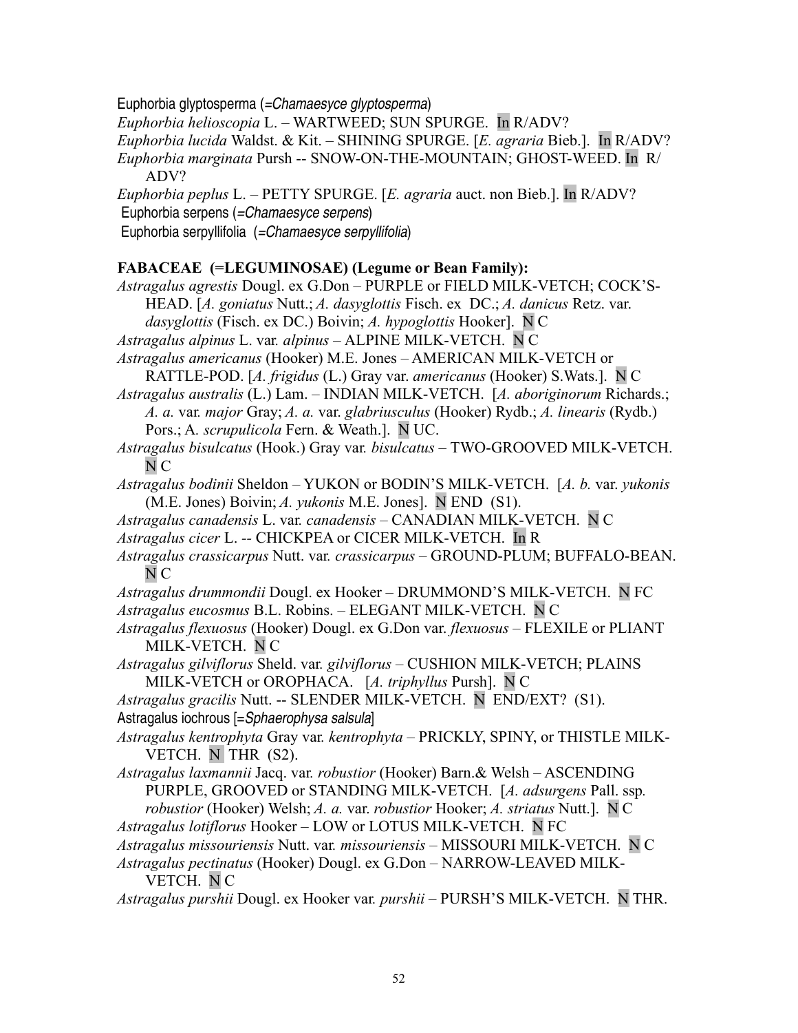Euphorbia glyptosperma (=*Chamaesyce glyptosperma*)

*Euphorbia helioscopia* L. – WARTWEED; SUN SPURGE. In R/ADV?

*Euphorbia lucida* Waldst. & Kit. – SHINING SPURGE. [*E. agraria* Bieb.]. In R/ADV?

*Euphorbia marginata* Pursh -- SNOW-ON-THE-MOUNTAIN; GHOST-WEED. In R/ADV?

*Euphorbia peplus* L. – PETTY SPURGE. [*E. agraria* auct. non Bieb.]. In R/ADV?

Euphorbia serpens (=*Chamaesyce serpens*)

Euphorbia serpyllifolia (=*Chamaesyce serpyllifolia*)

**FABACEAE (=LEGUMINOSAE) (Legume or Bean Family):**

*Astragalus agrestis* Dougl. ex G.Don – PURPLE or FIELD MILK-VETCH; COCK'S-HEAD. [*A. goniatus* Nutt.; *A. dasyglottis* Fisch. ex DC.; *A. danicus* Retz. var. *dasyglottis* (Fisch. ex DC.) Boivin; *A. hypoglottis* Hooker]. N C

*Astragalus alpinus* L. var. *alpinus* – ALPINE MILK-VETCH. N C

*Astragalus americanus* (Hooker) M.E. Jones – AMERICAN MILK-VETCH or RATTLE-POD. [*A. frigidus* (L.) Gray var. *americanus* (Hooker) S.Wats.]. N C

*Astragalus australis* (L.) Lam. – INDIAN MILK-VETCH. [*A. aboriginorum* Richards.; *A. a.* var. *major* Gray; *A. a.* var. *glabriusculus* (Hooker) Rydb.; *A. linearis* (Rydb.) Pors.; A. *scrupulicola* Fern. & Weath.]. N UC.

*Astragalus bisulcatus* (Hook.) Gray var. *bisulcatus* – TWO-GROOVED MILK-VETCH. N C

*Astragalus bodinii* Sheldon – YUKON or BODIN'S MILK-VETCH. [*A. b.* var. *yukonis* (M.E. Jones) Boivin; *A. yukonis* M.E. Jones]. N END (S1).

*Astragalus canadensis* L. var. *canadensis* – CANADIAN MILK-VETCH. N C

*Astragalus cicer* L. -- CHICKPEA or CICER MILK-VETCH. In R

*Astragalus crassicarpus* Nutt. var. *crassicarpus* – GROUND-PLUM; BUFFALO-BEAN. N C

*Astragalus drummondii* Dougl. ex Hooker – DRUMMOND'S MILK-VETCH. N FC

*Astragalus eucosmus* B.L. Robins. – ELEGANT MILK-VETCH. N C

*Astragalus flexuosus* (Hooker) Dougl. ex G.Don var. *flexuosus* – FLEXILE or PLIANT MILK-VETCH. N C

*Astragalus gilviflorus* Sheld. var. *gilviflorus* – CUSHION MILK-VETCH; PLAINS MILK-VETCH or OROPHACA. [*A. triphyllus* Pursh]. N C

*Astragalus gracilis* Nutt. -- SLENDER MILK-VETCH. N END/EXT? (S1).

Astragalus iochrous [=*Sphaerophysa salsula*]

*Astragalus kentrophyta* Gray var. *kentrophyta* – PRICKLY, SPINY, or THISTLE MILK-VETCH. N THR (S2).

*Astragalus laxmannii* Jacq. var. *robustior* (Hooker) Barn.& Welsh – ASCENDING PURPLE, GROOVED or STANDING MILK-VETCH. [*A. adsurgens* Pall. ssp. *robustior* (Hooker) Welsh; *A. a.* var. *robustior* Hooker; *A. striatus* Nutt.]. N C

*Astragalus lotiflorus* Hooker – LOW or LOTUS MILK-VETCH. N FC

*Astragalus missouriensis* Nutt. var. *missouriensis* – MISSOURI MILK-VETCH. N C

*Astragalus pectinatus* (Hooker) Dougl. ex G.Don – NARROW-LEAVED MILK-VETCH. N C

*Astragalus purshii* Dougl. ex Hooker var. *purshii* – PURSH'S MILK-VETCH. N THR.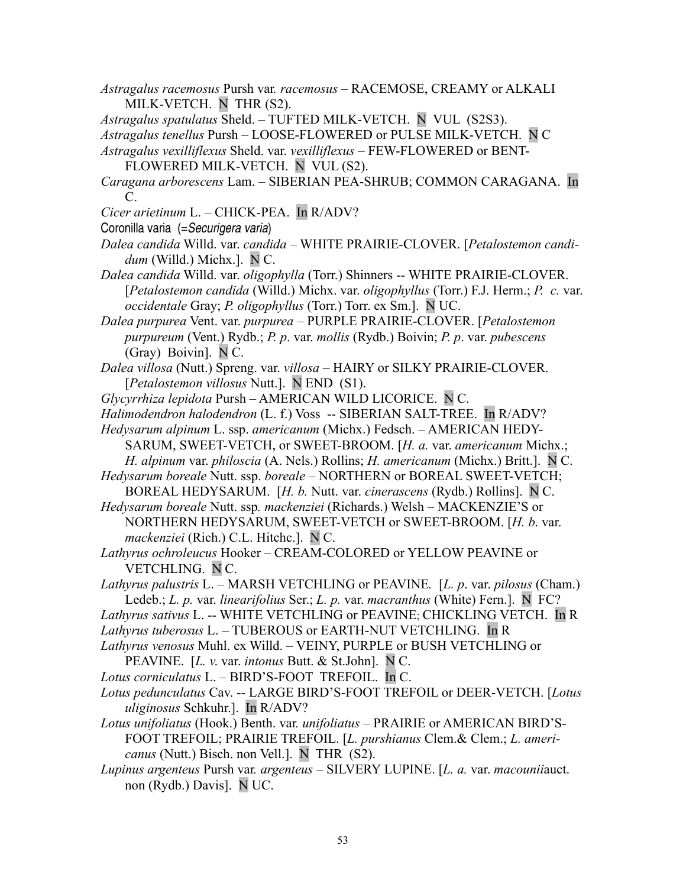*Astragalus racemosus* Pursh var. *racemosus* – RACEMOSE, CREAMY or ALKALI MILK-VETCH. N THR (S2).

*Astragalus spatulatus* Sheld. – TUFTED MILK-VETCH. N VUL (S2S3).

*Astragalus tenellus* Pursh – LOOSE-FLOWERED or PULSE MILK-VETCH. N C

*Astragalus vexilliflexus* Sheld. var. *vexilliflexus* – FEW-FLOWERED or BENT-FLOWERED MILK-VETCH. N VUL (S2).

*Caragana arborescens* Lam. – SIBERIAN PEA-SHRUB; COMMON CARAGANA. In C.

*Cicer arietinum* L. – CHICK-PEA. In R/ADV?

Coronilla varia (=*Securigera varia*)

*Dalea candida* Willd. var. *candida* – WHITE PRAIRIE-CLOVER. [*Petalostemon candidum* (Willd.) Michx.]. N C.

*Dalea candida* Willd. var. *oligophylla* (Torr.) Shinners -- WHITE PRAIRIE-CLOVER. [*Petalostemon candida* (Willd.) Michx. var. *oligophyllus* (Torr.) F.J. Herm.; *P. c.* var. *occidentale* Gray; *P. oligophyllus* (Torr.) Torr. ex Sm.]. N UC.

*Dalea purpurea* Vent. var. *purpurea* – PURPLE PRAIRIE-CLOVER. [*Petalostemon purpureum* (Vent.) Rydb.; *P. p*. var. *mollis* (Rydb.) Boivin; *P. p*. var. *pubescens* (Gray) Boivin]. N C.

*Dalea villosa* (Nutt.) Spreng. var. *villosa* – HAIRY or SILKY PRAIRIE-CLOVER. [*Petalostemon villosus* Nutt.]. N END (S1).

*Glycyrrhiza lepidota* Pursh – AMERICAN WILD LICORICE. N C.

*Halimodendron halodendron* (L. f.) Voss -- SIBERIAN SALT-TREE. In R/ADV?

*Hedysarum alpinum* L. ssp. *americanum* (Michx.) Fedsch. – AMERICAN HEDYSARUM, SWEET-VETCH, or SWEET-BROOM. [*H. a.* var. *americanum* Michx.; *H. alpinum* var. *philoscia* (A. Nels.) Rollins; *H. americanum* (Michx.) Britt.]. N C.

*Hedysarum boreale* Nutt. ssp. *boreale* – NORTHERN or BOREAL SWEET-VETCH; BOREAL HEDYSARUM. [*H. b.* Nutt. var. *cinerascens* (Rydb.) Rollins]. N C.

*Hedysarum boreale* Nutt. ssp*. mackenziei* (Richards.) Welsh – MACKENZIE'S or NORTHERN HEDYSARUM, SWEET-VETCH or SWEET-BROOM. [*H. b*. var. *mackenziei* (Rich.) C.L. Hitchc.]. N C.

*Lathyrus ochroleucus* Hooker – CREAM-COLORED or YELLOW PEAVINE or VETCHLING. N C.

*Lathyrus palustris* L. – MARSH VETCHLING or PEAVINE*.* [*L. p*. var. *pilosus* (Cham.) Ledeb.; *L. p.* var. *linearifolius* Ser.; *L. p.* var. *macranthus* (White) Fern.]. N FC?

*Lathyrus sativus* L. -- WHITE VETCHLING or PEAVINE; CHICKLING VETCH. In R

*Lathyrus tuberosus* L. – TUBEROUS or EARTH-NUT VETCHLING. In R

*Lathyrus venosus* Muhl. ex Willd. – VEINY, PURPLE or BUSH VETCHLING or PEAVINE. [*L. v.* var. *intonus* Butt. & St.John]. N C.

*Lotus corniculatus* L. – BIRD'S-FOOT TREFOIL. In C.

*Lotus pedunculatus* Cav. -- LARGE BIRD'S-FOOT TREFOIL or DEER-VETCH. [*Lotus uliginosus* Schkuhr.]. In R/ADV?

*Lotus unifoliatus* (Hook.) Benth. var. *unifoliatus* – PRAIRIE or AMERICAN BIRD'S-FOOT TREFOIL; PRAIRIE TREFOIL. [*L. purshianus* Clem.& Clem.; *L. americanus* (Nutt.) Bisch. non Vell.]. N THR (S2).

*Lupinus argenteus* Pursh var*. argenteus* – SILVERY LUPINE. [*L. a.* var. *macounii*auct. non (Rydb.) Davis]. N UC.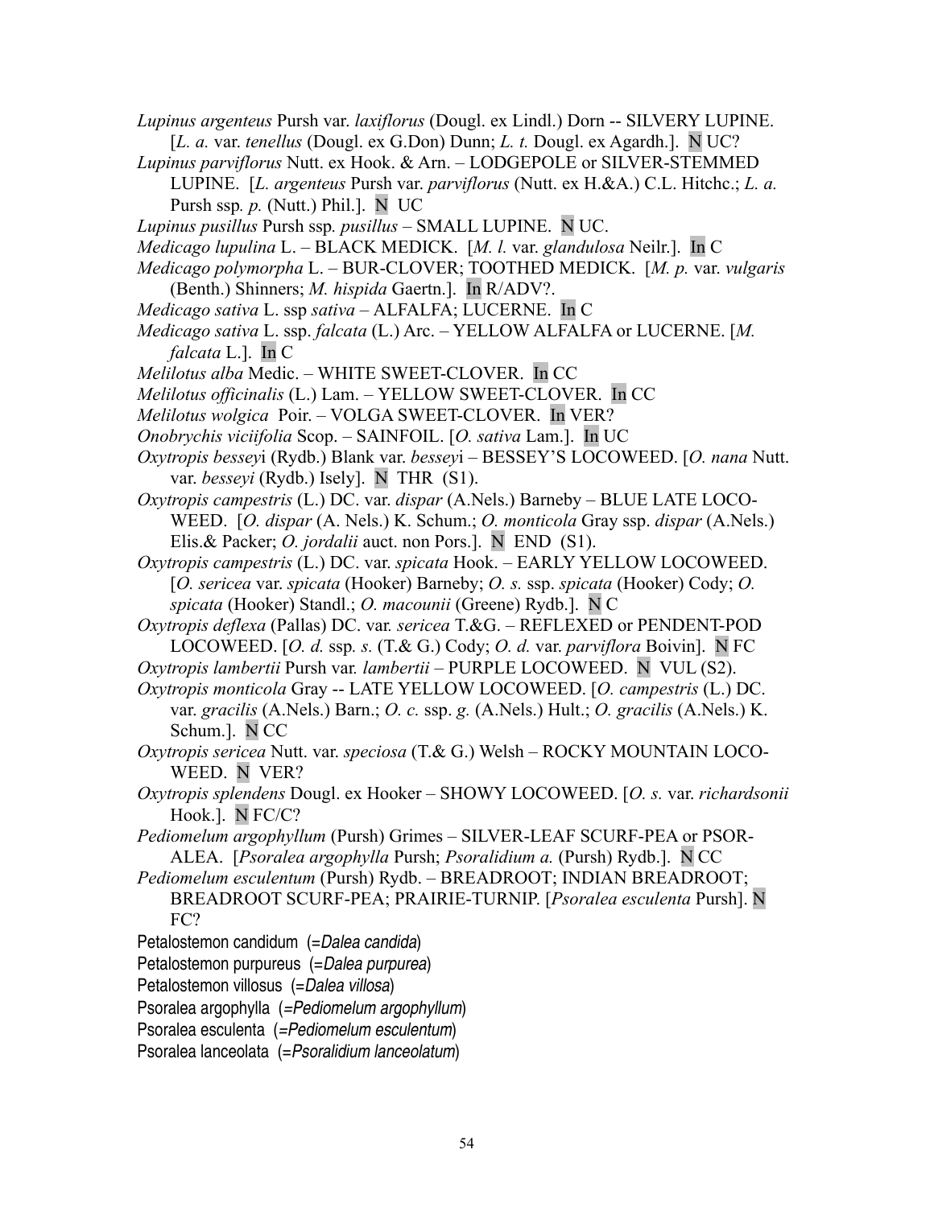*Lupinus argenteus* Pursh var. *laxiflorus* (Dougl. ex Lindl.) Dorn -- SILVERY LUPINE. [*L. a.* var. *tenellus* (Dougl. ex G.Don) Dunn; *L. t.* Dougl. ex Agardh.]. N UC?

*Lupinus parviflorus* Nutt. ex Hook. & Arn. – LODGEPOLE or SILVER-STEMMED LUPINE. [*L. argenteus* Pursh var. *parviflorus* (Nutt. ex H.&A.) C.L. Hitchc.; *L. a.* Pursh ssp. *p.* (Nutt.) Phil.]. N UC

*Lupinus pusillus* Pursh ssp. *pusillus* – SMALL LUPINE. N UC.

*Medicago lupulina* L. – BLACK MEDICK. [*M. l.* var. *glandulosa* Neilr.]. In C

*Medicago polymorpha* L. – BUR-CLOVER; TOOTHED MEDICK. [*M. p.* var. *vulgaris* (Benth.) Shinners; *M. hispida* Gaertn.]. In R/ADV?.

*Medicago sativa* L. ssp *sativa* – ALFALFA; LUCERNE. In C

*Medicago sativa* L. ssp. *falcata* (L.) Arc. – YELLOW ALFALFA or LUCERNE. [*M. falcata* L.]. In C

*Melilotus alba* Medic. – WHITE SWEET-CLOVER. In CC

*Melilotus officinalis* (L.) Lam. – YELLOW SWEET-CLOVER. In CC

*Melilotus wolgica* Poir. – VOLGA SWEET-CLOVER. In VER?

*Onobrychis viciifolia* Scop. – SAINFOIL. [*O. sativa* Lam.]. In UC

*Oxytropis bessey*i (Rydb.) Blank var. *bessey*i – BESSEY'S LOCOWEED. [*O. nana* Nutt. var. *besseyi* (Rydb.) Isely]. N THR (S1).

*Oxytropis campestris* (L.) DC. var. *dispar* (A.Nels.) Barneby – BLUE LATE LOCO-WEED. [*O. dispar* (A. Nels.) K. Schum.; *O. monticola* Gray ssp. *dispar* (A.Nels.) Elis.& Packer; *O. jordalii* auct. non Pors.]. N END (S1).

*Oxytropis campestris* (L.) DC. var. *spicata* Hook. – EARLY YELLOW LOCOWEED. [*O. sericea* var. *spicata* (Hooker) Barneby; *O. s.* ssp. *spicata* (Hooker) Cody; *O. spicata* (Hooker) Standl.; *O. macounii* (Greene) Rydb.]. N C

*Oxytropis deflexa* (Pallas) DC. var. *sericea* T.&G. – REFLEXED or PENDENT-POD LOCOWEED. [*O. d.* ssp. *s.* (T.& G.) Cody; *O. d.* var. *parviflora* Boivin]. N FC

*Oxytropis lambertii* Pursh var. *lambertii* – PURPLE LOCOWEED. N VUL (S2).

*Oxytropis monticola* Gray -- LATE YELLOW LOCOWEED. [*O. campestris* (L.) DC. var. *gracilis* (A.Nels.) Barn.; *O. c.* ssp. *g.* (A.Nels.) Hult.; *O. gracilis* (A.Nels.) K. Schum.]. N CC

*Oxytropis sericea* Nutt. var. *speciosa* (T.& G.) Welsh – ROCKY MOUNTAIN LOCO-WEED. N VER?

*Oxytropis splendens* Dougl. ex Hooker – SHOWY LOCOWEED. [*O. s.* var. *richardsonii* Hook.]. N FC/C?

*Pediomelum argophyllum* (Pursh) Grimes – SILVER-LEAF SCURF-PEA or PSOR-ALEA. [*Psoralea argophylla* Pursh; *Psoralidium a.* (Pursh) Rydb.]. N CC

*Pediomelum esculentum* (Pursh) Rydb. – BREADROOT; INDIAN BREADROOT; BREADROOT SCURF-PEA; PRAIRIE-TURNIP. [*Psoralea esculenta* Pursh]. N FC?

Petalostemon candidum (=*Dalea candida*)

Petalostemon purpureus (=*Dalea purpurea*)

Petalostemon villosus (=*Dalea villosa*)

Psoralea argophylla (=*Pediomelum argophyllum*)

Psoralea esculenta (=*Pediomelum esculentum*)

Psoralea lanceolata (=*Psoralidium lanceolatum*)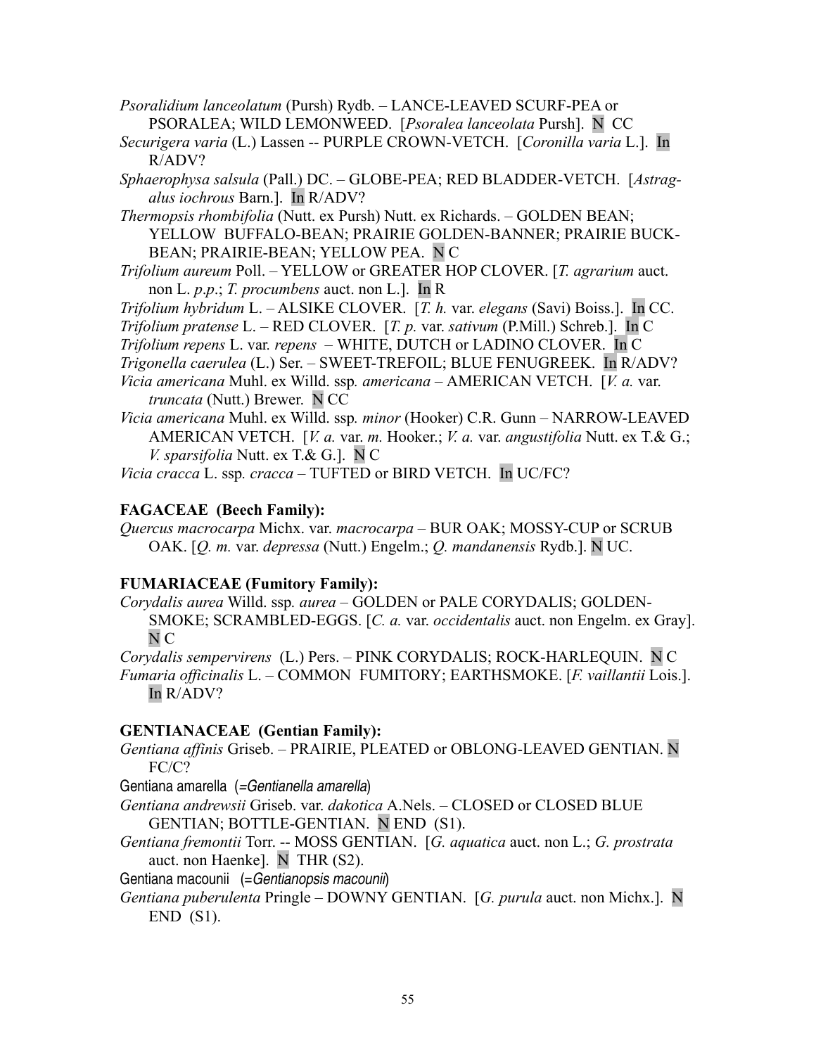*Psoralidium lanceolatum* (Pursh) Rydb. – LANCE-LEAVED SCURF-PEA or PSORALEA; WILD LEMONWEED. [*Psoralea lanceolata* Pursh]. N CC

*Securigera varia* (L.) Lassen -- PURPLE CROWN-VETCH. [*Coronilla varia* L.]. In R/ADV?

*Sphaerophysa salsula* (Pall.) DC. – GLOBE-PEA; RED BLADDER-VETCH. [*Astragalus iochrous* Barn.]. In R/ADV?

*Thermopsis rhombifolia* (Nutt. ex Pursh) Nutt. ex Richards. – GOLDEN BEAN; YELLOW BUFFALO-BEAN; PRAIRIE GOLDEN-BANNER; PRAIRIE BUCK-BEAN; PRAIRIE-BEAN; YELLOW PEA. N C

*Trifolium aureum* Poll. – YELLOW or GREATER HOP CLOVER. [*T. agrarium* auct. non L. *p.p*.; *T. procumbens* auct. non L.]. In R

*Trifolium hybridum* L. – ALSIKE CLOVER. [*T. h.* var. *elegans* (Savi) Boiss.]. In CC.

*Trifolium pratense* L. – RED CLOVER. [*T. p.* var. *sativum* (P.Mill.) Schreb.]. In C

*Trifolium repens* L. var. *repens* – WHITE, DUTCH or LADINO CLOVER. In C

*Trigonella caerulea* (L.) Ser. – SWEET-TREFOIL; BLUE FENUGREEK. In R/ADV?

*Vicia americana* Muhl. ex Willd. ssp*. americana* – AMERICAN VETCH. [*V. a.* var. *truncata* (Nutt.) Brewer. N CC

*Vicia americana* Muhl. ex Willd. ssp*. minor* (Hooker) C.R. Gunn – NARROW-LEAVED AMERICAN VETCH. [*V. a.* var. *m.* Hooker.; *V. a.* var. *angustifolia* Nutt. ex T.& G.; *V. sparsifolia* Nutt. ex T.& G.]. N C

*Vicia cracca* L. ssp*. cracca* – TUFTED or BIRD VETCH. In UC/FC?

**FAGACEAE (Beech Family):**

*Quercus macrocarpa* Michx. var. *macrocarpa* – BUR OAK; MOSSY-CUP or SCRUB OAK. [*Q. m.* var. *depressa* (Nutt.) Engelm.; *Q. mandanensis* Rydb.]. N UC.

**FUMARIACEAE (Fumitory Family):**

*Corydalis aurea* Willd. ssp*. aurea* – GOLDEN or PALE CORYDALIS; GOLDEN-SMOKE; SCRAMBLED-EGGS. [*C. a.* var. *occidentalis* auct. non Engelm. ex Gray]. N C

*Corydalis sempervirens* (L.) Pers. – PINK CORYDALIS; ROCK-HARLEQUIN. N C

*Fumaria officinalis* L. – COMMON FUMITORY; EARTHSMOKE. [*F. vaillantii* Lois.]. In R/ADV?

**GENTIANACEAE (Gentian Family):**

*Gentiana affinis* Griseb. – PRAIRIE, PLEATED or OBLONG-LEAVED GENTIAN. N FC/C?

Gentiana amarella (=*Gentianella amarella*)

*Gentiana andrewsii* Griseb. var. *dakotica* A.Nels. – CLOSED or CLOSED BLUE GENTIAN; BOTTLE-GENTIAN. N END (S1).

*Gentiana fremontii* Torr. -- MOSS GENTIAN. [*G. aquatica* auct. non L.; *G. prostrata* auct. non Haenke]. N THR (S2).

Gentiana macounii (=*Gentianopsis macounii*)

*Gentiana puberulenta* Pringle – DOWNY GENTIAN. [*G. purula* auct. non Michx.]. N END (S1).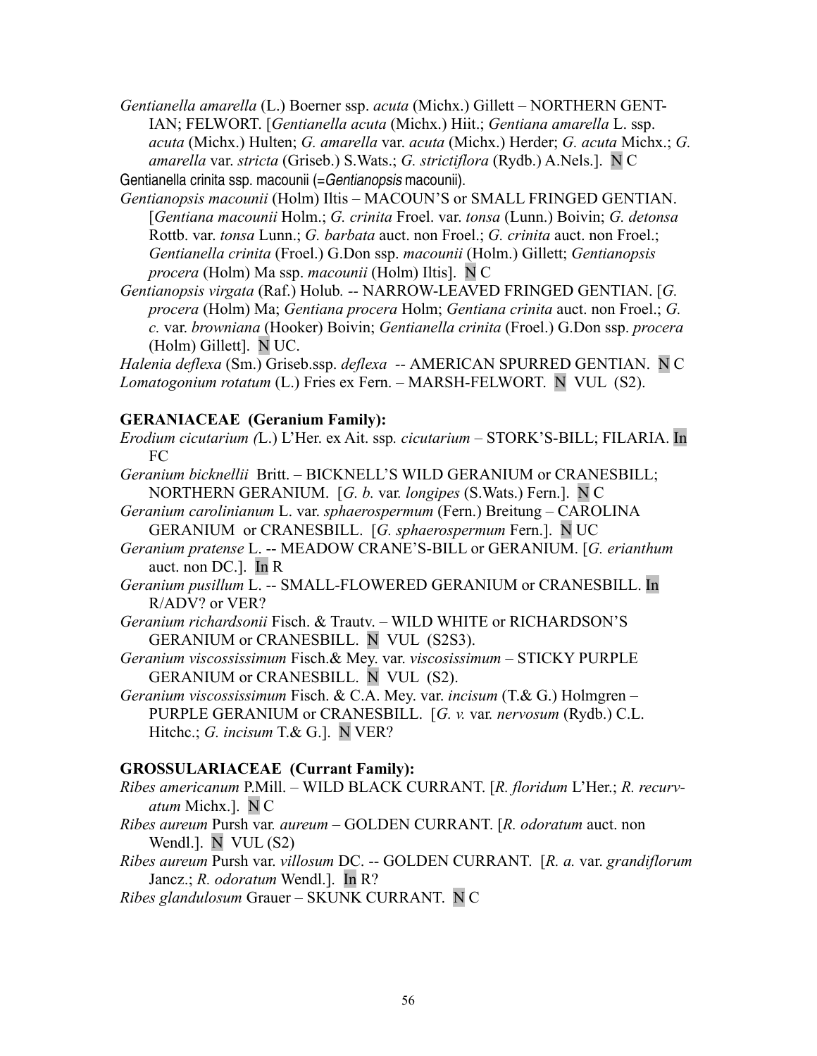*Gentianella amarella* (L.) Boerner ssp. *acuta* (Michx.) Gillett – NORTHERN GENTIAN; FELWORT. [*Gentianella acuta* (Michx.) Hiit.; *Gentiana amarella* L. ssp. *acuta* (Michx.) Hulten; *G. amarella* var. *acuta* (Michx.) Herder; *G. acuta* Michx.; *G. amarella* var. *stricta* (Griseb.) S.Wats.; *G. strictiflora* (Rydb.) A.Nels.]. N C

Gentianella crinita ssp. macounii (=*Gentianopsis* macounii).

*Gentianopsis macounii* (Holm) Iltis – MACOUN'S or SMALL FRINGED GENTIAN. [*Gentiana macounii* Holm.; *G. crinita* Froel. var. *tonsa* (Lunn.) Boivin; *G. detonsa* Rottb. var. *tonsa* Lunn.; *G. barbata* auct. non Froel.; *G. crinita* auct. non Froel.; *Gentianella crinita* (Froel.) G.Don ssp. *macounii* (Holm.) Gillett; *Gentianopsis procera* (Holm) Ma ssp. *macounii* (Holm) Iltis]. N C

*Gentianopsis virgata* (Raf.) Holub. -- NARROW-LEAVED FRINGED GENTIAN. [*G. procera* (Holm) Ma; *Gentiana procera* Holm; *Gentiana crinita* auct. non Froel.; *G. c.* var. *browniana* (Hooker) Boivin; *Gentianella crinita* (Froel.) G.Don ssp. *procera* (Holm) Gillett]. N UC.

*Halenia deflexa* (Sm.) Griseb.ssp. *deflexa* -- AMERICAN SPURRED GENTIAN. N C

*Lomatogonium rotatum* (L.) Fries ex Fern. – MARSH-FELWORT. N VUL (S2).

**GERANIACEAE (Geranium Family):**

*Erodium cicutarium (*L.) L'Her. ex Ait. ssp*. cicutarium* – STORK'S-BILL; FILARIA. In FC

*Geranium bicknellii* Britt. – BICKNELL'S WILD GERANIUM or CRANESBILL; NORTHERN GERANIUM. [*G. b.* var*. longipes* (S.Wats.) Fern.]. N C

*Geranium carolinianum* L. var. *sphaerospermum* (Fern.) Breitung – CAROLINA GERANIUM or CRANESBILL. [*G. sphaerospermum* Fern.]. N UC

*Geranium pratense* L. -- MEADOW CRANE'S-BILL or GERANIUM. [*G. erianthum* auct. non DC.]. In R

*Geranium pusillum* L. -- SMALL-FLOWERED GERANIUM or CRANESBILL. In R/ADV? or VER?

*Geranium richardsonii* Fisch. & Trautv. – WILD WHITE or RICHARDSON'S GERANIUM or CRANESBILL. N VUL (S2S3).

*Geranium viscossissimum* Fisch.& Mey. var. *viscosissimum* – STICKY PURPLE GERANIUM or CRANESBILL. N VUL (S2).

*Geranium viscossissimum* Fisch. & C.A. Mey. var. *incisum* (T.& G.) Holmgren – PURPLE GERANIUM or CRANESBILL. [*G. v.* var. *nervosum* (Rydb.) C.L. Hitchc.; *G. incisum* T.& G.]. N VER?

**GROSSULARIACEAE (Currant Family):**

*Ribes americanum* P.Mill. – WILD BLACK CURRANT. [*R. floridum* L'Her.; *R. recurvatum* Michx.]. N C

*Ribes aureum* Pursh var. *aureum* – GOLDEN CURRANT. [*R. odoratum* auct. non Wendl.]. N VUL (S2)

*Ribes aureum* Pursh var. *villosum* DC. -- GOLDEN CURRANT. [*R. a.* var. *grandiflorum* Jancz.; *R. odoratum* Wendl.]. In R?

*Ribes glandulosum* Grauer – SKUNK CURRANT. N C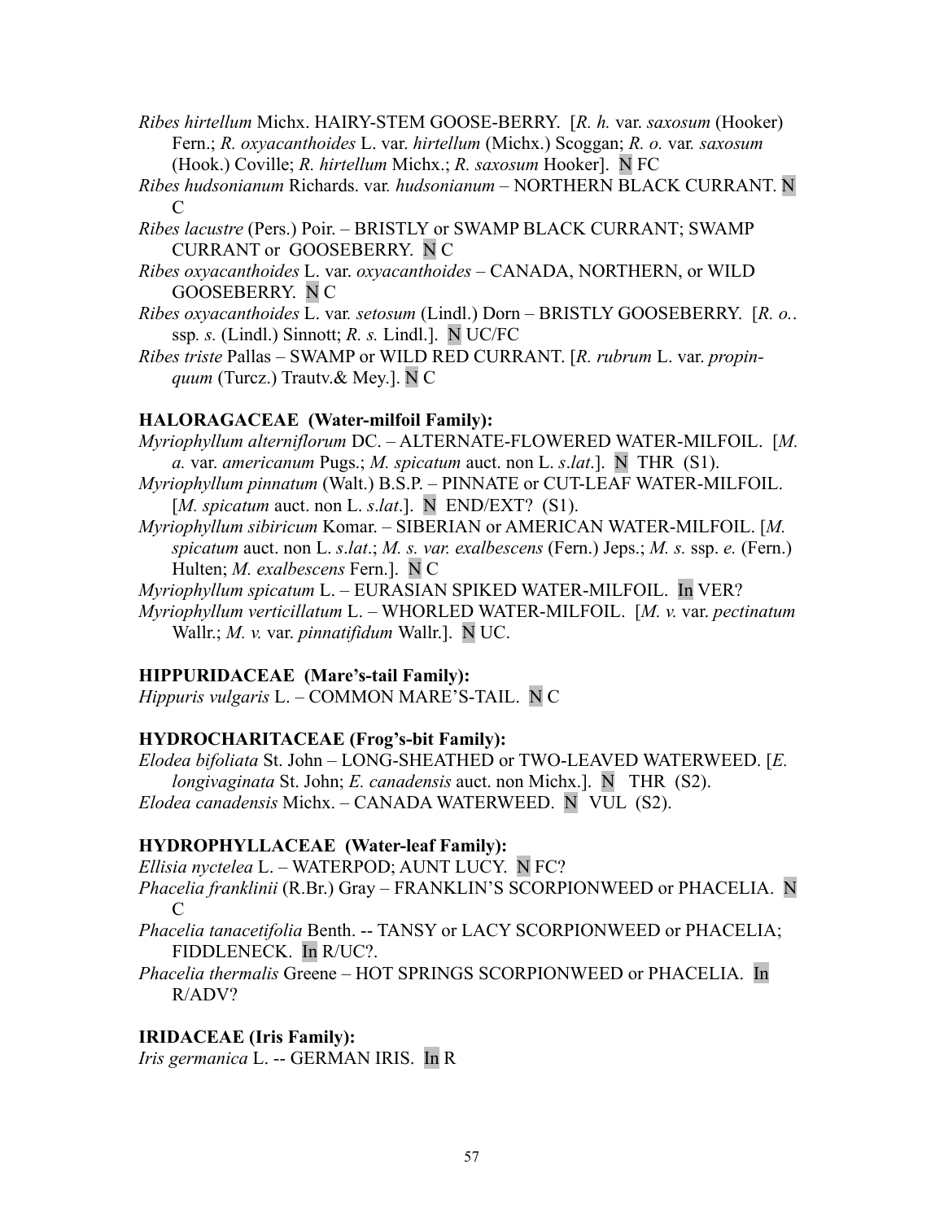*Ribes hirtellum* Michx. HAIRY-STEM GOOSE-BERRY. [*R. h.* var. *saxosum* (Hooker) Fern.; *R. oxyacanthoides* L. var. *hirtellum* (Michx.) Scoggan; *R. o.* var. *saxosum* (Hook.) Coville; *R. hirtellum* Michx.; *R. saxosum* Hooker]. N FC

*Ribes hudsonianum* Richards. var. *hudsonianum* – NORTHERN BLACK CURRANT. N C

*Ribes lacustre* (Pers.) Poir. – BRISTLY or SWAMP BLACK CURRANT; SWAMP CURRANT or GOOSEBERRY. N C

*Ribes oxyacanthoides* L. var. *oxyacanthoides* – CANADA, NORTHERN, or WILD GOOSEBERRY. N C

*Ribes oxyacanthoides* L. var. *setosum* (Lindl.) Dorn – BRISTLY GOOSEBERRY. [*R. o.*. ssp. *s.* (Lindl.) Sinnott; *R. s.* Lindl.]. N UC/FC

*Ribes triste* Pallas – SWAMP or WILD RED CURRANT. [*R. rubrum* L. var. *propinquum* (Turcz.) Trautv.& Mey.]. N C

**HALORAGACEAE (Water-milfoil Family):**

*Myriophyllum alterniflorum* DC. – ALTERNATE-FLOWERED WATER-MILFOIL. [*M. a.* var. *americanum* Pugs.; *M. spicatum* auct. non L. *s.lat*.]. N THR (S1).

*Myriophyllum pinnatum* (Walt.) B.S.P. – PINNATE or CUT-LEAF WATER-MILFOIL. [*M. spicatum* auct. non L. *s.lat*.]. N END/EXT? (S1).

*Myriophyllum sibiricum* Komar. – SIBERIAN or AMERICAN WATER-MILFOIL. [*M. spicatum* auct. non L. *s.lat*.; *M. s. var. exalbescens* (Fern.) Jeps.; *M. s.* ssp. *e.* (Fern.) Hulten; *M. exalbescens* Fern.]. N C

*Myriophyllum spicatum* L. – EURASIAN SPIKED WATER-MILFOIL. In VER?

*Myriophyllum verticillatum* L. – WHORLED WATER-MILFOIL. [*M. v.* var. *pectinatum* Wallr.; *M. v.* var. *pinnatifidum* Wallr.]. N UC.

**HIPPURIDACEAE (Mare's-tail Family):**

*Hippuris vulgaris* L. – COMMON MARE'S-TAIL. N C

**HYDROCHARITACEAE (Frog's-bit Family):**

*Elodea bifoliata* St. John – LONG-SHEATHED or TWO-LEAVED WATERWEED. [*E. longivaginata* St. John; *E. canadensis* auct. non Michx.]. N THR (S2).

*Elodea canadensis* Michx. – CANADA WATERWEED. N VUL (S2).

**HYDROPHYLLACEAE (Water-leaf Family):**

*Ellisia nyctelea* L. – WATERPOD; AUNT LUCY. N FC?

*Phacelia franklinii* (R.Br.) Gray – FRANKLIN'S SCORPIONWEED or PHACELIA. N C

*Phacelia tanacetifolia* Benth. -- TANSY or LACY SCORPIONWEED or PHACELIA; FIDDLENECK. In R/UC?.

*Phacelia thermalis* Greene – HOT SPRINGS SCORPIONWEED or PHACELIA. In R/ADV?

**IRIDACEAE (Iris Family):**

*Iris germanica* L. -- GERMAN IRIS. In R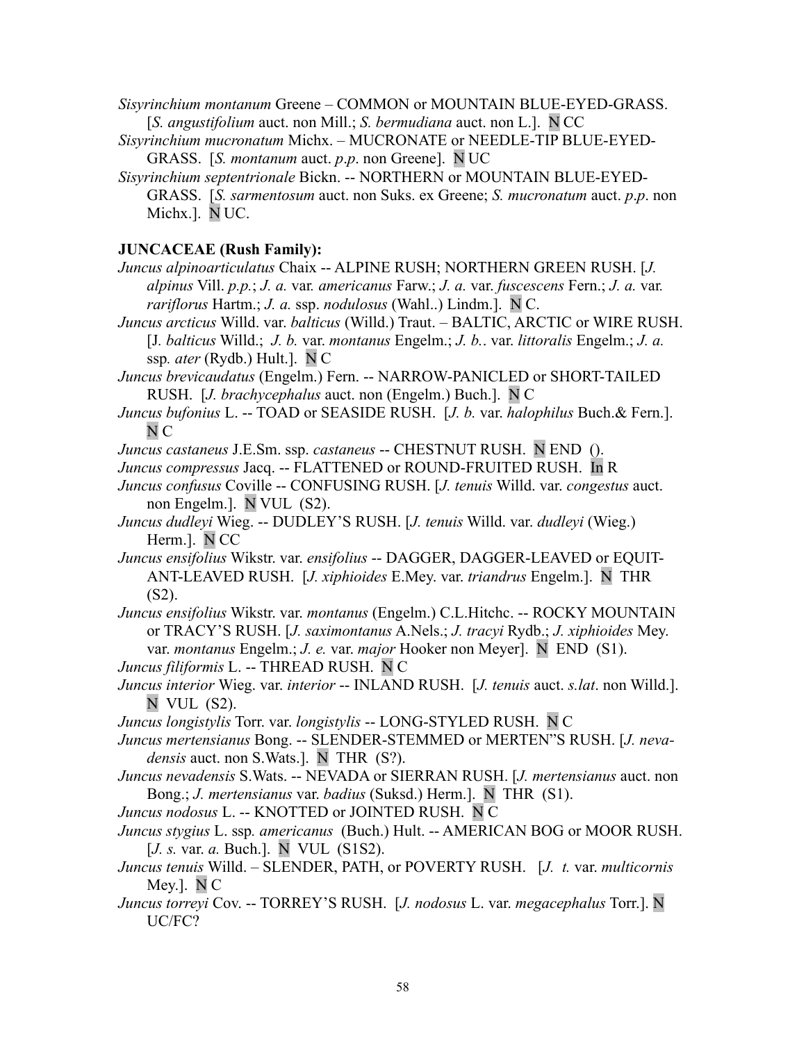*Sisyrinchium montanum* Greene – COMMON or MOUNTAIN BLUE-EYED-GRASS. [*S. angustifolium* auct. non Mill.; *S. bermudiana* auct. non L.]. N CC

*Sisyrinchium mucronatum* Michx. – MUCRONATE or NEEDLE-TIP BLUE-EYED-GRASS. [*S. montanum* auct. *p.p*. non Greene]. N UC

*Sisyrinchium septentrionale* Bickn. -- NORTHERN or MOUNTAIN BLUE-EYED-GRASS. [*S. sarmentosum* auct. non Suks. ex Greene; *S. mucronatum* auct. *p.p*. non Michx.]. N UC.

**JUNCACEAE (Rush Family):**

*Juncus alpinoarticulatus* Chaix -- ALPINE RUSH; NORTHERN GREEN RUSH. [*J. alpinus* Vill. *p.p.*; *J. a.* var. *americanus* Farw.; *J. a.* var. *fuscescens* Fern.; *J. a.* var. *rariflorus* Hartm.; *J. a.* ssp. *nodulosus* (Wahl..) Lindm.]. N C.

*Juncus arcticus* Willd. var. *balticus* (Willd.) Traut. – BALTIC, ARCTIC or WIRE RUSH. [J. *balticus* Willd.; *J. b.* var. *montanus* Engelm.; *J. b.*. var. *littoralis* Engelm.; *J. a.* ssp*. ater* (Rydb.) Hult.]. N C

*Juncus brevicaudatus* (Engelm.) Fern. -- NARROW-PANICLED or SHORT-TAILED RUSH. [*J. brachycephalus* auct. non (Engelm.) Buch.]. N C

*Juncus bufonius* L. -- TOAD or SEASIDE RUSH. [*J. b.* var. *halophilus* Buch.& Fern.]. N C

*Juncus castaneus* J.E.Sm. ssp. *castaneus* -- CHESTNUT RUSH. N END ().

*Juncus compressus* Jacq. -- FLATTENED or ROUND-FRUITED RUSH. In R

*Juncus confusus* Coville -- CONFUSING RUSH. [*J. tenuis* Willd. var. *congestus* auct. non Engelm.]. N VUL (S2).

*Juncus dudleyi* Wieg. -- DUDLEY'S RUSH. [*J. tenuis* Willd. var. *dudleyi* (Wieg.) Herm.]. N CC

*Juncus ensifolius* Wikstr. var. *ensifolius* -- DAGGER, DAGGER-LEAVED or EQUIT-ANT-LEAVED RUSH. [*J. xiphioides* E.Mey. var. *triandrus* Engelm.]. N THR (S2).

*Juncus ensifolius* Wikstr. var. *montanus* (Engelm.) C.L.Hitchc. -- ROCKY MOUNTAIN or TRACY'S RUSH. [*J. saximontanus* A.Nels.; *J. tracyi* Rydb.; *J. xiphioides* Mey. var. *montanus* Engelm.; *J. e.* var. *major* Hooker non Meyer]. N END (S1).

*Juncus filiformis* L. -- THREAD RUSH. N C

*Juncus interior* Wieg. var. *interior* -- INLAND RUSH. [*J. tenuis* auct. *s.lat*. non Willd.]. N VUL (S2).

*Juncus longistylis* Torr. var. *longistylis* -- LONG-STYLED RUSH. N C

*Juncus mertensianus* Bong. -- SLENDER-STEMMED or MERTEN"S RUSH. [*J. nevadensis* auct. non S.Wats.]. N THR (S?).

*Juncus nevadensis* S.Wats. -- NEVADA or SIERRAN RUSH. [*J. mertensianus* auct. non Bong.; *J. mertensianus* var. *badius* (Suksd.) Herm.]. N THR (S1).

*Juncus nodosus* L. -- KNOTTED or JOINTED RUSH. N C

*Juncus stygius* L. ssp*. americanus* (Buch.) Hult. -- AMERICAN BOG or MOOR RUSH. [*J. s.* var. *a.* Buch.]. N VUL (S1S2).

*Juncus tenuis* Willd. – SLENDER, PATH, or POVERTY RUSH. [*J. t.* var. *multicornis* Mey.]. N C

*Juncus torreyi* Cov. -- TORREY'S RUSH. [*J. nodosus* L. var. *megacephalus* Torr.]. N UC/FC?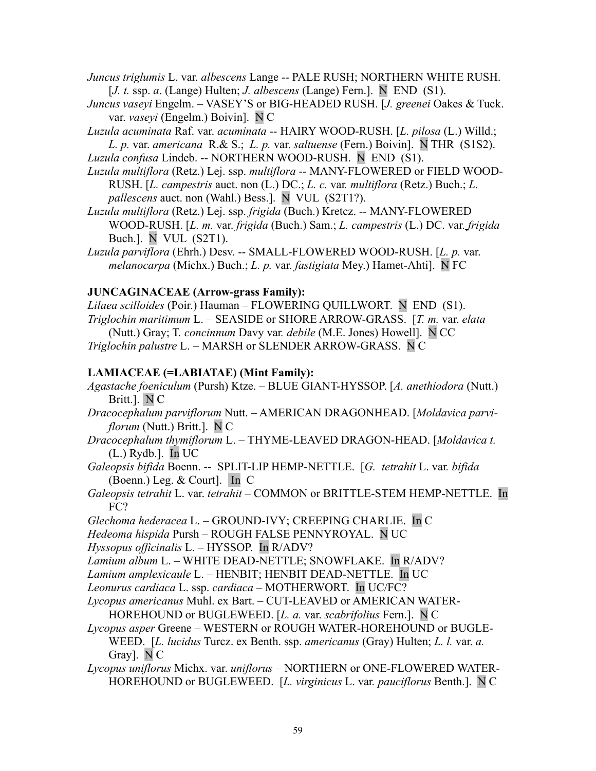*Juncus triglumis* L. var. *albescens* Lange -- PALE RUSH; NORTHERN WHITE RUSH. [*J. t.* ssp. *a*. (Lange) Hulten; *J. albescens* (Lange) Fern.]. N END (S1).

*Juncus vaseyi* Engelm. – VASEY'S or BIG-HEADED RUSH. [*J. greenei* Oakes & Tuck. var. *vaseyi* (Engelm.) Boivin]. N C

*Luzula acuminata* Raf. var. *acuminata* -- HAIRY WOOD-RUSH. [*L. pilosa* (L.) Willd.; *L. p.* var. *americana* R.& S.; *L. p.* var. *saltuense* (Fern.) Boivin]. N THR (S1S2).

*Luzula confusa* Lindeb. -- NORTHERN WOOD-RUSH. N END (S1).

*Luzula multiflora* (Retz.) Lej. ssp. *multiflora* -- MANY-FLOWERED or FIELD WOOD-RUSH. [*L. campestris* auct. non (L.) DC.; *L. c.* var. *multiflora* (Retz.) Buch.; *L. pallescens* auct. non (Wahl.) Bess.]. N VUL (S2T1?).

*Luzula multiflora* (Retz.) Lej. ssp. *frigida* (Buch.) Kretcz. -- MANY-FLOWERED WOOD-RUSH. [*L. m.* var. *frigida* (Buch.) Sam.; *L. campestris* (L.) DC. var. *frigida* Buch.]. N VUL (S2T1).

*Luzula parviflora* (Ehrh.) Desv. -- SMALL-FLOWERED WOOD-RUSH. [*L. p.* var. *melanocarpa* (Michx.) Buch.; *L. p.* var. *fastigiata* Mey.) Hamet-Ahti]. N FC

**JUNCAGINACEAE (Arrow-grass Family):**

*Lilaea scilloides* (Poir.) Hauman – FLOWERING QUILLWORT. N END (S1).

*Triglochin maritimum* L. – SEASIDE or SHORE ARROW-GRASS. [*T. m.* var. *elata* (Nutt.) Gray; T. *concinnum* Davy var. *debile* (M.E. Jones) Howell]. N CC

*Triglochin palustre* L. – MARSH or SLENDER ARROW-GRASS. N C

**LAMIACEAE (=LABIATAE) (Mint Family):**

*Agastache foeniculum* (Pursh) Ktze. – BLUE GIANT-HYSSOP. [*A. anethiodora* (Nutt.) Britt.]. N C

*Dracocephalum parviflorum* Nutt. – AMERICAN DRAGONHEAD. [*Moldavica parviflorum* (Nutt.) Britt.]. N C

*Dracocephalum thymiflorum* L. – THYME-LEAVED DRAGON-HEAD. [*Moldavica t.* (L.) Rydb.]. In UC

*Galeopsis bifida* Boenn. -- SPLIT-LIP HEMP-NETTLE. [*G. tetrahit* L. var. *bifida* (Boenn.) Leg. & Court]. In C

*Galeopsis tetrahit* L. var. *tetrahit* – COMMON or BRITTLE-STEM HEMP-NETTLE. In FC?

*Glechoma hederacea* L. – GROUND-IVY; CREEPING CHARLIE. In C

*Hedeoma hispida* Pursh – ROUGH FALSE PENNYROYAL. N UC

*Hyssopus officinalis* L. – HYSSOP. In R/ADV?

*Lamium album* L. – WHITE DEAD-NETTLE; SNOWFLAKE. In R/ADV?

*Lamium amplexicaule* L. – HENBIT; HENBIT DEAD-NETTLE. In UC

*Leonurus cardiaca* L. ssp. *cardiaca* – MOTHERWORT. In UC/FC?

*Lycopus americanus* Muhl. ex Bart. – CUT-LEAVED or AMERICAN WATER-HOREHOUND or BUGLEWEED. [*L. a.* var. *scabrifolius* Fern.]. N C

*Lycopus asper* Greene – WESTERN or ROUGH WATER-HOREHOUND or BUGLE-WEED. [*L. lucidus* Turcz. ex Benth. ssp. *americanus* (Gray) Hulten; *L. l.* var. *a.* Gray]. N C

*Lycopus uniflorus* Michx. var. *uniflorus* – NORTHERN or ONE-FLOWERED WATER-HOREHOUND or BUGLEWEED. [*L. virginicus* L. var. *pauciflorus* Benth.]. N C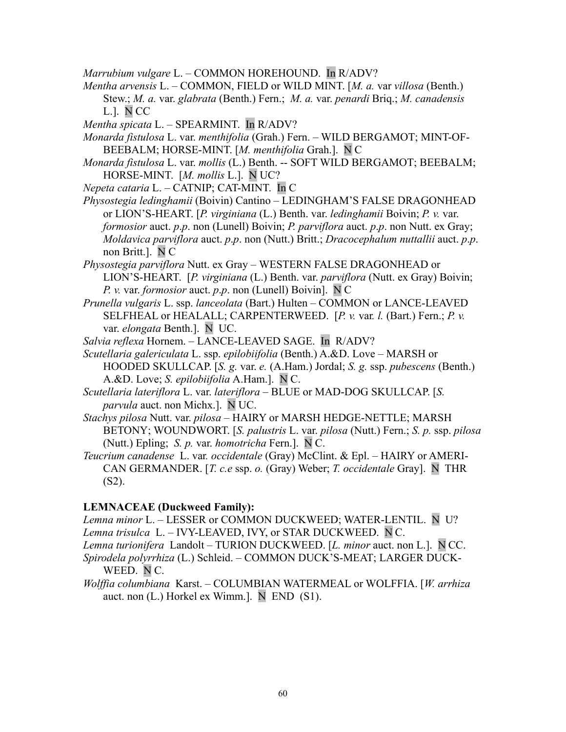*Marrubium vulgare* L. – COMMON HOREHOUND. In R/ADV?

*Mentha arvensis* L. – COMMON, FIELD or WILD MINT. [*M. a.* var *villosa* (Benth.) Stew.; *M. a.* var. *glabrata* (Benth.) Fern.; *M. a.* var. *penardi* Briq.; *M. canadensis* L.]. N CC

*Mentha spicata* L. – SPEARMINT. In R/ADV?

*Monarda fistulosa* L. var. *menthifolia* (Grah.) Fern. – WILD BERGAMOT; MINT-OF-BEEBALM; HORSE-MINT. [*M. menthifolia* Grah.]. N C

*Monarda fistulosa* L. var. *mollis* (L.) Benth. -- SOFT WILD BERGAMOT; BEEBALM; HORSE-MINT. [*M. mollis* L.]. N UC?

*Nepeta cataria* L. – CATNIP; CAT-MINT. In C

*Physostegia ledinghamii* (Boivin) Cantino – LEDINGHAM'S FALSE DRAGONHEAD or LION'S-HEART. [*P. virginiana* (L.) Benth. var. *ledinghamii* Boivin; *P. v.* var. *formosior* auct. *p.p*. non (Lunell) Boivin; *P. parviflora* auct. *p.p*. non Nutt. ex Gray; *Moldavica parviflora* auct. *p.p*. non (Nutt.) Britt.; *Dracocephalum nuttallii* auct. *p.p*. non Britt.]. N C

*Physostegia parviflora* Nutt. ex Gray – WESTERN FALSE DRAGONHEAD or LION'S-HEART. [*P. virginiana* (L.) Benth. var. *parviflora* (Nutt. ex Gray) Boivin; *P. v.* var. *formosior* auct. *p.p*. non (Lunell) Boivin]. N C

*Prunella vulgaris* L. ssp. *lanceolata* (Bart.) Hulten – COMMON or LANCE-LEAVED SELFHEAL or HEALALL; CARPENTERWEED. [*P. v.* var. *l.* (Bart.) Fern.; *P. v.* var. *elongata* Benth.]. N UC.

*Salvia reflexa* Hornem. – LANCE-LEAVED SAGE. In R/ADV?

*Scutellaria galericulata* L. ssp. *epilobiifolia* (Benth.) A.&D. Love – MARSH or HOODED SKULLCAP. [*S. g.* var. *e.* (A.Ham.) Jordal; *S. g.* ssp. *pubescens* (Benth.) A.&D. Love; *S. epilobiifolia* A.Ham.]. N C.

*Scutellaria lateriflora* L. var. *lateriflora* – BLUE or MAD-DOG SKULLCAP. [*S. parvula* auct. non Michx.]. N UC.

*Stachys pilosa* Nutt. var. *pilosa* – HAIRY or MARSH HEDGE-NETTLE; MARSH BETONY; WOUNDWORT. [*S. palustris* L. var. *pilosa* (Nutt.) Fern.; *S. p.* ssp. *pilosa* (Nutt.) Epling; *S. p.* var. *homotricha* Fern.]. N C.

*Teucrium canadense* L. var. *occidentale* (Gray) McClint. & Epl. – HAIRY or AMERICAN GERMANDER. [*T. c.e* ssp. *o.* (Gray) Weber; *T. occidentale* Gray]. N THR (S2).

**LEMNACEAE (Duckweed Family):**

*Lemna minor* L. – LESSER or COMMON DUCKWEED; WATER-LENTIL. N U?

*Lemna trisulca* L. – IVY-LEAVED, IVY, or STAR DUCKWEED. N C.

*Lemna turionifera* Landolt – TURION DUCKWEED. [*L. minor* auct. non L.]. N CC.

*Spirodela polyrrhiza* (L.) Schleid. – COMMON DUCK'S-MEAT; LARGER DUCK-WEED. N C.

*Wolffia columbiana* Karst. – COLUMBIAN WATERMEAL or WOLFFIA. [*W. arrhiza* auct. non (L.) Horkel ex Wimm.]. N END (S1).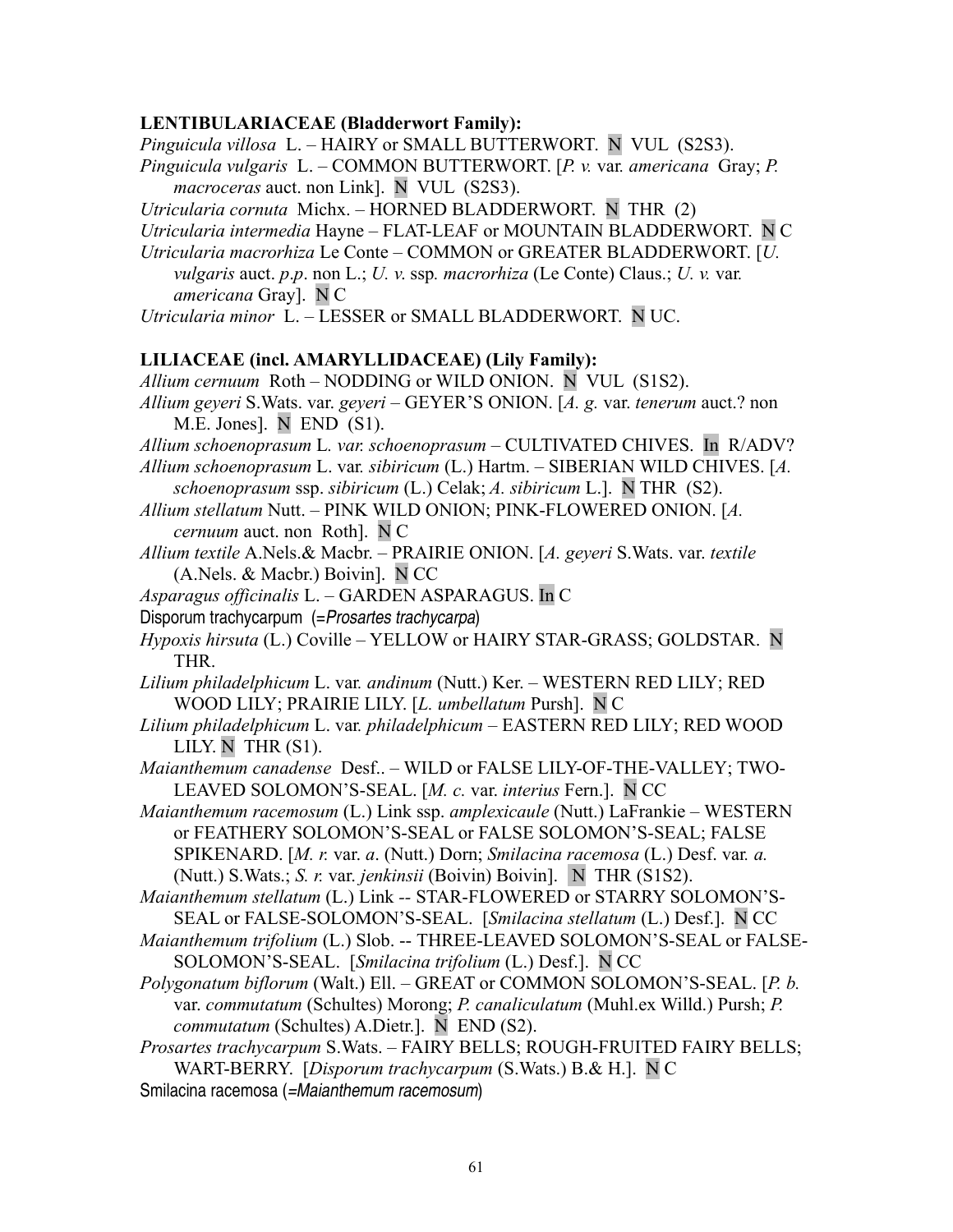**LENTIBULARIACEAE (Bladderwort Family):**

*Pinguicula villosa* L. – HAIRY or SMALL BUTTERWORT. N VUL (S2S3).

*Pinguicula vulgaris* L. – COMMON BUTTERWORT. [*P. v.* var. *americana* Gray; *P. macroceras* auct. non Link]. N VUL (S2S3).

*Utricularia cornuta* Michx. – HORNED BLADDERWORT. N THR (2)

*Utricularia intermedia* Hayne – FLAT-LEAF or MOUNTAIN BLADDERWORT. N C

*Utricularia macrorhiza* Le Conte – COMMON or GREATER BLADDERWORT. [*U. vulgaris* auct. *p.p*. non L.; *U. v.* ssp. *macrorhiza* (Le Conte) Claus.; *U. v.* var. *americana* Gray]. N C

*Utricularia minor* L. – LESSER or SMALL BLADDERWORT. N UC.

**LILIACEAE (incl. AMARYLLIDACEAE) (Lily Family):**

*Allium cernuum* Roth – NODDING or WILD ONION. N VUL (S1S2).

*Allium geyeri* S.Wats. var. *geyeri* – GEYER'S ONION. [*A. g.* var. *tenerum* auct.? non M.E. Jones]. N END (S1).

*Allium schoenoprasum* L. *var. schoenoprasum* – CULTIVATED CHIVES. In R/ADV?

*Allium schoenoprasum* L. var. *sibiricum* (L.) Hartm. – SIBERIAN WILD CHIVES. [*A. schoenoprasum* ssp. *sibiricum* (L.) Celak; *A. sibiricum* L.]. N THR (S2).

*Allium stellatum* Nutt. – PINK WILD ONION; PINK-FLOWERED ONION. [*A. cernuum* auct. non Roth]. N C

*Allium textile* A.Nels.& Macbr. – PRAIRIE ONION. [*A. geyeri* S.Wats. var. *textile* (A.Nels. & Macbr.) Boivin]. N CC

*Asparagus officinalis* L. – GARDEN ASPARAGUS. In C

Disporum trachycarpum (=*Prosartes trachycarpa*)

*Hypoxis hirsuta* (L.) Coville – YELLOW or HAIRY STAR-GRASS; GOLDSTAR. N THR.

*Lilium philadelphicum* L. var. *andinum* (Nutt.) Ker. – WESTERN RED LILY; RED WOOD LILY; PRAIRIE LILY. [*L. umbellatum* Pursh]. N C

*Lilium philadelphicum* L. var. *philadelphicum* – EASTERN RED LILY; RED WOOD LILY. N THR (S1).

*Maianthemum canadense* Desf.. – WILD or FALSE LILY-OF-THE-VALLEY; TWO-LEAVED SOLOMON'S-SEAL. [*M. c.* var. *interius* Fern.]. N CC

*Maianthemum racemosum* (L.) Link ssp. *amplexicaule* (Nutt.) LaFrankie – WESTERN or FEATHERY SOLOMON'S-SEAL or FALSE SOLOMON'S-SEAL; FALSE SPIKENARD. [*M. r.* var. *a*. (Nutt.) Dorn; *Smilacina racemosa* (L.) Desf. var. *a.* (Nutt.) S.Wats.; *S. r.* var. *jenkinsii* (Boivin) Boivin]. N THR (S1S2).

*Maianthemum stellatum* (L.) Link -- STAR-FLOWERED or STARRY SOLOMON'S-SEAL or FALSE-SOLOMON'S-SEAL. [*Smilacina stellatum* (L.) Desf.]. N CC

*Maianthemum trifolium* (L.) Slob. -- THREE-LEAVED SOLOMON'S-SEAL or FALSE-SOLOMON'S-SEAL. [*Smilacina trifolium* (L.) Desf.]. N CC

*Polygonatum biflorum* (Walt.) Ell. – GREAT or COMMON SOLOMON'S-SEAL. [*P. b.* var. *commutatum* (Schultes) Morong; *P. canaliculatum* (Muhl.ex Willd.) Pursh; *P. commutatum* (Schultes) A.Dietr.]. N END (S2).

*Prosartes trachycarpum* S.Wats. – FAIRY BELLS; ROUGH-FRUITED FAIRY BELLS; WART-BERRY. [*Disporum trachycarpum* (S.Wats.) B.& H.]. N C

Smilacina racemosa (=*Maianthemum racemosum*)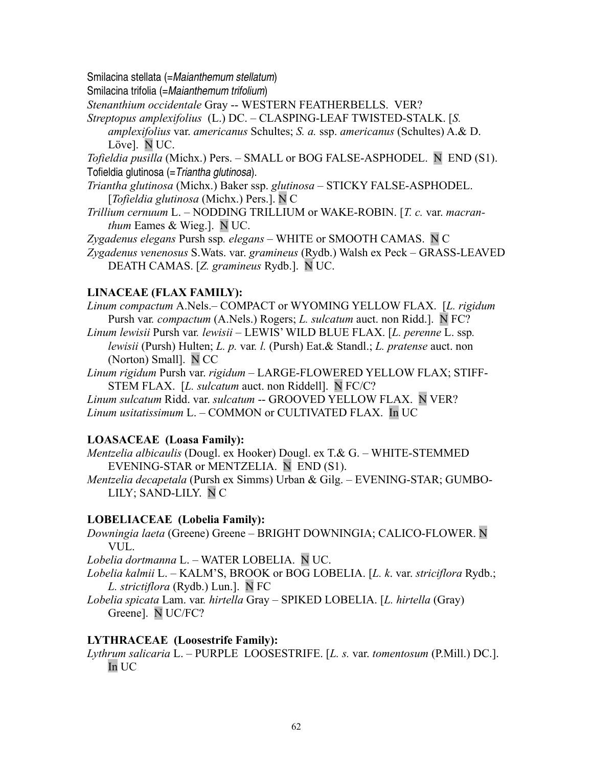Smilacina stellata (=*Maianthemum stellatum*)

Smilacina trifolia (=*Maianthemum trifolium*)

*Stenanthium occidentale* Gray -- WESTERN FEATHERBELLS. VER?

*Streptopus amplexifolius* (L.) DC. – CLASPING-LEAF TWISTED-STALK. [*S. amplexifolius* var. *americanus* Schultes; *S. a.* ssp. *americanus* (Schultes) A.& D. Löve]. N UC.

*Tofieldia pusilla* (Michx.) Pers. – SMALL or BOG FALSE-ASPHODEL. N END (S1).

Tofieldia glutinosa (=*Triantha glutinosa*).

*Triantha glutinosa* (Michx.) Baker ssp. *glutinosa* – STICKY FALSE-ASPHODEL. [*Tofieldia glutinosa* (Michx.) Pers.]. N C

*Trillium cernuum* L. – NODDING TRILLIUM or WAKE-ROBIN. [*T. c.* var. *macranthum* Eames & Wieg.]. N UC.

*Zygadenus elegans* Pursh ssp. *elegans* – WHITE or SMOOTH CAMAS. N C

*Zygadenus venenosus* S.Wats. var. *gramineus* (Rydb.) Walsh ex Peck – GRASS-LEAVED DEATH CAMAS. [*Z. gramineus* Rydb.]. N UC.

**LINACEAE (FLAX FAMILY):**

*Linum compactum* A.Nels.– COMPACT or WYOMING YELLOW FLAX. [*L. rigidum* Pursh var. *compactum* (A.Nels.) Rogers; *L. sulcatum* auct. non Ridd.]. N FC?

*Linum lewisii* Pursh var. *lewisii* – LEWIS' WILD BLUE FLAX. [*L. perenne* L. ssp. *lewisii* (Pursh) Hulten; *L. p.* var. *l.* (Pursh) Eat.& Standl.; *L. pratense* auct. non (Norton) Small]. N CC

*Linum rigidum* Pursh var. *rigidum* – LARGE-FLOWERED YELLOW FLAX; STIFF-STEM FLAX. [*L. sulcatum* auct. non Riddell]. N FC/C?

*Linum sulcatum* Ridd. var. *sulcatum* -- GROOVED YELLOW FLAX. N VER?

*Linum usitatissimum* L. – COMMON or CULTIVATED FLAX. In UC

**LOASACEAE (Loasa Family):**

*Mentzelia albicaulis* (Dougl. ex Hooker) Dougl. ex T.& G. – WHITE-STEMMED EVENING-STAR or MENTZELIA. N END (S1).

*Mentzelia decapetala* (Pursh ex Simms) Urban & Gilg. – EVENING-STAR; GUMBO-LILY; SAND-LILY. N C

**LOBELIACEAE (Lobelia Family):**

*Downingia laeta* (Greene) Greene – BRIGHT DOWNINGIA; CALICO-FLOWER. N VUL.

*Lobelia dortmanna* L. – WATER LOBELIA. N UC.

*Lobelia kalmii* L. – KALM'S, BROOK or BOG LOBELIA. [*L. k.* var. *striciflora* Rydb.; *L. strictiflora* (Rydb.) Lun.]. N FC

*Lobelia spicata* Lam. var. *hirtella* Gray – SPIKED LOBELIA. [*L. hirtella* (Gray) Greene]. N UC/FC?

**LYTHRACEAE (Loosestrife Family):**

*Lythrum salicaria* L. – PURPLE LOOSESTRIFE. [*L. s.* var. *tomentosum* (P.Mill.) DC.]. In UC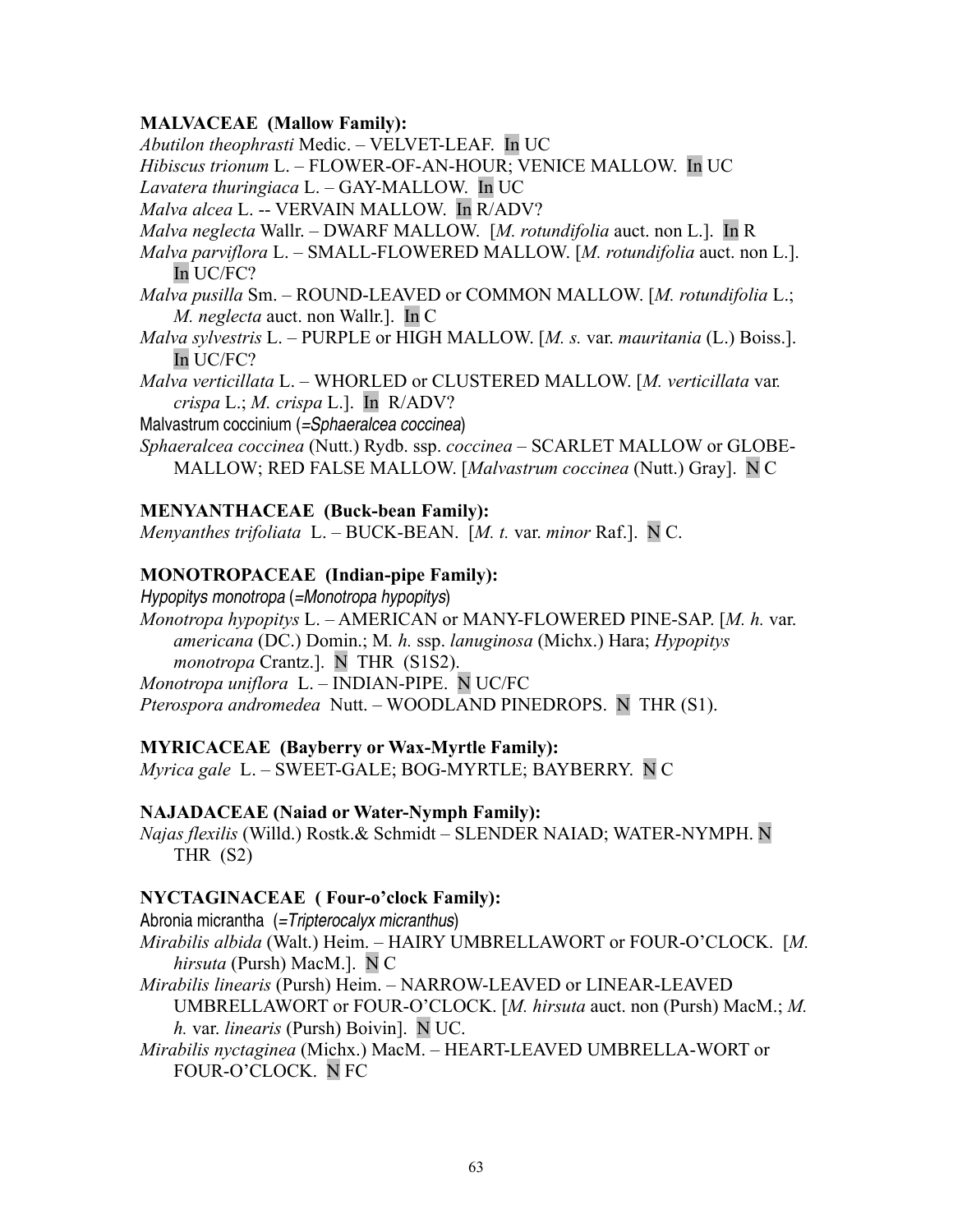**MALVACEAE (Mallow Family):**

*Abutilon theophrasti* Medic. – VELVET-LEAF. In UC

*Hibiscus trionum* L. – FLOWER-OF-AN-HOUR; VENICE MALLOW. In UC

*Lavatera thuringiaca* L. – GAY-MALLOW. In UC

*Malva alcea* L. -- VERVAIN MALLOW. In R/ADV?

*Malva neglecta* Wallr. – DWARF MALLOW. [*M. rotundifolia* auct. non L.]. In R

*Malva parviflora* L. – SMALL-FLOWERED MALLOW. [*M. rotundifolia* auct. non L.]. In UC/FC?

*Malva pusilla* Sm. – ROUND-LEAVED or COMMON MALLOW. [*M. rotundifolia* L.; *M. neglecta* auct. non Wallr.]. In C

*Malva sylvestris* L. – PURPLE or HIGH MALLOW. [*M. s.* var. *mauritania* (L.) Boiss.]. In UC/FC?

*Malva verticillata* L. – WHORLED or CLUSTERED MALLOW. [*M. verticillata* var. *crispa* L.; *M. crispa* L.]. In R/ADV?

Malvastrum coccinium (=*Sphaeralcea coccinea*)

*Sphaeralcea coccinea* (Nutt.) Rydb. ssp. *coccinea* – SCARLET MALLOW or GLOBE-MALLOW; RED FALSE MALLOW. [*Malvastrum coccinea* (Nutt.) Gray]. N C

**MENYANTHACEAE (Buck-bean Family):**

*Menyanthes trifoliata* L. – BUCK-BEAN. [*M. t.* var. *minor* Raf.]. N C.

**MONOTROPACEAE (Indian-pipe Family):**

*Hypopitys monotropa* (=*Monotropa hypopitys*)

*Monotropa hypopitys* L. – AMERICAN or MANY-FLOWERED PINE-SAP. [*M. h.* var. *americana* (DC.) Domin.; M. *h.* ssp. *lanuginosa* (Michx.) Hara; *Hypopitys monotropa* Crantz.]. N THR (S1S2).

*Monotropa uniflora* L. – INDIAN-PIPE. N UC/FC

*Pterospora andromedea* Nutt. – WOODLAND PINEDROPS. N THR (S1).

**MYRICACEAE (Bayberry or Wax-Myrtle Family):**

*Myrica gale* L. – SWEET-GALE; BOG-MYRTLE; BAYBERRY. N C

**NAJADACEAE (Naiad or Water-Nymph Family):**

*Najas flexilis* (Willd.) Rostk.& Schmidt – SLENDER NAIAD; WATER-NYMPH. N THR (S2)

**NYCTAGINACEAE ( Four-o'clock Family):**

Abronia micrantha (=*Tripterocalyx micranthus*)

*Mirabilis albida* (Walt.) Heim. – HAIRY UMBRELLAWORT or FOUR-O'CLOCK. [*M. hirsuta* (Pursh) MacM.]. N C

*Mirabilis linearis* (Pursh) Heim. – NARROW-LEAVED or LINEAR-LEAVED UMBRELLAWORT or FOUR-O'CLOCK. [*M. hirsuta* auct. non (Pursh) MacM.; *M. h.* var. *linearis* (Pursh) Boivin]. N UC.

*Mirabilis nyctaginea* (Michx.) MacM. – HEART-LEAVED UMBRELLA-WORT or FOUR-O'CLOCK. N FC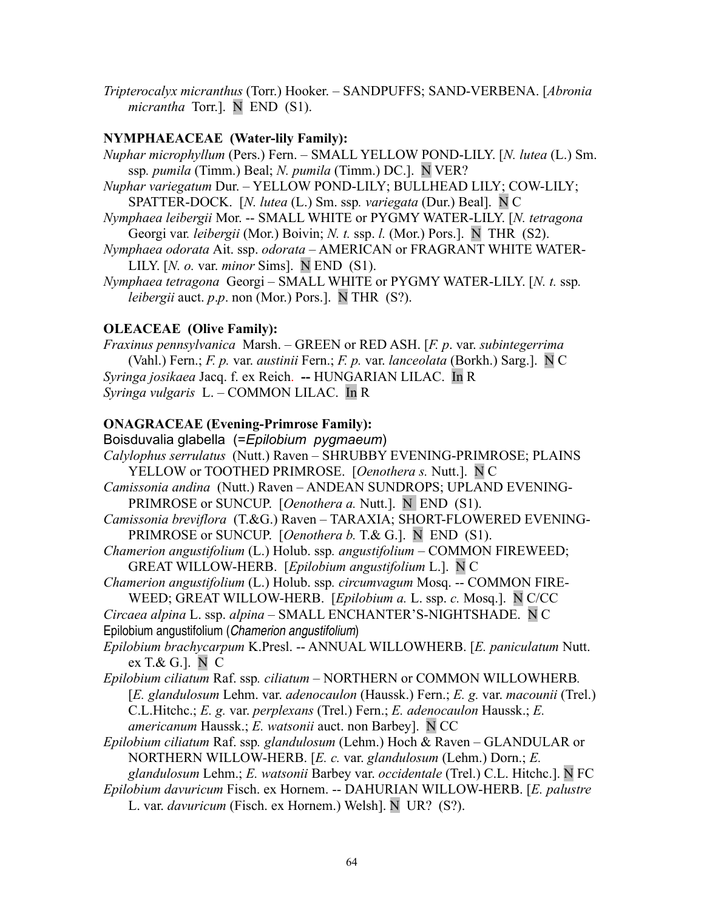*Tripterocalyx micranthus* (Torr.) Hooker. – SANDPUFFS; SAND-VERBENA. [*Abronia micrantha* Torr.]. N END (S1).

**NYMPHAEACEAE (Water-lily Family):**

*Nuphar microphyllum* (Pers.) Fern. – SMALL YELLOW POND-LILY. [*N. lutea* (L.) Sm. ssp. *pumila* (Timm.) Beal; *N. pumila* (Timm.) DC.]. N VER?

*Nuphar variegatum* Dur. – YELLOW POND-LILY; BULLHEAD LILY; COW-LILY; SPATTER-DOCK. [*N. lutea* (L.) Sm. ssp. *variegata* (Dur.) Beal]. N C

*Nymphaea leibergii* Mor. -- SMALL WHITE or PYGMY WATER-LILY. [*N. tetragona* Georgi var. *leibergii* (Mor.) Boivin; *N. t.* ssp. *l.* (Mor.) Pors.]. N THR (S2).

*Nymphaea odorata* Ait. ssp. *odorata* – AMERICAN or FRAGRANT WHITE WATER-LILY. [*N. o.* var. *minor* Sims]. N END (S1).

*Nymphaea tetragona* Georgi – SMALL WHITE or PYGMY WATER-LILY. [*N. t.* ssp. *leibergii* auct. *p.p*. non (Mor.) Pors.]. N THR (S?).

**OLEACEAE (Olive Family):**

*Fraxinus pennsylvanica* Marsh. – GREEN or RED ASH. [*F. p.* var. *subintegerrima* (Vahl.) Fern.; *F. p.* var. *austinii* Fern.; *F. p.* var. *lanceolata* (Borkh.) Sarg.]. N C

*Syringa josikaea* Jacq. f. ex Reich. **--** HUNGARIAN LILAC. In R

*Syringa vulgaris* L. – COMMON LILAC. In R

**ONAGRACEAE (Evening-Primrose Family):**

Boisduvalia glabella (=*Epilobium pygmaeum*)

*Calylophus serrulatus* (Nutt.) Raven – SHRUBBY EVENING-PRIMROSE; PLAINS YELLOW or TOOTHED PRIMROSE. [*Oenothera s.* Nutt.]. N C

*Camissonia andina* (Nutt.) Raven – ANDEAN SUNDROPS; UPLAND EVENING-PRIMROSE or SUNCUP. [*Oenothera a.* Nutt.]. N END (S1).

*Camissonia breviflora* (T.&G.) Raven – TARAXIA; SHORT-FLOWERED EVENING-PRIMROSE or SUNCUP. [*Oenothera b.* T.& G.]. N END (S1).

*Chamerion angustifolium* (L.) Holub. ssp. *angustifolium* – COMMON FIREWEED; GREAT WILLOW-HERB. [*Epilobium angustifolium* L.]. N C

*Chamerion angustifolium* (L.) Holub. ssp. *circumvagum* Mosq. -- COMMON FIRE-WEED; GREAT WILLOW-HERB. [*Epilobium a.* L. ssp. *c.* Mosq.]. N C/CC

*Circaea alpina* L. ssp. *alpina* – SMALL ENCHANTER'S-NIGHTSHADE. N C

Epilobium angustifolium (*Chamerion angustifolium*)

*Epilobium brachycarpum* K.Presl. -- ANNUAL WILLOWHERB. [*E. paniculatum* Nutt. ex T.& G.]. N C

*Epilobium ciliatum* Raf. ssp. *ciliatum* – NORTHERN or COMMON WILLOWHERB. [*E. glandulosum* Lehm. var. *adenocaulon* (Haussk.) Fern.; *E. g.* var. *macounii* (Trel.) C.L.Hitchc.; *E. g.* var. *perplexans* (Trel.) Fern.; *E. adenocaulon* Haussk.; *E. americanum* Haussk.; *E. watsonii* auct. non Barbey]. N CC

*Epilobium ciliatum* Raf. ssp. *glandulosum* (Lehm.) Hoch & Raven – GLANDULAR or NORTHERN WILLOW-HERB. [*E. c.* var. *glandulosum* (Lehm.) Dorn.; *E. glandulosum* Lehm.; *E. watsonii* Barbey var. *occidentale* (Trel.) C.L. Hitchc.]. N FC

*Epilobium davuricum* Fisch. ex Hornem. -- DAHURIAN WILLOW-HERB. [*E. palustre* L. var. *davuricum* (Fisch. ex Hornem.) Welsh]. N UR? (S?).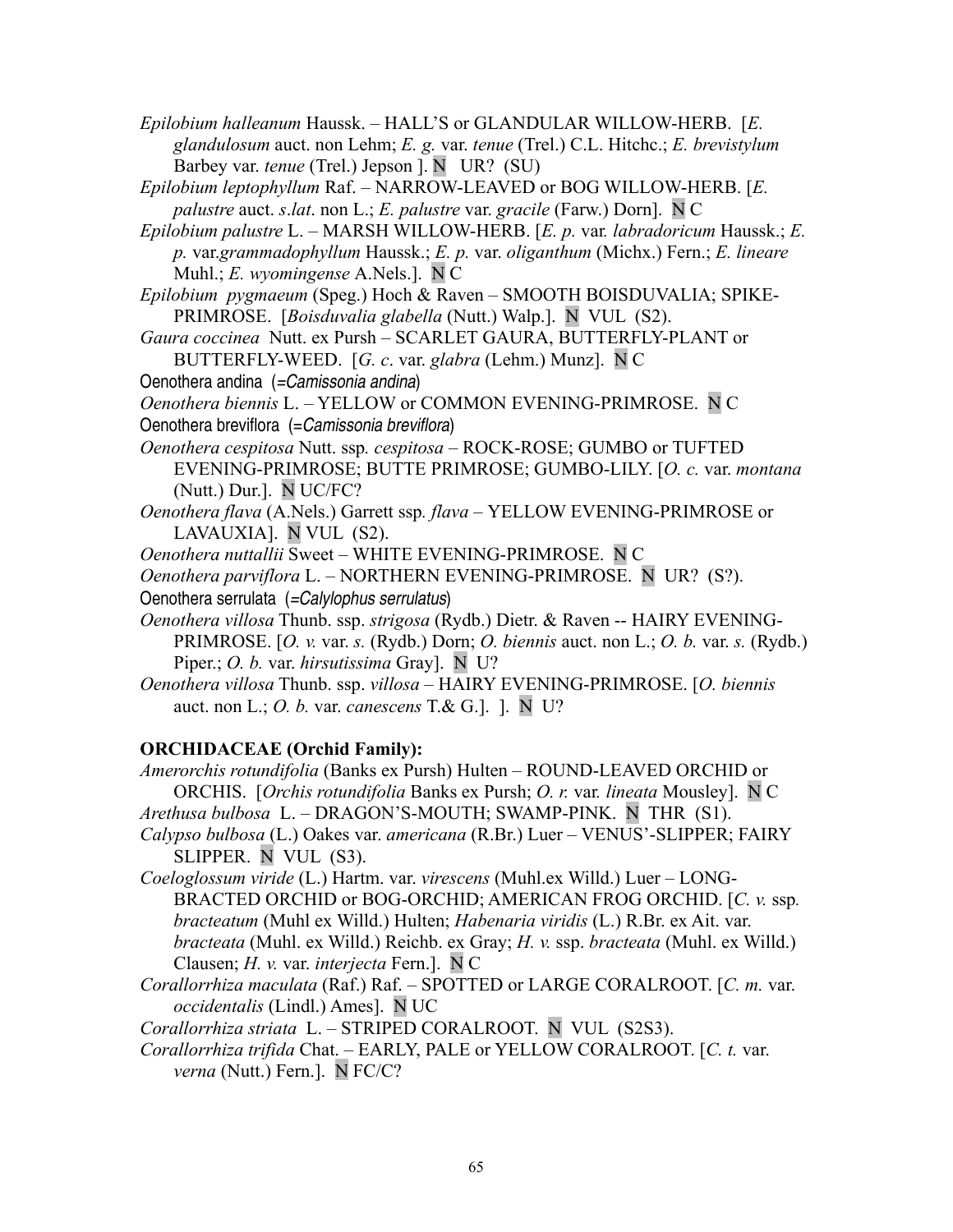*Epilobium halleanum* Haussk. – HALL'S or GLANDULAR WILLOW-HERB. [*E. glandulosum* auct. non Lehm; *E. g.* var. *tenue* (Trel.) C.L. Hitchc.; *E. brevistylum* Barbey var. *tenue* (Trel.) Jepson ]. N UR? (SU)

*Epilobium leptophyllum* Raf. – NARROW-LEAVED or BOG WILLOW-HERB. [*E. palustre* auct. *s.lat*. non L.; *E. palustre* var. *gracile* (Farw.) Dorn]. N C

*Epilobium palustre* L. – MARSH WILLOW-HERB. [*E. p.* var. *labradoricum* Haussk.; *E. p.* var.*grammadophyllum* Haussk.; *E. p.* var. *oliganthum* (Michx.) Fern.; *E. lineare* Muhl.; *E. wyomingense* A.Nels.]. N C

*Epilobium pygmaeum* (Speg.) Hoch & Raven – SMOOTH BOISDUVALIA; SPIKE-PRIMROSE. [*Boisduvalia glabella* (Nutt.) Walp.]. N VUL (S2).

*Gaura coccinea* Nutt. ex Pursh – SCARLET GAURA, BUTTERFLY-PLANT or BUTTERFLY-WEED. [*G. c*. var. *glabra* (Lehm.) Munz]. N C

Oenothera andina (=*Camissonia andina*)

*Oenothera biennis* L. – YELLOW or COMMON EVENING-PRIMROSE. N C

Oenothera breviflora (=*Camissonia breviflora*)

*Oenothera cespitosa* Nutt. ssp. *cespitosa* – ROCK-ROSE; GUMBO or TUFTED EVENING-PRIMROSE; BUTTE PRIMROSE; GUMBO-LILY. [*O. c.* var. *montana* (Nutt.) Dur.]. N UC/FC?

*Oenothera flava* (A.Nels.) Garrett ssp. *flava* – YELLOW EVENING-PRIMROSE or LAVAUXIA]. N VUL (S2).

*Oenothera nuttallii* Sweet – WHITE EVENING-PRIMROSE. N C

*Oenothera parviflora* L. – NORTHERN EVENING-PRIMROSE. N UR? (S?).

Oenothera serrulata (=*Calylophus serrulatus*)

*Oenothera villosa* Thunb. ssp. *strigosa* (Rydb.) Dietr. & Raven -- HAIRY EVENING-PRIMROSE. [*O. v.* var. *s.* (Rydb.) Dorn; *O. biennis* auct. non L.; *O. b.* var. *s.* (Rydb.) Piper.; *O. b.* var. *hirsutissima* Gray]. N U?

*Oenothera villosa* Thunb. ssp. *villosa* – HAIRY EVENING-PRIMROSE. [*O. biennis* auct. non L.; *O. b.* var. *canescens* T.& G.]. ]. N U?

**ORCHIDACEAE (Orchid Family):**

*Amerorchis rotundifolia* (Banks ex Pursh) Hulten – ROUND-LEAVED ORCHID or ORCHIS. [*Orchis rotundifolia* Banks ex Pursh; *O. r.* var. *lineata* Mousley]. N C

*Arethusa bulbosa* L. – DRAGON'S-MOUTH; SWAMP-PINK. N THR (S1).

*Calypso bulbosa* (L.) Oakes var. *americana* (R.Br.) Luer – VENUS'-SLIPPER; FAIRY SLIPPER. N VUL (S3).

*Coeloglossum viride* (L.) Hartm. var. *virescens* (Muhl.ex Willd.) Luer – LONG-BRACTED ORCHID or BOG-ORCHID; AMERICAN FROG ORCHID. [*C. v.* ssp. *bracteatum* (Muhl ex Willd.) Hulten; *Habenaria viridis* (L.) R.Br. ex Ait. var. *bracteata* (Muhl. ex Willd.) Reichb. ex Gray; *H. v.* ssp. *bracteata* (Muhl. ex Willd.) Clausen; *H. v.* var. *interjecta* Fern.]. N C

*Corallorrhiza maculata* (Raf.) Raf. – SPOTTED or LARGE CORALROOT. [*C. m.* var. *occidentalis* (Lindl.) Ames]. N UC

*Corallorrhiza striata* L. – STRIPED CORALROOT. N VUL (S2S3).

*Corallorrhiza trifida* Chat. – EARLY, PALE or YELLOW CORALROOT. [*C. t.* var. *verna* (Nutt.) Fern.]. N FC/C?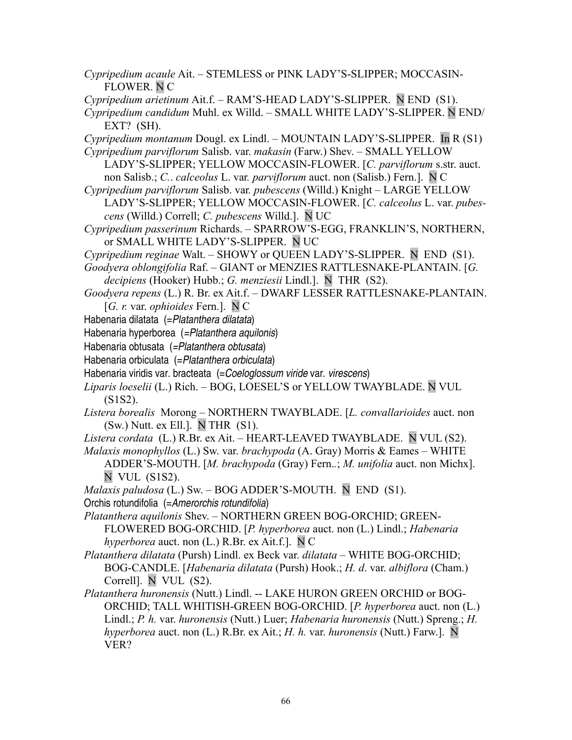*Cypripedium acaule* Ait. – STEMLESS or PINK LADY'S-SLIPPER; MOCCASIN-FLOWER. N C

*Cypripedium arietinum* Ait.f. – RAM'S-HEAD LADY'S-SLIPPER. N END (S1).

*Cypripedium candidum* Muhl. ex Willd. – SMALL WHITE LADY'S-SLIPPER. N END/ EXT? (SH).

*Cypripedium montanum* Dougl. ex Lindl. – MOUNTAIN LADY'S-SLIPPER. In R (S1)

*Cypripedium parviflorum* Salisb. var. *makasin* (Farw.) Shev. – SMALL YELLOW LADY'S-SLIPPER; YELLOW MOCCASIN-FLOWER. [*C. parviflorum* s.str. auct. non Salisb.; *C.. calceolus* L. var. *parviflorum* auct. non (Salisb.) Fern.]. N C

*Cypripedium parviflorum* Salisb. var. *pubescens* (Willd.) Knight – LARGE YELLOW LADY'S-SLIPPER; YELLOW MOCCASIN-FLOWER. [*C. calceolus* L. var. *pubescens* (Willd.) Correll; *C. pubescens* Willd.]. N UC

*Cypripedium passerinum* Richards. – SPARROW'S-EGG, FRANKLIN'S, NORTHERN, or SMALL WHITE LADY'S-SLIPPER. N UC

*Cypripedium reginae* Walt. – SHOWY or QUEEN LADY'S-SLIPPER. N END (S1).

*Goodyera oblongifolia* Raf. – GIANT or MENZIES RATTLESNAKE-PLANTAIN. [*G. decipiens* (Hooker) Hubb.; *G. menziesii* Lindl.]. N THR (S2).

*Goodyera repens* (L.) R. Br. ex Ait.f. – DWARF LESSER RATTLESNAKE-PLANTAIN. [*G. r.* var. *ophioides* Fern.]. N C

Habenaria dilatata (=*Platanthera dilatata*)

Habenaria hyperborea (=*Platanthera aquilonis*)

Habenaria obtusata (=*Platanthera obtusata*)

Habenaria orbiculata (=*Platanthera orbiculata*)

Habenaria viridis var. bracteata (=*Coeloglossum viride* var. *virescens*)

*Liparis loeselii* (L.) Rich. – BOG, LOESEL'S or YELLOW TWAYBLADE. N VUL (S1S2).

*Listera borealis* Morong – NORTHERN TWAYBLADE. [*L. convallarioides* auct. non (Sw.) Nutt. ex Ell.]. N THR (S1).

*Listera cordata* (L.) R.Br. ex Ait. – HEART-LEAVED TWAYBLADE. N VUL (S2).

*Malaxis monophyllos* (L.) Sw. var. *brachypoda* (A. Gray) Morris & Eames – WHITE ADDER'S-MOUTH. [*M. brachypoda* (Gray) Fern..; *M. unifolia* auct. non Michx]. N VUL (S1S2).

*Malaxis paludosa* (L.) Sw. – BOG ADDER'S-MOUTH. N END (S1).

Orchis rotundifolia (=*Amerorchis rotundifolia*)

*Platanthera aquilonis* Shev. – NORTHERN GREEN BOG-ORCHID; GREEN-FLOWERED BOG-ORCHID. [*P. hyperborea* auct. non (L.) Lindl.; *Habenaria hyperborea* auct. non (L.) R.Br. ex Ait.f.]. N C

*Platanthera dilatata* (Pursh) Lindl. ex Beck var. *dilatata* – WHITE BOG-ORCHID; BOG-CANDLE. [*Habenaria dilatata* (Pursh) Hook.; *H. d*. var. *albiflora* (Cham.) Correll]. N VUL (S2).

*Platanthera huronensis* (Nutt.) Lindl. -- LAKE HURON GREEN ORCHID or BOG-ORCHID; TALL WHITISH-GREEN BOG-ORCHID. [*P. hyperborea* auct. non (L.) Lindl.; *P. h.* var. *huronensis* (Nutt.) Luer; *Habenaria huronensis* (Nutt.) Spreng.; *H. hyperborea* auct. non (L.) R.Br. ex Ait.; *H. h.* var. *huronensis* (Nutt.) Farw.]. N VER?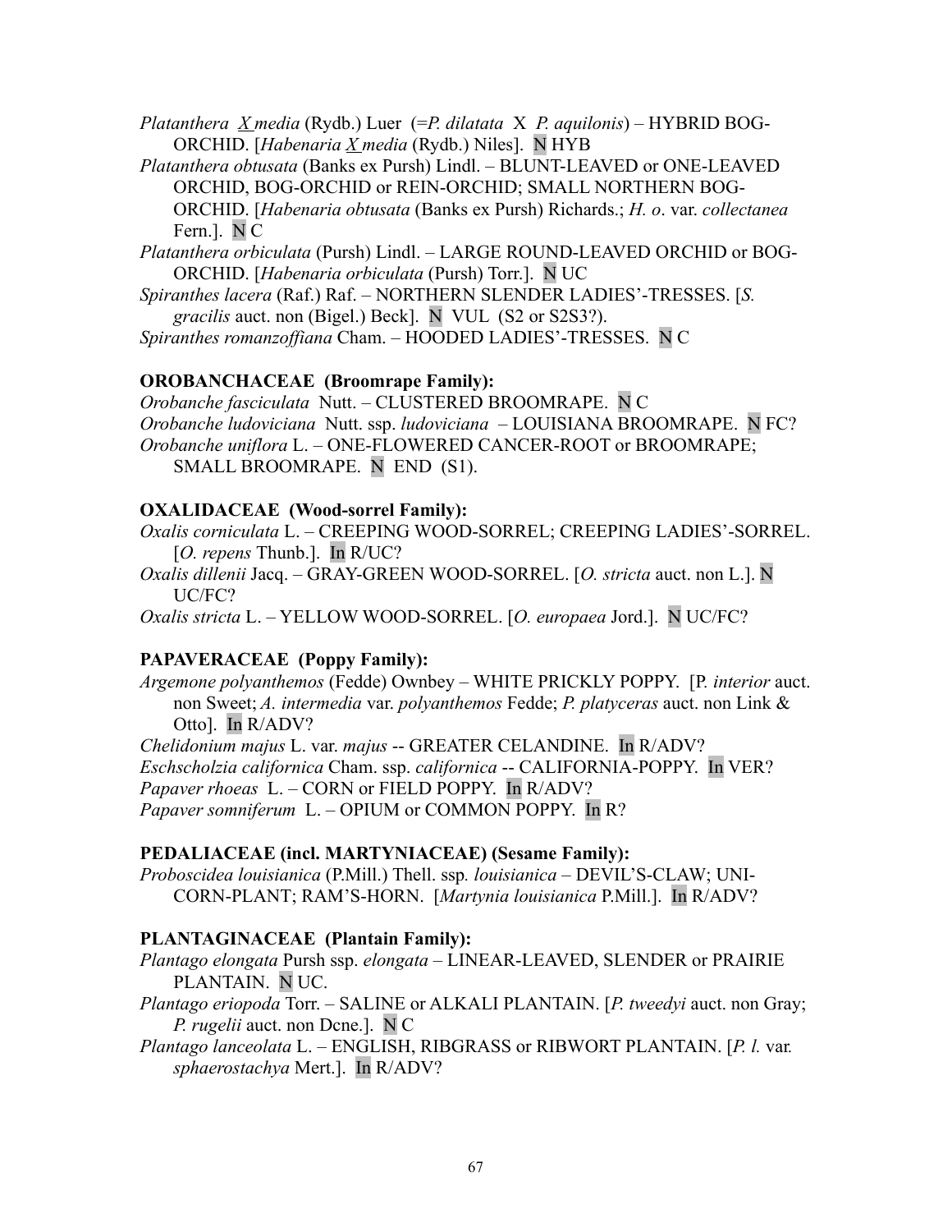*Platanthera* X *media* (Rydb.) Luer (=*P. dilatata* X *P. aquilonis*) – HYBRID BOG-ORCHID. [*Habenaria* X *media* (Rydb.) Niles]. N HYB

*Platanthera obtusata* (Banks ex Pursh) Lindl. – BLUNT-LEAVED or ONE-LEAVED ORCHID, BOG-ORCHID or REIN-ORCHID; SMALL NORTHERN BOG-ORCHID. [*Habenaria obtusata* (Banks ex Pursh) Richards.; *H. o*. var. *collectanea* Fern.]. N C

*Platanthera orbiculata* (Pursh) Lindl. – LARGE ROUND-LEAVED ORCHID or BOG-ORCHID. [*Habenaria orbiculata* (Pursh) Torr.]. N UC

*Spiranthes lacera* (Raf.) Raf. – NORTHERN SLENDER LADIES'-TRESSES. [*S. gracilis* auct. non (Bigel.) Beck]. N VUL (S2 or S2S3?).

*Spiranthes romanzoffiana* Cham. – HOODED LADIES'-TRESSES. N C

**OROBANCHACEAE (Broomrape Family):**

*Orobanche fasciculata* Nutt. – CLUSTERED BROOMRAPE. N C

*Orobanche ludoviciana* Nutt. ssp. *ludoviciana* – LOUISIANA BROOMRAPE. N FC?

*Orobanche uniflora* L. – ONE-FLOWERED CANCER-ROOT or BROOMRAPE; SMALL BROOMRAPE. N END (S1).

**OXALIDACEAE (Wood-sorrel Family):**

*Oxalis corniculata* L. – CREEPING WOOD-SORREL; CREEPING LADIES'-SORREL. [*O. repens* Thunb.]. In R/UC?

*Oxalis dillenii* Jacq. – GRAY-GREEN WOOD-SORREL. [*O. stricta* auct. non L.]. N UC/FC?

*Oxalis stricta* L. – YELLOW WOOD-SORREL. [*O. europaea* Jord.]. N UC/FC?

**PAPAVERACEAE (Poppy Family):**

*Argemone polyanthemos* (Fedde) Ownbey – WHITE PRICKLY POPPY. [P. *interior* auct. non Sweet; *A. intermedia* var. *polyanthemos* Fedde; *P. platyceras* auct. non Link & Otto]. In R/ADV?

*Chelidonium majus* L. var. *majus* -- GREATER CELANDINE. In R/ADV?

*Eschscholzia californica* Cham. ssp. *californica* -- CALIFORNIA-POPPY. In VER?

*Papaver rhoeas* L. – CORN or FIELD POPPY. In R/ADV?

*Papaver somniferum* L. – OPIUM or COMMON POPPY. In R?

**PEDALIACEAE (incl. MARTYNIACEAE) (Sesame Family):**

*Proboscidea louisianica* (P.Mill.) Thell. ssp. *louisianica* – DEVIL'S-CLAW; UNI-CORN-PLANT; RAM'S-HORN. [*Martynia louisianica* P.Mill.]. In R/ADV?

**PLANTAGINACEAE (Plantain Family):**

*Plantago elongata* Pursh ssp. *elongata* – LINEAR-LEAVED, SLENDER or PRAIRIE PLANTAIN. N UC.

*Plantago eriopoda* Torr. – SALINE or ALKALI PLANTAIN. [*P. tweedyi* auct. non Gray; *P. rugelii* auct. non Dcne.]. N C

*Plantago lanceolata* L. – ENGLISH, RIBGRASS or RIBWORT PLANTAIN. [*P. l.* var. *sphaerostachya* Mert.]. In R/ADV?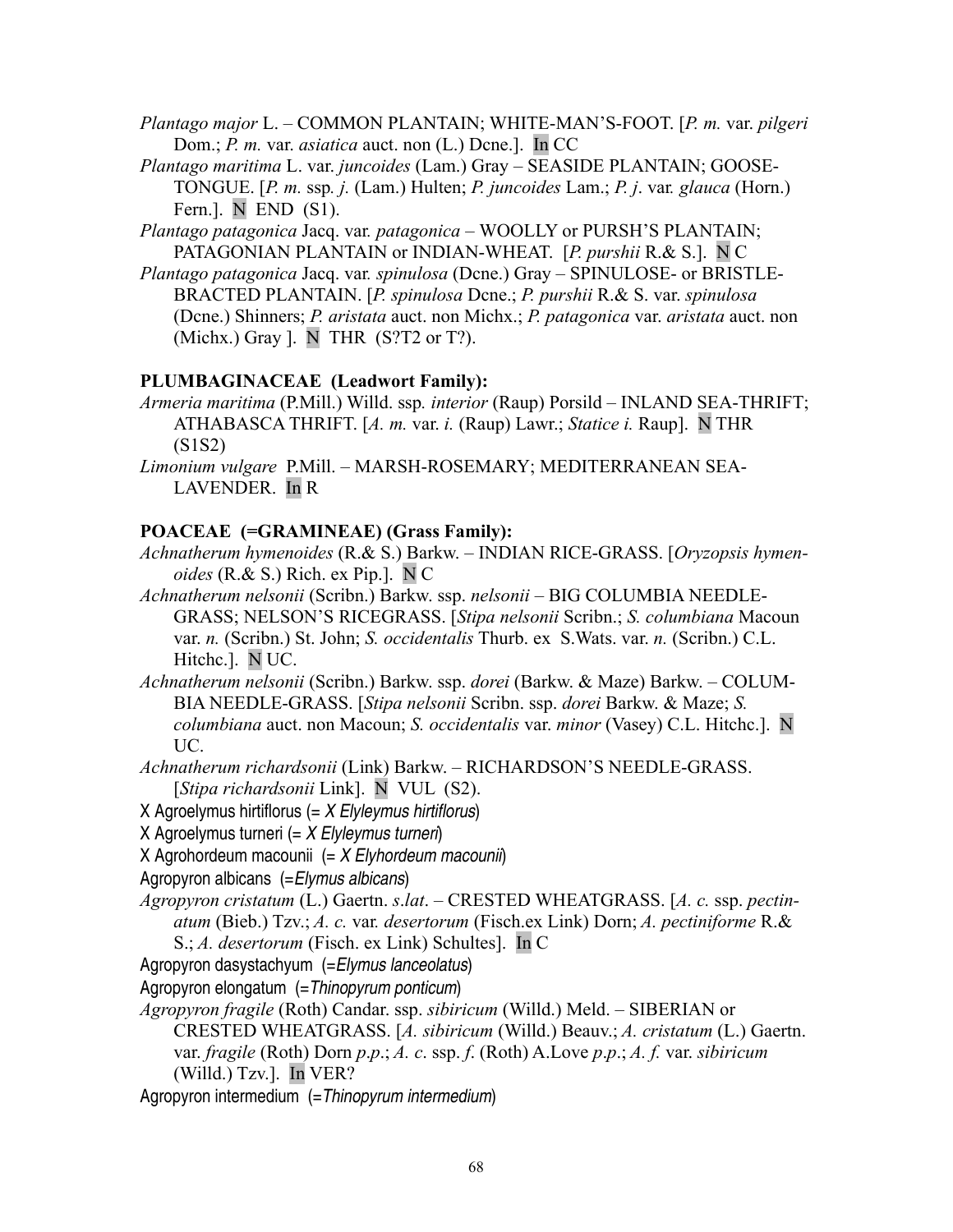*Plantago major* L. – COMMON PLANTAIN; WHITE-MAN'S-FOOT. [*P. m.* var. *pilgeri* Dom.; *P. m.* var. *asiatica* auct. non (L.) Dcne.]. In CC

*Plantago maritima* L. var. *juncoides* (Lam.) Gray – SEASIDE PLANTAIN; GOOSE-TONGUE. [*P. m.* ssp. *j.* (Lam.) Hulten; *P. juncoides* Lam.; *P. j*. var. *glauca* (Horn.) Fern.]. N END (S1).

*Plantago patagonica* Jacq. var. *patagonica* – WOOLLY or PURSH'S PLANTAIN; PATAGONIAN PLANTAIN or INDIAN-WHEAT. [*P. purshii* R.& S.]. N C

*Plantago patagonica* Jacq. var. *spinulosa* (Dcne.) Gray – SPINULOSE- or BRISTLE-BRACTED PLANTAIN. [*P. spinulosa* Dcne.; *P. purshii* R.& S. var. *spinulosa* (Dcne.) Shinners; *P. aristata* auct. non Michx.; *P. patagonica* var. *aristata* auct. non (Michx.) Gray ]. N THR (S?T2 or T?).

**PLUMBAGINACEAE (Leadwort Family):**

*Armeria maritima* (P.Mill.) Willd. ssp. *interior* (Raup) Porsild – INLAND SEA-THRIFT; ATHABASCA THRIFT. [*A. m.* var. *i.* (Raup) Lawr.; *Statice i.* Raup]. N THR (S1S2)

*Limonium vulgare* P.Mill. – MARSH-ROSEMARY; MEDITERRANEAN SEA-LAVENDER. In R

**POACEAE (=GRAMINEAE) (Grass Family):**

*Achnatherum hymenoides* (R.& S.) Barkw. – INDIAN RICE-GRASS. [*Oryzopsis hymenoides* (R.& S.) Rich. ex Pip.]. N C

*Achnatherum nelsonii* (Scribn.) Barkw. ssp. *nelsonii* – BIG COLUMBIA NEEDLE-GRASS; NELSON'S RICEGRASS. [*Stipa nelsonii* Scribn.; *S. columbiana* Macoun var. *n.* (Scribn.) St. John; *S. occidentalis* Thurb. ex S.Wats. var. *n.* (Scribn.) C.L. Hitchc.]. N UC.

*Achnatherum nelsonii* (Scribn.) Barkw. ssp. *dorei* (Barkw. & Maze) Barkw. – COLUMBIA NEEDLE-GRASS. [*Stipa nelsonii* Scribn. ssp. *dorei* Barkw. & Maze; *S. columbiana* auct. non Macoun; *S. occidentalis* var. *minor* (Vasey) C.L. Hitchc.]. N UC.

*Achnatherum richardsonii* (Link) Barkw. – RICHARDSON'S NEEDLE-GRASS. [*Stipa richardsonii* Link]. N VUL (S2).

X Agroelymus hirtiflorus (= *X Elyleymus hirtiflorus*)

X Agroelymus turneri (= *X Elyleymus turneri*)

X Agrohordeum macounii (= *X Elyhordeum macounii*)

Agropyron albicans (=*Elymus albicans*)

*Agropyron cristatum* (L.) Gaertn. *s.lat*. – CRESTED WHEATGRASS. [*A. c.* ssp. *pectinatum* (Bieb.) Tzv.; *A. c.* var. *desertorum* (Fisch.ex Link) Dorn; *A. pectiniforme* R.& S.; *A. desertorum* (Fisch. ex Link) Schultes]. In C

Agropyron dasystachyum (=*Elymus lanceolatus*)

Agropyron elongatum (=*Thinopyrum ponticum*)

*Agropyron fragile* (Roth) Candar. ssp. *sibiricum* (Willd.) Meld. – SIBERIAN or CRESTED WHEATGRASS. [*A. sibiricum* (Willd.) Beauv.; *A. cristatum* (L.) Gaertn. var. *fragile* (Roth) Dorn *p.p*.; *A. c*. ssp. *f*. (Roth) A.Love *p.p*.; *A. f.* var. *sibiricum* (Willd.) Tzv.]. In VER?

Agropyron intermedium (=*Thinopyrum intermedium*)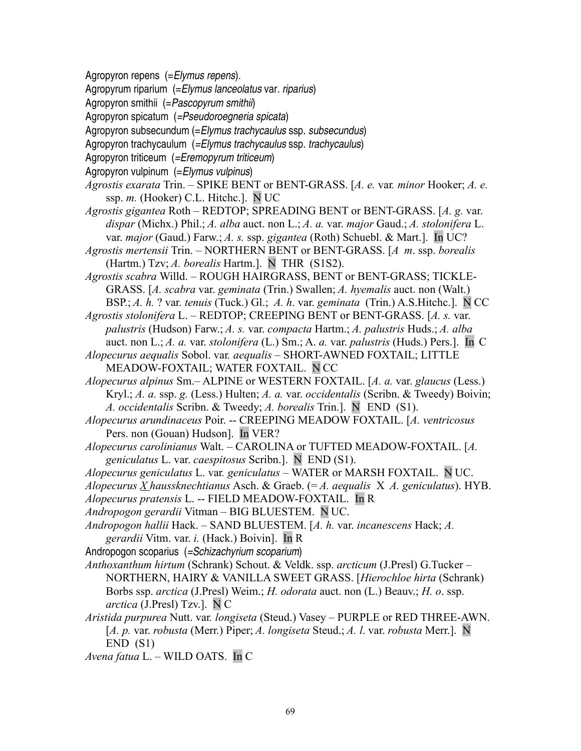Agropyron repens (=*Elymus repens*).

Agropyrum riparium (=*Elymus lanceolatus* var. *riparius*)

Agropyron smithii (=*Pascopyrum smithii*)

Agropyron spicatum (=*Pseudoroegneria spicata*)

Agropyron subsecundum (=*Elymus trachycaulus* ssp. *subsecundus*)

Agropyron trachycaulum (=*Elymus trachycaulus* ssp. *trachycaulus*)

Agropyron triticeum (=*Eremopyrum triticeum*)

Agropyron vulpinum (=*Elymus vulpinus*)

*Agrostis exarata* Trin. – SPIKE BENT or BENT-GRASS. [*A. e.* var. *minor* Hooker; *A. e.* ssp. *m.* (Hooker) C.L. Hitchc.]. N UC

*Agrostis gigantea* Roth – REDTOP; SPREADING BENT or BENT-GRASS. [*A. g.* var. *dispar* (Michx.) Phil.; *A. alba* auct. non L.; *A. a.* var. *major* Gaud.; *A. stolonifera* L. var. *major* (Gaud.) Farw.; *A. s.* ssp. *gigantea* (Roth) Schuebl. & Mart.]. In UC?

*Agrostis mertensii* Trin. – NORTHERN BENT or BENT-GRASS. [*A m*. ssp. *borealis* (Hartm.) Tzv; *A. borealis* Hartm.]. N THR (S1S2).

*Agrostis scabra* Willd. – ROUGH HAIRGRASS, BENT or BENT-GRASS; TICKLE-GRASS. [*A. scabra* var. *geminata* (Trin.) Swallen; *A. hyemalis* auct. non (Walt.) BSP.; *A. h.* ? var. *tenuis* (Tuck.) Gl.; *A. h*. var. *geminata* (Trin.) A.S.Hitchc.]. N CC

*Agrostis stolonifera* L. – REDTOP; CREEPING BENT or BENT-GRASS. [*A. s.* var. *palustris* (Hudson) Farw.; *A. s.* var. *compacta* Hartm.; *A. palustris* Huds.; *A. alba* auct. non L.; *A. a.* var. *stolonifera* (L.) Sm.; A. *a.* var. *palustris* (Huds.) Pers.]. In C

*Alopecurus aequalis* Sobol. var. *aequalis* – SHORT-AWNED FOXTAIL; LITTLE MEADOW-FOXTAIL; WATER FOXTAIL. N CC

*Alopecurus alpinus* Sm.– ALPINE or WESTERN FOXTAIL. [*A. a.* var. *glaucus* (Less.) Kryl.; *A. a.* ssp. *g.* (Less.) Hulten; *A. a.* var. *occidentalis* (Scribn. & Tweedy) Boivin; *A. occidentalis* Scribn. & Tweedy; *A. borealis* Trin.]. N END (S1).

*Alopecurus arundinaceus* Poir. -- CREEPING MEADOW FOXTAIL. [*A. ventricosus* Pers. non (Gouan) Hudson]. In VER?

*Alopecurus carolinianus* Walt. – CAROLINA or TUFTED MEADOW-FOXTAIL. [*A. geniculatus* L. var. *caespitosus* Scribn.]. N END (S1).

*Alopecurus geniculatus* L. var. *geniculatus* – WATER or MARSH FOXTAIL. N UC.

*Alopecurus X haussknechtianus* Asch. & Graeb. (= *A. aequalis* X *A. geniculatus*). HYB.

*Alopecurus pratensis* L. -- FIELD MEADOW-FOXTAIL. In R

*Andropogon gerardii* Vitman – BIG BLUESTEM. N UC.

*Andropogon hallii* Hack. – SAND BLUESTEM. [*A. h.* var. *incanescens* Hack; *A. gerardii* Vitm. var. *i.* (Hack.) Boivin]. In R

Andropogon scoparius (=*Schizachyrium scoparium*)

*Anthoxanthum hirtum* (Schrank) Schout. & Veldk. ssp. *arcticum* (J.Presl) G.Tucker – NORTHERN, HAIRY & VANILLA SWEET GRASS. [*Hierochloe hirta* (Schrank) Borbs ssp. *arctica* (J.Presl) Weim.; *H. odorata* auct. non (L.) Beauv.; *H. o*. ssp. *arctica* (J.Presl) Tzv.]. N C

*Aristida purpurea* Nutt. var. *longiseta* (Steud.) Vasey – PURPLE or RED THREE-AWN. [*A. p.* var. *robusta* (Merr.) Piper; *A. longiseta* Steud.; *A. l*. var. *robusta* Merr.]. N END (S1)

*Avena fatua* L. – WILD OATS. In C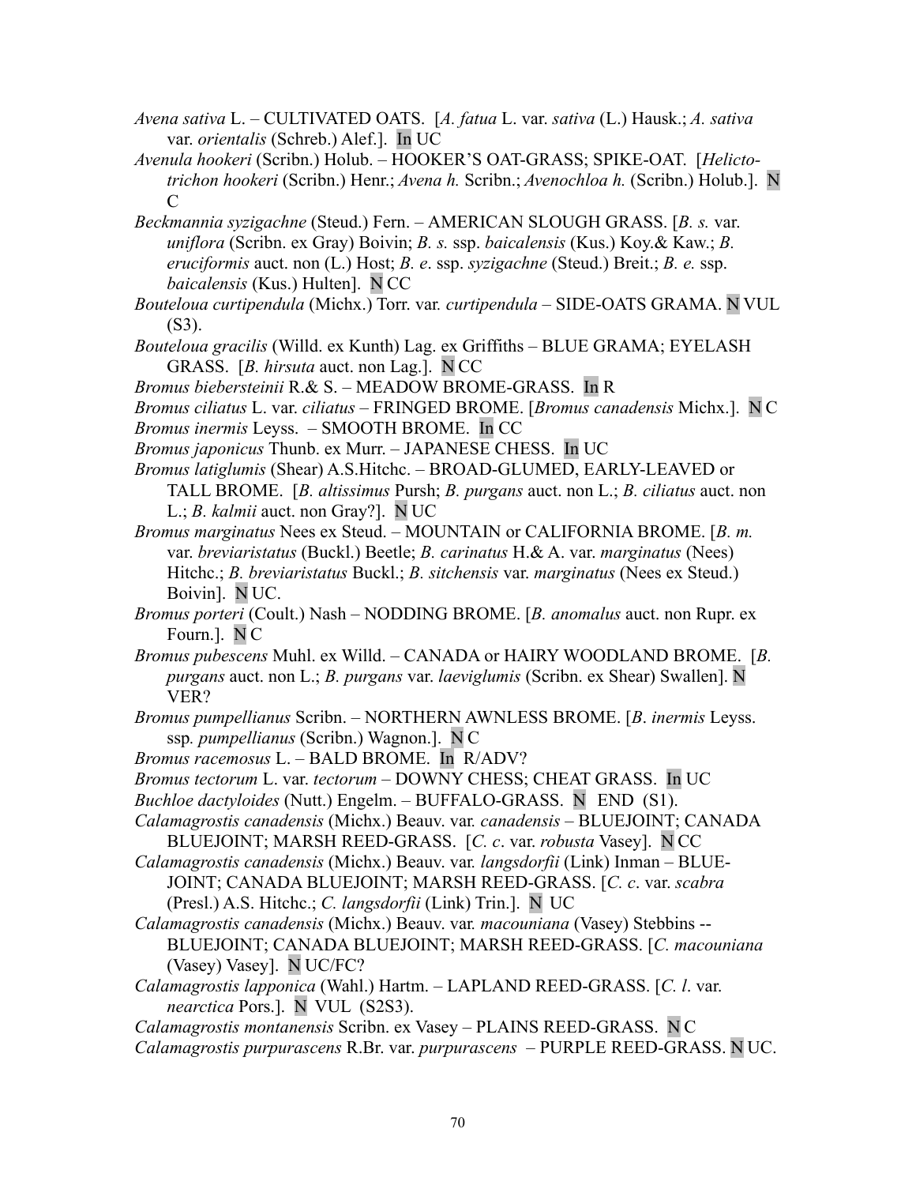*Avena sativa* L. – CULTIVATED OATS. [*A. fatua* L. var. *sativa* (L.) Hausk.; *A. sativa* var. *orientalis* (Schreb.) Alef.]. In UC

*Avenula hookeri* (Scribn.) Holub. – HOOKER'S OAT-GRASS; SPIKE-OAT. [*Helictotrichon hookeri* (Scribn.) Henr.; *Avena h.* Scribn.; *Avenochloa h.* (Scribn.) Holub.]. N C

*Beckmannia syzigachne* (Steud.) Fern. – AMERICAN SLOUGH GRASS. [*B. s.* var. *uniflora* (Scribn. ex Gray) Boivin; *B. s.* ssp. *baicalensis* (Kus.) Koy.& Kaw.; *B. eruciformis* auct. non (L.) Host; *B. e*. ssp. *syzigachne* (Steud.) Breit.; *B. e.* ssp. *baicalensis* (Kus.) Hulten]. N CC

*Bouteloua curtipendula* (Michx.) Torr. var. *curtipendula* – SIDE-OATS GRAMA. N VUL (S3).

*Bouteloua gracilis* (Willd. ex Kunth) Lag. ex Griffiths – BLUE GRAMA; EYELASH GRASS. [*B. hirsuta* auct. non Lag.]. N CC

*Bromus biebersteinii* R.& S. – MEADOW BROME-GRASS. In R

*Bromus ciliatus* L. var. *ciliatus* – FRINGED BROME. [*Bromus canadensis* Michx.]. N C

*Bromus inermis* Leyss. – SMOOTH BROME. In CC

*Bromus japonicus* Thunb. ex Murr. – JAPANESE CHESS. In UC

*Bromus latiglumis* (Shear) A.S.Hitchc. – BROAD-GLUMED, EARLY-LEAVED or TALL BROME. [*B. altissimus* Pursh; *B. purgans* auct. non L.; *B. ciliatus* auct. non L.; *B. kalmii* auct. non Gray?]. N UC

*Bromus marginatus* Nees ex Steud. – MOUNTAIN or CALIFORNIA BROME. [*B. m.* var. *breviaristatus* (Buckl.) Beetle; *B. carinatus* H.& A. var. *marginatus* (Nees) Hitchc.; *B. breviaristatus* Buckl.; *B. sitchensis* var. *marginatus* (Nees ex Steud.) Boivin]. N UC.

*Bromus porteri* (Coult.) Nash – NODDING BROME. [*B. anomalus* auct. non Rupr. ex Fourn.]. N C

*Bromus pubescens* Muhl. ex Willd. – CANADA or HAIRY WOODLAND BROME. [*B. purgans* auct. non L.; *B. purgans* var. *laeviglumis* (Scribn. ex Shear) Swallen]. N VER?

*Bromus pumpellianus* Scribn. – NORTHERN AWNLESS BROME. [*B*. *inermis* Leyss. ssp. *pumpellianus* (Scribn.) Wagnon.]. N C

*Bromus racemosus* L. – BALD BROME. In R/ADV?

*Bromus tectorum* L. var. *tectorum* – DOWNY CHESS; CHEAT GRASS. In UC

*Buchloe dactyloides* (Nutt.) Engelm. – BUFFALO-GRASS. N END (S1).

*Calamagrostis canadensis* (Michx.) Beauv. var. *canadensis* – BLUEJOINT; CANADA BLUEJOINT; MARSH REED-GRASS. [*C. c*. var. *robusta* Vasey]. N CC

*Calamagrostis canadensis* (Michx.) Beauv. var. *langsdorfii* (Link) Inman – BLUEJOINT; CANADA BLUEJOINT; MARSH REED-GRASS. [*C. c*. var. *scabra* (Presl.) A.S. Hitchc.; *C. langsdorfii* (Link) Trin.]. N UC

*Calamagrostis canadensis* (Michx.) Beauv. var. *macouniana* (Vasey) Stebbins -- BLUEJOINT; CANADA BLUEJOINT; MARSH REED-GRASS. [*C. macouniana* (Vasey) Vasey]. N UC/FC?

*Calamagrostis lapponica* (Wahl.) Hartm. – LAPLAND REED-GRASS. [*C. l*. var. *nearctica* Pors.]. N VUL (S2S3).

*Calamagrostis montanensis* Scribn. ex Vasey – PLAINS REED-GRASS. N C

*Calamagrostis purpurascens* R.Br. var. *purpurascens* – PURPLE REED-GRASS. N UC.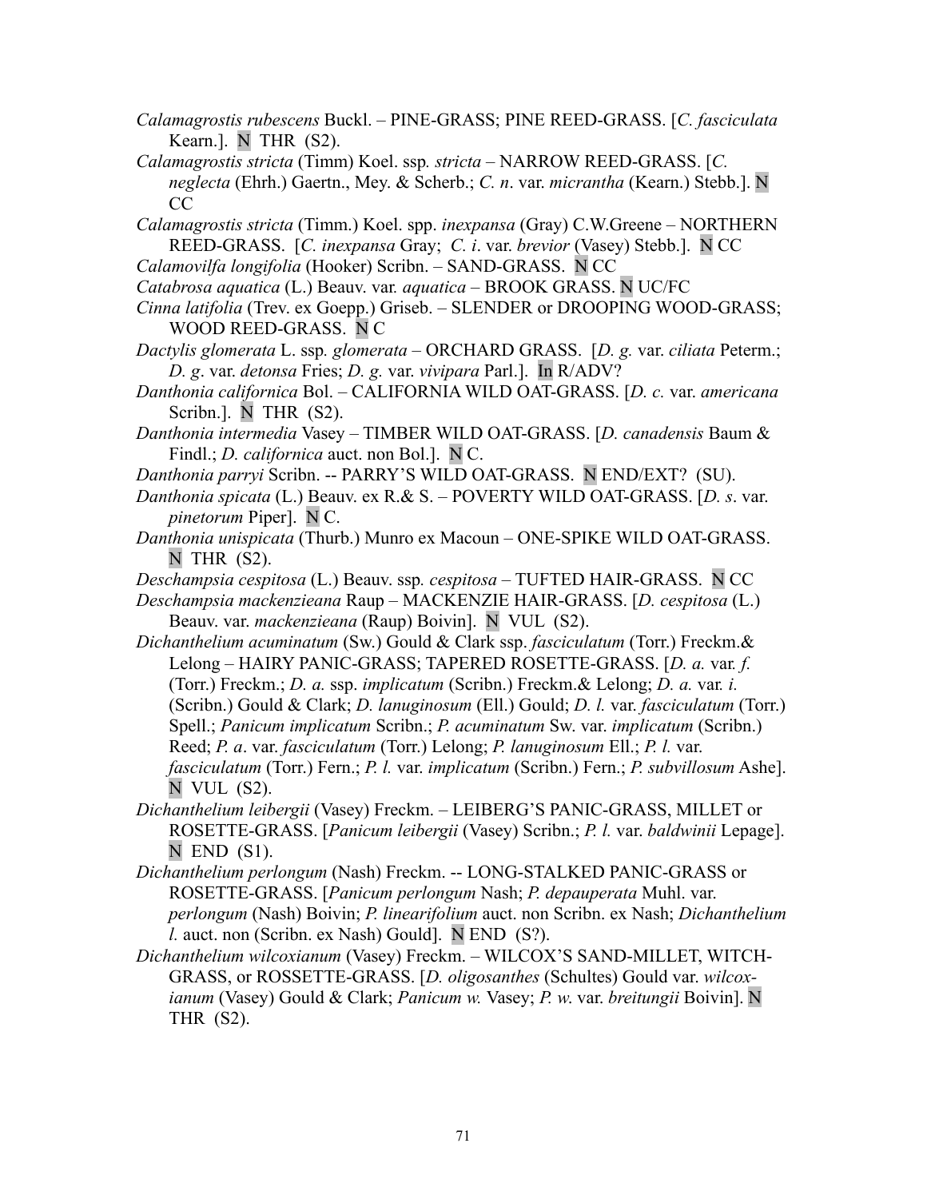*Calamagrostis rubescens* Buckl. – PINE-GRASS; PINE REED-GRASS. [*C. fasciculata* Kearn.]. N THR (S2).

*Calamagrostis stricta* (Timm) Koel. ssp*. stricta* – NARROW REED-GRASS. [*C. neglecta* (Ehrh.) Gaertn., Mey. & Scherb.; *C. n*. var. *micrantha* (Kearn.) Stebb.]. N CC

*Calamagrostis stricta* (Timm.) Koel. spp. *inexpansa* (Gray) C.W.Greene – NORTHERN REED-GRASS. [*C. inexpansa* Gray; *C. i*. var. *brevior* (Vasey) Stebb.]. N CC

*Calamovilfa longifolia* (Hooker) Scribn. – SAND-GRASS. N CC

*Catabrosa aquatica* (L.) Beauv. var*. aquatica* – BROOK GRASS. N UC/FC

*Cinna latifolia* (Trev. ex Goepp.) Griseb. – SLENDER or DROOPING WOOD-GRASS; WOOD REED-GRASS. N C

*Dactylis glomerata* L. ssp*. glomerata* – ORCHARD GRASS. [*D. g.* var. *ciliata* Peterm.; *D. g*. var. *detonsa* Fries; *D. g.* var. *vivipara* Parl.]. In R/ADV?

*Danthonia californica* Bol. – CALIFORNIA WILD OAT-GRASS. [*D. c.* var. *americana* Scribn.]. N THR (S2).

*Danthonia intermedia* Vasey – TIMBER WILD OAT-GRASS. [*D. canadensis* Baum & Findl.; *D. californica* auct. non Bol.]. N C.

*Danthonia parryi* Scribn. -- PARRY'S WILD OAT-GRASS. N END/EXT? (SU).

*Danthonia spicata* (L.) Beauv. ex R.& S. – POVERTY WILD OAT-GRASS. [*D. s*. var. *pinetorum* Piper]. N C.

*Danthonia unispicata* (Thurb.) Munro ex Macoun – ONE-SPIKE WILD OAT-GRASS. N THR (S2).

*Deschampsia cespitosa* (L.) Beauv. ssp*. cespitosa* – TUFTED HAIR-GRASS. N CC

*Deschampsia mackenzieana* Raup – MACKENZIE HAIR-GRASS. [*D. cespitosa* (L.) Beauv. var. *mackenzieana* (Raup) Boivin]. N VUL (S2).

*Dichanthelium acuminatum* (Sw.) Gould & Clark ssp. *fasciculatum* (Torr.) Freckm.& Lelong – HAIRY PANIC-GRASS; TAPERED ROSETTE-GRASS. [*D. a.* var*. f.* (Torr.) Freckm.; *D. a.* ssp. *implicatum* (Scribn.) Freckm.& Lelong; *D. a.* var*. i.* (Scribn.) Gould & Clark; *D. lanuginosum* (Ell.) Gould; *D. l.* var. *fasciculatum* (Torr.) Spell.; *Panicum implicatum* Scribn.; *P. acuminatum* Sw. var. *implicatum* (Scribn.) Reed; *P. a*. var. *fasciculatum* (Torr.) Lelong; *P. lanuginosum* Ell.; *P. l.* var. *fasciculatum* (Torr.) Fern.; *P. l.* var. *implicatum* (Scribn.) Fern.; *P. subvillosum* Ashe]. N VUL (S2).

*Dichanthelium leibergii* (Vasey) Freckm. – LEIBERG'S PANIC-GRASS, MILLET or ROSETTE-GRASS. [*Panicum leibergii* (Vasey) Scribn.; *P. l.* var. *baldwinii* Lepage]. N END (S1).

*Dichanthelium perlongum* (Nash) Freckm. -- LONG-STALKED PANIC-GRASS or ROSETTE-GRASS. [*Panicum perlongum* Nash; *P. depauperata* Muhl. var. *perlongum* (Nash) Boivin; *P. linearifolium* auct. non Scribn. ex Nash; *Dichanthelium l.* auct. non (Scribn. ex Nash) Gould]. N END (S?).

*Dichanthelium wilcoxianum* (Vasey) Freckm. – WILCOX'S SAND-MILLET, WITCH-GRASS, or ROSSETTE-GRASS. [*D. oligosanthes* (Schultes) Gould var. *wilcox-ianum* (Vasey) Gould & Clark; *Panicum w.* Vasey; *P. w*. var. *breitungii* Boivin]. N THR (S2).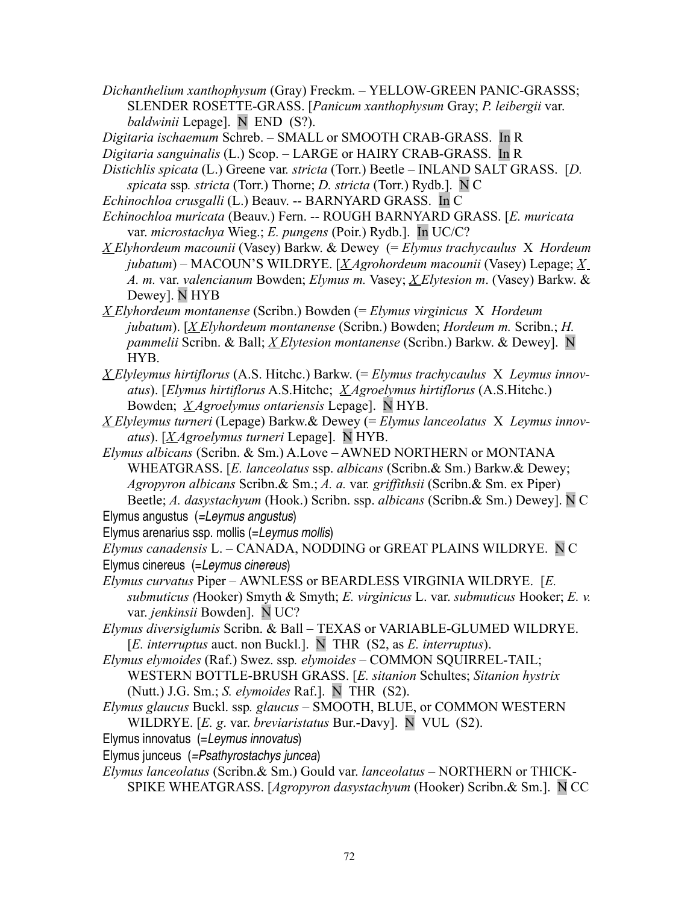*Dichanthelium xanthophysum* (Gray) Freckm. – YELLOW-GREEN PANIC-GRASSS; SLENDER ROSETTE-GRASS. [*Panicum xanthophysum* Gray; *P. leibergii* var. *baldwinii* Lepage]. N END (S?).

*Digitaria ischaemum* Schreb. – SMALL or SMOOTH CRAB-GRASS. In R

*Digitaria sanguinalis* (L.) Scop. – LARGE or HAIRY CRAB-GRASS. In R

*Distichlis spicata* (L.) Greene var. *stricta* (Torr.) Beetle – INLAND SALT GRASS. [*D. spicata* ssp. *stricta* (Torr.) Thorne; *D. stricta* (Torr.) Rydb.]. N C

*Echinochloa crusgalli* (L.) Beauv. -- BARNYARD GRASS. In C

*Echinochloa muricata* (Beauv.) Fern. -- ROUGH BARNYARD GRASS. [*E. muricata* var. *microstachya* Wieg.; *E. pungens* (Poir.) Rydb.]. In UC/C?

*X Elyhordeum macounii* (Vasey) Barkw. & Dewey (= *Elymus trachycaulus* X *Hordeum jubatum*) – MACOUN'S WILDRYE. [*X Agrohordeum macounii* (Vasey) Lepage; *X A. m.* var. *valencianum* Bowden; *Elymus m.* Vasey; *X Elytesion m*. (Vasey) Barkw. & Dewey]. N HYB

*X Elyhordeum montanense* (Scribn.) Bowden (= *Elymus virginicus* X *Hordeum jubatum*). [*X Elyhordeum montanense* (Scribn.) Bowden; *Hordeum m.* Scribn.; *H. pammelii* Scribn. & Ball; *X Elytesion montanense* (Scribn.) Barkw. & Dewey]. N HYB.

*X Elyleymus hirtiflorus* (A.S. Hitchc.) Barkw. (= *Elymus trachycaulus* X *Leymus innovatus*). [*Elymus hirtiflorus* A.S.Hitchc; *X Agroelymus hirtiflorus* (A.S.Hitchc.) Bowden; *X Agroelymus ontariensis* Lepage]. N HYB.

*X Elyleymus turneri* (Lepage) Barkw.& Dewey (= *Elymus lanceolatus* X *Leymus innovatus*). [*X Agroelymus turneri* Lepage]. N HYB.

*Elymus albicans* (Scribn. & Sm.) A.Love – AWNED NORTHERN or MONTANA WHEATGRASS. [*E. lanceolatus* ssp. *albicans* (Scribn.& Sm.) Barkw.& Dewey; *Agropyron albicans* Scribn.& Sm.; *A. a.* var. *griffithsii* (Scribn.& Sm. ex Piper) Beetle; *A. dasystachyum* (Hook.) Scribn. ssp. *albicans* (Scribn.& Sm.) Dewey]. N C

Elymus angustus (=*Leymus angustus*)

Elymus arenarius ssp. mollis (=*Leymus mollis*)

*Elymus canadensis* L. – CANADA, NODDING or GREAT PLAINS WILDRYE. N C

Elymus cinereus (=*Leymus cinereus*)

*Elymus curvatus* Piper – AWNLESS or BEARDLESS VIRGINIA WILDRYE. [*E. submuticus (*Hooker) Smyth & Smyth; *E. virginicus* L. var. *submuticus* Hooker; *E. v.* var. *jenkinsii* Bowden]. N UC?

*Elymus diversiglumis* Scribn. & Ball – TEXAS or VARIABLE-GLUMED WILDRYE. [*E. interruptus* auct. non Buckl.]. N THR (S2, as *E. interruptus*).

*Elymus elymoides* (Raf.) Swez. ssp. *elymoides* – COMMON SQUIRREL-TAIL; WESTERN BOTTLE-BRUSH GRASS. [*E. sitanion* Schultes; *Sitanion hystrix* (Nutt.) J.G. Sm.; *S. elymoides* Raf.]. N THR (S2).

*Elymus glaucus* Buckl. ssp. *glaucus* – SMOOTH, BLUE, or COMMON WESTERN WILDRYE. [*E. g.* var. *breviaristatus* Bur.-Davy]. N VUL (S2).

Elymus innovatus (=*Leymus innovatus*)

Elymus junceus (=*Psathyrostachys juncea*)

*Elymus lanceolatus* (Scribn.& Sm.) Gould var. *lanceolatus* – NORTHERN or THICK-SPIKE WHEATGRASS. [*Agropyron dasystachyum* (Hooker) Scribn.& Sm.]. N CC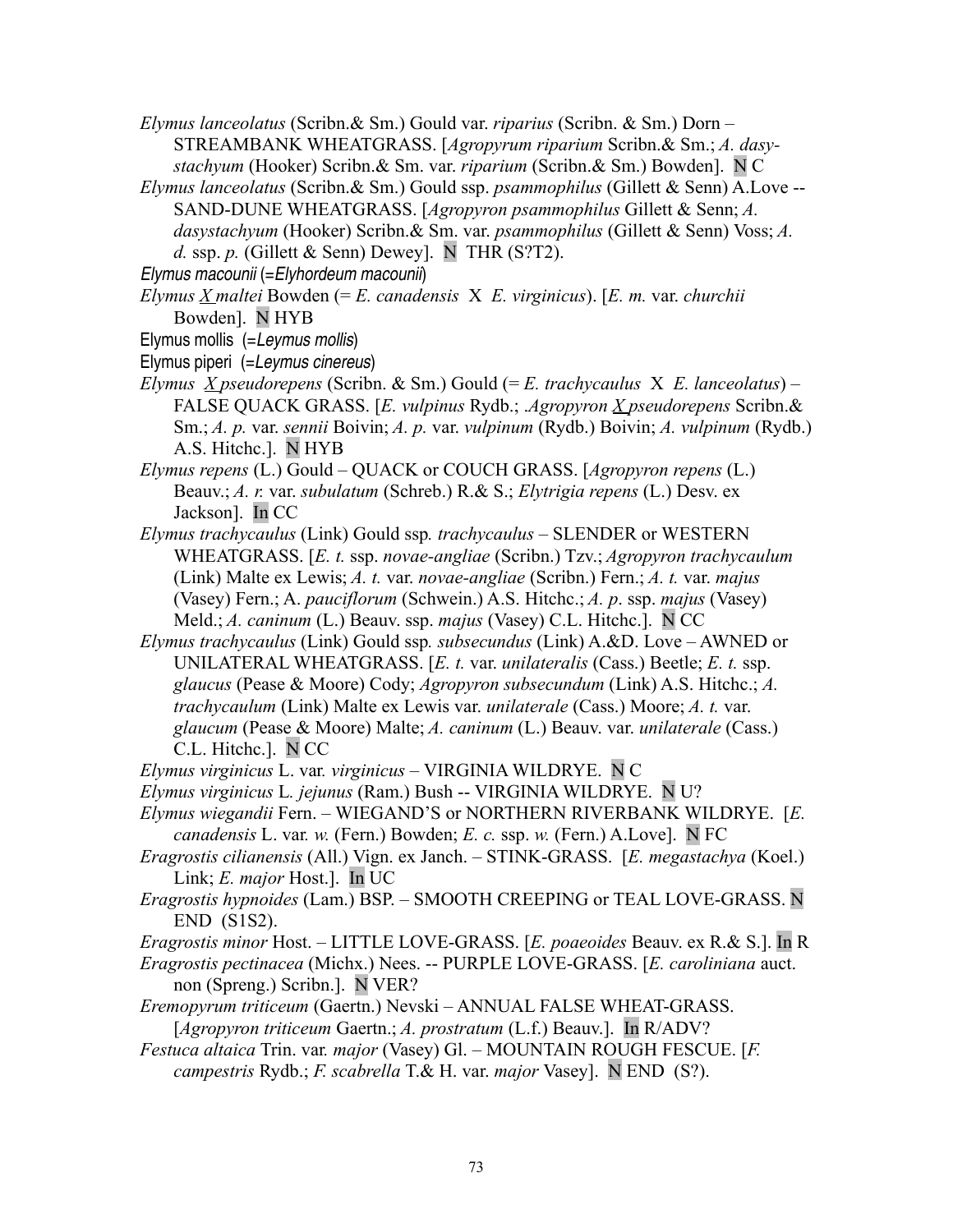*Elymus lanceolatus* (Scribn.& Sm.) Gould var. *riparius* (Scribn. & Sm.) Dorn – STREAMBANK WHEATGRASS. [*Agropyrum riparium* Scribn.& Sm.; *A. dasystachyum* (Hooker) Scribn.& Sm. var. *riparium* (Scribn.& Sm.) Bowden]. N C

*Elymus lanceolatus* (Scribn.& Sm.) Gould ssp. *psammophilus* (Gillett & Senn) A.Love -- SAND-DUNE WHEATGRASS. [*Agropyron psammophilus* Gillett & Senn; *A. dasystachyum* (Hooker) Scribn.& Sm. var. *psammophilus* (Gillett & Senn) Voss; *A. d.* ssp. *p.* (Gillett & Senn) Dewey]. N THR (S?T2).

*Elymus macounii* (=*Elyhordeum macounii*)

*Elymus X maltei* Bowden (= *E. canadensis* X *E. virginicus*). [*E. m.* var. *churchii* Bowden]. N HYB

Elymus mollis (=*Leymus mollis*)

Elymus piperi (=*Leymus cinereus*)

*Elymus X pseudorepens* (Scribn. & Sm.) Gould (= *E. trachycaulus* X *E. lanceolatus*) – FALSE QUACK GRASS. [*E. vulpinus* Rydb.; *Agropyron X pseudorepens* Scribn.& Sm.; *A. p.* var. *sennii* Boivin; *A. p.* var. *vulpinum* (Rydb.) Boivin; *A. vulpinum* (Rydb.) A.S. Hitchc.]. N HYB

*Elymus repens* (L.) Gould – QUACK or COUCH GRASS. [*Agropyron repens* (L.) Beauv.; *A. r.* var. *subulatum* (Schreb.) R.& S.; *Elytrigia repens* (L.) Desv. ex Jackson]. In CC

*Elymus trachycaulus* (Link) Gould ssp*. trachycaulus* – SLENDER or WESTERN WHEATGRASS. [*E. t.* ssp. *novae-angliae* (Scribn.) Tzv.; *Agropyron trachycaulum* (Link) Malte ex Lewis; *A. t.* var. *novae-angliae* (Scribn.) Fern.; *A. t.* var. *majus* (Vasey) Fern.; A. *pauciflorum* (Schwein.) A.S. Hitchc.; *A. p*. ssp. *majus* (Vasey) Meld.; *A. caninum* (L.) Beauv. ssp. *majus* (Vasey) C.L. Hitchc.]. N CC

*Elymus trachycaulus* (Link) Gould ssp*. subsecundus* (Link) A.&D. Love – AWNED or UNILATERAL WHEATGRASS. [*E. t.* var. *unilateralis* (Cass.) Beetle; *E. t.* ssp. *glaucus* (Pease & Moore) Cody; *Agropyron subsecundum* (Link) A.S. Hitchc.; *A. trachycaulum* (Link) Malte ex Lewis var. *unilaterale* (Cass.) Moore; *A. t.* var. *glaucum* (Pease & Moore) Malte; *A. caninum* (L.) Beauv. var. *unilaterale* (Cass.) C.L. Hitchc.]. N CC

*Elymus virginicus* L. var. *virginicus* – VIRGINIA WILDRYE. N C

*Elymus virginicus* L. *jejunus* (Ram.) Bush -- VIRGINIA WILDRYE. N U?

*Elymus wiegandii* Fern. – WIEGAND'S or NORTHERN RIVERBANK WILDRYE. [*E. canadensis* L. var. *w.* (Fern.) Bowden; *E. c.* ssp. *w.* (Fern.) A.Love]. N FC

*Eragrostis cilianensis* (All.) Vign. ex Janch. – STINK-GRASS. [*E. megastachya* (Koel.) Link; *E. major* Host.]. In UC

*Eragrostis hypnoides* (Lam.) BSP. – SMOOTH CREEPING or TEAL LOVE-GRASS. N END (S1S2).

*Eragrostis minor* Host. – LITTLE LOVE-GRASS. [*E. poaeoides* Beauv. ex R.& S.]. In R

*Eragrostis pectinacea* (Michx.) Nees. -- PURPLE LOVE-GRASS. [*E. caroliniana* auct. non (Spreng.) Scribn.]. N VER?

*Eremopyrum triticeum* (Gaertn.) Nevski – ANNUAL FALSE WHEAT-GRASS. [*Agropyron triticeum* Gaertn.; *A. prostratum* (L.f.) Beauv.]. In R/ADV?

*Festuca altaica* Trin. var. *major* (Vasey) Gl. – MOUNTAIN ROUGH FESCUE. [*F. campestris* Rydb.; *F. scabrella* T.& H. var. *major* Vasey]. N END (S?).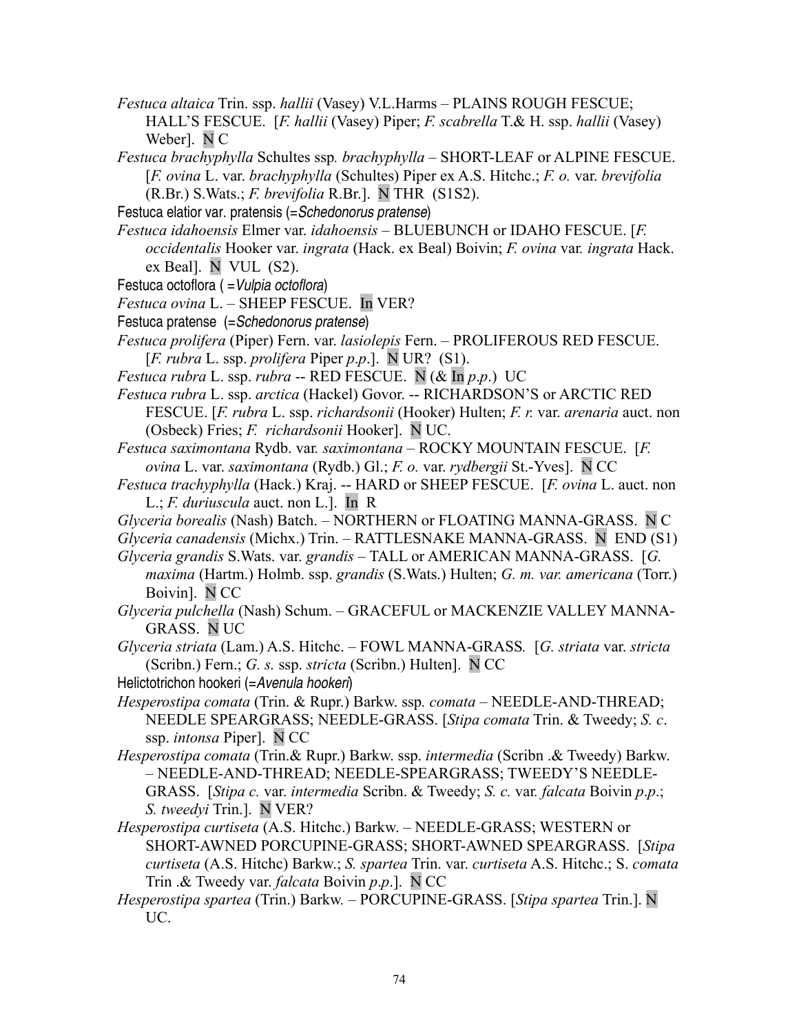*Festuca altaica* Trin. ssp. *hallii* (Vasey) V.L.Harms – PLAINS ROUGH FESCUE; HALL'S FESCUE. [*F. hallii* (Vasey) Piper; *F. scabrella* T.& H. ssp. *hallii* (Vasey) Weber]. N C

*Festuca brachyphylla* Schultes ssp. *brachyphylla* – SHORT-LEAF or ALPINE FESCUE. [*F. ovina* L. var. *brachyphylla* (Schultes) Piper ex A.S. Hitchc.; *F. o.* var. *brevifolia* (R.Br.) S.Wats.; *F. brevifolia* R.Br.]. N THR (S1S2).

Festuca elatior var. pratensis (=*Schedonorus pratense*)

*Festuca idahoensis* Elmer var. *idahoensis* – BLUEBUNCH or IDAHO FESCUE. [*F. occidentalis* Hooker var. *ingrata* (Hack. ex Beal) Boivin; *F. ovina* var. *ingrata* Hack. ex Beal]. N VUL (S2).

Festuca octoflora ( =*Vulpia octoflora*)

*Festuca ovina* L. – SHEEP FESCUE. In VER?

Festuca pratense (=*Schedonorus pratense*)

*Festuca prolifera* (Piper) Fern. var. *lasiolepis* Fern. – PROLIFEROUS RED FESCUE. [*F. rubra* L. ssp. *prolifera* Piper *p.p.*]. N UR? (S1).

*Festuca rubra* L. ssp. *rubra* -- RED FESCUE. N (& In *p.p.*) UC

*Festuca rubra* L. ssp. *arctica* (Hackel) Govor. -- RICHARDSON'S or ARCTIC RED FESCUE. [*F. rubra* L. ssp. *richardsonii* (Hooker) Hulten; *F. r.* var. *arenaria* auct. non (Osbeck) Fries; *F. richardsonii* Hooker]. N UC.

*Festuca saximontana* Rydb. var. *saximontana* – ROCKY MOUNTAIN FESCUE. [*F. ovina* L. var. *saximontana* (Rydb.) Gl.; *F. o.* var. *rydbergii* St.-Yves]. N CC

*Festuca trachyphylla* (Hack.) Kraj. -- HARD or SHEEP FESCUE. [*F. ovina* L. auct. non L.; *F. duriuscula* auct. non L.]. In R

*Glyceria borealis* (Nash) Batch. – NORTHERN or FLOATING MANNA-GRASS. N C

*Glyceria canadensis* (Michx.) Trin. – RATTLESNAKE MANNA-GRASS. N END (S1)

*Glyceria grandis* S.Wats. var. *grandis* – TALL or AMERICAN MANNA-GRASS. [*G. maxima* (Hartm.) Holmb. ssp. *grandis* (S.Wats.) Hulten; *G. m. var. americana* (Torr.) Boivin]. N CC

*Glyceria pulchella* (Nash) Schum. – GRACEFUL or MACKENZIE VALLEY MANNA-GRASS. N UC

*Glyceria striata* (Lam.) A.S. Hitchc. – FOWL MANNA-GRASS. [*G. striata* var. *stricta* (Scribn.) Fern.; *G. s.* ssp. *stricta* (Scribn.) Hulten]. N CC

Helictotrichon hookeri (=*Avenula hookeri*)

*Hesperostipa comata* (Trin. & Rupr.) Barkw. ssp. *comata* – NEEDLE-AND-THREAD; NEEDLE SPEARGRASS; NEEDLE-GRASS. [*Stipa comata* Trin. & Tweedy; *S. c*. ssp. *intonsa* Piper]. N CC

*Hesperostipa comata* (Trin.& Rupr.) Barkw. ssp. *intermedia* (Scribn .& Tweedy) Barkw. – NEEDLE-AND-THREAD; NEEDLE-SPEARGRASS; TWEEDY'S NEEDLE-GRASS. [*Stipa c.* var. *intermedia* Scribn. & Tweedy; *S. c.* var. *falcata* Boivin *p.p.*; *S. tweedyi* Trin.]. N VER?

*Hesperostipa curtiseta* (A.S. Hitchc.) Barkw. – NEEDLE-GRASS; WESTERN or SHORT-AWNED PORCUPINE-GRASS; SHORT-AWNED SPEARGRASS. [*Stipa curtiseta* (A.S. Hitchc) Barkw.; *S. spartea* Trin. var. *curtiseta* A.S. Hitchc.; S. *comata* Trin .& Tweedy var. *falcata* Boivin *p.p*.]. N CC

*Hesperostipa spartea* (Trin.) Barkw. – PORCUPINE-GRASS. [*Stipa spartea* Trin.]. N UC.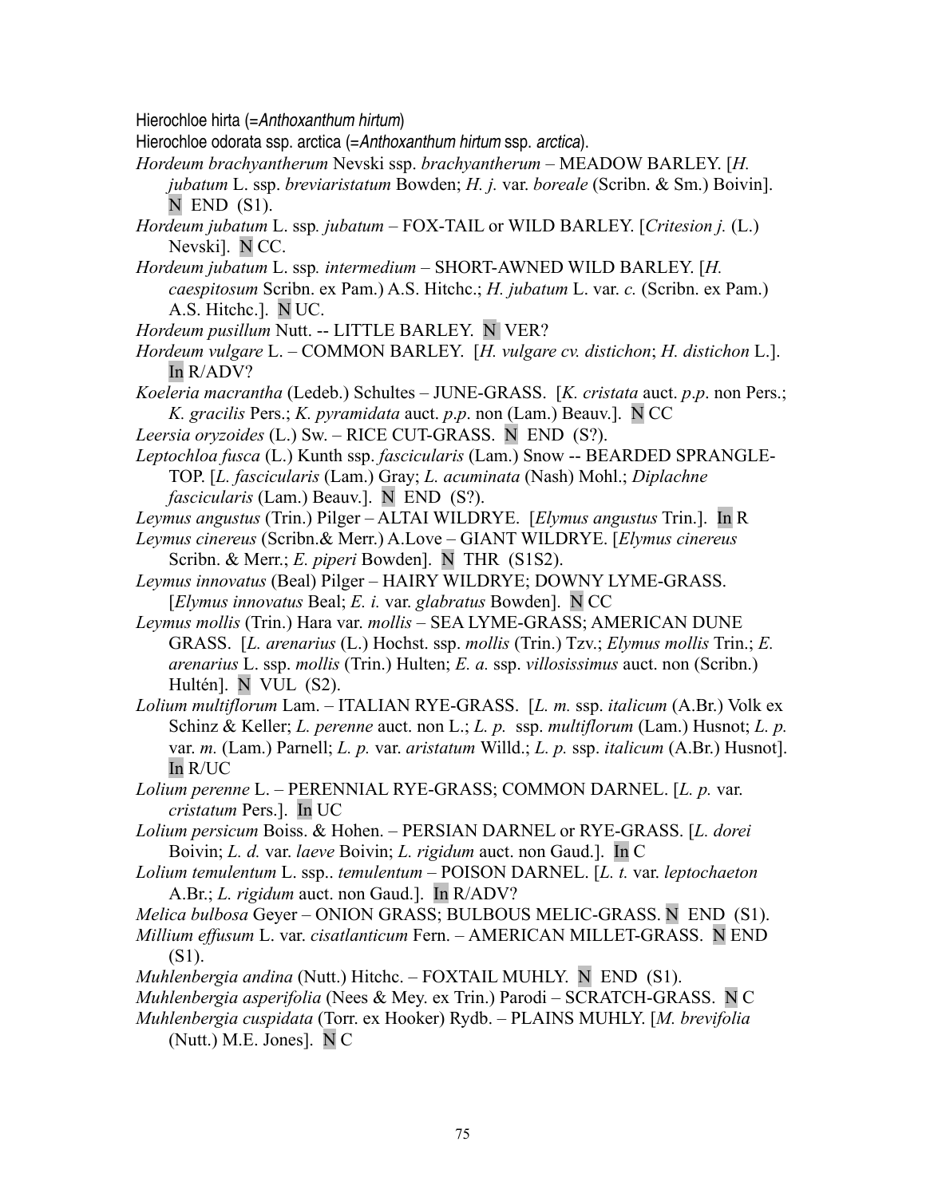Hierochloe hirta (=*Anthoxanthum hirtum*)

Hierochloe odorata ssp. arctica (=*Anthoxanthum hirtum* ssp. *arctica*).

*Hordeum brachyantherum* Nevski ssp. *brachyantherum* – MEADOW BARLEY. [*H. jubatum* L. ssp. *breviaristatum* Bowden; *H. j.* var. *boreale* (Scribn. & Sm.) Boivin]. N END (S1).

*Hordeum jubatum* L. ssp*. jubatum* – FOX-TAIL or WILD BARLEY. [*Critesion j.* (L.) Nevski]. N CC.

*Hordeum jubatum* L. ssp*. intermedium* – SHORT-AWNED WILD BARLEY. [*H. caespitosum* Scribn. ex Pam.) A.S. Hitchc.; *H. jubatum* L. var. *c.* (Scribn. ex Pam.) A.S. Hitchc.]. N UC.

*Hordeum pusillum* Nutt. -- LITTLE BARLEY. N VER?

*Hordeum vulgare* L. – COMMON BARLEY. [*H. vulgare cv. distichon*; *H. distichon* L.]. In R/ADV?

*Koeleria macrantha* (Ledeb.) Schultes – JUNE-GRASS. [*K. cristata* auct. *p.p*. non Pers.; *K. gracilis* Pers.; *K. pyramidata* auct. *p.p*. non (Lam.) Beauv.]. N CC

*Leersia oryzoides* (L.) Sw. – RICE CUT-GRASS. N END (S?).

*Leptochloa fusca* (L.) Kunth ssp. *fascicularis* (Lam.) Snow -- BEARDED SPRANGLE-TOP. [*L. fascicularis* (Lam.) Gray; *L. acuminata* (Nash) Mohl.; *Diplachne fascicularis* (Lam.) Beauv.]. N END (S?).

*Leymus angustus* (Trin.) Pilger – ALTAI WILDRYE. [*Elymus angustus* Trin.]. In R

*Leymus cinereus* (Scribn.& Merr.) A.Love – GIANT WILDRYE. [*Elymus cinereus* Scribn. & Merr.; *E. piperi* Bowden]. N THR (S1S2).

*Leymus innovatus* (Beal) Pilger – HAIRY WILDRYE; DOWNY LYME-GRASS. [*Elymus innovatus* Beal; *E. i.* var. *glabratus* Bowden]. N CC

*Leymus mollis* (Trin.) Hara var. *mollis* – SEA LYME-GRASS; AMERICAN DUNE GRASS. [*L. arenarius* (L.) Hochst. ssp. *mollis* (Trin.) Tzv.; *Elymus mollis* Trin.; *E. arenarius* L. ssp. *mollis* (Trin.) Hulten; *E. a.* ssp. *villosissimus* auct. non (Scribn.) Hultén]. N VUL (S2).

*Lolium multiflorum* Lam. – ITALIAN RYE-GRASS. [*L. m.* ssp. *italicum* (A.Br.) Volk ex Schinz & Keller; *L. perenne* auct. non L.; *L. p.* ssp. *multiflorum* (Lam.) Husnot; *L. p.* var. *m.* (Lam.) Parnell; *L. p.* var. *aristatum* Willd.; *L. p.* ssp. *italicum* (A.Br.) Husnot]. In R/UC

*Lolium perenne* L. – PERENNIAL RYE-GRASS; COMMON DARNEL. [*L. p.* var. *cristatum* Pers.]. In UC

*Lolium persicum* Boiss. & Hohen. – PERSIAN DARNEL or RYE-GRASS. [*L. dorei* Boivin; *L. d.* var. *laeve* Boivin; *L. rigidum* auct. non Gaud.]. In C

*Lolium temulentum* L. ssp.. *temulentum* – POISON DARNEL. [*L. t.* var. *leptochaeton* A.Br.; *L. rigidum* auct. non Gaud.]. In R/ADV?

*Melica bulbosa* Geyer – ONION GRASS; BULBOUS MELIC-GRASS. N END (S1).

*Millium effusum* L. var. *cisatlanticum* Fern. – AMERICAN MILLET-GRASS. N END (S1).

*Muhlenbergia andina* (Nutt.) Hitchc. – FOXTAIL MUHLY. N END (S1).

*Muhlenbergia asperifolia* (Nees & Mey. ex Trin.) Parodi – SCRATCH-GRASS. N C

*Muhlenbergia cuspidata* (Torr. ex Hooker) Rydb. – PLAINS MUHLY. [*M. brevifolia* (Nutt.) M.E. Jones]. N C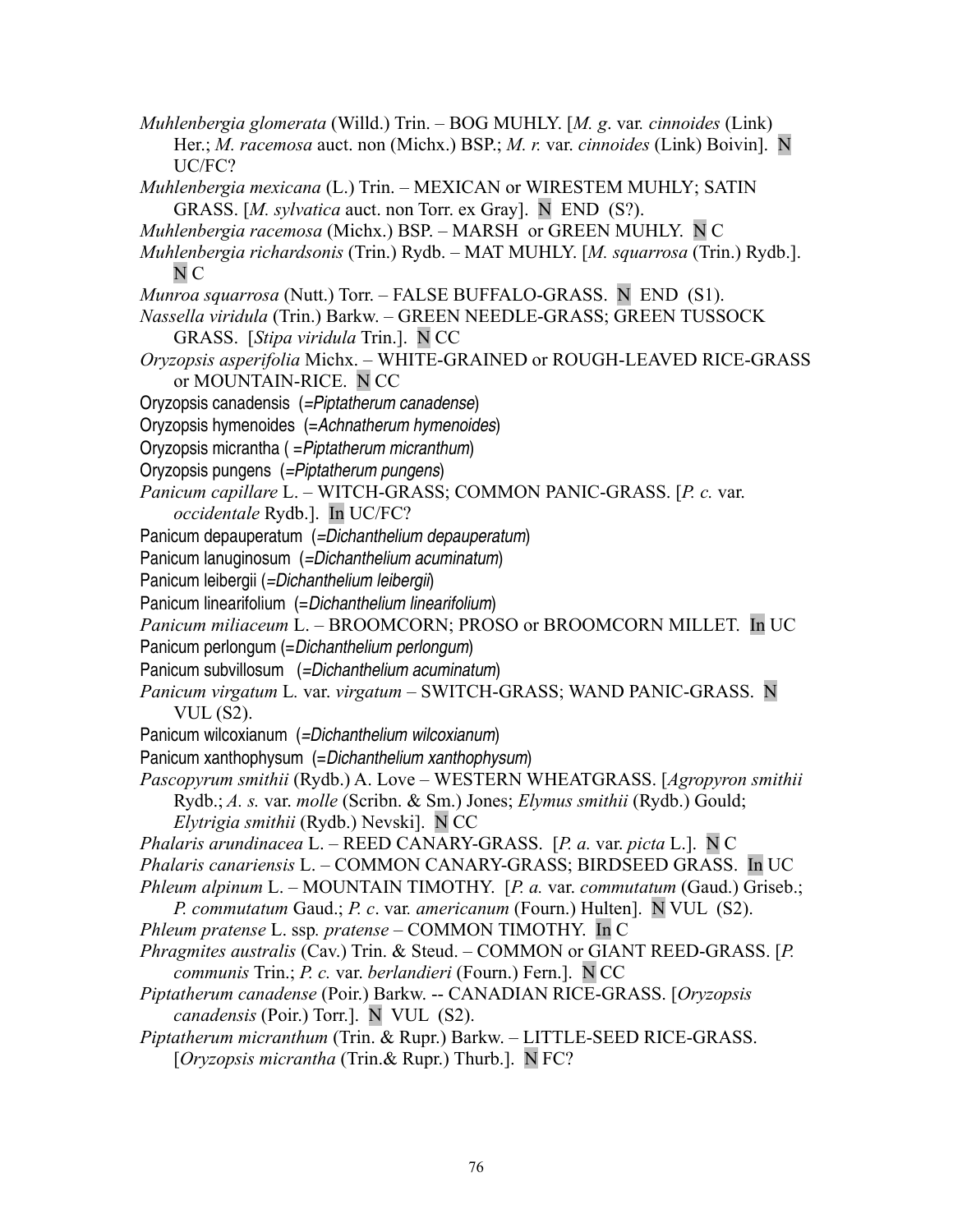*Muhlenbergia glomerata* (Willd.) Trin. – BOG MUHLY. [*M. g*. var. *cinnoides* (Link) Her.; *M. racemosa* auct. non (Michx.) BSP.; *M. r.* var. *cinnoides* (Link) Boivin]. N UC/FC?

*Muhlenbergia mexicana* (L.) Trin. – MEXICAN or WIRESTEM MUHLY; SATIN GRASS. [*M. sylvatica* auct. non Torr. ex Gray]. N END (S?).

*Muhlenbergia racemosa* (Michx.) BSP. – MARSH or GREEN MUHLY. N C

*Muhlenbergia richardsonis* (Trin.) Rydb. – MAT MUHLY. [*M. squarrosa* (Trin.) Rydb.]. N C

*Munroa squarrosa* (Nutt.) Torr. – FALSE BUFFALO-GRASS. N END (S1).

*Nassella viridula* (Trin.) Barkw. – GREEN NEEDLE-GRASS; GREEN TUSSOCK GRASS. [*Stipa viridula* Trin.]. N CC

*Oryzopsis asperifolia* Michx. – WHITE-GRAINED or ROUGH-LEAVED RICE-GRASS or MOUNTAIN-RICE. N CC

Oryzopsis canadensis (=*Piptatherum canadense*)

Oryzopsis hymenoides (=*Achnatherum hymenoides*)

Oryzopsis micrantha ( =*Piptatherum micranthum*)

Oryzopsis pungens (=*Piptatherum pungens*)

*Panicum capillare* L. – WITCH-GRASS; COMMON PANIC-GRASS. [*P. c.* var. *occidentale* Rydb.]. In UC/FC?

Panicum depauperatum (=*Dichanthelium depauperatum*)

Panicum lanuginosum (=*Dichanthelium acuminatum*)

Panicum leibergii (=*Dichanthelium leibergii*)

Panicum linearifolium (=*Dichanthelium linearifolium*)

*Panicum miliaceum* L. – BROOMCORN; PROSO or BROOMCORN MILLET. In UC

Panicum perlongum (=*Dichanthelium perlongum*)

Panicum subvillosum (=*Dichanthelium acuminatum*)

*Panicum virgatum* L. var. *virgatum* – SWITCH-GRASS; WAND PANIC-GRASS. N VUL (S2).

Panicum wilcoxianum (=*Dichanthelium wilcoxianum*)

Panicum xanthophysum (=*Dichanthelium xanthophysum*)

*Pascopyrum smithii* (Rydb.) A. Love – WESTERN WHEATGRASS. [*Agropyron smithii* Rydb.; *A. s.* var. *molle* (Scribn. & Sm.) Jones; *Elymus smithii* (Rydb.) Gould; *Elytrigia smithii* (Rydb.) Nevski]. N CC

*Phalaris arundinacea* L. – REED CANARY-GRASS. [*P. a.* var. *picta* L.]. N C

*Phalaris canariensis* L. – COMMON CANARY-GRASS; BIRDSEED GRASS. In UC

*Phleum alpinum* L. – MOUNTAIN TIMOTHY. [*P. a.* var. *commutatum* (Gaud.) Griseb.; *P. commutatum* Gaud.; *P. c*. var. *americanum* (Fourn.) Hulten]. N VUL (S2).

*Phleum pratense* L. ssp*. pratense* – COMMON TIMOTHY. In C

*Phragmites australis* (Cav.) Trin. & Steud. – COMMON or GIANT REED-GRASS. [*P. communis* Trin.; *P. c.* var. *berlandieri* (Fourn.) Fern.]. N CC

*Piptatherum canadense* (Poir.) Barkw. -- CANADIAN RICE-GRASS. [*Oryzopsis canadensis* (Poir.) Torr.]. N VUL (S2).

*Piptatherum micranthum* (Trin. & Rupr.) Barkw. – LITTLE-SEED RICE-GRASS. [*Oryzopsis micrantha* (Trin.& Rupr.) Thurb.]. N FC?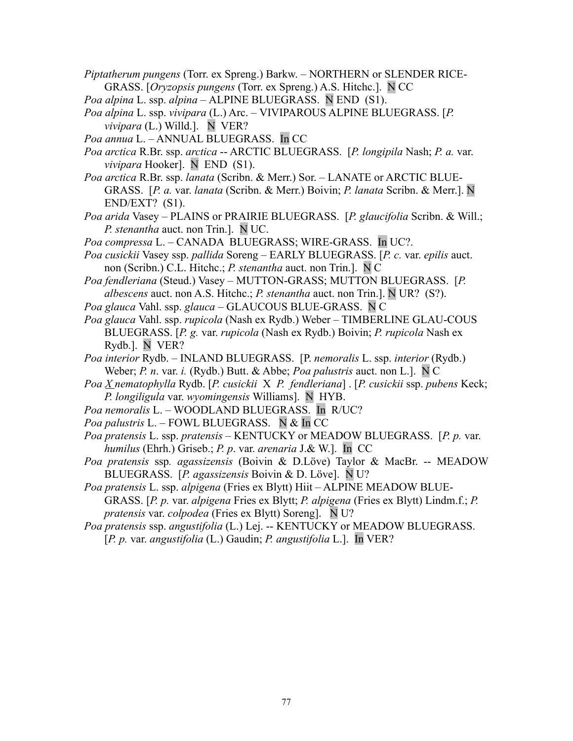*Piptatherum pungens* (Torr. ex Spreng.) Barkw. – NORTHERN or SLENDER RICE-GRASS. [*Oryzopsis pungens* (Torr. ex Spreng.) A.S. Hitchc.]. N CC

*Poa alpina* L. ssp. *alpina* – ALPINE BLUEGRASS. N END (S1).

*Poa alpina* L. ssp. *vivipara* (L.) Arc. – VIVIPAROUS ALPINE BLUEGRASS. [*P. vivipara* (L.) Willd.]. N VER?

*Poa annua* L. – ANNUAL BLUEGRASS. In CC

*Poa arctica* R.Br. ssp. *arctica* -- ARCTIC BLUEGRASS. [*P. longipila* Nash; *P. a.* var. *vivipara* Hooker]. N END (S1).

*Poa arctica* R.Br. ssp. *lanata* (Scribn. & Merr.) Sor. – LANATE or ARCTIC BLUE-GRASS. [*P. a.* var. *lanata* (Scribn. & Merr.) Boivin; *P. lanata* Scribn. & Merr.]. N END/EXT? (S1).

*Poa arida* Vasey – PLAINS or PRAIRIE BLUEGRASS. [*P. glaucifolia* Scribn. & Will.; *P. stenantha* auct. non Trin.]. N UC.

*Poa compressa* L. – CANADA BLUEGRASS; WIRE-GRASS. In UC?.

*Poa cusickii* Vasey ssp. *pallida* Soreng – EARLY BLUEGRASS. [*P. c.* var. *epilis* auct. non (Scribn.) C.L. Hitchc.; *P. stenantha* auct. non Trin.]. N C

*Poa fendleriana* (Steud.) Vasey – MUTTON-GRASS; MUTTON BLUEGRASS. [*P. albescens* auct. non A.S. Hitchc.; *P. stenantha* auct. non Trin.]. N UR? (S?).

*Poa glauca* Vahl. ssp. *glauca* – GLAUCOUS BLUE-GRASS. N C

*Poa glauca* Vahl. ssp. *rupicola* (Nash ex Rydb.) Weber – TIMBERLINE GLAU-COUS BLUEGRASS. [*P. g.* var. *rupicola* (Nash ex Rydb.) Boivin; *P. rupicola* Nash ex Rydb.]. N VER?

*Poa interior* Rydb. – INLAND BLUEGRASS. [P. *nemoralis* L. ssp. *interior* (Rydb.) Weber; *P. n*. var. *i.* (Rydb.) Butt. & Abbe; *Poa palustris* auct. non L.]. N C

*Poa X nematophylla* Rydb. [*P. cusickii* X *P. fendleriana*] . [*P. cusickii* ssp. *pubens* Keck; *P. longiligula* var. *wyomingensis* Williams]. N HYB.

*Poa nemoralis* L. – WOODLAND BLUEGRASS. In R/UC?

*Poa palustris* L. – FOWL BLUEGRASS. N & In CC

*Poa pratensis* L. ssp. *pratensis* – KENTUCKY or MEADOW BLUEGRASS. [*P. p.* var. *humilus* (Ehrh.) Griseb.; *P. p*. var. *arenaria* J.& W.]. In CC

*Poa pratensis* ssp*. agassizensis* (Boivin & D.Löve) Taylor & MacBr. -- MEADOW BLUEGRASS. [*P. agassizensis* Boivin & D. Löve]. N U?

*Poa pratensis* L. ssp. *alpigena* (Fries ex Blytt) Hiit – ALPINE MEADOW BLUE-GRASS. [*P. p.* var. *alpigena* Fries ex Blytt; *P. alpigena* (Fries ex Blytt) Lindm.f.; *P. pratensis* var. *colpodea* (Fries ex Blytt) Soreng]. N U?

*Poa pratensis* ssp. *angustifolia* (L.) Lej. -- KENTUCKY or MEADOW BLUEGRASS. [*P. p.* var. *angustifolia* (L.) Gaudin; *P. angustifolia* L.]. In VER?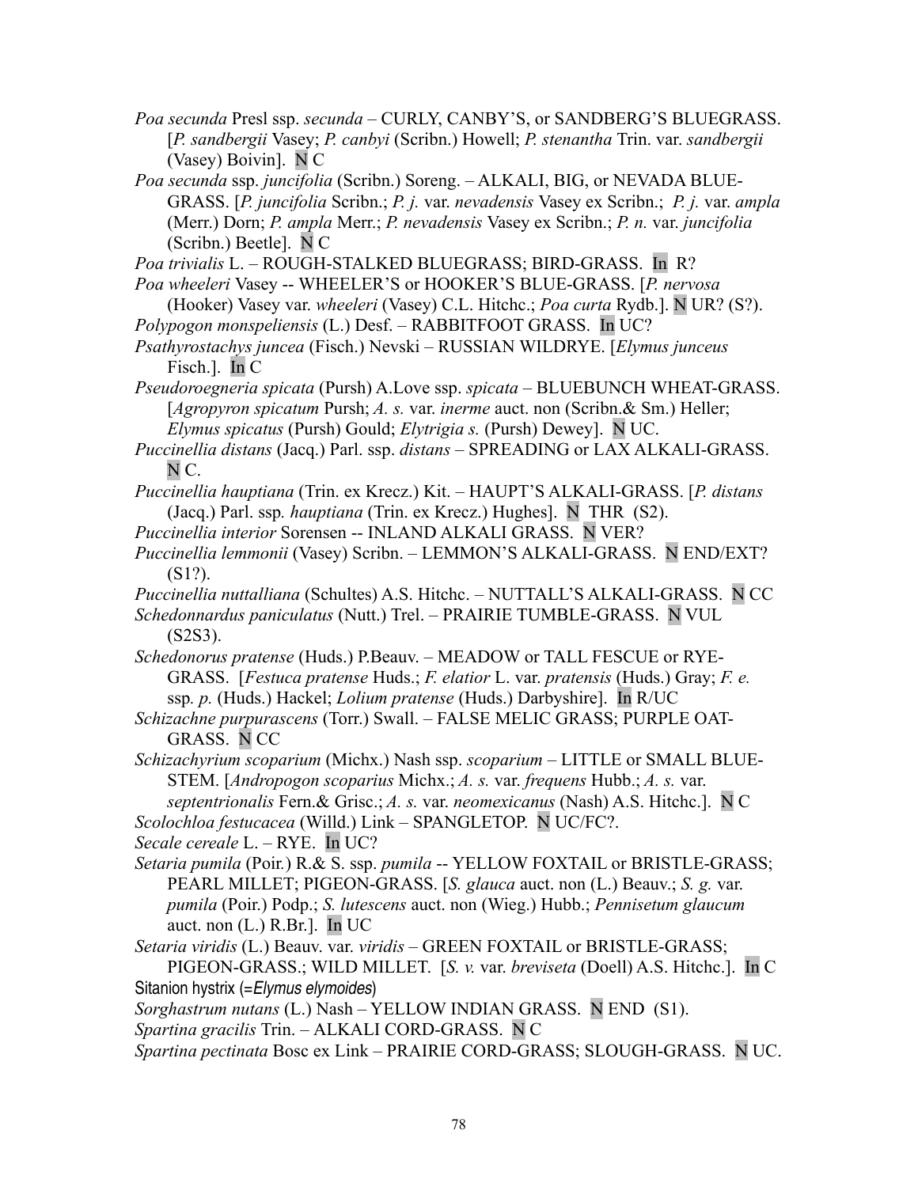*Poa secunda* Presl ssp. *secunda* – CURLY, CANBY'S, or SANDBERG'S BLUEGRASS. [*P. sandbergii* Vasey; *P. canbyi* (Scribn.) Howell; *P. stenantha* Trin. var. *sandbergii* (Vasey) Boivin]. N C

*Poa secunda* ssp. *juncifolia* (Scribn.) Soreng. – ALKALI, BIG, or NEVADA BLUE-GRASS. [*P. juncifolia* Scribn.; *P. j.* var. *nevadensis* Vasey ex Scribn.; *P. j.* var. *ampla* (Merr.) Dorn; *P. ampla* Merr.; *P. nevadensis* Vasey ex Scribn.; *P. n.* var. *juncifolia* (Scribn.) Beetle]. N C

*Poa trivialis* L. – ROUGH-STALKED BLUEGRASS; BIRD-GRASS. In R?

*Poa wheeleri* Vasey -- WHEELER'S or HOOKER'S BLUE-GRASS. [*P. nervosa* (Hooker) Vasey var. *wheeleri* (Vasey) C.L. Hitchc.; *Poa curta* Rydb.]. N UR? (S?).

*Polypogon monspeliensis* (L.) Desf. – RABBITFOOT GRASS. In UC?

*Psathyrostachys juncea* (Fisch.) Nevski – RUSSIAN WILDRYE. [*Elymus junceus* Fisch.]. In C

*Pseudoroegneria spicata* (Pursh) A.Love ssp. *spicata* – BLUEBUNCH WHEAT-GRASS. [*Agropyron spicatum* Pursh; *A. s.* var. *inerme* auct. non (Scribn.& Sm.) Heller; *Elymus spicatus* (Pursh) Gould; *Elytrigia s.* (Pursh) Dewey]. N UC.

*Puccinellia distans* (Jacq.) Parl. ssp. *distans* – SPREADING or LAX ALKALI-GRASS. N C.

*Puccinellia hauptiana* (Trin. ex Krecz.) Kit. – HAUPT'S ALKALI-GRASS. [*P. distans* (Jacq.) Parl. ssp*. hauptiana* (Trin. ex Krecz.) Hughes]. N THR (S2).

*Puccinellia interior* Sorensen -- INLAND ALKALI GRASS. N VER?

*Puccinellia lemmonii* (Vasey) Scribn. – LEMMON'S ALKALI-GRASS. N END/EXT? (S1?).

*Puccinellia nuttalliana* (Schultes) A.S. Hitchc. – NUTTALL'S ALKALI-GRASS. N CC

*Schedonnardus paniculatus* (Nutt.) Trel. – PRAIRIE TUMBLE-GRASS. N VUL (S2S3).

*Schedonorus pratense* (Huds.) P.Beauv. – MEADOW or TALL FESCUE or RYE-GRASS. [*Festuca pratense* Huds.; *F. elatior* L. var. *pratensis* (Huds.) Gray; *F. e.* ssp*. p.* (Huds.) Hackel; *Lolium pratense* (Huds.) Darbyshire]. In R/UC

*Schizachne purpurascens* (Torr.) Swall. – FALSE MELIC GRASS; PURPLE OAT-GRASS. N CC

*Schizachyrium scoparium* (Michx.) Nash ssp. *scoparium* – LITTLE or SMALL BLUE-STEM. [*Andropogon scoparius* Michx.; *A. s.* var. *frequens* Hubb.; *A. s.* var. *septentrionalis* Fern.& Grisc.; *A. s.* var. *neomexicanus* (Nash) A.S. Hitchc.]. N C

*Scolochloa festucacea* (Willd.) Link – SPANGLETOP. N UC/FC?.

*Secale cereale* L. – RYE. In UC?

*Setaria pumila* (Poir.) R.& S. ssp. *pumila* -- YELLOW FOXTAIL or BRISTLE-GRASS; PEARL MILLET; PIGEON-GRASS. [*S. glauca* auct. non (L.) Beauv.; *S. g.* var. *pumila* (Poir.) Podp.; *S. lutescens* auct. non (Wieg.) Hubb.; *Pennisetum glaucum* auct. non (L.) R.Br.]. In UC

*Setaria viridis* (L.) Beauv. var. *viridis* – GREEN FOXTAIL or BRISTLE-GRASS; PIGEON-GRASS.; WILD MILLET. [*S. v.* var. *breviseta* (Doell) A.S. Hitchc.]. In C

Sitanion hystrix (=*Elymus elymoides*)

*Sorghastrum nutans* (L.) Nash – YELLOW INDIAN GRASS. N END (S1).

*Spartina gracilis* Trin. – ALKALI CORD-GRASS. N C

*Spartina pectinata* Bosc ex Link – PRAIRIE CORD-GRASS; SLOUGH-GRASS. N UC.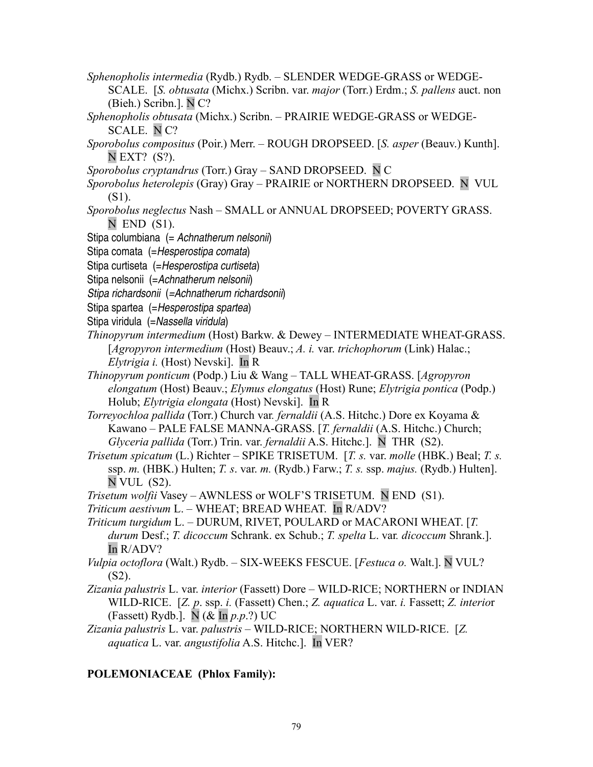*Sphenopholis intermedia* (Rydb.) Rydb. – SLENDER WEDGE-GRASS or WEDGE-SCALE. [*S. obtusata* (Michx.) Scribn. var. *major* (Torr.) Erdm.; *S. pallens* auct. non (Bieh.) Scribn.]. N C?

*Sphenopholis obtusata* (Michx.) Scribn. – PRAIRIE WEDGE-GRASS or WEDGE-SCALE. N C?

*Sporobolus compositus* (Poir.) Merr. – ROUGH DROPSEED. [*S. asper* (Beauv.) Kunth]. N EXT? (S?).

*Sporobolus cryptandrus* (Torr.) Gray – SAND DROPSEED. N C

*Sporobolus heterolepis* (Gray) Gray – PRAIRIE or NORTHERN DROPSEED. N VUL (S1).

*Sporobolus neglectus* Nash – SMALL or ANNUAL DROPSEED; POVERTY GRASS. N END (S1).

Stipa columbiana (= *Achnatherum nelsonii*)

Stipa comata (=*Hesperostipa comata*)

Stipa curtiseta (=*Hesperostipa curtiseta*)

Stipa nelsonii (=*Achnatherum nelsonii*)

*Stipa richardsonii* (=*Achnatherum richardsonii*)

Stipa spartea (=*Hesperostipa spartea*)

Stipa viridula (=*Nassella viridula*)

*Thinopyrum intermedium* (Host) Barkw. & Dewey – INTERMEDIATE WHEAT-GRASS. [*Agropyron intermedium* (Host) Beauv.; *A. i.* var. *trichophorum* (Link) Halac.; *Elytrigia i.* (Host) Nevski]. In R

*Thinopyrum ponticum* (Podp.) Liu & Wang – TALL WHEAT-GRASS. [*Agropyron elongatum* (Host) Beauv.; *Elymus elongatus* (Host) Rune; *Elytrigia pontica* (Podp.) Holub; *Elytrigia elongata* (Host) Nevski]. In R

*Torreyochloa pallida* (Torr.) Church var. *fernaldii* (A.S. Hitchc.) Dore ex Koyama & Kawano – PALE FALSE MANNA-GRASS. [*T. fernaldii* (A.S. Hitchc.) Church; *Glyceria pallida* (Torr.) Trin. var. *fernaldii* A.S. Hitchc.]. N THR (S2).

*Trisetum spicatum* (L.) Richter – SPIKE TRISETUM. [*T. s.* var. *molle* (HBK.) Beal; *T. s.* ssp. *m.* (HBK.) Hulten; *T. s*. var. *m.* (Rydb.) Farw.; *T. s.* ssp. *majus.* (Rydb.) Hulten]. N VUL (S2).

*Trisetum wolfii* Vasey – AWNLESS or WOLF'S TRISETUM. N END (S1).

*Triticum aestivum* L. – WHEAT; BREAD WHEAT. In R/ADV?

*Triticum turgidum* L. – DURUM, RIVET, POULARD or MACARONI WHEAT. [*T. durum* Desf.; *T. dicoccum* Schrank. ex Schub.; *T. spelta* L. var. *dicoccum* Shrank.]. In R/ADV?

*Vulpia octoflora* (Walt.) Rydb. – SIX-WEEKS FESCUE. [*Festuca o.* Walt.]. N VUL? (S2).

*Zizania palustris* L. var. *interior* (Fassett) Dore – WILD-RICE; NORTHERN or INDIAN WILD-RICE. [*Z. p*. ssp. *i.* (Fassett) Chen.; *Z. aquatica* L. var. *i.* Fassett; *Z. interior* (Fassett) Rydb.]. N (& In *p.p.*?) UC

*Zizania palustris* L. var. *palustris* – WILD-RICE; NORTHERN WILD-RICE. [*Z. aquatica* L. var. *angustifolia* A.S. Hitchc.]. In VER?

**POLEMONIACEAE (Phlox Family):**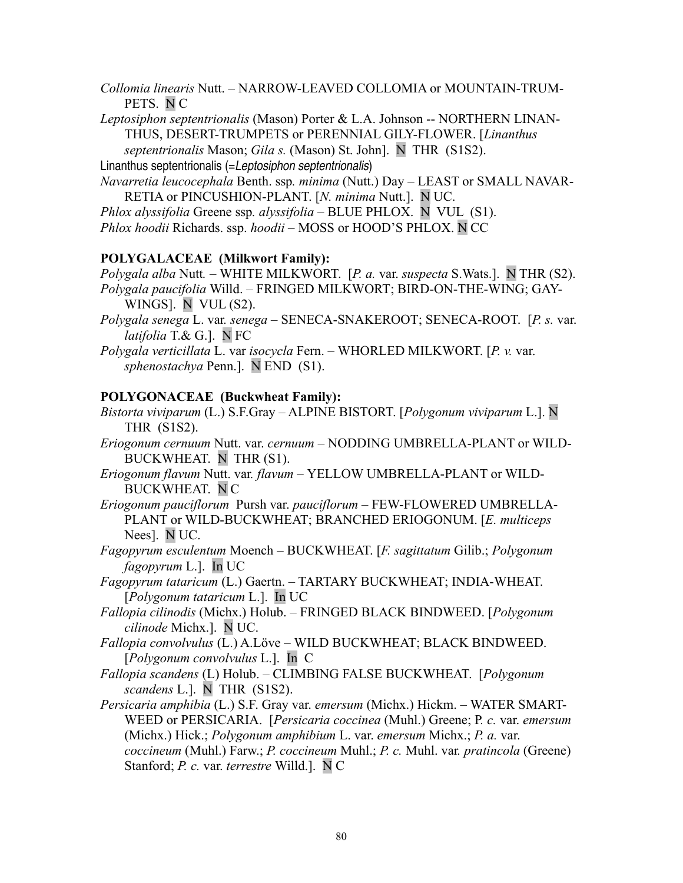*Collomia linearis* Nutt. – NARROW-LEAVED COLLOMIA or MOUNTAIN-TRUMPETS. N C

*Leptosiphon septentrionalis* (Mason) Porter & L.A. Johnson -- NORTHERN LINANTHUS, DESERT-TRUMPETS or PERENNIAL GILY-FLOWER. [*Linanthus septentrionalis* Mason; *Gila s.* (Mason) St. John]. N THR (S1S2).

Linanthus septentrionalis (=*Leptosiphon septentrionalis*)

*Navarretia leucocephala* Benth. ssp. *minima* (Nutt.) Day – LEAST or SMALL NAVARRETIA or PINCUSHION-PLANT. [*N. minima* Nutt.]. N UC.

*Phlox alyssifolia* Greene ssp. *alyssifolia* – BLUE PHLOX. N VUL (S1).

*Phlox hoodii* Richards. ssp. *hoodii* – MOSS or HOOD'S PHLOX. N CC

### POLYGALACEAE (Milkwort Family):

*Polygala alba* Nutt. – WHITE MILKWORT. [*P. a.* var. *suspecta* S.Wats.]. N THR (S2).

*Polygala paucifolia* Willd. – FRINGED MILKWORT; BIRD-ON-THE-WING; GAY-WINGS]. N VUL (S2).

*Polygala senega* L. var. *senega* – SENECA-SNAKEROOT; SENECA-ROOT. [*P. s.* var. *latifolia* T.& G.]. N FC

*Polygala verticillata* L. var *isocycla* Fern. – WHORLED MILKWORT. [*P. v.* var. *sphenostachya* Penn.]. N END (S1).

### POLYGONACEAE (Buckwheat Family):

*Bistorta viviparum* (L.) S.F.Gray – ALPINE BISTORT. [*Polygonum viviparum* L.]. N THR (S1S2).

*Eriogonum cernuum* Nutt. var. *cernuum* – NODDING UMBRELLA-PLANT or WILD-BUCKWHEAT. N THR (S1).

*Eriogonum flavum* Nutt. var. *flavum* – YELLOW UMBRELLA-PLANT or WILD-BUCKWHEAT. N C

*Eriogonum pauciflorum* Pursh var. *pauciflorum* – FEW-FLOWERED UMBRELLA-PLANT or WILD-BUCKWHEAT; BRANCHED ERIOGONUM. [*E. multiceps* Nees]. N UC.

*Fagopyrum esculentum* Moench – BUCKWHEAT. [*F. sagittatum* Gilib.; *Polygonum fagopyrum* L.]. In UC

*Fagopyrum tataricum* (L.) Gaertn. – TARTARY BUCKWHEAT; INDIA-WHEAT. [*Polygonum tataricum* L.]. In UC

*Fallopia cilinodis* (Michx.) Holub. – FRINGED BLACK BINDWEED. [*Polygonum cilinode* Michx.]. N UC.

*Fallopia convolvulus* (L.) A.Löve – WILD BUCKWHEAT; BLACK BINDWEED. [*Polygonum convolvulus* L.]. In C

*Fallopia scandens* (L) Holub. – CLIMBING FALSE BUCKWHEAT. [*Polygonum scandens* L.]. N THR (S1S2).

*Persicaria amphibia* (L.) S.F. Gray var. *emersum* (Michx.) Hickm. – WATER SMARTWEED or PERSICARIA. [*Persicaria coccinea* (Muhl.) Greene; P. *c.* var. *emersum* (Michx.) Hick.; *Polygonum amphibium* L. var. *emersum* Michx.; *P. a.* var. *coccineum* (Muhl.) Farw.; *P. coccineum* Muhl.; *P. c.* Muhl. var. *pratincola* (Greene) Stanford; *P. c.* var. *terrestre* Willd.]. N C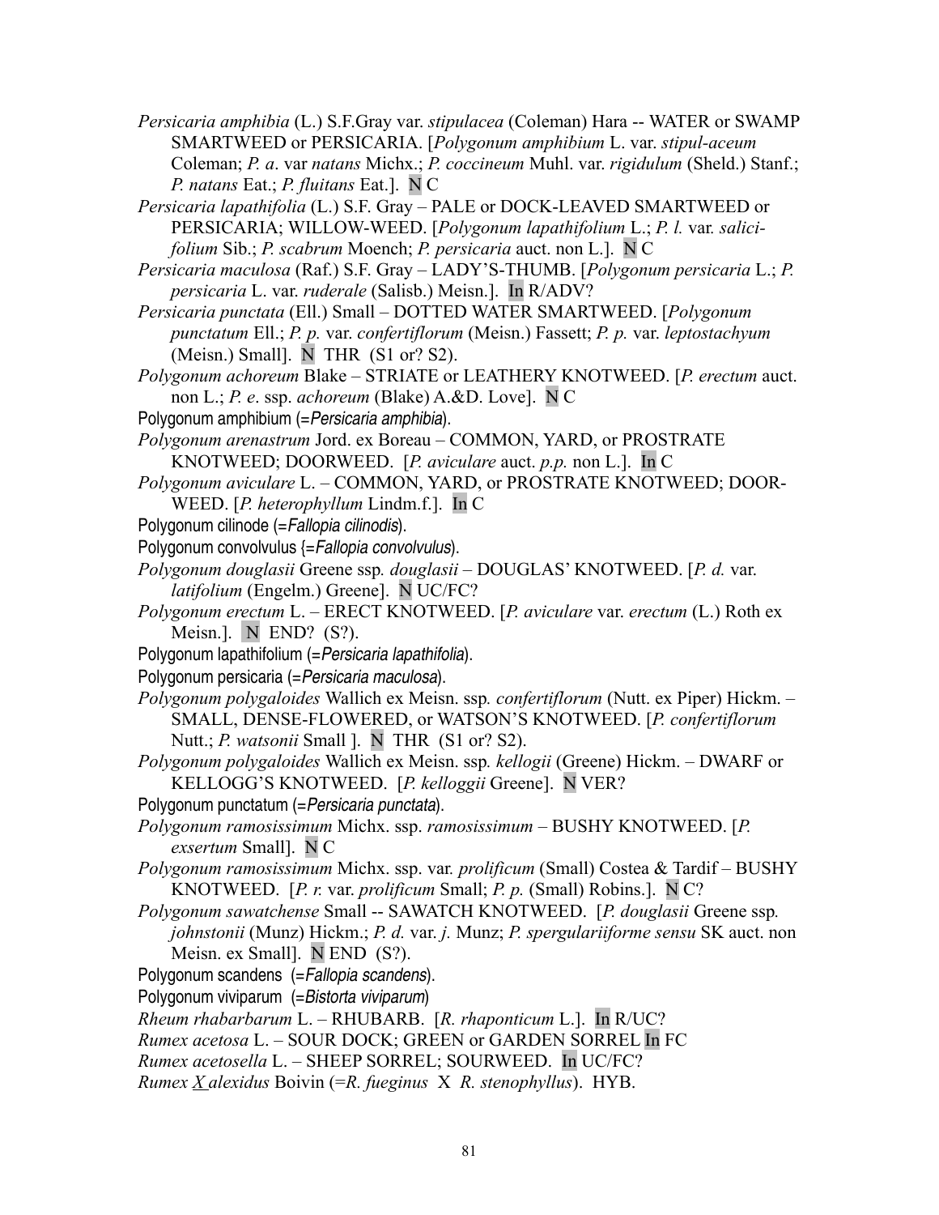*Persicaria amphibia* (L.) S.F.Gray var. *stipulacea* (Coleman) Hara -- WATER or SWAMP SMARTWEED or PERSICARIA. [*Polygonum amphibium* L. var. *stipul-aceum* Coleman; *P. a*. var *natans* Michx.; *P. coccineum* Muhl. var. *rigidulum* (Sheld.) Stanf.; *P. natans* Eat.; *P. fluitans* Eat.]. N C

*Persicaria lapathifolia* (L.) S.F. Gray – PALE or DOCK-LEAVED SMARTWEED or PERSICARIA; WILLOW-WEED. [*Polygonum lapathifolium* L.; *P. l.* var. *salici-folium* Sib.; *P. scabrum* Moench; *P. persicaria* auct. non L.]. N C

*Persicaria maculosa* (Raf.) S.F. Gray – LADY'S-THUMB. [*Polygonum persicaria* L.; *P. persicaria* L. var. *ruderale* (Salisb.) Meisn.]. In R/ADV?

*Persicaria punctata* (Ell.) Small – DOTTED WATER SMARTWEED. [*Polygonum punctatum* Ell.; *P. p.* var. *confertiflorum* (Meisn.) Fassett; *P. p.* var. *leptostachyum* (Meisn.) Small]. N THR (S1 or? S2).

*Polygonum achoreum* Blake – STRIATE or LEATHERY KNOTWEED. [*P. erectum* auct. non L.; *P. e*. ssp. *achoreum* (Blake) A.&D. Love]. N C

Polygonum amphibium (=*Persicaria amphibia*).

*Polygonum arenastrum* Jord. ex Boreau – COMMON, YARD, or PROSTRATE KNOTWEED; DOORWEED. [*P. aviculare* auct. *p.p.* non L.]. In C

*Polygonum aviculare* L. – COMMON, YARD, or PROSTRATE KNOTWEED; DOOR-WEED. [*P. heterophyllum* Lindm.f.]. In C

Polygonum cilinode (=*Fallopia cilinodis*).

Polygonum convolvulus {=*Fallopia convolvulus*).

*Polygonum douglasii* Greene ssp. *douglasii* – DOUGLAS' KNOTWEED. [*P. d.* var. *latifolium* (Engelm.) Greene]. N UC/FC?

*Polygonum erectum* L. – ERECT KNOTWEED. [*P. aviculare* var. *erectum* (L.) Roth ex Meisn.]. N END? (S?).

Polygonum lapathifolium (=*Persicaria lapathifolia*).

Polygonum persicaria (=*Persicaria maculosa*).

*Polygonum polygaloides* Wallich ex Meisn. ssp. *confertiflorum* (Nutt. ex Piper) Hickm. – SMALL, DENSE-FLOWERED, or WATSON'S KNOTWEED. [*P. confertiflorum* Nutt.; *P. watsonii* Small ]. N THR (S1 or? S2).

*Polygonum polygaloides* Wallich ex Meisn. ssp. *kellogii* (Greene) Hickm. – DWARF or KELLOGG'S KNOTWEED. [*P. kelloggii* Greene]. N VER?

Polygonum punctatum (=*Persicaria punctata*).

*Polygonum ramosissimum* Michx. ssp. *ramosissimum* – BUSHY KNOTWEED. [*P. exsertum* Small]. N C

*Polygonum ramosissimum* Michx. ssp. var. *prolificum* (Small) Costea & Tardif – BUSHY KNOTWEED. [*P. r.* var. *prolificum* Small; *P. p.* (Small) Robins.]. N C?

*Polygonum sawatchense* Small -- SAWATCH KNOTWEED. [*P. douglasii* Greene ssp. *johnstonii* (Munz) Hickm.; *P. d.* var. *j.* Munz; *P. spergulariiforme sensu* SK auct. non Meisn. ex Small]. N END (S?).

Polygonum scandens (=*Fallopia scandens*).

Polygonum viviparum (=*Bistorta viviparum*)

*Rheum rhabarbarum* L. – RHUBARB. [*R. rhaponticum* L.]. In R/UC?

*Rumex acetosa* L. – SOUR DOCK; GREEN or GARDEN SORREL In FC

*Rumex acetosella* L. – SHEEP SORREL; SOURWEED. In UC/FC?

*Rumex X alexidus* Boivin (=*R. fueginus* X *R. stenophyllus*). HYB.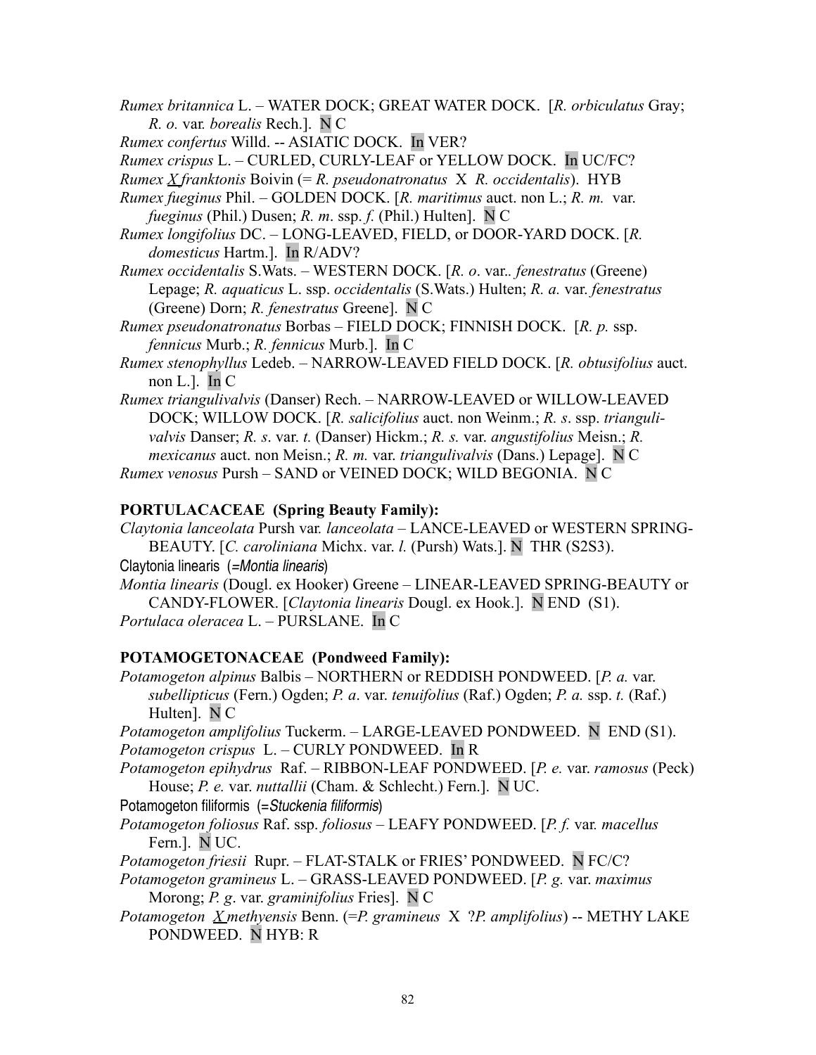*Rumex britannica* L. – WATER DOCK; GREAT WATER DOCK. [*R. orbiculatus* Gray; *R. o.* var. *borealis* Rech.]. N C

*Rumex confertus* Willd. -- ASIATIC DOCK. In VER?

*Rumex crispus* L. – CURLED, CURLY-LEAF or YELLOW DOCK. In UC/FC?

*Rumex X franktonis* Boivin (= *R. pseudonatronatus* X *R. occidentalis*). HYB

*Rumex fueginus* Phil. – GOLDEN DOCK. [*R. maritimus* auct. non L.; *R. m.* var. *fueginus* (Phil.) Dusen; *R. m*. ssp. *f.* (Phil.) Hulten]. N C

*Rumex longifolius* DC. – LONG-LEAVED, FIELD, or DOOR-YARD DOCK. [*R. domesticus* Hartm.]. In R/ADV?

*Rumex occidentalis* S.Wats. – WESTERN DOCK. [*R. o*. var.. *fenestratus* (Greene) Lepage; *R. aquaticus* L. ssp. *occidentalis* (S.Wats.) Hulten; *R. a.* var. *fenestratus* (Greene) Dorn; *R. fenestratus* Greene]. N C

*Rumex pseudonatronatus* Borbas – FIELD DOCK; FINNISH DOCK. [*R. p.* ssp. *fennicus* Murb.; *R. fennicus* Murb.]. In C

*Rumex stenophyllus* Ledeb. – NARROW-LEAVED FIELD DOCK. [*R. obtusifolius* auct. non L.]. In C

*Rumex triangulivalvis* (Danser) Rech. – NARROW-LEAVED or WILLOW-LEAVED DOCK; WILLOW DOCK. [*R. salicifolius* auct. non Weinm.; *R. s*. ssp. *triangulivalvis* Danser; *R. s*. var. *t.* (Danser) Hickm.; *R. s.* var. *angustifolius* Meisn.; *R. mexicanus* auct. non Meisn.; *R. m.* var. *triangulivalvis* (Dans.) Lepage]. N C

*Rumex venosus* Pursh – SAND or VEINED DOCK; WILD BEGONIA. N C

**PORTULACACEAE (Spring Beauty Family):**

*Claytonia lanceolata* Pursh var. *lanceolata* – LANCE-LEAVED or WESTERN SPRING-BEAUTY. [*C. caroliniana* Michx. var. *l.* (Pursh) Wats.]. N THR (S2S3).

Claytonia linearis (=*Montia linearis*)

*Montia linearis* (Dougl. ex Hooker) Greene – LINEAR-LEAVED SPRING-BEAUTY or CANDY-FLOWER. [*Claytonia linearis* Dougl. ex Hook.]. N END (S1).

*Portulaca oleracea* L. – PURSLANE. In C

**POTAMOGETONACEAE (Pondweed Family):**

*Potamogeton alpinus* Balbis – NORTHERN or REDDISH PONDWEED. [*P. a.* var. *subellipticus* (Fern.) Ogden; *P. a*. var. *tenuifolius* (Raf.) Ogden; *P. a.* ssp. *t.* (Raf.) Hulten]. N C

*Potamogeton amplifolius* Tuckerm. – LARGE-LEAVED PONDWEED. N END (S1).

*Potamogeton crispus* L. – CURLY PONDWEED. In R

*Potamogeton epihydrus* Raf. – RIBBON-LEAF PONDWEED. [*P. e.* var. *ramosus* (Peck) House; *P. e.* var. *nuttallii* (Cham. & Schlecht.) Fern.]. N UC.

Potamogeton filiformis (=*Stuckenia filiformis*)

*Potamogeton foliosus* Raf. ssp. *foliosus* – LEAFY PONDWEED. [*P. f.* var. *macellus* Fern.]. N UC.

*Potamogeton friesii* Rupr. – FLAT-STALK or FRIES' PONDWEED. N FC/C?

*Potamogeton gramineus* L. – GRASS-LEAVED PONDWEED. [*P. g.* var. *maximus* Morong; *P. g*. var. *graminifolius* Fries]. N C

*Potamogeton X methyensis* Benn. (=*P. gramineus* X ?*P. amplifolius*) -- METHY LAKE PONDWEED. N HYB: R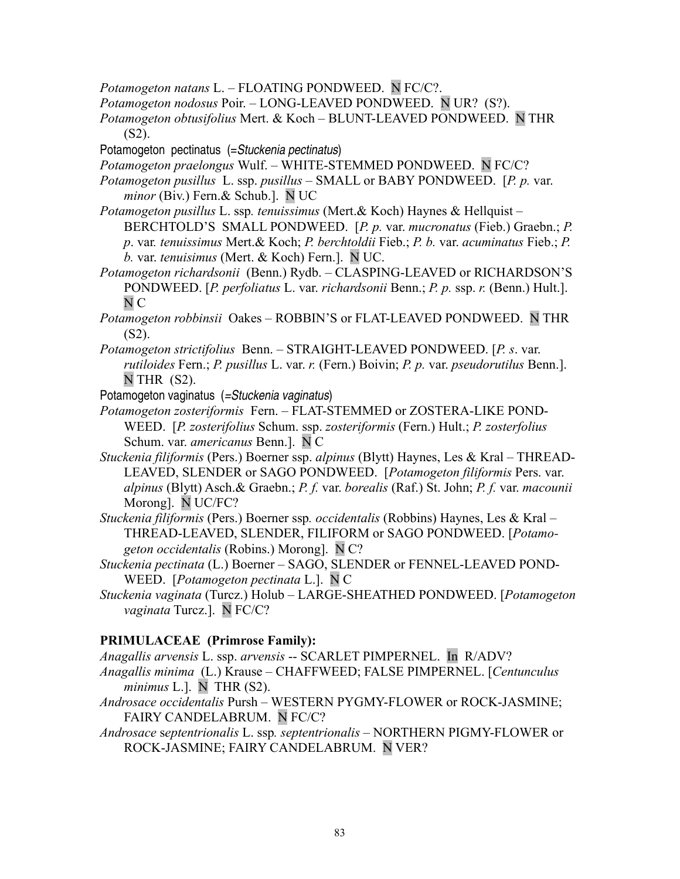*Potamogeton natans* L. – FLOATING PONDWEED. N FC/C?.

*Potamogeton nodosus* Poir. – LONG-LEAVED PONDWEED. N UR? (S?).

*Potamogeton obtusifolius* Mert. & Koch – BLUNT-LEAVED PONDWEED. N THR (S2).

Potamogeton pectinatus (=*Stuckenia pectinatus*)

*Potamogeton praelongus* Wulf. – WHITE-STEMMED PONDWEED. N FC/C?

*Potamogeton pusillus* L. ssp. *pusillus* – SMALL or BABY PONDWEED. [*P. p.* var. *minor* (Biv.) Fern.& Schub.]. N UC

*Potamogeton pusillus* L. ssp*. tenuissimus* (Mert.& Koch) Haynes & Hellquist – BERCHTOLD'S SMALL PONDWEED. [*P. p.* var. *mucronatus* (Fieb.) Graebn.; *P. p*. var*. tenuissimus* Mert.& Koch; *P. berchtoldii* Fieb.; *P. b.* var. *acuminatus* Fieb.; *P. b.* var. *tenuisimus* (Mert. & Koch) Fern.]. N UC.

*Potamogeton richardsonii* (Benn.) Rydb. – CLASPING-LEAVED or RICHARDSON'S PONDWEED. [*P. perfoliatus* L. var. *richardsonii* Benn.; *P. p.* ssp. *r.* (Benn.) Hult.]. N C

*Potamogeton robbinsii* Oakes – ROBBIN'S or FLAT-LEAVED PONDWEED. N THR (S2).

*Potamogeton strictifolius* Benn. – STRAIGHT-LEAVED PONDWEED. [*P. s*. var. *rutiloides* Fern.; *P. pusillus* L. var. *r.* (Fern.) Boivin; *P. p.* var. *pseudorutilus* Benn.]. N THR (S2).

Potamogeton vaginatus (=*Stuckenia vaginatus*)

*Potamogeton zosteriformis* Fern. – FLAT-STEMMED or ZOSTERA-LIKE POND-WEED. [*P. zosterifolius* Schum. ssp. *zosteriformis* (Fern.) Hult.; *P. zosterfolius* Schum. var. *americanus* Benn.]. N C

*Stuckenia filiformis* (Pers.) Boerner ssp. *alpinus* (Blytt) Haynes, Les & Kral – THREAD-LEAVED, SLENDER or SAGO PONDWEED. [*Potamogeton filiformis* Pers. var. *alpinus* (Blytt) Asch.& Graebn.; *P. f.* var. *borealis* (Raf.) St. John; *P. f.* var. *macounii* Morong]. N UC/FC?

*Stuckenia filiformis* (Pers.) Boerner ssp*. occidentalis* (Robbins) Haynes, Les & Kral – THREAD-LEAVED, SLENDER, FILIFORM or SAGO PONDWEED. [*Potamogeton occidentalis* (Robins.) Morong]. N C?

*Stuckenia pectinata* (L.) Boerner – SAGO, SLENDER or FENNEL-LEAVED POND-WEED. [*Potamogeton pectinata* L.]. N C

*Stuckenia vaginata* (Turcz.) Holub – LARGE-SHEATHED PONDWEED. [*Potamogeton vaginata* Turcz.]. N FC/C?

**PRIMULACEAE (Primrose Family):**

*Anagallis arvensis* L. ssp. *arvensis* -- SCARLET PIMPERNEL. In R/ADV?

*Anagallis minima* (L.) Krause – CHAFFWEED; FALSE PIMPERNEL. [*Centunculus minimus* L.]. N THR (S2).

*Androsace occidentalis* Pursh – WESTERN PYGMY-FLOWER or ROCK-JASMINE; FAIRY CANDELABRUM. N FC/C?

*Androsace* s*eptentrionalis* L. ssp*. septentrionalis* – NORTHERN PIGMY-FLOWER or ROCK-JASMINE; FAIRY CANDELABRUM. N VER?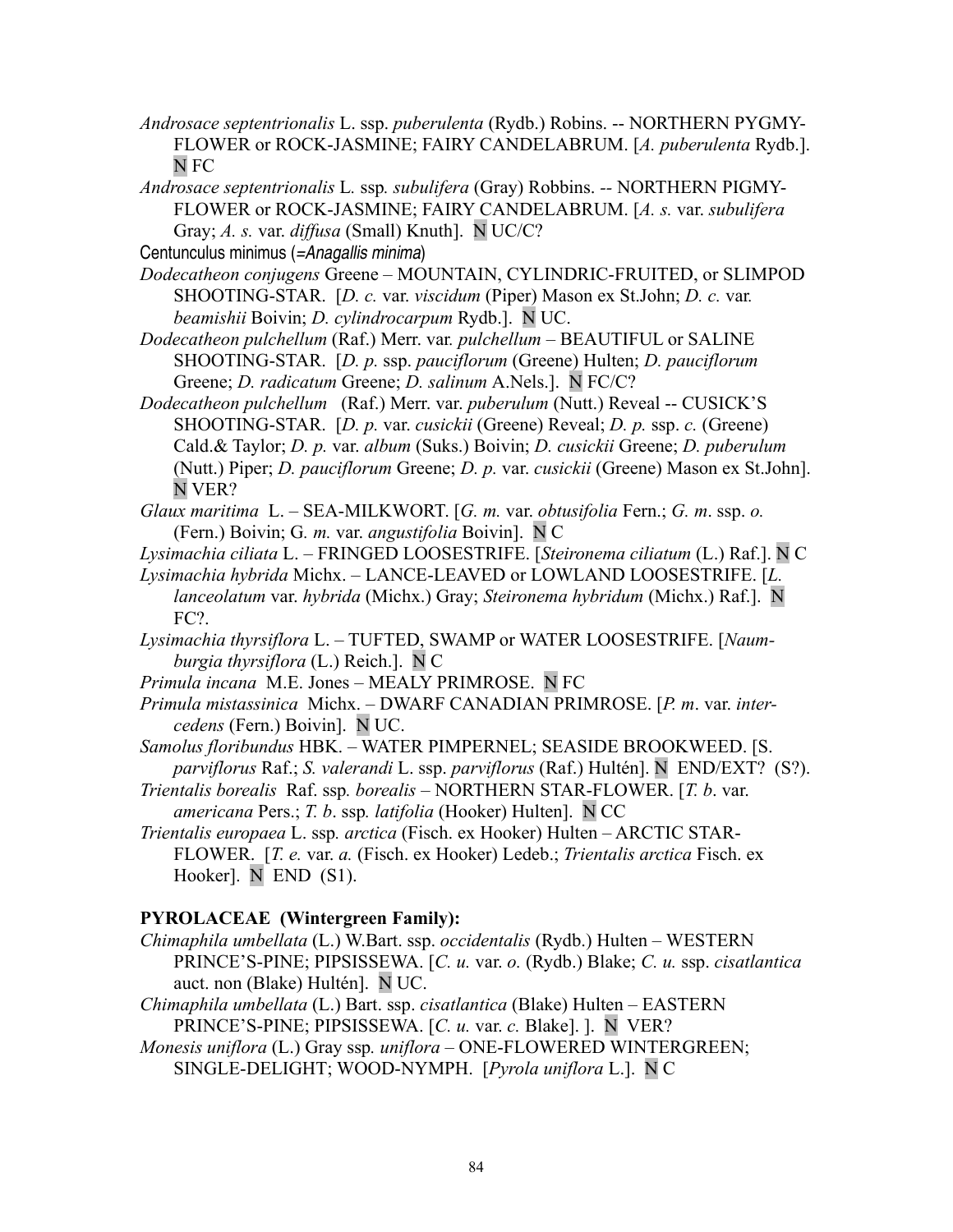*Androsace septentrionalis* L. ssp. *puberulenta* (Rydb.) Robins. -- NORTHERN PYGMY-FLOWER or ROCK-JASMINE; FAIRY CANDELABRUM. [*A. puberulenta* Rydb.]. N FC

*Androsace septentrionalis* L. ssp*. subulifera* (Gray) Robbins. -- NORTHERN PIGMY-FLOWER or ROCK-JASMINE; FAIRY CANDELABRUM. [*A. s.* var. *subulifera* Gray; *A. s.* var. *diffusa* (Small) Knuth]. N UC/C?

Centunculus minimus (=*Anagallis minima*)

*Dodecatheon conjugens* Greene – MOUNTAIN, CYLINDRIC-FRUITED, or SLIMPOD SHOOTING-STAR. [*D. c.* var. *viscidum* (Piper) Mason ex St.John; *D. c.* var. *beamishii* Boivin; *D. cylindrocarpum* Rydb.]. N UC.

*Dodecatheon pulchellum* (Raf.) Merr. var. *pulchellum* – BEAUTIFUL or SALINE SHOOTING-STAR. [*D. p.* ssp. *pauciflorum* (Greene) Hulten; *D. pauciflorum* Greene; *D. radicatum* Greene; *D. salinum* A.Nels.]. N FC/C?

*Dodecatheon pulchellum* (Raf.) Merr. var. *puberulum* (Nutt.) Reveal -- CUSICK'S SHOOTING-STAR. [*D. p.* var. *cusickii* (Greene) Reveal; *D. p.* ssp. *c.* (Greene) Cald.& Taylor; *D. p.* var. *album* (Suks.) Boivin; *D. cusickii* Greene; *D. puberulum* (Nutt.) Piper; *D. pauciflorum* Greene; *D. p.* var. *cusickii* (Greene) Mason ex St.John]. N VER?

*Glaux maritima* L. – SEA-MILKWORT. [*G. m.* var. *obtusifolia* Fern.; *G. m*. ssp. *o.* (Fern.) Boivin; G*. m.* var. *angustifolia* Boivin]. N C

*Lysimachia ciliata* L. – FRINGED LOOSESTRIFE. [*Steironema ciliatum* (L.) Raf.]. N C

*Lysimachia hybrida* Michx. – LANCE-LEAVED or LOWLAND LOOSESTRIFE. [*L. lanceolatum* var. *hybrida* (Michx.) Gray; *Steironema hybridum* (Michx.) Raf.]. N FC?.

*Lysimachia thyrsiflora* L. – TUFTED, SWAMP or WATER LOOSESTRIFE. [*Naumburgia thyrsiflora* (L.) Reich.]. N C

*Primula incana* M.E. Jones – MEALY PRIMROSE. N FC

*Primula mistassinica* Michx. – DWARF CANADIAN PRIMROSE. [*P. m*. var. *intercedens* (Fern.) Boivin]. N UC.

*Samolus floribundus* HBK. – WATER PIMPERNEL; SEASIDE BROOKWEED. [S. *parviflorus* Raf.; *S. valerandi* L. ssp. *parviflorus* (Raf.) Hultén]. N END/EXT? (S?).

*Trientalis borealis* Raf. ssp*. borealis* – NORTHERN STAR-FLOWER. [*T. b*. var. *americana* Pers.; *T. b*. ssp*. latifolia* (Hooker) Hulten]. N CC

*Trientalis europaea* L. ssp*. arctica* (Fisch. ex Hooker) Hulten – ARCTIC STAR-FLOWER. [*T. e.* var. *a.* (Fisch. ex Hooker) Ledeb.; *Trientalis arctica* Fisch. ex Hooker]. N END (S1).

**PYROLACEAE (Wintergreen Family):**

*Chimaphila umbellata* (L.) W.Bart. ssp. *occidentalis* (Rydb.) Hulten – WESTERN PRINCE'S-PINE; PIPSISSEWA. [*C. u.* var. *o.* (Rydb.) Blake; *C. u.* ssp. *cisatlantica* auct. non (Blake) Hultén]. N UC.

*Chimaphila umbellata* (L.) Bart. ssp. *cisatlantica* (Blake) Hulten – EASTERN PRINCE'S-PINE; PIPSISSEWA. [*C. u.* var. *c.* Blake]. ]. N VER?

*Monesis uniflora* (L.) Gray ssp*. uniflora* – ONE-FLOWERED WINTERGREEN; SINGLE-DELIGHT; WOOD-NYMPH. [*Pyrola uniflora* L.]. N C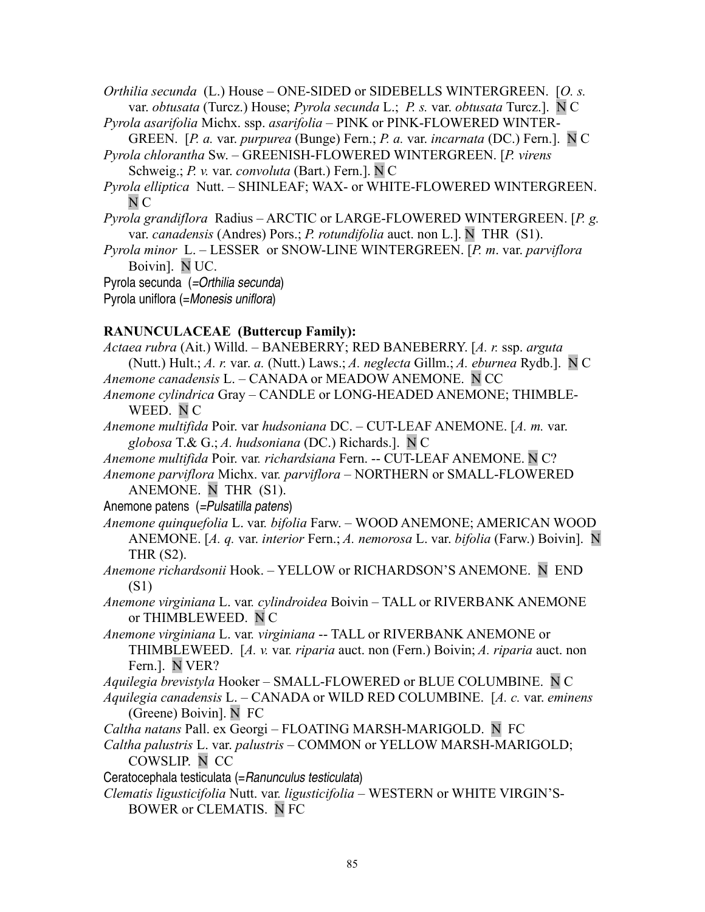*Orthilia secunda* (L.) House – ONE-SIDED or SIDEBELLS WINTERGREEN. [*O. s.* var. *obtusata* (Turcz.) House; *Pyrola secunda* L.; *P. s.* var. *obtusata* Turcz.]. N C

*Pyrola asarifolia* Michx. ssp. *asarifolia* – PINK or PINK-FLOWERED WINTER-GREEN. [*P. a.* var. *purpurea* (Bunge) Fern.; *P. a.* var. *incarnata* (DC.) Fern.]. N C

*Pyrola chlorantha* Sw. – GREENISH-FLOWERED WINTERGREEN. [*P. virens* Schweig.; *P. v.* var. *convoluta* (Bart.) Fern.]. N C

*Pyrola elliptica* Nutt. – SHINLEAF; WAX- or WHITE-FLOWERED WINTERGREEN. N C

*Pyrola grandiflora* Radius – ARCTIC or LARGE-FLOWERED WINTERGREEN. [*P. g.* var. *canadensis* (Andres) Pors.; *P. rotundifolia* auct. non L.]. N THR (S1).

*Pyrola minor* L. – LESSER or SNOW-LINE WINTERGREEN. [*P. m*. var. *parviflora* Boivin]. N UC.

Pyrola secunda (=*Orthilia secunda*)

Pyrola uniflora (=*Monesis uniflora*)

**RANUNCULACEAE (Buttercup Family):**

*Actaea rubra* (Ait.) Willd. – BANEBERRY; RED BANEBERRY. [*A. r.* ssp. *arguta* (Nutt.) Hult.; *A. r.* var. *a.* (Nutt.) Laws.; *A. neglecta* Gillm.; *A. eburnea* Rydb.]. N C

*Anemone canadensis* L. – CANADA or MEADOW ANEMONE. N CC

*Anemone cylindrica* Gray – CANDLE or LONG-HEADED ANEMONE; THIMBLE-WEED. N C

*Anemone multifida* Poir. var *hudsoniana* DC. – CUT-LEAF ANEMONE. [*A. m.* var. *globosa* T.& G.; *A. hudsoniana* (DC.) Richards.]. N C

*Anemone multifida* Poir. var. *richardsiana* Fern. -- CUT-LEAF ANEMONE. N C?

*Anemone parviflora* Michx. var. *parviflora* – NORTHERN or SMALL-FLOWERED ANEMONE. N THR (S1).

Anemone patens (=*Pulsatilla patens*)

*Anemone quinquefolia* L. var. *bifolia* Farw. – WOOD ANEMONE; AMERICAN WOOD ANEMONE. [*A. q.* var. *interior* Fern.; *A. nemorosa* L. var. *bifolia* (Farw.) Boivin]. N THR (S2).

*Anemone richardsonii* Hook. – YELLOW or RICHARDSON'S ANEMONE. N END (S1)

*Anemone virginiana* L. var. *cylindroidea* Boivin – TALL or RIVERBANK ANEMONE or THIMBLEWEED. N C

*Anemone virginiana* L. var. *virginiana* -- TALL or RIVERBANK ANEMONE or THIMBLEWEED. [*A. v.* var. *riparia* auct. non (Fern.) Boivin; *A. riparia* auct. non Fern.]. N VER?

*Aquilegia brevistyla* Hooker – SMALL-FLOWERED or BLUE COLUMBINE. N C

*Aquilegia canadensis* L. – CANADA or WILD RED COLUMBINE. [*A. c.* var. *eminens* (Greene) Boivin]. N FC

*Caltha natans* Pall. ex Georgi – FLOATING MARSH-MARIGOLD. N FC

*Caltha palustris* L. var. *palustris* – COMMON or YELLOW MARSH-MARIGOLD; COWSLIP. N CC

Ceratocephala testiculata (=*Ranunculus testiculata*)

*Clematis ligusticifolia* Nutt. var. *ligusticifolia* – WESTERN or WHITE VIRGIN'S-BOWER or CLEMATIS. N FC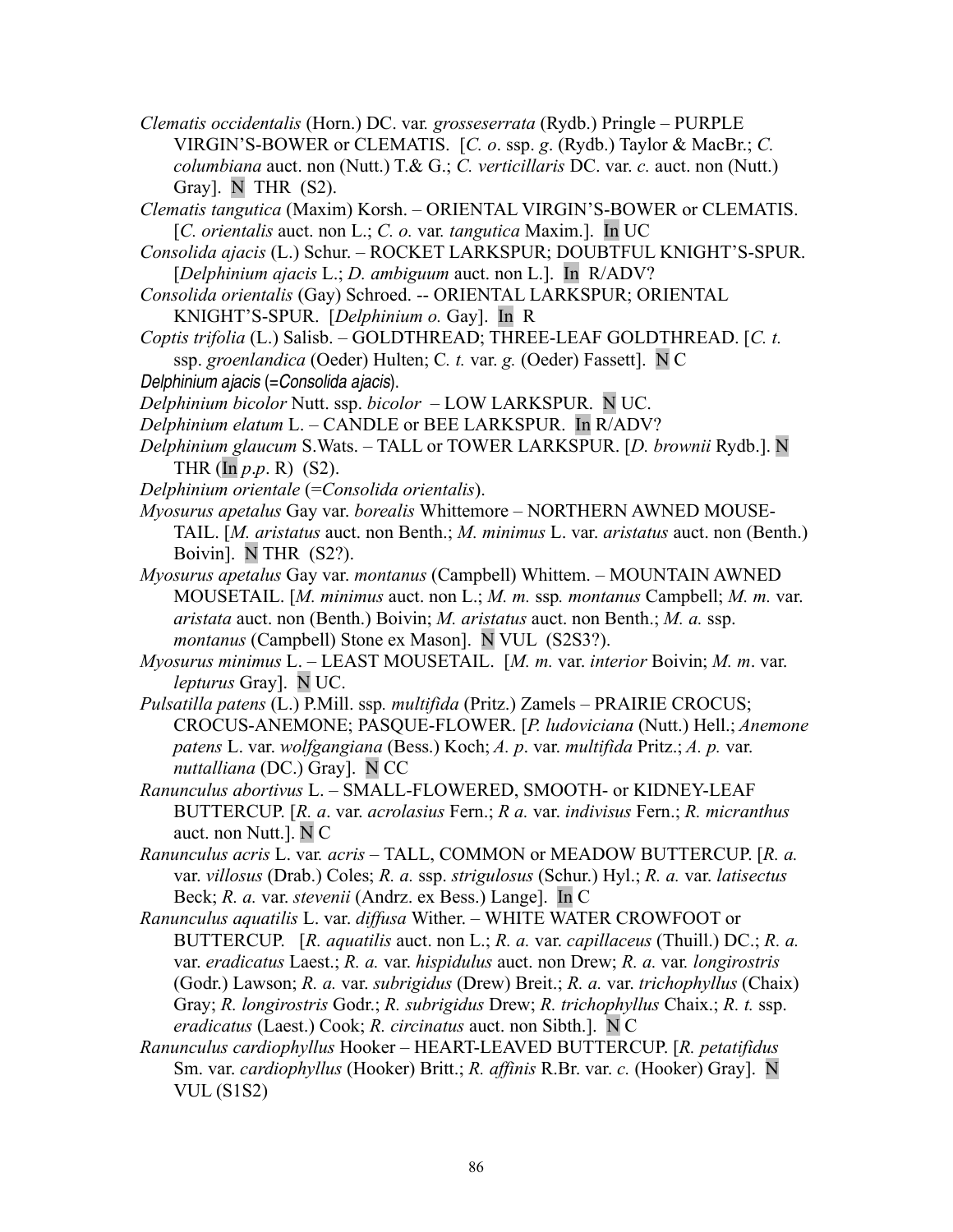*Clematis occidentalis* (Horn.) DC. var. *grosseserrata* (Rydb.) Pringle – PURPLE VIRGIN'S-BOWER or CLEMATIS. [*C. o*. ssp. *g*. (Rydb.) Taylor & MacBr.; *C. columbiana* auct. non (Nutt.) T.& G.; *C. verticillaris* DC. var. *c.* auct. non (Nutt.) Gray]. N THR (S2).

*Clematis tangutica* (Maxim) Korsh. – ORIENTAL VIRGIN'S-BOWER or CLEMATIS. [*C. orientalis* auct. non L.; *C. o.* var. *tangutica* Maxim.]. In UC

*Consolida ajacis* (L.) Schur. – ROCKET LARKSPUR; DOUBTFUL KNIGHT'S-SPUR. [*Delphinium ajacis* L.; *D. ambiguum* auct. non L.]. In R/ADV?

*Consolida orientalis* (Gay) Schroed. -- ORIENTAL LARKSPUR; ORIENTAL KNIGHT'S-SPUR. [*Delphinium o.* Gay]. In R

*Coptis trifolia* (L.) Salisb. – GOLDTHREAD; THREE-LEAF GOLDTHREAD. [*C. t.* ssp. *groenlandica* (Oeder) Hulten; C*. t.* var. *g.* (Oeder) Fassett]. N C

*Delphinium ajacis* (=*Consolida ajacis*).

*Delphinium bicolor* Nutt. ssp. *bicolor* – LOW LARKSPUR. N UC.

*Delphinium elatum* L. – CANDLE or BEE LARKSPUR. In R/ADV?

*Delphinium glaucum* S.Wats. – TALL or TOWER LARKSPUR. [*D. brownii* Rydb.]. N THR (In *p.p*. R) (S2).

*Delphinium orientale* (=*Consolida orientalis*).

*Myosurus apetalus* Gay var. *borealis* Whittemore – NORTHERN AWNED MOUSE-TAIL. [*M. aristatus* auct. non Benth.; *M. minimus* L. var. *aristatus* auct. non (Benth.) Boivin]. N THR (S2?).

*Myosurus apetalus* Gay var. *montanus* (Campbell) Whittem. – MOUNTAIN AWNED MOUSETAIL. [*M. minimus* auct. non L.; *M. m.* ssp*. montanus* Campbell; *M. m.* var. *aristata* auct. non (Benth.) Boivin; *M. aristatus* auct. non Benth.; *M. a.* ssp. *montanus* (Campbell) Stone ex Mason]. N VUL (S2S3?).

*Myosurus minimus* L. – LEAST MOUSETAIL. [*M. m.* var. *interior* Boivin; *M. m*. var. *lepturus* Gray]. N UC.

*Pulsatilla patens* (L.) P.Mill. ssp*. multifida* (Pritz.) Zamels – PRAIRIE CROCUS; CROCUS-ANEMONE; PASQUE-FLOWER. [*P. ludoviciana* (Nutt.) Hell.; *Anemone patens* L. var. *wolfgangiana* (Bess.) Koch; *A. p*. var. *multifida* Pritz.; *A. p.* var. *nuttalliana* (DC.) Gray]. N CC

*Ranunculus abortivus* L. – SMALL-FLOWERED, SMOOTH- or KIDNEY-LEAF BUTTERCUP. [*R. a*. var. *acrolasius* Fern.; *R a.* var. *indivisus* Fern.; *R. micranthus* auct. non Nutt.]. N C

*Ranunculus acris* L. var*. acris* – TALL, COMMON or MEADOW BUTTERCUP. [*R. a.* var. *villosus* (Drab.) Coles; *R. a.* ssp. *strigulosus* (Schur.) Hyl.; *R. a.* var. *latisectus* Beck; *R. a.* var. *stevenii* (Andrz. ex Bess.) Lange]. In C

*Ranunculus aquatilis* L. var. *diffusa* Wither. – WHITE WATER CROWFOOT or BUTTERCUP. [*R. aquatilis* auct. non L.; *R. a.* var. *capillaceus* (Thuill.) DC.; *R. a.* var. *eradicatus* Laest.; *R. a.* var. *hispidulus* auct. non Drew; *R. a.* var*. longirostris* (Godr.) Lawson; *R. a.* var. *subrigidus* (Drew) Breit.; *R. a.* var. *trichophyllus* (Chaix) Gray; *R. longirostris* Godr.; *R. subrigidus* Drew; *R. trichophyllus* Chaix.; *R. t.* ssp. *eradicatus* (Laest.) Cook; *R. circinatus* auct. non Sibth.]. N C

*Ranunculus cardiophyllus* Hooker – HEART-LEAVED BUTTERCUP. [*R. petatifidus* Sm. var. *cardiophyllus* (Hooker) Britt.; *R. affinis* R.Br. var. *c.* (Hooker) Gray]. N VUL (S1S2)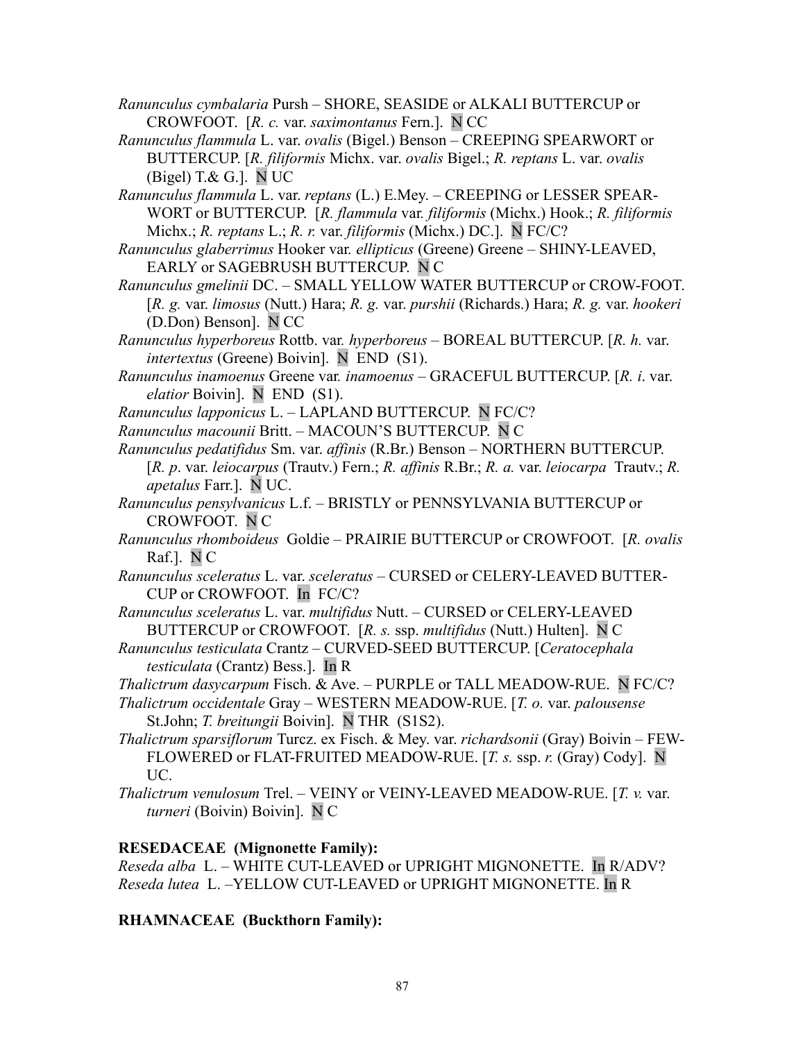*Ranunculus cymbalaria* Pursh – SHORE, SEASIDE or ALKALI BUTTERCUP or CROWFOOT. [*R. c.* var. *saximontanus* Fern.]. N CC

*Ranunculus flammula* L. var. *ovalis* (Bigel.) Benson – CREEPING SPEARWORT or BUTTERCUP. [*R. filiformis* Michx. var. *ovalis* Bigel.; *R. reptans* L. var. *ovalis* (Bigel) T.& G.]. N UC

*Ranunculus flammula* L. var. *reptans* (L.) E.Mey. – CREEPING or LESSER SPEAR-WORT or BUTTERCUP. [*R. flammula* var. *filiformis* (Michx.) Hook.; *R. filiformis* Michx.; *R. reptans* L.; *R. r.* var. *filiformis* (Michx.) DC.]. N FC/C?

*Ranunculus glaberrimus* Hooker var. *ellipticus* (Greene) Greene – SHINY-LEAVED, EARLY or SAGEBRUSH BUTTERCUP. N C

*Ranunculus gmelinii* DC. – SMALL YELLOW WATER BUTTERCUP or CROW-FOOT. [*R. g.* var. *limosus* (Nutt.) Hara; *R. g.* var. *purshii* (Richards.) Hara; *R. g.* var. *hookeri* (D.Don) Benson]. N CC

*Ranunculus hyperboreus* Rottb. var. *hyperboreus* – BOREAL BUTTERCUP. [*R. h.* var. *intertextus* (Greene) Boivin]. N END (S1).

*Ranunculus inamoenus* Greene var. *inamoenus* – GRACEFUL BUTTERCUP. [*R. i*. var. *elatior* Boivin]. N END (S1).

*Ranunculus lapponicus* L. – LAPLAND BUTTERCUP. N FC/C?

*Ranunculus macounii* Britt. – MACOUN'S BUTTERCUP. N C

*Ranunculus pedatifidus* Sm. var. *affinis* (R.Br.) Benson – NORTHERN BUTTERCUP. [*R. p*. var. *leiocarpus* (Trautv.) Fern.; *R. affinis* R.Br.; *R. a.* var. *leiocarpa* Trautv.; *R. apetalus* Farr.]. N UC.

*Ranunculus pensylvanicus* L.f. – BRISTLY or PENNSYLVANIA BUTTERCUP or CROWFOOT. N C

*Ranunculus rhomboideus* Goldie – PRAIRIE BUTTERCUP or CROWFOOT. [*R. ovalis* Raf.]. N C

*Ranunculus sceleratus* L. var. *sceleratus* – CURSED or CELERY-LEAVED BUTTER-CUP or CROWFOOT. In FC/C?

*Ranunculus sceleratus* L. var. *multifidus* Nutt. – CURSED or CELERY-LEAVED BUTTERCUP or CROWFOOT. [*R. s.* ssp. *multifidus* (Nutt.) Hulten]. N C

*Ranunculus testiculata* Crantz – CURVED-SEED BUTTERCUP. [*Ceratocephala testiculata* (Crantz) Bess.]. In R

*Thalictrum dasycarpum* Fisch. & Ave. – PURPLE or TALL MEADOW-RUE. N FC/C?

*Thalictrum occidentale* Gray – WESTERN MEADOW-RUE. [*T. o.* var. *palousense* St.John; *T. breitungii* Boivin]. N THR (S1S2).

*Thalictrum sparsiflorum* Turcz. ex Fisch. & Mey. var. *richardsonii* (Gray) Boivin – FEW-FLOWERED or FLAT-FRUITED MEADOW-RUE. [*T. s.* ssp. *r.* (Gray) Cody]. N UC.

*Thalictrum venulosum* Trel. – VEINY or VEINY-LEAVED MEADOW-RUE. [*T. v.* var. *turneri* (Boivin) Boivin]. N C

**RESEDACEAE (Mignonette Family):**

*Reseda alba* L. – WHITE CUT-LEAVED or UPRIGHT MIGNONETTE. In R/ADV?

*Reseda lutea* L. –YELLOW CUT-LEAVED or UPRIGHT MIGNONETTE. In R

**RHAMNACEAE (Buckthorn Family):**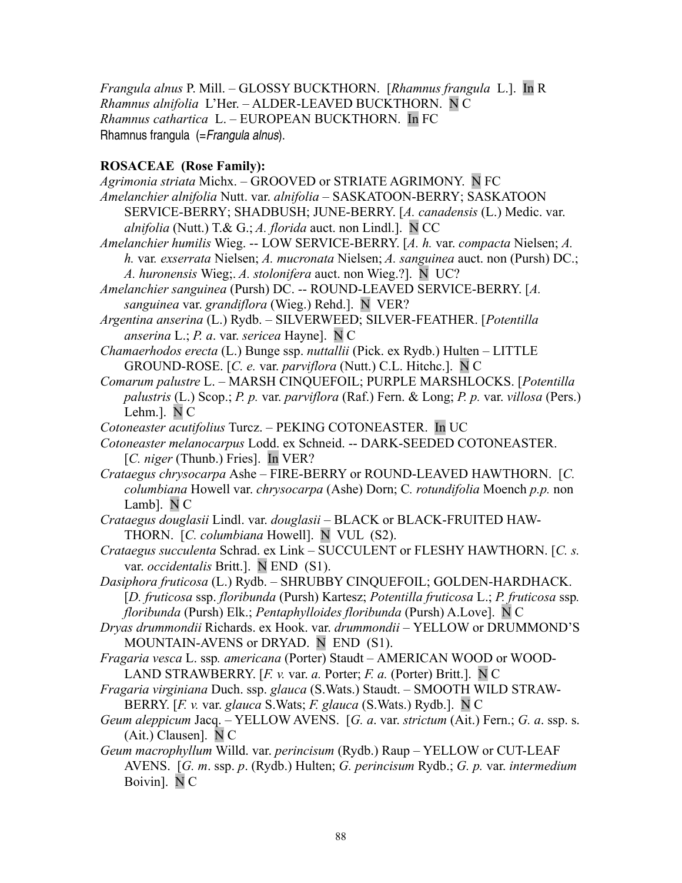*Frangula alnus* P. Mill. – GLOSSY BUCKTHORN. [*Rhamnus frangula* L.]. In R
*Rhamnus alnifolia* L'Her. – ALDER-LEAVED BUCKTHORN. N C
*Rhamnus cathartica* L. – EUROPEAN BUCKTHORN. In FC
Rhamnus frangula (=*Frangula alnus*).

**ROSACEAE (Rose Family):**

*Agrimonia striata* Michx. – GROOVED or STRIATE AGRIMONY. N FC
*Amelanchier alnifolia* Nutt. var. *alnifolia* – SASKATOON-BERRY; SASKATOON SERVICE-BERRY; SHADBUSH; JUNE-BERRY. [*A. canadensis* (L.) Medic. var. *alnifolia* (Nutt.) T.& G.; *A. florida* auct. non Lindl.]. N CC
*Amelanchier humilis* Wieg. -- LOW SERVICE-BERRY. [*A. h.* var. *compacta* Nielsen; *A. h.* var. *exserrata* Nielsen; *A. mucronata* Nielsen; *A. sanguinea* auct. non (Pursh) DC.; *A. huronensis* Wieg;. *A. stolonifera* auct. non Wieg.?]. N UC?
*Amelanchier sanguinea* (Pursh) DC. -- ROUND-LEAVED SERVICE-BERRY. [*A. sanguinea* var. *grandiflora* (Wieg.) Rehd.]. N VER?
*Argentina anserina* (L.) Rydb. – SILVERWEED; SILVER-FEATHER. [*Potentilla anserina* L.; *P. a*. var. *sericea* Hayne]. N C
*Chamaerhodos erecta* (L.) Bunge ssp. *nuttallii* (Pick. ex Rydb.) Hulten – LITTLE GROUND-ROSE. [*C. e.* var. *parviflora* (Nutt.) C.L. Hitchc.]. N C
*Comarum palustre* L. – MARSH CINQUEFOIL; PURPLE MARSHLOCKS. [*Potentilla palustris* (L.) Scop.; *P. p.* var. *parviflora* (Raf.) Fern. & Long; *P. p.* var. *villosa* (Pers.) Lehm.]. N C
*Cotoneaster acutifolius* Turcz. – PEKING COTONEASTER. In UC
*Cotoneaster melanocarpus* Lodd. ex Schneid. -- DARK-SEEDED COTONEASTER. [*C. niger* (Thunb.) Fries]. In VER?
*Crataegus chrysocarpa* Ashe – FIRE-BERRY or ROUND-LEAVED HAWTHORN. [*C. columbiana* Howell var. *chrysocarpa* (Ashe) Dorn; C. *rotundifolia* Moench *p.p.* non Lamb]. N C
*Crataegus douglasii* Lindl. var. *douglasii* – BLACK or BLACK-FRUITED HAWTHORN. [*C. columbiana* Howell]. N VUL (S2).
*Crataegus succulenta* Schrad. ex Link – SUCCULENT or FLESHY HAWTHORN. [*C. s.* var. *occidentalis* Britt.]. N END (S1).
*Dasiphora fruticosa* (L.) Rydb. – SHRUBBY CINQUEFOIL; GOLDEN-HARDHACK. [*D. fruticosa* ssp. *floribunda* (Pursh) Kartesz; *Potentilla fruticosa* L.; *P. fruticosa* ssp*. floribunda* (Pursh) Elk.; *Pentaphylloides floribunda* (Pursh) A.Love]. N C
*Dryas drummondii* Richards. ex Hook. var. *drummondii* – YELLOW or DRUMMOND'S MOUNTAIN-AVENS or DRYAD. N END (S1).
*Fragaria vesca* L. ssp*. americana* (Porter) Staudt – AMERICAN WOOD or WOODLAND STRAWBERRY. [*F. v.* var. *a.* Porter; *F. a.* (Porter) Britt.]. N C
*Fragaria virginiana* Duch. ssp. *glauca* (S.Wats.) Staudt. – SMOOTH WILD STRAWBERRY. [*F. v.* var. *glauca* S.Wats; *F. glauca* (S.Wats.) Rydb.]. N C
*Geum aleppicum* Jacq. – YELLOW AVENS. [*G. a*. var. *strictum* (Ait.) Fern.; *G. a*. ssp. s. (Ait.) Clausen]. N C
*Geum macrophyllum* Willd. var. *perincisum* (Rydb.) Raup – YELLOW or CUT-LEAF AVENS. [*G. m*. ssp. *p*. (Rydb.) Hulten; *G. perincisum* Rydb.; *G. p.* var. *intermedium* Boivin]. N C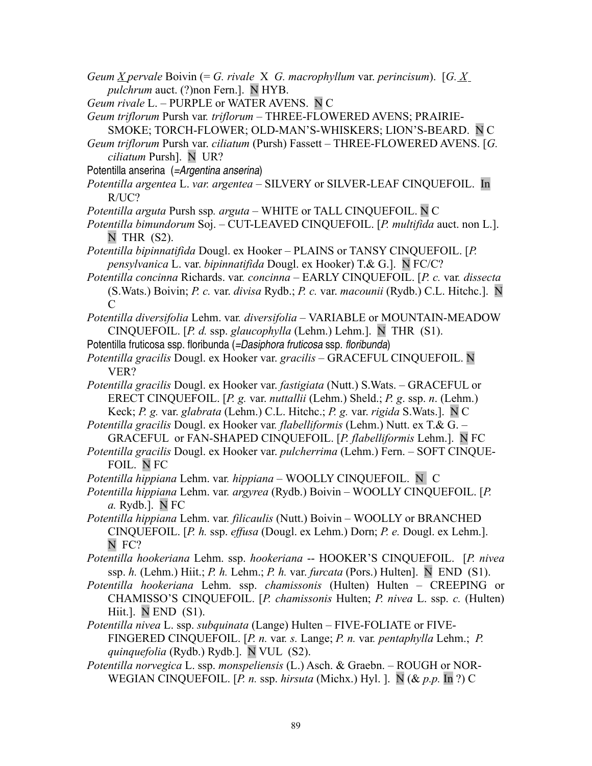*Geum X pervale* Boivin (= *G. rivale* X *G. macrophyllum* var. *perincisum*). [*G. X pulchrum* auct. (?)non Fern.]. N HYB.

*Geum rivale* L. – PURPLE or WATER AVENS. N C

*Geum triflorum* Pursh var. *triflorum* – THREE-FLOWERED AVENS; PRAIRIE-SMOKE; TORCH-FLOWER; OLD-MAN'S-WHISKERS; LION'S-BEARD. N C

*Geum triflorum* Pursh var. *ciliatum* (Pursh) Fassett – THREE-FLOWERED AVENS. [*G. ciliatum* Pursh]. N UR?

Potentilla anserina (=*Argentina anserina*)

*Potentilla argentea* L. *var. argentea* – SILVERY or SILVER-LEAF CINQUEFOIL. In R/UC?

*Potentilla arguta* Pursh ssp*. arguta* – WHITE or TALL CINQUEFOIL. N C

*Potentilla bimundorum* Soj. – CUT-LEAVED CINQUEFOIL. [*P. multifida* auct. non L.]. N THR (S2).

*Potentilla bipinnatifida* Dougl. ex Hooker – PLAINS or TANSY CINQUEFOIL. [*P. pensylvanica* L. var. *bipinnatifida* Dougl. ex Hooker) T.& G.]. N FC/C?

*Potentilla concinna* Richards. var. *concinna* – EARLY CINQUEFOIL. [*P. c.* var. *dissecta* (S.Wats.) Boivin; *P. c.* var. *divisa* Rydb.; *P. c.* var. *macounii* (Rydb.) C.L. Hitchc.]. N C

*Potentilla diversifolia* Lehm. var. *diversifolia* – VARIABLE or MOUNTAIN-MEADOW CINQUEFOIL. [*P. d.* ssp. *glaucophylla* (Lehm.) Lehm.]. N THR (S1).

Potentilla fruticosa ssp. floribunda (=*Dasiphora fruticosa* ssp. *floribunda*)

*Potentilla gracilis* Dougl. ex Hooker var. *gracilis* – GRACEFUL CINQUEFOIL. N VER?

*Potentilla gracilis* Dougl. ex Hooker var. *fastigiata* (Nutt.) S.Wats. – GRACEFUL or ERECT CINQUEFOIL. [*P. g.* var. *nuttallii* (Lehm.) Sheld.; *P. g*. ssp. *n*. (Lehm.) Keck; *P. g.* var. *glabrata* (Lehm.) C.L. Hitchc.; *P. g.* var. *rigida* S.Wats.]. N C

*Potentilla gracilis* Dougl. ex Hooker var*. flabelliformis* (Lehm.) Nutt. ex T.& G. – GRACEFUL or FAN-SHAPED CINQUEFOIL. [*P. flabelliformis* Lehm.]. N FC

*Potentilla gracilis* Dougl. ex Hooker var. *pulcherrima* (Lehm.) Fern. – SOFT CINQUE-FOIL. N FC

*Potentilla hippiana* Lehm. var. *hippiana* – WOOLLY CINQUEFOIL. N C

*Potentilla hippiana* Lehm. var. *argyrea* (Rydb.) Boivin – WOOLLY CINQUEFOIL. [*P. a.* Rydb.]. N FC

*Potentilla hippiana* Lehm. var. *filicaulis* (Nutt.) Boivin – WOOLLY or BRANCHED CINQUEFOIL. [*P. h.* ssp. *effusa* (Dougl. ex Lehm.) Dorn; *P. e.* Dougl. ex Lehm.]. N FC?

*Potentilla hookeriana* Lehm. ssp. *hookeriana* -- HOOKER'S CINQUEFOIL. [*P. nivea* ssp. *h.* (Lehm.) Hiit.; *P. h.* Lehm.; *P. h.* var. *furcata* (Pors.) Hulten]. N END (S1).

*Potentilla hookeriana* Lehm. ssp. *chamissonis* (Hulten) Hulten – CREEPING or CHAMISSO'S CINQUEFOIL. [*P. chamissonis* Hulten; *P. nivea* L. ssp. *c.* (Hulten) Hiit.]. N END (S1).

*Potentilla nivea* L. ssp. *subquinata* (Lange) Hulten – FIVE-FOLIATE or FIVE-FINGERED CINQUEFOIL. [*P. n.* var*. s.* Lange; *P. n.* var. *pentaphylla* Lehm.; *P. quinquefolia* (Rydb.) Rydb.]. N VUL (S2).

*Potentilla norvegica* L. ssp. *monspeliensis* (L.) Asch. & Graebn. – ROUGH or NOR-WEGIAN CINQUEFOIL. [*P. n.* ssp. *hirsuta* (Michx.) Hyl. ]. N (& *p.p.* In ?) C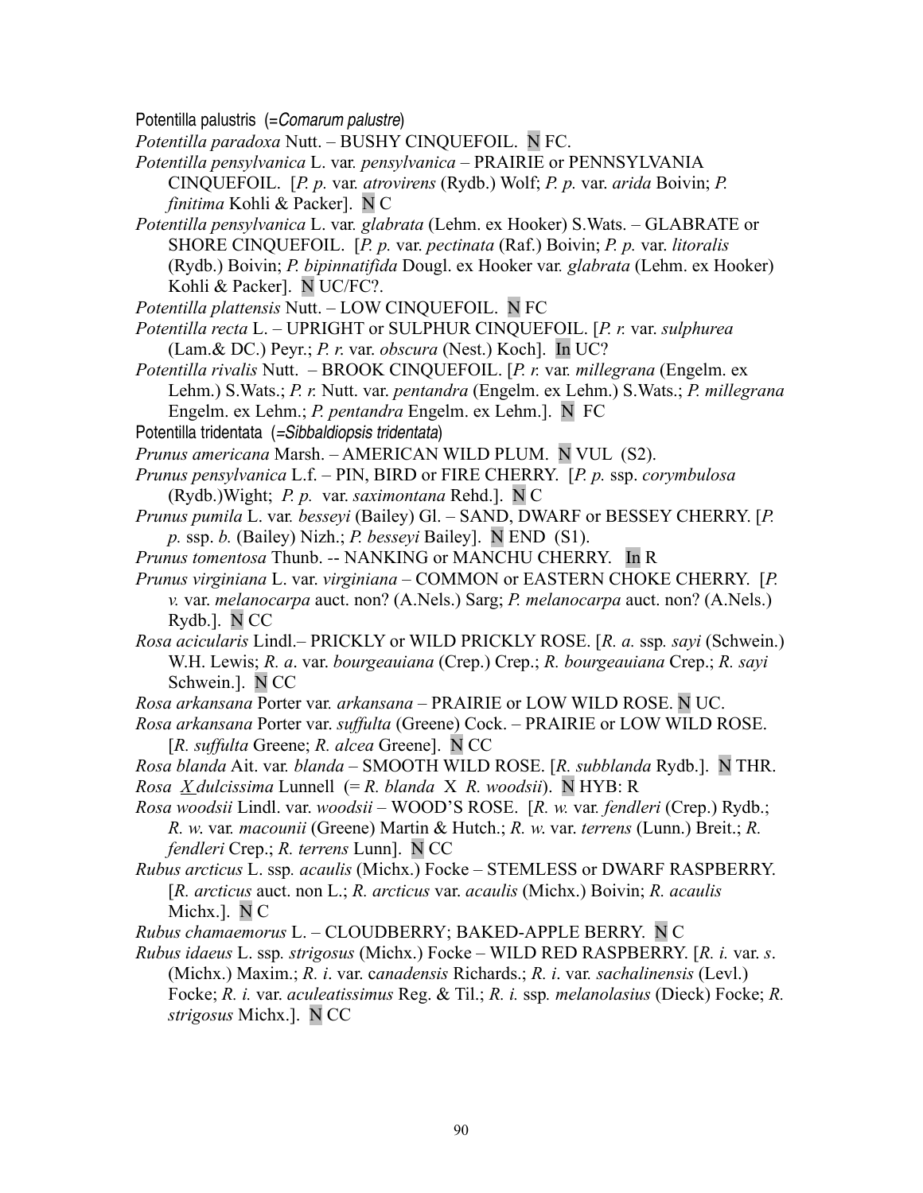Potentilla palustris (=*Comarum palustre*)

*Potentilla paradoxa* Nutt. – BUSHY CINQUEFOIL. N FC.

*Potentilla pensylvanica* L. var. *pensylvanica* – PRAIRIE or PENNSYLVANIA CINQUEFOIL. [*P. p.* var. *atrovirens* (Rydb.) Wolf; *P. p.* var. *arida* Boivin; *P. finitima* Kohli & Packer]. N C

*Potentilla pensylvanica* L. var. *glabrata* (Lehm. ex Hooker) S.Wats. – GLABRATE or SHORE CINQUEFOIL. [*P. p.* var. *pectinata* (Raf.) Boivin; *P. p.* var. *litoralis* (Rydb.) Boivin; *P. bipinnatifida* Dougl. ex Hooker var. *glabrata* (Lehm. ex Hooker) Kohli & Packer]. N UC/FC?.

*Potentilla plattensis* Nutt. – LOW CINQUEFOIL. N FC

*Potentilla recta* L. – UPRIGHT or SULPHUR CINQUEFOIL. [*P. r.* var. *sulphurea* (Lam.& DC.) Peyr.; *P. r.* var. *obscura* (Nest.) Koch]. In UC?

*Potentilla rivalis* Nutt. – BROOK CINQUEFOIL. [*P. r.* var. *millegrana* (Engelm. ex Lehm.) S.Wats.; *P. r.* Nutt. var. *pentandra* (Engelm. ex Lehm.) S.Wats.; *P. millegrana* Engelm. ex Lehm.; *P. pentandra* Engelm. ex Lehm.]. N FC

Potentilla tridentata (=*Sibbaldiopsis tridentata*)

*Prunus americana* Marsh. – AMERICAN WILD PLUM. N VUL (S2).

*Prunus pensylvanica* L.f. – PIN, BIRD or FIRE CHERRY. [*P. p.* ssp. *corymbulosa* (Rydb.)Wight; *P. p.* var. *saximontana* Rehd.]. N C

*Prunus pumila* L. var. *besseyi* (Bailey) Gl. – SAND, DWARF or BESSEY CHERRY. [*P. p.* ssp. *b.* (Bailey) Nizh.; *P. besseyi* Bailey]. N END (S1).

*Prunus tomentosa* Thunb. -- NANKING or MANCHU CHERRY. In R

*Prunus virginiana* L. var. *virginiana* – COMMON or EASTERN CHOKE CHERRY. [*P. v.* var. *melanocarpa* auct. non? (A.Nels.) Sarg; *P. melanocarpa* auct. non? (A.Nels.) Rydb.]. N CC

*Rosa acicularis* Lindl.– PRICKLY or WILD PRICKLY ROSE. [*R. a.* ssp. *sayi* (Schwein.) W.H. Lewis; *R. a*. var. *bourgeauiana* (Crep.) Crep.; *R. bourgeauiana* Crep.; *R. sayi* Schwein.]. N CC

*Rosa arkansana* Porter var. *arkansana* – PRAIRIE or LOW WILD ROSE. N UC.

*Rosa arkansana* Porter var. *suffulta* (Greene) Cock. – PRAIRIE or LOW WILD ROSE. [*R. suffulta* Greene; *R. alcea* Greene]. N CC

*Rosa blanda* Ait. var. *blanda* – SMOOTH WILD ROSE. [*R. subblanda* Rydb.]. N THR.

*Rosa X dulcissima* Lunnell (= *R. blanda* X *R. woodsii*). N HYB: R

*Rosa woodsii* Lindl. var. *woodsii* – WOOD'S ROSE. [*R. w.* var. *fendleri* (Crep.) Rydb.; *R. w.* var. *macounii* (Greene) Martin & Hutch.; *R. w.* var. *terrens* (Lunn.) Breit.; *R. fendleri* Crep.; *R. terrens* Lunn]. N CC

*Rubus arcticus* L. ssp. *acaulis* (Michx.) Focke – STEMLESS or DWARF RASPBERRY. [*R. arcticus* auct. non L.; *R. arcticus* var. *acaulis* (Michx.) Boivin; *R. acaulis* Michx.]. N C

*Rubus chamaemorus* L. – CLOUDBERRY; BAKED-APPLE BERRY. N C

*Rubus idaeus* L. ssp. *strigosus* (Michx.) Focke – WILD RED RASPBERRY. [*R. i.* var. *s*. (Michx.) Maxim.; *R. i*. var. *canadensis* Richards.; *R. i*. var. *sachalinensis* (Levl.) Focke; *R. i.* var. *aculeatissimus* Reg. & Til.; *R. i.* ssp. *melanolasius* (Dieck) Focke; *R. strigosus* Michx.]. N CC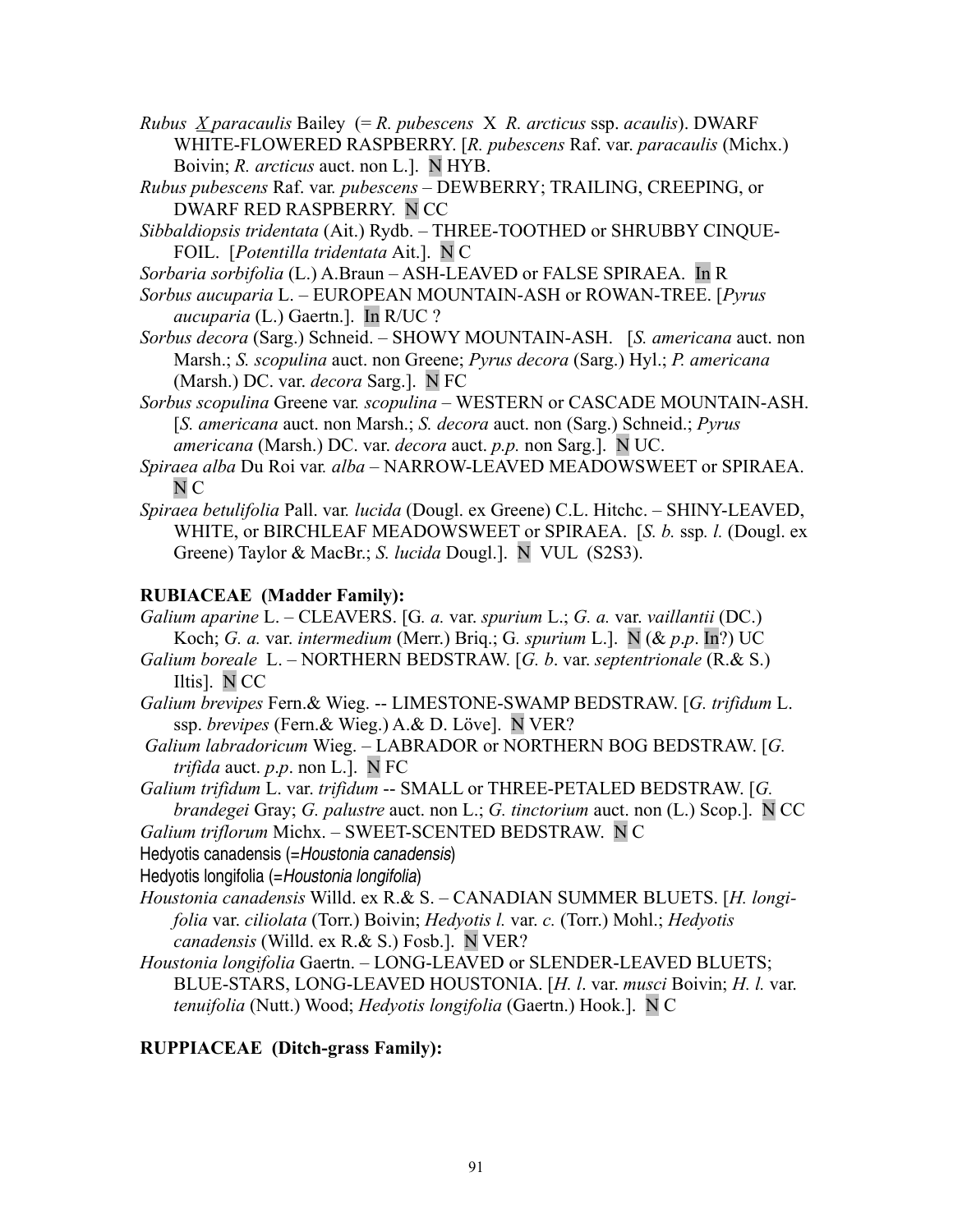*Rubus X paracaulis* Bailey (= *R. pubescens* X *R. arcticus* ssp. *acaulis*). DWARF WHITE-FLOWERED RASPBERRY. [*R. pubescens* Raf. var. *paracaulis* (Michx.) Boivin; *R. arcticus* auct. non L.]. N HYB.

*Rubus pubescens* Raf. var. *pubescens* – DEWBERRY; TRAILING, CREEPING, or DWARF RED RASPBERRY. N CC

*Sibbaldiopsis tridentata* (Ait.) Rydb. – THREE-TOOTHED or SHRUBBY CINQUE-FOIL. [*Potentilla tridentata* Ait.]. N C

*Sorbaria sorbifolia* (L.) A.Braun – ASH-LEAVED or FALSE SPIRAEA. In R

*Sorbus aucuparia* L. – EUROPEAN MOUNTAIN-ASH or ROWAN-TREE. [*Pyrus aucuparia* (L.) Gaertn.]. In R/UC ?

*Sorbus decora* (Sarg.) Schneid. – SHOWY MOUNTAIN-ASH. [*S. americana* auct. non Marsh.; *S. scopulina* auct. non Greene; *Pyrus decora* (Sarg.) Hyl.; *P. americana* (Marsh.) DC. var. *decora* Sarg.]. N FC

*Sorbus scopulina* Greene var. *scopulina* – WESTERN or CASCADE MOUNTAIN-ASH. [*S. americana* auct. non Marsh.; *S. decora* auct. non (Sarg.) Schneid.; *Pyrus americana* (Marsh.) DC. var. *decora* auct. *p.p.* non Sarg.]. N UC.

*Spiraea alba* Du Roi var. *alba* – NARROW-LEAVED MEADOWSWEET or SPIRAEA. N C

*Spiraea betulifolia* Pall. var. *lucida* (Dougl. ex Greene) C.L. Hitchc. – SHINY-LEAVED, WHITE, or BIRCHLEAF MEADOWSWEET or SPIRAEA. [*S. b.* ssp. *l.* (Dougl. ex Greene) Taylor & MacBr.; *S. lucida* Dougl.]. N VUL (S2S3).

**RUBIACEAE (Madder Family):**

*Galium aparine* L. – CLEAVERS. [*G. a.* var. *spurium* L.; *G. a.* var. *vaillantii* (DC.) Koch; *G. a.* var. *intermedium* (Merr.) Briq.; G. *spurium* L.]. N (& *p.p*. In?) UC

*Galium boreale* L. – NORTHERN BEDSTRAW. [*G. b*. var. *septentrionale* (R.& S.) Iltis]. N CC

*Galium brevipes* Fern.& Wieg. -- LIMESTONE-SWAMP BEDSTRAW. [*G. trifidum* L. ssp. *brevipes* (Fern.& Wieg.) A.& D. Löve]. N VER?

*Galium labradoricum* Wieg. – LABRADOR or NORTHERN BOG BEDSTRAW. [*G. trifida* auct. *p.p*. non L.]. N FC

*Galium trifidum* L. var. *trifidum* -- SMALL or THREE-PETALED BEDSTRAW. [*G. brandegei* Gray; *G. palustre* auct. non L.; *G. tinctorium* auct. non (L.) Scop.]. N CC

*Galium triflorum* Michx. – SWEET-SCENTED BEDSTRAW. N C

Hedyotis canadensis (=*Houstonia canadensis*)

Hedyotis longifolia (=*Houstonia longifolia*)

*Houstonia canadensis* Willd. ex R.& S. – CANADIAN SUMMER BLUETS. [*H. longi-folia* var. *ciliolata* (Torr.) Boivin; *Hedyotis l.* var. *c.* (Torr.) Mohl.; *Hedyotis canadensis* (Willd. ex R.& S.) Fosb.]. N VER?

*Houstonia longifolia* Gaertn. – LONG-LEAVED or SLENDER-LEAVED BLUETS; BLUE-STARS, LONG-LEAVED HOUSTONIA. [*H. l*. var. *musci* Boivin; *H. l.* var. *tenuifolia* (Nutt.) Wood; *Hedyotis longifolia* (Gaertn.) Hook.]. N C

**RUPPIACEAE (Ditch-grass Family):**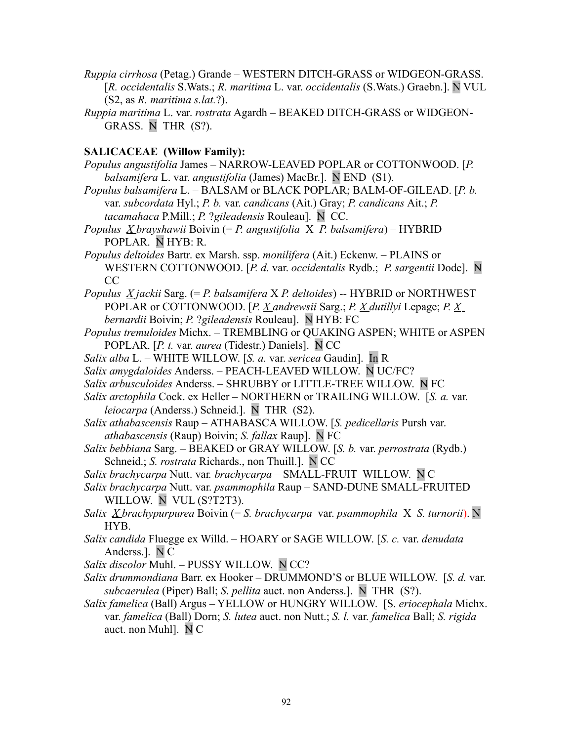*Ruppia cirrhosa* (Petag.) Grande – WESTERN DITCH-GRASS or WIDGEON-GRASS. [*R. occidentalis* S.Wats.; *R. maritima* L. var. *occidentalis* (S.Wats.) Graebn.]. N VUL (S2, as *R. maritima s.lat.*?).

*Ruppia maritima* L. var. *rostrata* Agardh – BEAKED DITCH-GRASS or WIDGEON-GRASS. N THR (S?).

**SALICACEAE (Willow Family):**

*Populus angustifolia* James – NARROW-LEAVED POPLAR or COTTONWOOD. [*P. balsamifera* L. var. *angustifolia* (James) MacBr.]. N END (S1).

*Populus balsamifera* L. – BALSAM or BLACK POPLAR; BALM-OF-GILEAD. [*P. b.* var. *subcordata* Hyl.; *P. b.* var. *candicans* (Ait.) Gray; *P. candicans* Ait.; *P. tacamahaca* P.Mill.; *P.* ?*gileadensis* Rouleau]. N CC.

*Populus X brayshawii* Boivin (= *P. angustifolia* X *P. balsamifera*) – HYBRID POPLAR. N HYB: R.

*Populus deltoides* Bartr. ex Marsh. ssp. *monilifera* (Ait.) Eckenw. – PLAINS or WESTERN COTTONWOOD. [*P. d.* var. *occidentalis* Rydb.; *P. sargentii* Dode]. N CC

*Populus X jackii* Sarg. (= *P. balsamifera* X *P. deltoides*) -- HYBRID or NORTHWEST POPLAR or COTTONWOOD. [*P. X andrewsii* Sarg.; *P. X dutillyi* Lepage; *P. X bernardii* Boivin; *P.* ?*gileadensis* Rouleau]. N HYB: FC

*Populus tremuloides* Michx. – TREMBLING or QUAKING ASPEN; WHITE or ASPEN POPLAR. [*P. t.* var. *aurea* (Tidestr.) Daniels]. N CC

*Salix alba* L. – WHITE WILLOW. [*S. a.* var. *sericea* Gaudin]. In R

*Salix amygdaloides* Anderss. – PEACH-LEAVED WILLOW. N UC/FC?

*Salix arbusculoides* Anderss. – SHRUBBY or LITTLE-TREE WILLOW. N FC

*Salix arctophila* Cock. ex Heller – NORTHERN or TRAILING WILLOW. [*S. a.* var. *leiocarpa* (Anderss.) Schneid.]. N THR (S2).

*Salix athabascensis* Raup – ATHABASCA WILLOW. [*S. pedicellaris* Pursh var. *athabascensis* (Raup) Boivin; *S. fallax* Raup]. N FC

*Salix bebbiana* Sarg. – BEAKED or GRAY WILLOW. [*S. b.* var. *perrostrata* (Rydb.) Schneid.; *S. rostrata* Richards., non Thuill.]. N CC

*Salix brachycarpa* Nutt. var. *brachycarpa* – SMALL-FRUIT WILLOW. N C

*Salix brachycarpa* Nutt. var. *psammophila* Raup – SAND-DUNE SMALL-FRUITED WILLOW. N VUL (S?T2T3).

*Salix X brachypurpurea* Boivin (= *S. brachycarpa* var. *psammophila* X *S. turnorii*). N HYB.

*Salix candida* Fluegge ex Willd. – HOARY or SAGE WILLOW. [*S. c.* var. *denudata* Anderss.]. N C

*Salix discolor* Muhl. – PUSSY WILLOW. N CC?

*Salix drummondiana* Barr. ex Hooker – DRUMMOND'S or BLUE WILLOW. [*S. d.* var. *subcaerulea* (Piper) Ball; *S. pellita* auct. non Anderss.]. N THR (S?).

*Salix famelica* (Ball) Argus – YELLOW or HUNGRY WILLOW. [S. *eriocephala* Michx. var. *famelica* (Ball) Dorn; *S. lutea* auct. non Nutt.; *S. l.* var. *famelica* Ball; *S. rigida* auct. non Muhl]. N C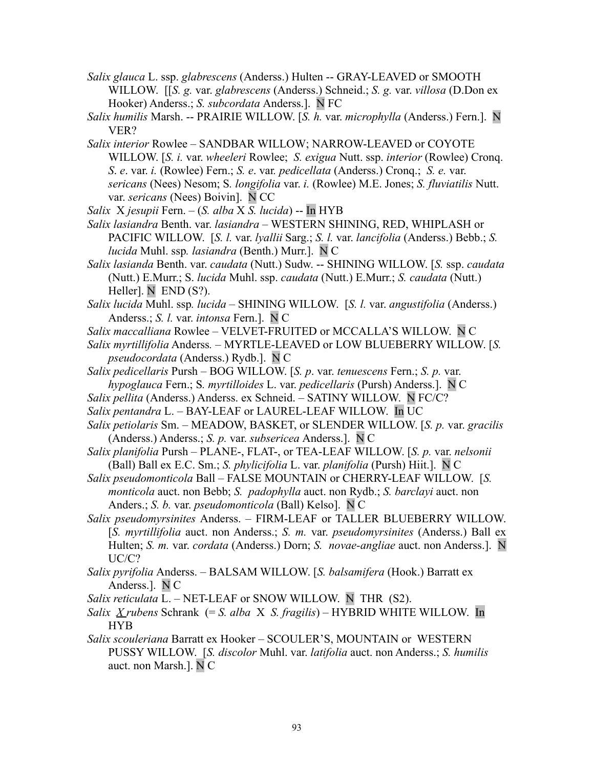*Salix glauca* L. ssp. *glabrescens* (Anderss.) Hulten -- GRAY-LEAVED or SMOOTH WILLOW. [[*S. g.* var. *glabrescens* (Anderss.) Schneid.; *S. g.* var. *villosa* (D.Don ex Hooker) Anderss.; *S. subcordata* Anderss.]. N FC

*Salix humilis* Marsh. -- PRAIRIE WILLOW. [*S. h.* var. *microphylla* (Anderss.) Fern.]. N VER?

*Salix interior* Rowlee – SANDBAR WILLOW; NARROW-LEAVED or COYOTE WILLOW. [*S. i.* var. *wheeleri* Rowlee; *S. exigua* Nutt. ssp. *interior* (Rowlee) Cronq. *S*. *e*. var. *i.* (Rowlee) Fern.; *S. e*. var. *pedicellata* (Anderss.) Cronq.; *S. e.* var. *sericans* (Nees) Nesom; S. *longifolia* var. *i.* (Rowlee) M.E. Jones; *S. fluviatilis* Nutt. var. *sericans* (Nees) Boivin]. N CC

*Salix* X *jesupii* Fern. – (*S. alba* X *S. lucida*) -- In HYB

*Salix lasiandra* Benth. var. *lasiandra* – WESTERN SHINING, RED, WHIPLASH or PACIFIC WILLOW. [*S. l.* var. *lyallii* Sarg.; *S. l.* var. *lancifolia* (Anderss.) Bebb.; *S. lucida* Muhl. ssp*. lasiandra* (Benth.) Murr.]. N C

*Salix lasianda* Benth. var. *caudata* (Nutt.) Sudw. -- SHINING WILLOW. [*S.* ssp. *caudata* (Nutt.) E.Murr.; S. *lucida* Muhl. ssp. *caudata* (Nutt.) E.Murr.; *S. caudata* (Nutt.) Heller]. N END (S?).

*Salix lucida* Muhl. ssp*. lucida* – SHINING WILLOW. [*S. l.* var. *angustifolia* (Anderss.) Anderss.; *S. l.* var. *intonsa* Fern.]. N C

*Salix maccalliana* Rowlee – VELVET-FRUITED or MCCALLA'S WILLOW. N C

*Salix myrtillifolia* Anderss*.* – MYRTLE-LEAVED or LOW BLUEBERRY WILLOW. [*S. pseudocordata* (Anderss.) Rydb.]. N C

*Salix pedicellaris* Pursh – BOG WILLOW. [*S. p*. var. *tenuescens* Fern.; *S. p.* var. *hypoglauca* Fern.; S. *myrtilloides* L. var. *pedicellaris* (Pursh) Anderss.]. N C

*Salix pellita* (Anderss.) Anderss. ex Schneid. – SATINY WILLOW. N FC/C?

*Salix pentandra* L. – BAY-LEAF or LAUREL-LEAF WILLOW. In UC

*Salix petiolaris* Sm. – MEADOW, BASKET, or SLENDER WILLOW. [*S. p.* var. *gracilis* (Anderss.) Anderss.; *S. p.* var. *subsericea* Anderss.]. N C

*Salix planifolia* Pursh – PLANE-, FLAT-, or TEA-LEAF WILLOW. [*S. p.* var. *nelsonii* (Ball) Ball ex E.C. Sm.; *S. phylicifolia* L. var. *planifolia* (Pursh) Hiit.]. N C

*Salix pseudomonticola* Ball – FALSE MOUNTAIN or CHERRY-LEAF WILLOW. [*S. monticola* auct. non Bebb; *S. padophylla* auct. non Rydb.; *S. barclayi* auct. non Anders.; *S. b.* var. *pseudomonticola* (Ball) Kelso]. N C

*Salix pseudomyrsinites* Anderss. – FIRM-LEAF or TALLER BLUEBERRY WILLOW. [*S. myrtillifolia* auct. non Anderss.; *S. m.* var. *pseudomyrsinites* (Anderss.) Ball ex Hulten; *S. m.* var. *cordata* (Anderss.) Dorn; *S. novae-angliae* auct. non Anderss.]. N UC/C?

*Salix pyrifolia* Anderss. – BALSAM WILLOW. [*S. balsamifera* (Hook.) Barratt ex Anderss.]. N C

*Salix reticulata* L. – NET-LEAF or SNOW WILLOW. N THR (S2).

*Salix* X *rubens* Schrank (= *S. alba* X *S. fragilis*) – HYBRID WHITE WILLOW. In HYB

*Salix scouleriana* Barratt ex Hooker – SCOULER'S, MOUNTAIN or WESTERN PUSSY WILLOW. [*S. discolor* Muhl. var. *latifolia* auct. non Anderss.; *S. humilis* auct. non Marsh.]. N C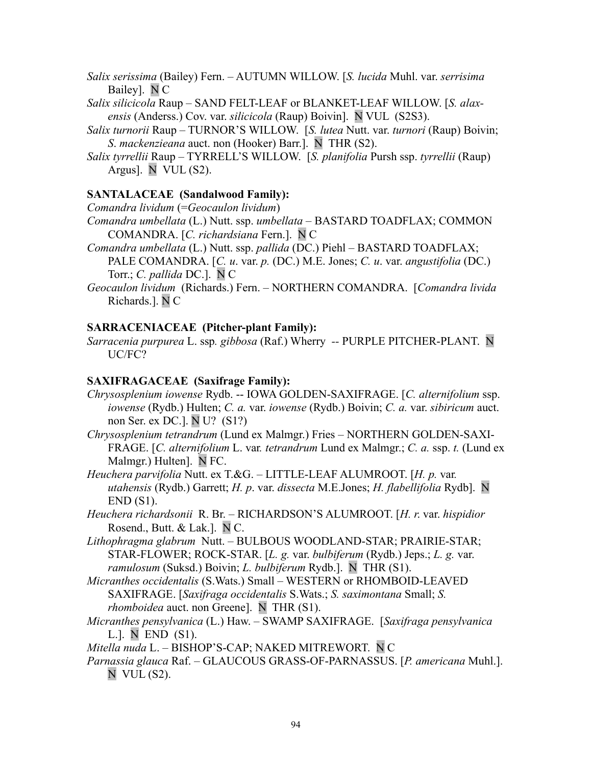*Salix serissima* (Bailey) Fern. – AUTUMN WILLOW. [*S. lucida* Muhl. var. *serrisima* Bailey]. N C

*Salix silicicola* Raup – SAND FELT-LEAF or BLANKET-LEAF WILLOW. [*S. alaxensis* (Anderss.) Cov. var. *silicicola* (Raup) Boivin]. N VUL (S2S3).

*Salix turnorii* Raup – TURNOR'S WILLOW. [*S. lutea* Nutt. var. *turnori* (Raup) Boivin; *S. mackenzieana* auct. non (Hooker) Barr.]. N THR (S2).

*Salix tyrrellii* Raup – TYRRELL'S WILLOW. [*S. planifolia* Pursh ssp. *tyrrellii* (Raup) Argus]. N VUL (S2).

**SANTALACEAE (Sandalwood Family):**

*Comandra lividum* (=*Geocaulon lividum*)

*Comandra umbellata* (L.) Nutt. ssp. *umbellata* – BASTARD TOADFLAX; COMMON COMANDRA. [*C. richardsiana* Fern.]. N C

*Comandra umbellata* (L.) Nutt. ssp. *pallida* (DC.) Piehl – BASTARD TOADFLAX; PALE COMANDRA. [*C. u*. var. *p.* (DC.) M.E. Jones; *C. u*. var. *angustifolia* (DC.) Torr.; *C. pallida* DC.]. N C

*Geocaulon lividum* (Richards.) Fern. – NORTHERN COMANDRA. [*Comandra livida* Richards.]. N C

**SARRACENIACEAE (Pitcher-plant Family):**

*Sarracenia purpurea* L. ssp*. gibbosa* (Raf.) Wherry -- PURPLE PITCHER-PLANT. N UC/FC?

**SAXIFRAGACEAE (Saxifrage Family):**

*Chrysosplenium iowense* Rydb. -- IOWA GOLDEN-SAXIFRAGE. [*C. alternifolium* ssp. *iowense* (Rydb.) Hulten; *C. a.* var. *iowense* (Rydb.) Boivin; *C. a.* var. *sibiricum* auct. non Ser. ex DC.]. N U? (S1?)

*Chrysosplenium tetrandrum* (Lund ex Malmgr.) Fries – NORTHERN GOLDEN-SAXIFRAGE. [*C. alternifolium* L. var*. tetrandrum* Lund ex Malmgr.; *C. a.* ssp. *t.* (Lund ex Malmgr.) Hulten]. N FC.

*Heuchera parvifolia* Nutt. ex T.&G. – LITTLE-LEAF ALUMROOT. [*H. p.* var. *utahensis* (Rydb.) Garrett; *H. p*. var. *dissecta* M.E.Jones; *H. flabellifolia* Rydb]. N END (S1).

*Heuchera richardsonii* R. Br. – RICHARDSON'S ALUMROOT. [*H. r.* var. *hispidior* Rosend., Butt. & Lak.]. N C.

*Lithophragma glabrum* Nutt. – BULBOUS WOODLAND-STAR; PRAIRIE-STAR; STAR-FLOWER; ROCK-STAR. [*L. g.* var. *bulbiferum* (Rydb.) Jeps.; *L. g.* var. *ramulosum* (Suksd.) Boivin; *L. bulbiferum* Rydb.]. N THR (S1).

*Micranthes occidentalis* (S.Wats.) Small – WESTERN or RHOMBOID-LEAVED SAXIFRAGE. [*Saxifraga occidentalis* S.Wats.; *S. saximontana* Small; *S. rhomboidea* auct. non Greene]. N THR (S1).

*Micranthes pensylvanica* (L.) Haw. – SWAMP SAXIFRAGE. [*Saxifraga pensylvanica* L.]. N END (S1).

*Mitella nuda* L. – BISHOP'S-CAP; NAKED MITREWORT. N C

*Parnassia glauca* Raf. – GLAUCOUS GRASS-OF-PARNASSUS. [*P. americana* Muhl.]. N VUL (S2).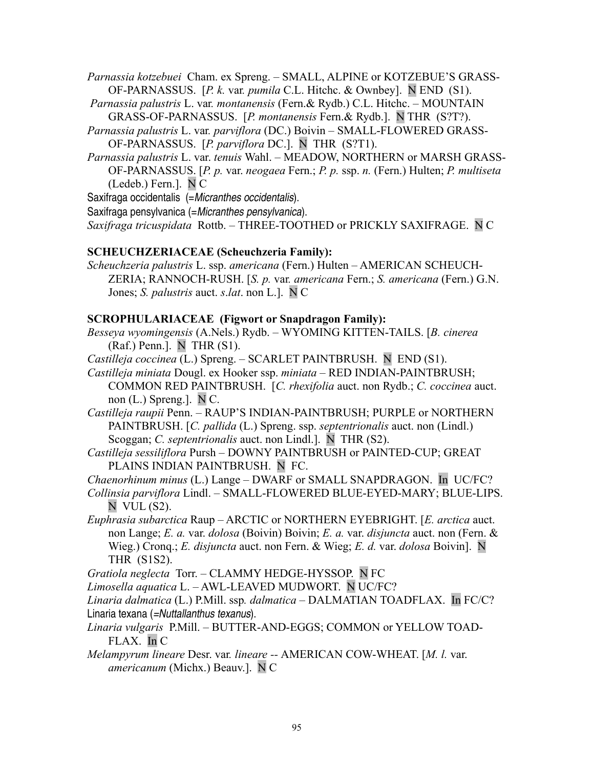*Parnassia kotzebuei* Cham. ex Spreng. – SMALL, ALPINE or KOTZEBUE'S GRASS-OF-PARNASSUS. [*P. k.* var. *pumila* C.L. Hitchc. & Ownbey]. N END (S1).

*Parnassia palustris* L. var. *montanensis* (Fern.& Rydb.) C.L. Hitchc. – MOUNTAIN GRASS-OF-PARNASSUS. [*P. montanensis* Fern.& Rydb.]. N THR (S?T?).

*Parnassia palustris* L. var. *parviflora* (DC.) Boivin – SMALL-FLOWERED GRASS-OF-PARNASSUS. [*P. parviflora* DC.]. N THR (S?T1).

*Parnassia palustris* L. var. *tenuis* Wahl. – MEADOW, NORTHERN or MARSH GRASS-OF-PARNASSUS. [*P. p.* var. *neogaea* Fern.; *P. p.* ssp. *n.* (Fern.) Hulten; *P. multiseta* (Ledeb.) Fern.]. N C

Saxifraga occidentalis (=*Micranthes occidentalis*).

Saxifraga pensylvanica (=*Micranthes pensylvanica*).

*Saxifraga tricuspidata* Rottb. – THREE-TOOTHED or PRICKLY SAXIFRAGE. N C

**SCHEUCHZERIACEAE (Scheuchzeria Family):**

*Scheuchzeria palustris* L. ssp. *americana* (Fern.) Hulten – AMERICAN SCHEUCH-ZERIA; RANNOCH-RUSH. [*S. p.* var. *americana* Fern.; *S. americana* (Fern.) G.N. Jones; *S. palustris* auct. *s.lat*. non L.]. N C

**SCROPHULARIACEAE (Figwort or Snapdragon Family):**

*Besseya wyomingensis* (A.Nels.) Rydb. – WYOMING KITTEN-TAILS. [*B. cinerea* (Raf.) Penn.]. N THR (S1).

*Castilleja coccinea* (L.) Spreng. – SCARLET PAINTBRUSH. N END (S1).

*Castilleja miniata* Dougl. ex Hooker ssp. *miniata* – RED INDIAN-PAINTBRUSH; COMMON RED PAINTBRUSH. [*C. rhexifolia* auct. non Rydb.; *C. coccinea* auct. non (L.) Spreng.]. N C.

*Castilleja raupii* Penn. – RAUP'S INDIAN-PAINTBRUSH; PURPLE or NORTHERN PAINTBRUSH. [*C. pallida* (L.) Spreng. ssp. *septentrionalis* auct. non (Lindl.) Scoggan; *C. septentrionalis* auct. non Lindl.]. N THR (S2).

*Castilleja sessiliflora* Pursh – DOWNY PAINTBRUSH or PAINTED-CUP; GREAT PLAINS INDIAN PAINTBRUSH. N FC.

*Chaenorhinum minus* (L.) Lange – DWARF or SMALL SNAPDRAGON. In UC/FC?

*Collinsia parviflora* Lindl. – SMALL-FLOWERED BLUE-EYED-MARY; BLUE-LIPS. N VUL (S2).

*Euphrasia subarctica* Raup – ARCTIC or NORTHERN EYEBRIGHT. [*E. arctica* auct. non Lange; *E. a.* var. *dolosa* (Boivin) Boivin; *E. a.* var. *disjuncta* auct. non (Fern. & Wieg.) Cronq.; *E. disjuncta* auct. non Fern. & Wieg; *E. d.* var. *dolosa* Boivin]. N THR (S1S2).

*Gratiola neglecta* Torr. – CLAMMY HEDGE-HYSSOP. N FC

*Limosella aquatica* L. – AWL-LEAVED MUDWORT. N UC/FC?

*Linaria dalmatica* (L.) P.Mill. ssp*. dalmatica* – DALMATIAN TOADFLAX. In FC/C?

Linaria texana (=*Nuttallanthus texanus*).

*Linaria vulgaris* P.Mill. – BUTTER-AND-EGGS; COMMON or YELLOW TOAD-FLAX. In C

*Melampyrum lineare* Desr. var. *lineare* -- AMERICAN COW-WHEAT. [*M. l.* var. *americanum* (Michx.) Beauv.]. N C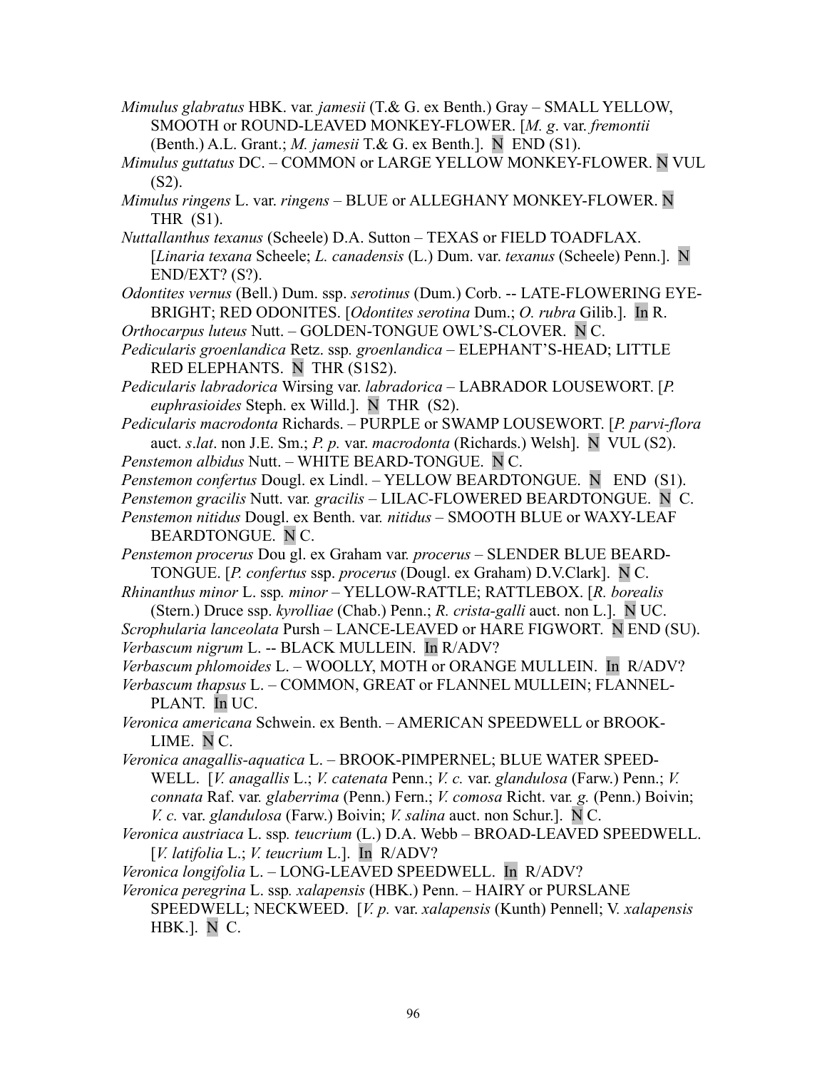*Mimulus glabratus* HBK. var. *jamesii* (T.& G. ex Benth.) Gray – SMALL YELLOW, SMOOTH or ROUND-LEAVED MONKEY-FLOWER. [*M. g*. var. *fremontii* (Benth.) A.L. Grant.; *M. jamesii* T.& G. ex Benth.]. N END (S1).

*Mimulus guttatus* DC. – COMMON or LARGE YELLOW MONKEY-FLOWER. N VUL (S2).

*Mimulus ringens* L. var. *ringens* – BLUE or ALLEGHANY MONKEY-FLOWER. N THR (S1).

*Nuttallanthus texanus* (Scheele) D.A. Sutton – TEXAS or FIELD TOADFLAX. [*Linaria texana* Scheele; *L. canadensis* (L.) Dum. var. *texanus* (Scheele) Penn.]. N END/EXT? (S?).

*Odontites vernus* (Bell.) Dum. ssp. *serotinus* (Dum.) Corb. -- LATE-FLOWERING EYE-BRIGHT; RED ODONITES. [*Odontites serotina* Dum.; *O. rubra* Gilib.]. In R.

*Orthocarpus luteus* Nutt. – GOLDEN-TONGUE OWL'S-CLOVER. N C.

*Pedicularis groenlandica* Retz. ssp. *groenlandica* – ELEPHANT'S-HEAD; LITTLE RED ELEPHANTS. N THR (S1S2).

*Pedicularis labradorica* Wirsing var. *labradorica* – LABRADOR LOUSEWORT. [*P. euphrasioides* Steph. ex Willd.]. N THR (S2).

*Pedicularis macrodonta* Richards. – PURPLE or SWAMP LOUSEWORT. [*P. parvi-flora* auct. *s.lat*. non J.E. Sm.; *P. p.* var. *macrodonta* (Richards.) Welsh]. N VUL (S2).

*Penstemon albidus* Nutt. – WHITE BEARD-TONGUE. N C.

*Penstemon confertus* Dougl. ex Lindl. – YELLOW BEARDTONGUE. N END (S1).

*Penstemon gracilis* Nutt. var. *gracilis* – LILAC-FLOWERED BEARDTONGUE. N C.

*Penstemon nitidus* Dougl. ex Benth. var. *nitidus* – SMOOTH BLUE or WAXY-LEAF BEARDTONGUE. N C.

*Penstemon procerus* Dou gl. ex Graham var. *procerus* – SLENDER BLUE BEARD-TONGUE. [*P. confertus* ssp. *procerus* (Dougl. ex Graham) D.V.Clark]. N C.

*Rhinanthus minor* L. ssp*. minor* – YELLOW-RATTLE; RATTLEBOX. [*R. borealis* (Stern.) Druce ssp. *kyrolliae* (Chab.) Penn.; *R. crista-galli* auct. non L.]. N UC.

*Scrophularia lanceolata* Pursh – LANCE-LEAVED or HARE FIGWORT. N END (SU).

*Verbascum nigrum* L. -- BLACK MULLEIN. In R/ADV?

*Verbascum phlomoides* L. – WOOLLY, MOTH or ORANGE MULLEIN. In R/ADV?

*Verbascum thapsus* L. – COMMON, GREAT or FLANNEL MULLEIN; FLANNEL-PLANT. In UC.

*Veronica americana* Schwein. ex Benth. – AMERICAN SPEEDWELL or BROOK-LIME. N C.

*Veronica anagallis-aquatica* L. – BROOK-PIMPERNEL; BLUE WATER SPEED-WELL. [*V. anagallis* L.; *V. catenata* Penn.; *V. c.* var. *glandulosa* (Farw.) Penn.; *V. connata* Raf. var. *glaberrima* (Penn.) Fern.; *V. comosa* Richt. var. *g.* (Penn.) Boivin; *V. c.* var. *glandulosa* (Farw.) Boivin; *V. salina* auct. non Schur.]. N C.

*Veronica austriaca* L. ssp*. teucrium* (L.) D.A. Webb – BROAD-LEAVED SPEEDWELL. [*V. latifolia* L.; *V. teucrium* L.]. In R/ADV?

*Veronica longifolia* L. – LONG-LEAVED SPEEDWELL. In R/ADV?

*Veronica peregrina* L. ssp*. xalapensis* (HBK.) Penn. – HAIRY or PURSLANE SPEEDWELL; NECKWEED. [*V. p.* var. *xalapensis* (Kunth) Pennell; V. *xalapensis* HBK.]. N C.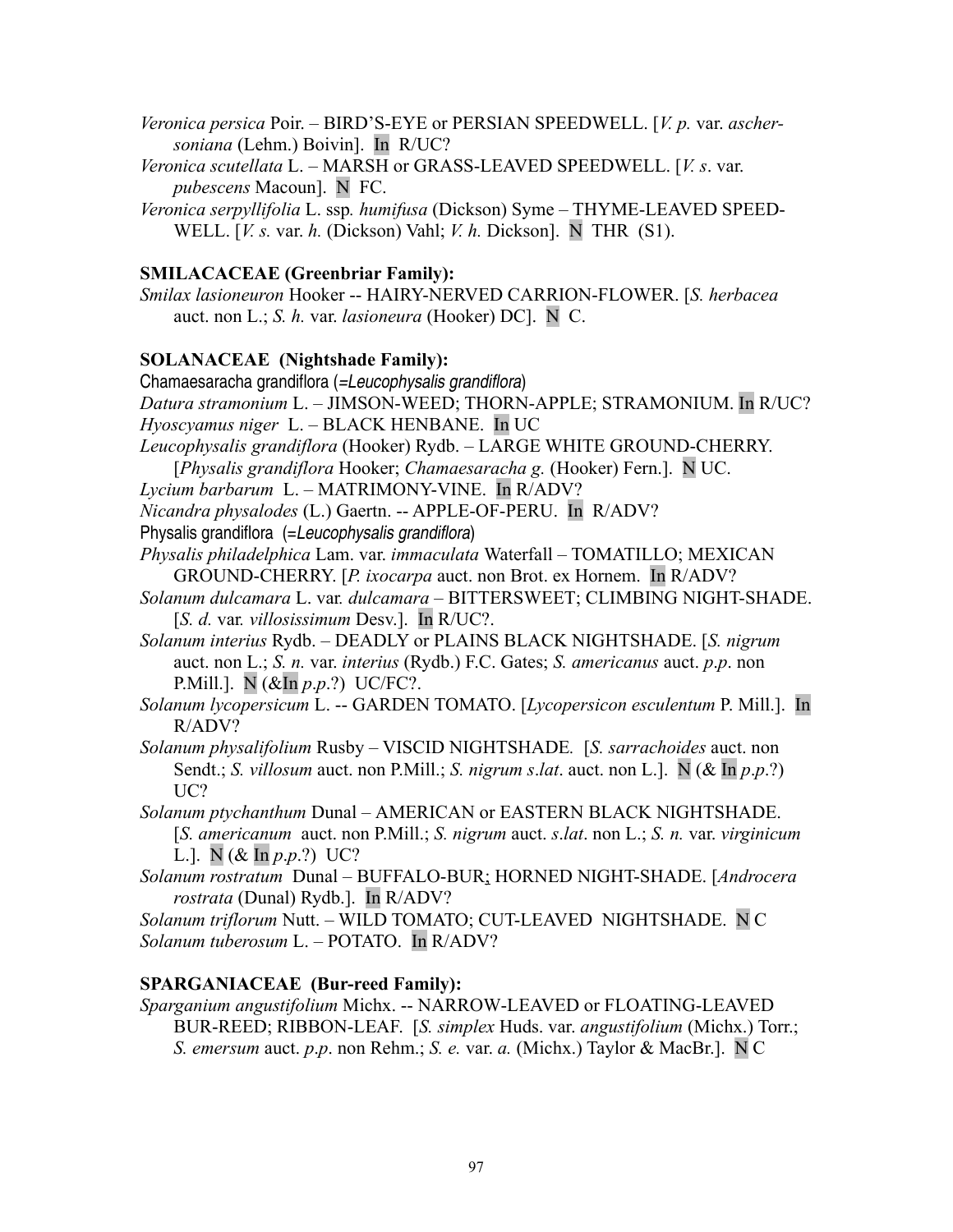*Veronica persica* Poir. – BIRD'S-EYE or PERSIAN SPEEDWELL. [*V. p.* var. *aschersoniana* (Lehm.) Boivin]. In R/UC?

*Veronica scutellata* L. – MARSH or GRASS-LEAVED SPEEDWELL. [*V. s*. var. *pubescens* Macoun]. N FC.

*Veronica serpyllifolia* L. ssp*. humifusa* (Dickson) Syme – THYME-LEAVED SPEEDWELL. [*V. s.* var. *h.* (Dickson) Vahl; *V. h.* Dickson]. N THR (S1).

**SMILACACEAE (Greenbriar Family):**

*Smilax lasioneuron* Hooker -- HAIRY-NERVED CARRION-FLOWER. [*S. herbacea* auct. non L.; *S. h.* var. *lasioneura* (Hooker) DC]. N C.

**SOLANACEAE (Nightshade Family):**

Chamaesaracha grandiflora (=*Leucophysalis grandiflora*)

*Datura stramonium* L. – JIMSON-WEED; THORN-APPLE; STRAMONIUM. In R/UC?

*Hyoscyamus niger* L. – BLACK HENBANE. In UC

*Leucophysalis grandiflora* (Hooker) Rydb. – LARGE WHITE GROUND-CHERRY. [*Physalis grandiflora* Hooker; *Chamaesaracha g.* (Hooker) Fern.]. N UC.

*Lycium barbarum* L. – MATRIMONY-VINE. In R/ADV?

*Nicandra physalodes* (L.) Gaertn. -- APPLE-OF-PERU. In R/ADV?

Physalis grandiflora (=*Leucophysalis grandiflora*)

*Physalis philadelphica* Lam. var. *immaculata* Waterfall – TOMATILLO; MEXICAN GROUND-CHERRY. [*P. ixocarpa* auct. non Brot. ex Hornem. In R/ADV?

*Solanum dulcamara* L. var*. dulcamara* – BITTERSWEET; CLIMBING NIGHT-SHADE. [*S. d.* var*. villosissimum* Desv.]. In R/UC?.

*Solanum interius* Rydb. – DEADLY or PLAINS BLACK NIGHTSHADE. [*S. nigrum* auct. non L.; *S. n.* var. *interius* (Rydb.) F.C. Gates; *S. americanus* auct. *p.p*. non P.Mill.]. N (&In *p.p*.?) UC/FC?.

*Solanum lycopersicum* L. -- GARDEN TOMATO. [*Lycopersicon esculentum* P. Mill.]. In R/ADV?

*Solanum physalifolium* Rusby – VISCID NIGHTSHADE*.* [*S. sarrachoides* auct. non Sendt.; *S. villosum* auct. non P.Mill.; *S. nigrum s*.*lat*. auct. non L.]. N (& In *p.p*.?) UC?

*Solanum ptychanthum* Dunal – AMERICAN or EASTERN BLACK NIGHTSHADE. [*S. americanum* auct. non P.Mill.; *S. nigrum* auct. *s*.*lat*. non L.; *S. n.* var. *virginicum* L.]. N (& In *p.p*.?) UC?

*Solanum rostratum* Dunal – BUFFALO-BUR; HORNED NIGHT-SHADE. [*Androcera rostrata* (Dunal) Rydb.]. In R/ADV?

*Solanum triflorum* Nutt. – WILD TOMATO; CUT-LEAVED NIGHTSHADE. N C

*Solanum tuberosum* L. – POTATO. In R/ADV?

**SPARGANIACEAE (Bur-reed Family):**

*Sparganium angustifolium* Michx. -- NARROW-LEAVED or FLOATING-LEAVED BUR-REED; RIBBON-LEAF. [*S. simplex* Huds. var. *angustifolium* (Michx.) Torr.; *S. emersum* auct. *p.p*. non Rehm.; *S. e.* var. *a.* (Michx.) Taylor & MacBr.]. N C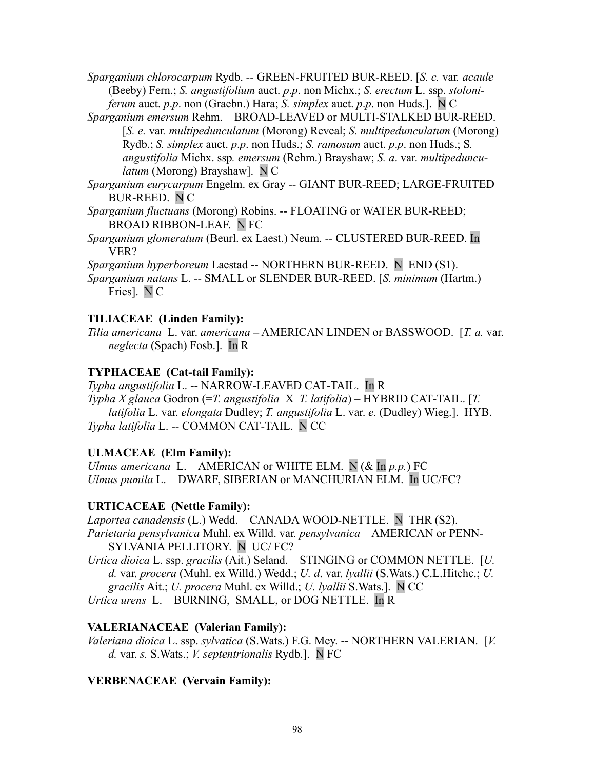*Sparganium chlorocarpum* Rydb. -- GREEN-FRUITED BUR-REED. [*S. c.* var. *acaule* (Beeby) Fern.; *S. angustifolium* auct. *p.p*. non Michx.; *S. erectum* L. ssp. *stoloniferum* auct. *p.p*. non (Graebn.) Hara; *S. simplex* auct. *p.p*. non Huds.]. N C

*Sparganium emersum* Rehm. – BROAD-LEAVED or MULTI-STALKED BUR-REED. [*S. e.* var. *multipedunculatum* (Morong) Reveal; *S. multipedunculatum* (Morong) Rydb.; *S. simplex* auct. *p.p*. non Huds.; *S. ramosum* auct. *p.p*. non Huds.; S*. angustifolia* Michx. ssp*. emersum* (Rehm.) Brayshaw; *S. a*. var. *multipedunculatum* (Morong) Brayshaw]. N C

*Sparganium eurycarpum* Engelm. ex Gray -- GIANT BUR-REED; LARGE-FRUITED BUR-REED. N C

*Sparganium fluctuans* (Morong) Robins. -- FLOATING or WATER BUR-REED; BROAD RIBBON-LEAF. N FC

*Sparganium glomeratum* (Beurl. ex Laest.) Neum. -- CLUSTERED BUR-REED. In VER?

*Sparganium hyperboreum* Laestad -- NORTHERN BUR-REED. N END (S1).

*Sparganium natans* L. -- SMALL or SLENDER BUR-REED. [*S. minimum* (Hartm.) Fries]. N C

**TILIACEAE (Linden Family):**

*Tilia americana* L. var. *americana* **–** AMERICAN LINDEN or BASSWOOD. [*T. a.* var. *neglecta* (Spach) Fosb.]. In R

**TYPHACEAE (Cat-tail Family):**

*Typha angustifolia* L. -- NARROW-LEAVED CAT-TAIL. In R

*Typha X glauca* Godron (=*T. angustifolia* X *T. latifolia*) – HYBRID CAT-TAIL. [*T. latifolia* L. var. *elongata* Dudley; *T. angustifolia* L. var. *e.* (Dudley) Wieg.]. HYB.

*Typha latifolia* L. -- COMMON CAT-TAIL. N CC

**ULMACEAE (Elm Family):**

*Ulmus americana* L. – AMERICAN or WHITE ELM. N (& In *p.p.*) FC

*Ulmus pumila* L. – DWARF, SIBERIAN or MANCHURIAN ELM. In UC/FC?

**URTICACEAE (Nettle Family):**

*Laportea canadensis* (L.) Wedd. – CANADA WOOD-NETTLE. N THR (S2).

*Parietaria pensylvanica* Muhl. ex Willd. var. *pensylvanica* – AMERICAN or PENNSYLVANIA PELLITORY. N UC/ FC?

*Urtica dioica* L. ssp. *gracilis* (Ait.) Seland. – STINGING or COMMON NETTLE. [*U. d.* var. *procera* (Muhl. ex Willd.) Wedd.; *U. d*. var. *lyallii* (S.Wats.) C.L.Hitchc.; *U. gracilis* Ait.; *U. procera* Muhl. ex Willd.; *U. lyallii* S.Wats.]. N CC

*Urtica urens* L. – BURNING, SMALL, or DOG NETTLE. In R

**VALERIANACEAE (Valerian Family):**

*Valeriana dioica* L. ssp. *sylvatica* (S.Wats.) F.G. Mey. -- NORTHERN VALERIAN. [*V. d.* var. *s.* S.Wats.; *V. septentrionalis* Rydb.]. N FC

**VERBENACEAE (Vervain Family):**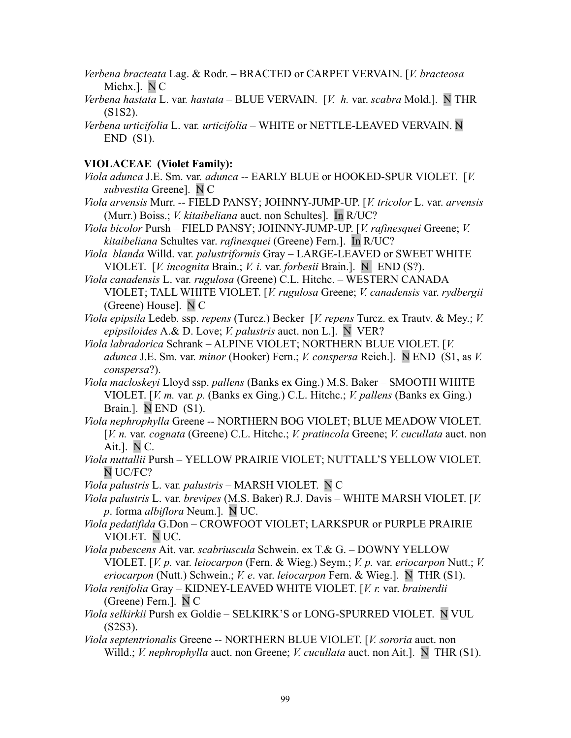*Verbena bracteata* Lag. & Rodr. – BRACTED or CARPET VERVAIN. [*V. bracteosa* Michx.]. N C

*Verbena hastata* L. var. *hastata* – BLUE VERVAIN. [*V. h.* var. *scabra* Mold.]. N THR (S1S2).

*Verbena urticifolia* L. var. *urticifolia* – WHITE or NETTLE-LEAVED VERVAIN. N END (S1).

**VIOLACEAE (Violet Family):**

*Viola adunca* J.E. Sm. var. *adunca* -- EARLY BLUE or HOOKED-SPUR VIOLET. [*V. subvestita* Greene]. N C

*Viola arvensis* Murr. -- FIELD PANSY; JOHNNY-JUMP-UP. [*V. tricolor* L. var. *arvensis* (Murr.) Boiss.; *V. kitaibeliana* auct. non Schultes]. In R/UC?

*Viola bicolor* Pursh – FIELD PANSY; JOHNNY-JUMP-UP. [*V. rafinesquei* Greene; *V. kitaibeliana* Schultes var. *rafinesquei* (Greene) Fern.]. In R/UC?

*Viola blanda* Willd. var. *palustriformis* Gray – LARGE-LEAVED or SWEET WHITE VIOLET. [*V. incognita* Brain.; *V. i.* var. *forbesii* Brain.]. N END (S?).

*Viola canadensis* L. var. *rugulosa* (Greene) C.L. Hitchc. – WESTERN CANADA VIOLET; TALL WHITE VIOLET. [*V. rugulosa* Greene; *V. canadensis* var. *rydbergii* (Greene) House]. N C

*Viola epipsila* Ledeb. ssp. *repens* (Turcz.) Becker [*V. repens* Turcz. ex Trautv. & Mey.; *V. epipsiloides* A.& D. Love; *V. palustris* auct. non L.]. N VER?

*Viola labradorica* Schrank – ALPINE VIOLET; NORTHERN BLUE VIOLET. [*V. adunca* J.E. Sm. var. *minor* (Hooker) Fern.; *V. conspersa* Reich.]. N END (S1, as *V. conspersa*?).

*Viola macloskeyi* Lloyd ssp. *pallens* (Banks ex Ging.) M.S. Baker – SMOOTH WHITE VIOLET. [*V. m.* var. *p.* (Banks ex Ging.) C.L. Hitchc.; *V. pallens* (Banks ex Ging.) Brain.]. N END (S1).

*Viola nephrophylla* Greene -- NORTHERN BOG VIOLET; BLUE MEADOW VIOLET. [*V. n.* var. *cognata* (Greene) C.L. Hitchc.; *V. pratincola* Greene; *V. cucullata* auct. non Ait.]. N C.

*Viola nuttallii* Pursh – YELLOW PRAIRIE VIOLET; NUTTALL'S YELLOW VIOLET. N UC/FC?

*Viola palustris* L. var. *palustris* – MARSH VIOLET. N C

*Viola palustris* L. var. *brevipes* (M.S. Baker) R.J. Davis – WHITE MARSH VIOLET. [*V. p.* forma *albiflora* Neum.]. N UC.

*Viola pedatifida* G.Don – CROWFOOT VIOLET; LARKSPUR or PURPLE PRAIRIE VIOLET. N UC.

*Viola pubescens* Ait. var. *scabriuscula* Schwein. ex T.& G. – DOWNY YELLOW VIOLET. [*V. p.* var. *leiocarpon* (Fern. & Wieg.) Seym.; *V. p.* var. *eriocarpon* Nutt.; *V. eriocarpon* (Nutt.) Schwein.; *V. e*. var. *leiocarpon* Fern. & Wieg.]. N THR (S1).

*Viola renifolia* Gray – KIDNEY-LEAVED WHITE VIOLET. [*V. r.* var. *brainerdii* (Greene) Fern.]. N C

*Viola selkirkii* Pursh ex Goldie – SELKIRK'S or LONG-SPURRED VIOLET. N VUL (S2S3).

*Viola septentrionalis* Greene -- NORTHERN BLUE VIOLET. [*V. sororia* auct. non Willd.; *V. nephrophylla* auct. non Greene; *V. cucullata* auct. non Ait.]. N THR (S1).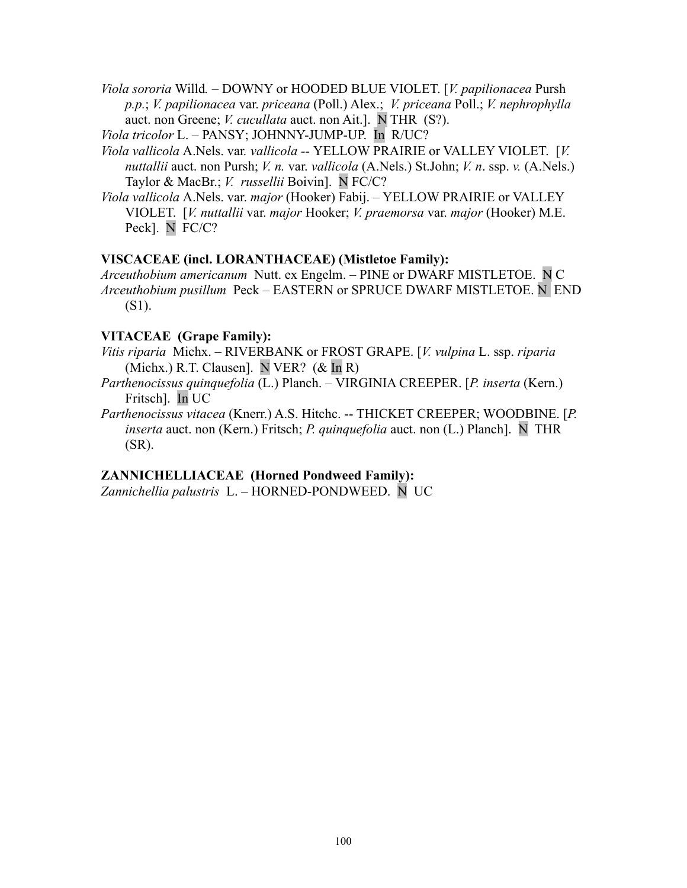*Viola sororia* Willd. – DOWNY or HOODED BLUE VIOLET. [*V. papilionacea* Pursh *p.p.*; *V. papilionacea* var. *priceana* (Poll.) Alex.; *V. priceana* Poll.; *V. nephrophylla* auct. non Greene; *V. cucullata* auct. non Ait.]. N THR (S?).

*Viola tricolor* L. – PANSY; JOHNNY-JUMP-UP. In R/UC?

*Viola vallicola* A.Nels. var. *vallicola* -- YELLOW PRAIRIE or VALLEY VIOLET. [*V. nuttallii* auct. non Pursh; *V. n.* var. *vallicola* (A.Nels.) St.John; *V. n*. ssp. *v.* (A.Nels.) Taylor & MacBr.; *V. russellii* Boivin]. N FC/C?

*Viola vallicola* A.Nels. var. *major* (Hooker) Fabij. – YELLOW PRAIRIE or VALLEY VIOLET. [*V. nuttallii* var. *major* Hooker; *V. praemorsa* var. *major* (Hooker) M.E. Peck]. N FC/C?

### VISCACEAE (incl. LORANTHACEAE) (Mistletoe Family):

*Arceuthobium americanum* Nutt. ex Engelm. – PINE or DWARF MISTLETOE. N C

*Arceuthobium pusillum* Peck – EASTERN or SPRUCE DWARF MISTLETOE. N END (S1).

### VITACEAE (Grape Family):

*Vitis riparia* Michx. – RIVERBANK or FROST GRAPE. [*V. vulpina* L. ssp. *riparia* (Michx.) R.T. Clausen]. N VER? (& In R)

*Parthenocissus quinquefolia* (L.) Planch. – VIRGINIA CREEPER. [*P. inserta* (Kern.) Fritsch]. In UC

*Parthenocissus vitacea* (Knerr.) A.S. Hitchc. -- THICKET CREEPER; WOODBINE. [*P. inserta* auct. non (Kern.) Fritsch; *P. quinquefolia* auct. non (L.) Planch]. N THR (SR).

### ZANNICHELLIACEAE (Horned Pondweed Family):

*Zannichellia palustris* L. – HORNED-PONDWEED. N UC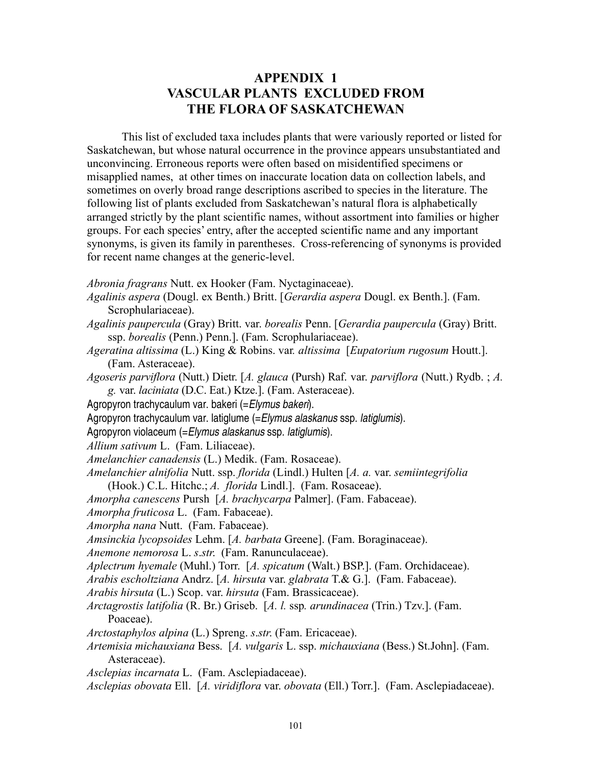# APPENDIX 1
# VASCULAR PLANTS EXCLUDED FROM THE FLORA OF SASKATCHEWAN

This list of excluded taxa includes plants that were variously reported or listed for Saskatchewan, but whose natural occurrence in the province appears unsubstantiated and unconvincing. Erroneous reports were often based on misidentified specimens or misapplied names, at other times on inaccurate location data on collection labels, and sometimes on overly broad range descriptions ascribed to species in the literature. The following list of plants excluded from Saskatchewan's natural flora is alphabetically arranged strictly by the plant scientific names, without assortment into families or higher groups. For each species' entry, after the accepted scientific name and any important synonyms, is given its family in parentheses. Cross-referencing of synonyms is provided for recent name changes at the generic-level.

*Abronia fragrans* Nutt. ex Hooker (Fam. Nyctaginaceae).

*Agalinis aspera* (Dougl. ex Benth.) Britt. [*Gerardia aspera* Dougl. ex Benth.]. (Fam. Scrophulariaceae).

*Agalinis paupercula* (Gray) Britt. var. *borealis* Penn. [*Gerardia paupercula* (Gray) Britt. ssp. *borealis* (Penn.) Penn.]. (Fam. Scrophulariaceae).

*Ageratina altissima* (L.) King & Robins. var. *altissima* [*Eupatorium rugosum* Houtt.]. (Fam. Asteraceae).

*Agoseris parviflora* (Nutt.) Dietr. [*A. glauca* (Pursh) Raf. var. *parviflora* (Nutt.) Rydb. ; *A. g.* var. *laciniata* (D.C. Eat.) Ktze.]. (Fam. Asteraceae).

Agropyron trachycaulum var. bakeri (=*Elymus bakeri*).

Agropyron trachycaulum var. latiglume (=*Elymus alaskanus* ssp. *latiglumis*).

Agropyron violaceum (=*Elymus alaskanus* ssp. *latiglumis*).

*Allium sativum* L. (Fam. Liliaceae).

*Amelanchier canadensis* (L.) Medik. (Fam. Rosaceae).

*Amelanchier alnifolia* Nutt. ssp. *florida* (Lindl.) Hulten [*A. a.* var. *semiintegrifolia* (Hook.) C.L. Hitchc.; *A. florida* Lindl.]. (Fam. Rosaceae).

*Amorpha canescens* Pursh [*A. brachycarpa* Palmer]. (Fam. Fabaceae).

*Amorpha fruticosa* L. (Fam. Fabaceae).

*Amorpha nana* Nutt. (Fam. Fabaceae).

*Amsinckia lycopsoides* Lehm. [*A. barbata* Greene]. (Fam. Boraginaceae).

*Anemone nemorosa* L. *s.str.* (Fam. Ranunculaceae).

*Aplectrum hyemale* (Muhl.) Torr. [*A. spicatum* (Walt.) BSP.]. (Fam. Orchidaceae).

*Arabis escholtziana* Andrz. [*A. hirsuta* var. *glabrata* T.& G.]. (Fam. Fabaceae).

*Arabis hirsuta* (L.) Scop. var. *hirsuta* (Fam. Brassicaceae).

*Arctagrostis latifolia* (R. Br.) Griseb. [*A. l.* ssp*. arundinacea* (Trin.) Tzv.]. (Fam. Poaceae).

*Arctostaphylos alpina* (L.) Spreng. *s.str.* (Fam. Ericaceae).

*Artemisia michauxiana* Bess. [*A. vulgaris* L. ssp. *michauxiana* (Bess.) St.John]. (Fam. Asteraceae).

*Asclepias incarnata* L. (Fam. Asclepiadaceae).

*Asclepias obovata* Ell. [*A. viridiflora* var. *obovata* (Ell.) Torr.]. (Fam. Asclepiadaceae).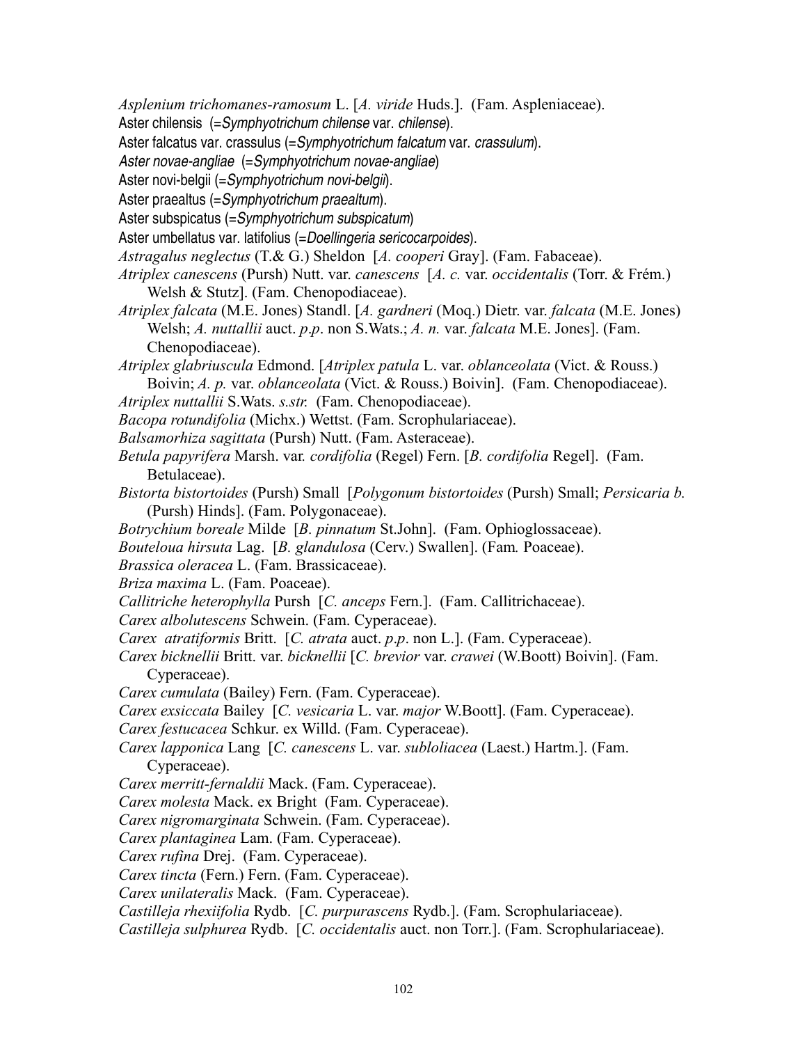*Asplenium trichomanes-ramosum* L. [*A. viride* Huds.]. (Fam. Aspleniaceae).

Aster chilensis (=*Symphyotrichum chilense* var. *chilense*).

Aster falcatus var. crassulus (=*Symphyotrichum falcatum* var. *crassulum*).

*Aster novae-angliae* (=*Symphyotrichum novae-angliae*)

Aster novi-belgii (=*Symphyotrichum novi-belgii*).

Aster praealtus (=*Symphyotrichum praealtum*).

Aster subspicatus (=*Symphyotrichum subspicatum*)

Aster umbellatus var. latifolius (=*Doellingeria sericocarpoides*).

*Astragalus neglectus* (T.& G.) Sheldon [*A. cooperi* Gray]. (Fam. Fabaceae).

*Atriplex canescens* (Pursh) Nutt. var. *canescens* [*A. c.* var. *occidentalis* (Torr. & Frém.) Welsh & Stutz]. (Fam. Chenopodiaceae).

*Atriplex falcata* (M.E. Jones) Standl. [*A. gardneri* (Moq.) Dietr. var. *falcata* (M.E. Jones) Welsh; *A. nuttallii* auct. *p.p*. non S.Wats.; *A. n.* var. *falcata* M.E. Jones]. (Fam. Chenopodiaceae).

*Atriplex glabriuscula* Edmond. [*Atriplex patula* L. var. *oblanceolata* (Vict. & Rouss.) Boivin; *A. p.* var. *oblanceolata* (Vict. & Rouss.) Boivin]. (Fam. Chenopodiaceae).

*Atriplex nuttallii* S.Wats. *s.str.* (Fam. Chenopodiaceae).

*Bacopa rotundifolia* (Michx.) Wettst. (Fam. Scrophulariaceae).

*Balsamorhiza sagittata* (Pursh) Nutt. (Fam. Asteraceae).

*Betula papyrifera* Marsh. var. *cordifolia* (Regel) Fern. [*B. cordifolia* Regel]. (Fam. Betulaceae).

*Bistorta bistortoides* (Pursh) Small [*Polygonum bistortoides* (Pursh) Small; *Persicaria b.* (Pursh) Hinds]. (Fam. Polygonaceae).

*Botrychium boreale* Milde [*B. pinnatum* St.John]. (Fam. Ophioglossaceae).

*Bouteloua hirsuta* Lag. [*B. glandulosa* (Cerv.) Swallen]. (Fam*.* Poaceae).

*Brassica oleracea* L. (Fam. Brassicaceae).

*Briza maxima* L. (Fam. Poaceae).

*Callitriche heterophylla* Pursh [*C. anceps* Fern.]. (Fam. Callitrichaceae).

*Carex albolutescens* Schwein. (Fam. Cyperaceae).

*Carex atratiformis* Britt. [*C. atrata* auct. *p.p*. non L.]. (Fam. Cyperaceae).

*Carex bicknellii* Britt. var. *bicknellii* [*C. brevior* var. *crawei* (W.Boott) Boivin]. (Fam. Cyperaceae).

*Carex cumulata* (Bailey) Fern. (Fam. Cyperaceae).

*Carex exsiccata* Bailey [*C. vesicaria* L. var. *major* W.Boott]. (Fam. Cyperaceae).

*Carex festucacea* Schkur. ex Willd. (Fam. Cyperaceae).

*Carex lapponica* Lang [*C. canescens* L. var. *subloliacea* (Laest.) Hartm.]. (Fam. Cyperaceae).

*Carex merritt-fernaldii* Mack. (Fam. Cyperaceae).

*Carex molesta* Mack. ex Bright (Fam. Cyperaceae).

*Carex nigromarginata* Schwein. (Fam. Cyperaceae).

*Carex plantaginea* Lam. (Fam. Cyperaceae).

*Carex rufina* Drej. (Fam. Cyperaceae).

*Carex tincta* (Fern.) Fern. (Fam. Cyperaceae).

*Carex unilateralis* Mack. (Fam. Cyperaceae).

*Castilleja rhexiifolia* Rydb. [*C. purpurascens* Rydb.]. (Fam. Scrophulariaceae).

*Castilleja sulphurea* Rydb. [*C. occidentalis* auct. non Torr.]. (Fam. Scrophulariaceae).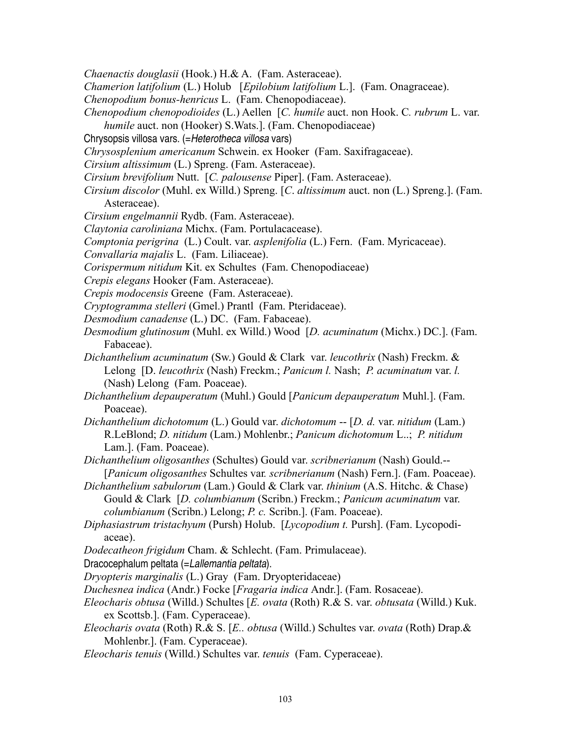*Chaenactis douglasii* (Hook.) H.& A. (Fam. Asteraceae).

*Chamerion latifolium* (L.) Holub [*Epilobium latifolium* L.]. (Fam. Onagraceae).

*Chenopodium bonus-henricus* L. (Fam. Chenopodiaceae).

*Chenopodium chenopodioides* (L.) Aellen [*C. humile* auct. non Hook. C*. rubrum* L. var. *humile* auct. non (Hooker) S.Wats.]. (Fam. Chenopodiaceae)

Chrysopsis villosa vars. (=*Heterotheca villosa* vars)

*Chrysosplenium americanum* Schwein. ex Hooker (Fam. Saxifragaceae).

*Cirsium altissimum* (L.) Spreng. (Fam. Asteraceae).

*Cirsium brevifolium* Nutt. [*C. palousense* Piper]. (Fam. Asteraceae).

*Cirsium discolor* (Muhl. ex Willd.) Spreng. [*C*. *altissimum* auct. non (L.) Spreng.]. (Fam. Asteraceae).

*Cirsium engelmannii* Rydb. (Fam. Asteraceae).

*Claytonia caroliniana* Michx. (Fam. Portulacacease).

*Comptonia perigrina* (L.) Coult. var. *asplenifolia* (L.) Fern. (Fam. Myricaceae).

*Convallaria majalis* L. (Fam. Liliaceae).

*Corispermum nitidum* Kit. ex Schultes (Fam. Chenopodiaceae)

*Crepis elegans* Hooker (Fam. Asteraceae).

*Crepis modocensis* Greene (Fam. Asteraceae).

*Cryptogramma stelleri* (Gmel.) Prantl (Fam. Pteridaceae).

*Desmodium canadense* (L.) DC. (Fam. Fabaceae).

*Desmodium glutinosum* (Muhl. ex Willd.) Wood [*D. acuminatum* (Michx.) DC.]. (Fam. Fabaceae).

*Dichanthelium acuminatum* (Sw.) Gould & Clark var. *leucothrix* (Nash) Freckm. & Lelong [D. *leucothrix* (Nash) Freckm.; *Panicum l.* Nash; *P. acuminatum* var. *l.* (Nash) Lelong (Fam. Poaceae).

*Dichanthelium depauperatum* (Muhl.) Gould [*Panicum depauperatum* Muhl.]. (Fam. Poaceae).

*Dichanthelium dichotomum* (L.) Gould var. *dichotomum* -- [*D. d.* var. *nitidum* (Lam.) R.LeBlond; *D. nitidum* (Lam.) Mohlenbr.; *Panicum dichotomum* L..; *P. nitidum* Lam.]. (Fam. Poaceae).

*Dichanthelium oligosanthes* (Schultes) Gould var. *scribnerianum* (Nash) Gould.-- [*Panicum oligosanthes* Schultes var. *scribnerianum* (Nash) Fern.]. (Fam. Poaceae).

*Dichanthelium sabulorum* (Lam.) Gould & Clark var. *thinium* (A.S. Hitchc. & Chase) Gould & Clark [*D. columbianum* (Scribn.) Freckm.; *Panicum acuminatum* var. *columbianum* (Scribn.) Lelong; *P. c.* Scribn.]. (Fam. Poaceae).

*Diphasiastrum tristachyum* (Pursh) Holub. [*Lycopodium t.* Pursh]. (Fam. Lycopodiaceae).

*Dodecatheon frigidum* Cham. & Schlecht. (Fam. Primulaceae).

Dracocephalum peltata (=*Lallemantia peltata*).

*Dryopteris marginalis* (L.) Gray (Fam. Dryopteridaceae)

*Duchesnea indica* (Andr.) Focke [*Fragaria indica* Andr.]. (Fam. Rosaceae).

*Eleocharis obtusa* (Willd.) Schultes [*E. ovata* (Roth) R.& S. var. *obtusata* (Willd.) Kuk. ex Scottsb.]. (Fam. Cyperaceae).

*Eleocharis ovata* (Roth) R.& S. [*E.. obtusa* (Willd.) Schultes var. *ovata* (Roth) Drap.& Mohlenbr.]. (Fam. Cyperaceae).

*Eleocharis tenuis* (Willd.) Schultes var. *tenuis* (Fam. Cyperaceae).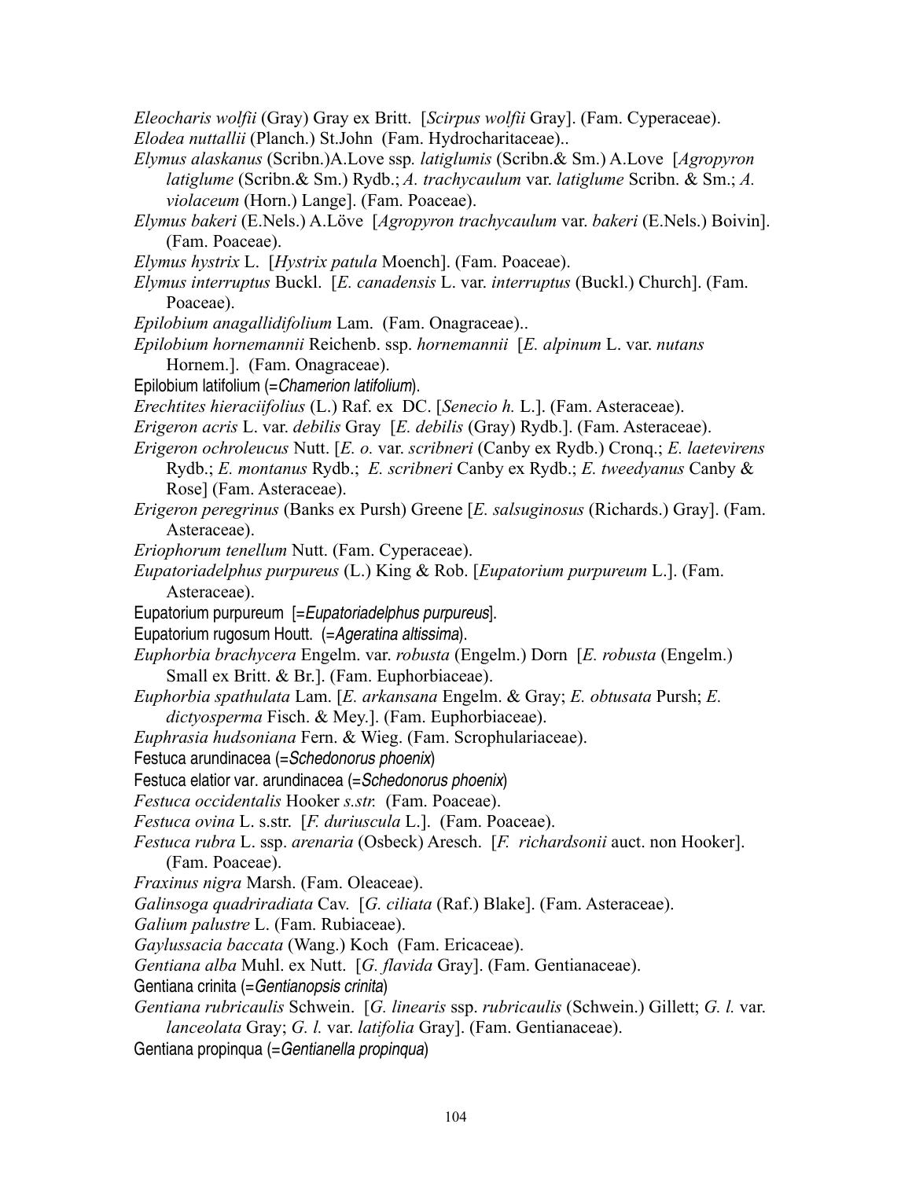*Eleocharis wolfii* (Gray) Gray ex Britt. [*Scirpus wolfii* Gray]. (Fam. Cyperaceae).

*Elodea nuttallii* (Planch.) St.John (Fam. Hydrocharitaceae)..

*Elymus alaskanus* (Scribn.)A.Love ssp*. latiglumis* (Scribn.& Sm.) A.Love [*Agropyron latiglume* (Scribn.& Sm.) Rydb.; *A. trachycaulum* var. *latiglume* Scribn. & Sm.; *A. violaceum* (Horn.) Lange]. (Fam. Poaceae).

*Elymus bakeri* (E.Nels.) A.Löve [*Agropyron trachycaulum* var. *bakeri* (E.Nels.) Boivin]. (Fam. Poaceae).

*Elymus hystrix* L. [*Hystrix patula* Moench]. (Fam. Poaceae).

*Elymus interruptus* Buckl. [*E. canadensis* L. var. *interruptus* (Buckl.) Church]. (Fam. Poaceae).

*Epilobium anagallidifolium* Lam. (Fam. Onagraceae)..

*Epilobium hornemannii* Reichenb. ssp. *hornemannii* [*E. alpinum* L. var. *nutans* Hornem.]. (Fam. Onagraceae).

Epilobium latifolium (=*Chamerion latifolium*).

*Erechtites hieraciifolius* (L.) Raf. ex DC. [*Senecio h.* L.]. (Fam. Asteraceae).

*Erigeron acris* L. var. *debilis* Gray [*E. debilis* (Gray) Rydb.]. (Fam. Asteraceae).

*Erigeron ochroleucus* Nutt. [*E. o.* var. *scribneri* (Canby ex Rydb.) Cronq.; *E. laetevirens* Rydb.; *E. montanus* Rydb.; *E. scribneri* Canby ex Rydb.; *E. tweedyanus* Canby & Rose] (Fam. Asteraceae).

*Erigeron peregrinus* (Banks ex Pursh) Greene [*E. salsuginosus* (Richards.) Gray]. (Fam. Asteraceae).

*Eriophorum tenellum* Nutt. (Fam. Cyperaceae).

*Eupatoriadelphus purpureus* (L.) King & Rob. [*Eupatorium purpureum* L.]. (Fam. Asteraceae).

Eupatorium purpureum [=*Eupatoriadelphus purpureus*].

Eupatorium rugosum Houtt. (=*Ageratina altissima*).

*Euphorbia brachycera* Engelm. var. *robusta* (Engelm.) Dorn [*E. robusta* (Engelm.) Small ex Britt. & Br.]. (Fam. Euphorbiaceae).

*Euphorbia spathulata* Lam. [*E. arkansana* Engelm. & Gray; *E. obtusata* Pursh; *E. dictyosperma* Fisch. & Mey.]. (Fam. Euphorbiaceae).

*Euphrasia hudsoniana* Fern. & Wieg. (Fam. Scrophulariaceae).

Festuca arundinacea (=*Schedonorus phoenix*)

Festuca elatior var. arundinacea (=*Schedonorus phoenix*)

*Festuca occidentalis* Hooker *s.str.* (Fam. Poaceae).

*Festuca ovina* L. s.str. [*F. duriuscula* L.]. (Fam. Poaceae).

*Festuca rubra* L. ssp. *arenaria* (Osbeck) Aresch. [*F. richardsonii* auct. non Hooker]. (Fam. Poaceae).

*Fraxinus nigra* Marsh. (Fam. Oleaceae).

*Galinsoga quadriradiata* Cav. [*G. ciliata* (Raf.) Blake]. (Fam. Asteraceae).

*Galium palustre* L. (Fam. Rubiaceae).

*Gaylussacia baccata* (Wang.) Koch (Fam. Ericaceae).

*Gentiana alba* Muhl. ex Nutt. [*G. flavida* Gray]. (Fam. Gentianaceae).

Gentiana crinita (=*Gentianopsis crinita*)

*Gentiana rubricaulis* Schwein. [*G. linearis* ssp. *rubricaulis* (Schwein.) Gillett; *G. l.* var. *lanceolata* Gray; *G. l.* var. *latifolia* Gray]. (Fam. Gentianaceae).

Gentiana propinqua (=*Gentianella propinqua*)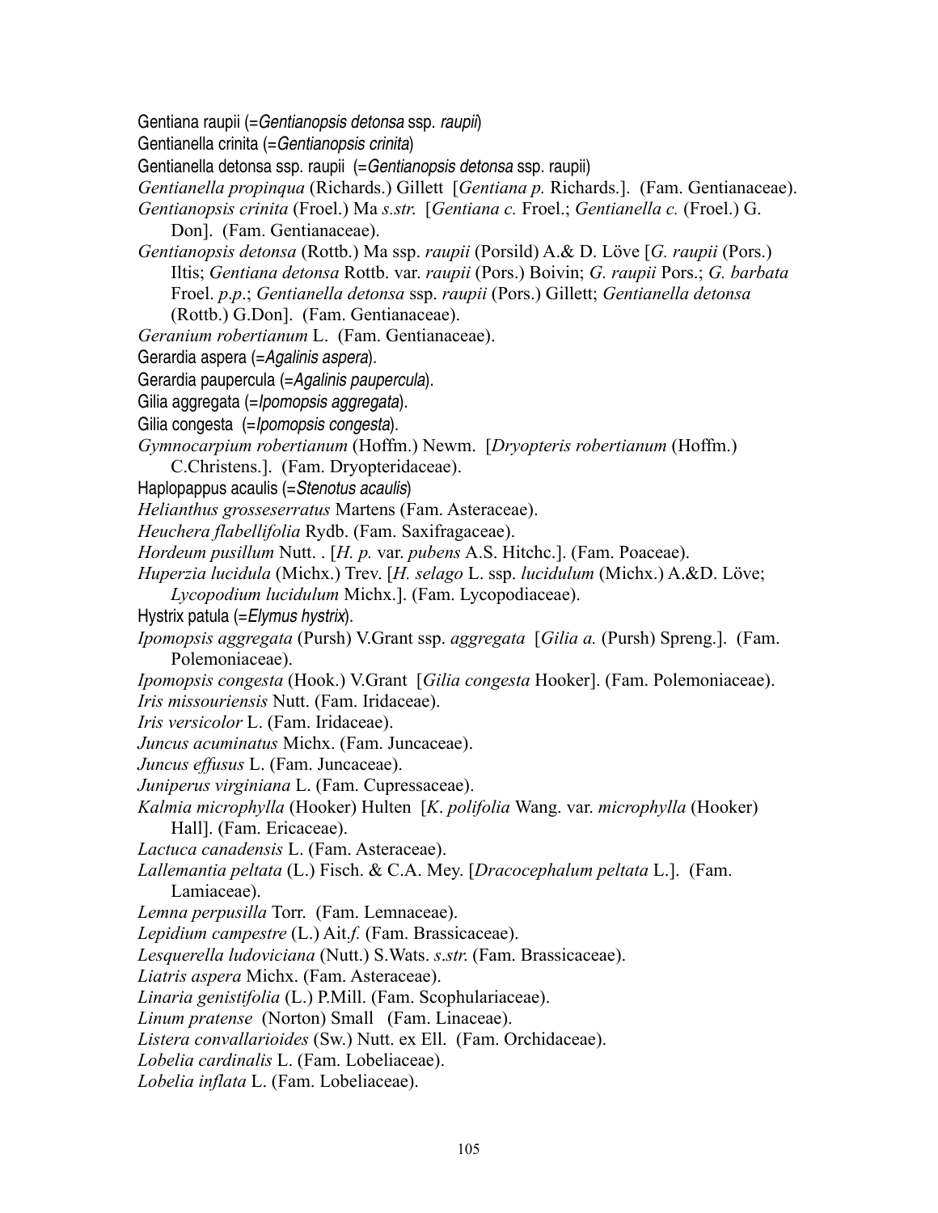Gentiana raupii (=*Gentianopsis detonsa* ssp. *raupii*)

Gentianella crinita (=*Gentianopsis crinita*)

Gentianella detonsa ssp. raupii (=*Gentianopsis detonsa* ssp. raupii)

*Gentianella propinqua* (Richards.) Gillett [*Gentiana p.* Richards.]. (Fam. Gentianaceae).

*Gentianopsis crinita* (Froel.) Ma *s.str.* [*Gentiana c.* Froel.; *Gentianella c.* (Froel.) G. Don]. (Fam. Gentianaceae).

*Gentianopsis detonsa* (Rottb.) Ma ssp. *raupii* (Porsild) A.& D. Löve [*G. raupii* (Pors.) Iltis; *Gentiana detonsa* Rottb. var. *raupii* (Pors.) Boivin; *G. raupii* Pors.; *G. barbata* Froel. *p.p.*; *Gentianella detonsa* ssp. *raupii* (Pors.) Gillett; *Gentianella detonsa* (Rottb.) G.Don]. (Fam. Gentianaceae).

*Geranium robertianum* L. (Fam. Gentianaceae).

Gerardia aspera (=*Agalinis aspera*).

Gerardia paupercula (=*Agalinis paupercula*).

Gilia aggregata (=*Ipomopsis aggregata*).

Gilia congesta (=*Ipomopsis congesta*).

*Gymnocarpium robertianum* (Hoffm.) Newm. [*Dryopteris robertianum* (Hoffm.) C.Christens.]. (Fam. Dryopteridaceae).

Haplopappus acaulis (=*Stenotus acaulis*)

*Helianthus grosseserratus* Martens (Fam. Asteraceae).

*Heuchera flabellifolia* Rydb. (Fam. Saxifragaceae).

*Hordeum pusillum* Nutt. . [*H. p.* var. *pubens* A.S. Hitchc.]. (Fam. Poaceae).

*Huperzia lucidula* (Michx.) Trev. [*H. selago* L. ssp. *lucidulum* (Michx.) A.&D. Löve; *Lycopodium lucidulum* Michx.]. (Fam. Lycopodiaceae).

Hystrix patula (=*Elymus hystrix*).

*Ipomopsis aggregata* (Pursh) V.Grant ssp. *aggregata* [*Gilia a.* (Pursh) Spreng.]. (Fam. Polemoniaceae).

*Ipomopsis congesta* (Hook.) V.Grant [*Gilia congesta* Hooker]. (Fam. Polemoniaceae).

*Iris missouriensis* Nutt. (Fam. Iridaceae).

*Iris versicolor* L. (Fam. Iridaceae).

*Juncus acuminatus* Michx. (Fam. Juncaceae).

*Juncus effusus* L. (Fam. Juncaceae).

*Juniperus virginiana* L. (Fam. Cupressaceae).

*Kalmia microphylla* (Hooker) Hulten [*K. polifolia* Wang. var. *microphylla* (Hooker) Hall]. (Fam. Ericaceae).

*Lactuca canadensis* L. (Fam. Asteraceae).

*Lallemantia peltata* (L.) Fisch. & C.A. Mey. [*Dracocephalum peltata* L.]. (Fam. Lamiaceae).

*Lemna perpusilla* Torr. (Fam. Lemnaceae).

*Lepidium campestre* (L.) Ait.*f.* (Fam. Brassicaceae).

*Lesquerella ludoviciana* (Nutt.) S.Wats. *s.str.* (Fam. Brassicaceae).

*Liatris aspera* Michx. (Fam. Asteraceae).

*Linaria genistifolia* (L.) P.Mill. (Fam. Scophulariaceae).

*Linum pratense* (Norton) Small (Fam. Linaceae).

*Listera convallarioides* (Sw.) Nutt. ex Ell. (Fam. Orchidaceae).

*Lobelia cardinalis* L. (Fam. Lobeliaceae).

*Lobelia inflata* L. (Fam. Lobeliaceae).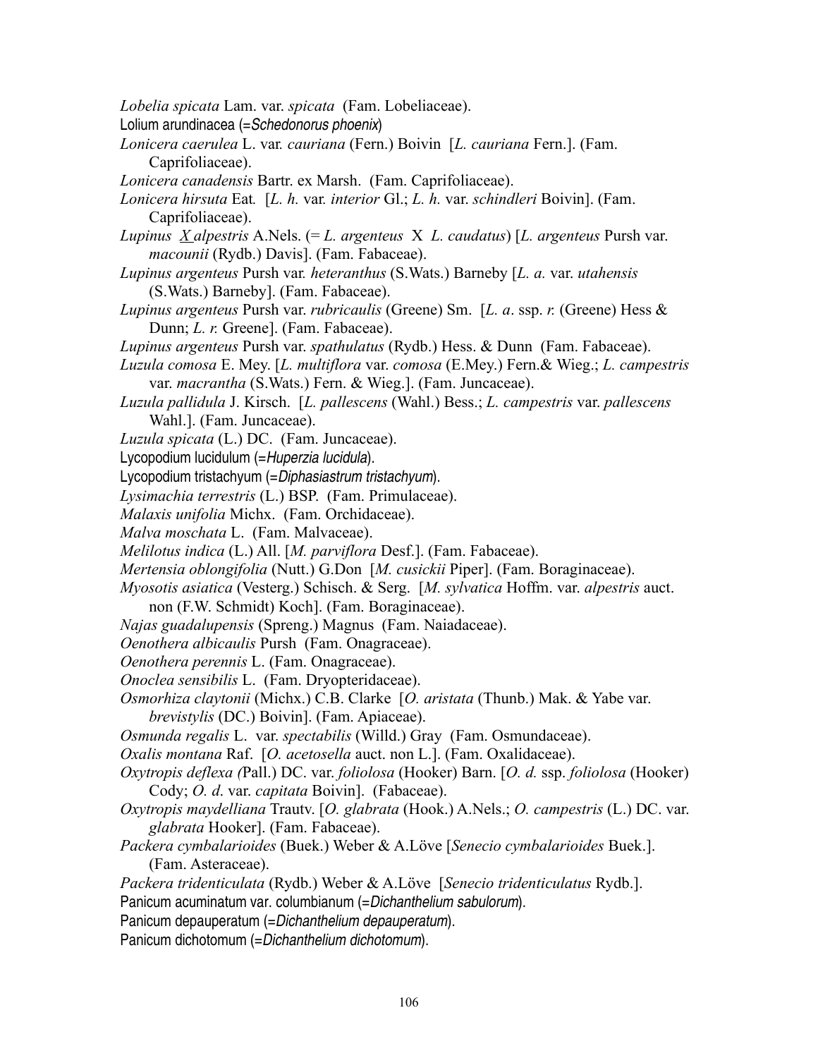*Lobelia spicata* Lam. var. *spicata* (Fam. Lobeliaceae).

Lolium arundinacea (=*Schedonorus phoenix*)

*Lonicera caerulea* L. var. *cauriana* (Fern.) Boivin [*L. cauriana* Fern.]. (Fam. Caprifoliaceae).

*Lonicera canadensis* Bartr. ex Marsh. (Fam. Caprifoliaceae).

*Lonicera hirsuta* Eat. [*L. h.* var. *interior* Gl.; *L. h.* var. *schindleri* Boivin]. (Fam. Caprifoliaceae).

*Lupinus X alpestris* A.Nels. (= *L. argenteus* X *L. caudatus*) [*L. argenteus* Pursh var. *macounii* (Rydb.) Davis]. (Fam. Fabaceae).

*Lupinus argenteus* Pursh var. *heteranthus* (S.Wats.) Barneby [*L. a.* var. *utahensis* (S.Wats.) Barneby]. (Fam. Fabaceae).

*Lupinus argenteus* Pursh var. *rubricaulis* (Greene) Sm. [*L. a*. ssp. *r.* (Greene) Hess & Dunn; *L. r.* Greene]. (Fam. Fabaceae).

*Lupinus argenteus* Pursh var. *spathulatus* (Rydb.) Hess. & Dunn (Fam. Fabaceae).

*Luzula comosa* E. Mey. [*L. multiflora* var. *comosa* (E.Mey.) Fern.& Wieg.; *L. campestris* var. *macrantha* (S.Wats.) Fern. & Wieg.]. (Fam. Juncaceae).

*Luzula pallidula* J. Kirsch. [*L. pallescens* (Wahl.) Bess.; *L. campestris* var. *pallescens* Wahl.]. (Fam. Juncaceae).

*Luzula spicata* (L.) DC. (Fam. Juncaceae).

Lycopodium lucidulum (=*Huperzia lucidula*).

Lycopodium tristachyum (=*Diphasiastrum tristachyum*).

*Lysimachia terrestris* (L.) BSP. (Fam. Primulaceae).

*Malaxis unifolia* Michx. (Fam. Orchidaceae).

*Malva moschata* L. (Fam. Malvaceae).

*Melilotus indica* (L.) All. [*M. parviflora* Desf.]. (Fam. Fabaceae).

*Mertensia oblongifolia* (Nutt.) G.Don [*M. cusickii* Piper]. (Fam. Boraginaceae).

*Myosotis asiatica* (Vesterg.) Schisch. & Serg. [*M. sylvatica* Hoffm. var. *alpestris* auct. non (F.W. Schmidt) Koch]. (Fam. Boraginaceae).

*Najas guadalupensis* (Spreng.) Magnus (Fam. Naiadaceae).

*Oenothera albicaulis* Pursh (Fam. Onagraceae).

*Oenothera perennis* L. (Fam. Onagraceae).

*Onoclea sensibilis* L. (Fam. Dryopteridaceae).

*Osmorhiza claytonii* (Michx.) C.B. Clarke [*O. aristata* (Thunb.) Mak. & Yabe var. *brevistylis* (DC.) Boivin]. (Fam. Apiaceae).

*Osmunda regalis* L. var. *spectabilis* (Willd.) Gray (Fam. Osmundaceae).

*Oxalis montana* Raf. [*O. acetosella* auct. non L.]. (Fam. Oxalidaceae).

*Oxytropis deflexa (*Pall.) DC. var. *foliolosa* (Hooker) Barn. [*O. d.* ssp. *foliolosa* (Hooker) Cody; *O. d*. var. *capitata* Boivin]. (Fabaceae).

*Oxytropis maydelliana* Trautv. [*O. glabrata* (Hook.) A.Nels.; *O. campestris* (L.) DC. var. *glabrata* Hooker]. (Fam. Fabaceae).

*Packera cymbalarioides* (Buek.) Weber & A.Löve [*Senecio cymbalarioides* Buek.]. (Fam. Asteraceae).

*Packera tridenticulata* (Rydb.) Weber & A.Löve [*Senecio tridenticulatus* Rydb.].

Panicum acuminatum var. columbianum (=*Dichanthelium sabulorum*).

Panicum depauperatum (=*Dichanthelium depauperatum*).

Panicum dichotomum (=*Dichanthelium dichotomum*).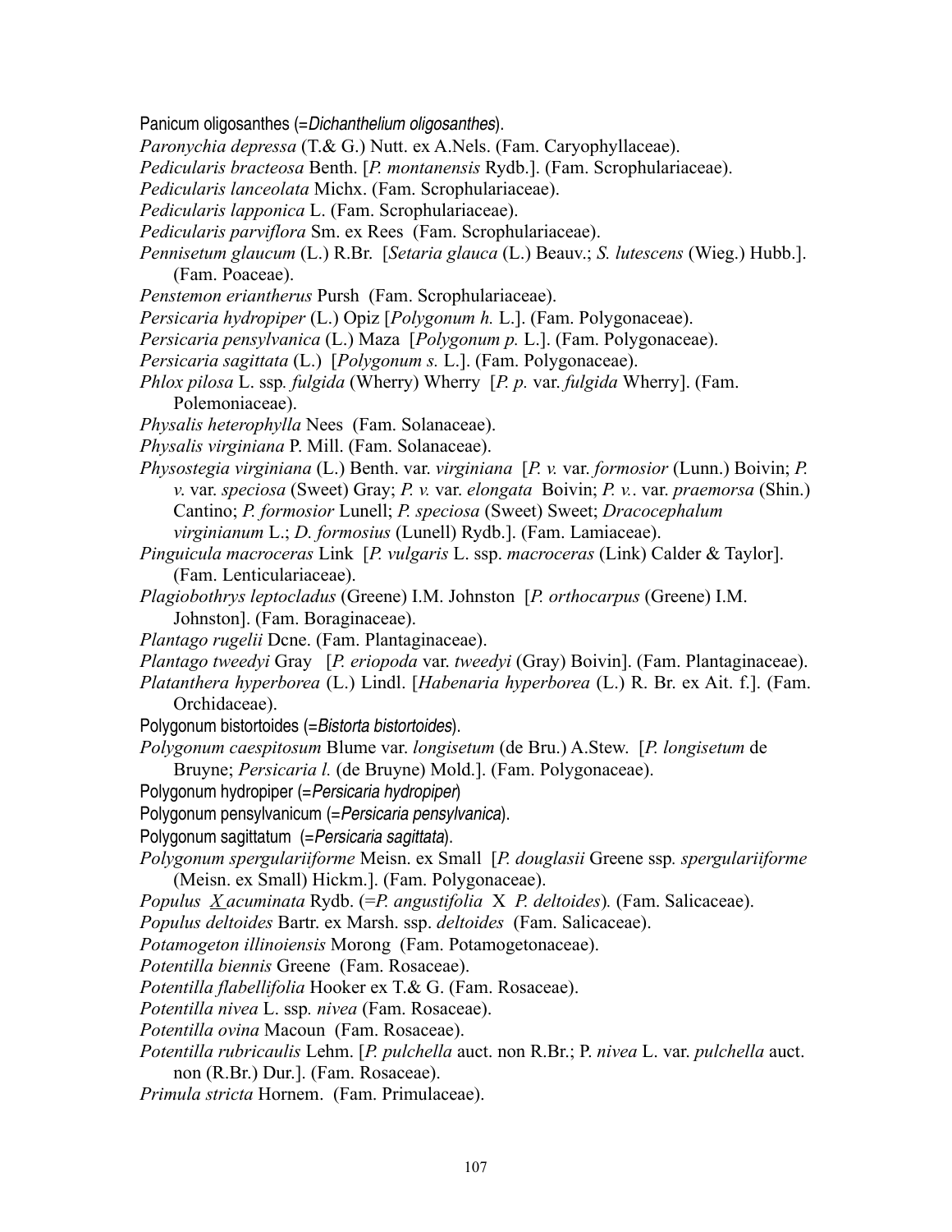Panicum oligosanthes (=*Dichanthelium oligosanthes*).

*Paronychia depressa* (T.& G.) Nutt. ex A.Nels. (Fam. Caryophyllaceae).

*Pedicularis bracteosa* Benth. [*P. montanensis* Rydb.]. (Fam. Scrophulariaceae).

*Pedicularis lanceolata* Michx. (Fam. Scrophulariaceae).

*Pedicularis lapponica* L. (Fam. Scrophulariaceae).

*Pedicularis parviflora* Sm. ex Rees (Fam. Scrophulariaceae).

*Pennisetum glaucum* (L.) R.Br. [*Setaria glauca* (L.) Beauv.; *S. lutescens* (Wieg.) Hubb.]. (Fam. Poaceae).

*Penstemon eriantherus* Pursh (Fam. Scrophulariaceae).

*Persicaria hydropiper* (L.) Opiz [*Polygonum h.* L.]. (Fam. Polygonaceae).

*Persicaria pensylvanica* (L.) Maza [*Polygonum p.* L.]. (Fam. Polygonaceae).

*Persicaria sagittata* (L.) [*Polygonum s.* L.]. (Fam. Polygonaceae).

*Phlox pilosa* L. ssp. *fulgida* (Wherry) Wherry [*P. p.* var. *fulgida* Wherry]. (Fam. Polemoniaceae).

*Physalis heterophylla* Nees (Fam. Solanaceae).

*Physalis virginiana* P. Mill. (Fam. Solanaceae).

*Physostegia virginiana* (L.) Benth. var. *virginiana* [*P. v.* var. *formosior* (Lunn.) Boivin; *P. v.* var. *speciosa* (Sweet) Gray; *P. v.* var. *elongata* Boivin; *P. v.*. var. *praemorsa* (Shin.) Cantino; *P. formosior* Lunell; *P. speciosa* (Sweet) Sweet; *Dracocephalum virginianum* L.; *D. formosius* (Lunell) Rydb.]. (Fam. Lamiaceae).

*Pinguicula macroceras* Link [*P. vulgaris* L. ssp. *macroceras* (Link) Calder & Taylor]. (Fam. Lenticulariaceae).

*Plagiobothrys leptocladus* (Greene) I.M. Johnston [*P. orthocarpus* (Greene) I.M. Johnston]. (Fam. Boraginaceae).

*Plantago rugelii* Dcne. (Fam. Plantaginaceae).

*Plantago tweedyi* Gray [*P. eriopoda* var. *tweedyi* (Gray) Boivin]. (Fam. Plantaginaceae).

*Platanthera hyperborea* (L.) Lindl. [*Habenaria hyperborea* (L.) R. Br. ex Ait. f.]. (Fam. Orchidaceae).

Polygonum bistortoides (=*Bistorta bistortoides*).

*Polygonum caespitosum* Blume var. *longisetum* (de Bru.) A.Stew. [*P. longisetum* de Bruyne; *Persicaria l.* (de Bruyne) Mold.]. (Fam. Polygonaceae).

Polygonum hydropiper (=*Persicaria hydropiper*)

Polygonum pensylvanicum (=*Persicaria pensylvanica*).

Polygonum sagittatum (=*Persicaria sagittata*).

*Polygonum spergulariiforme* Meisn. ex Small [*P. douglasii* Greene ssp. *spergulariiforme* (Meisn. ex Small) Hickm.]. (Fam. Polygonaceae).

*Populus X acuminata* Rydb. (=*P. angustifolia* X *P. deltoides*). (Fam. Salicaceae).

*Populus deltoides* Bartr. ex Marsh. ssp. *deltoides* (Fam. Salicaceae).

*Potamogeton illinoiensis* Morong (Fam. Potamogetonaceae).

*Potentilla biennis* Greene (Fam. Rosaceae).

*Potentilla flabellifolia* Hooker ex T.& G. (Fam. Rosaceae).

*Potentilla nivea* L. ssp. *nivea* (Fam. Rosaceae).

*Potentilla ovina* Macoun (Fam. Rosaceae).

*Potentilla rubricaulis* Lehm. [*P. pulchella* auct. non R.Br.; P. *nivea* L. var. *pulchella* auct. non (R.Br.) Dur.]. (Fam. Rosaceae).

*Primula stricta* Hornem. (Fam. Primulaceae).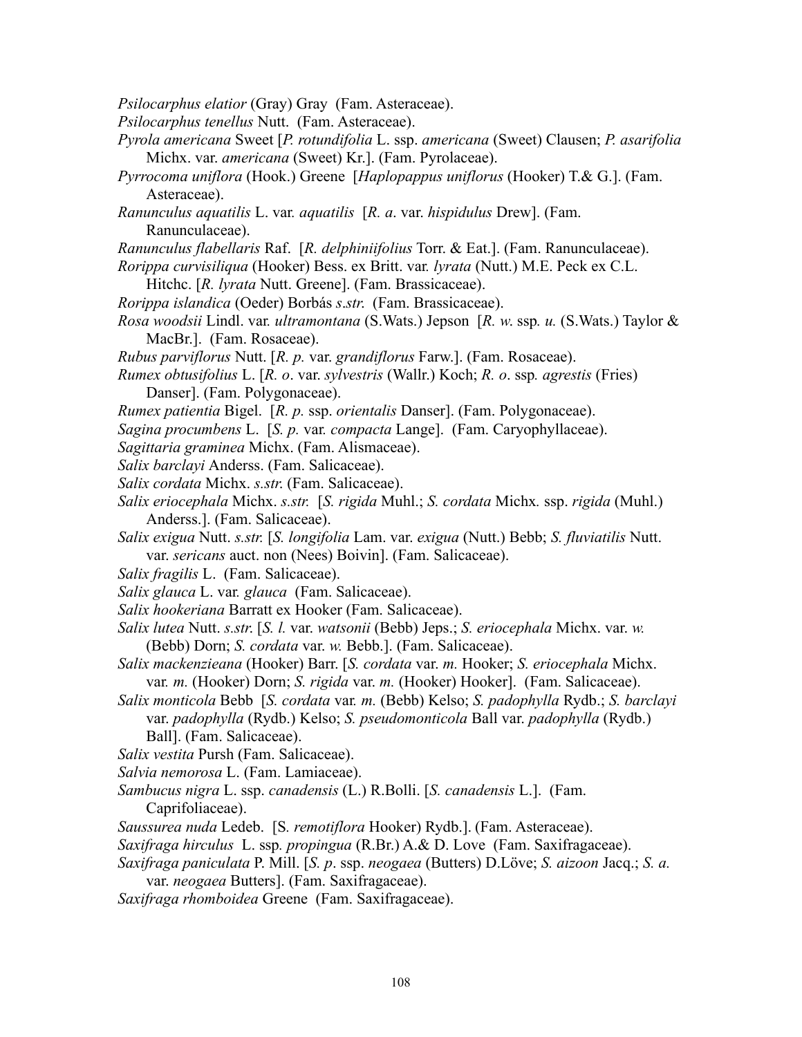*Psilocarphus elatior* (Gray) Gray (Fam. Asteraceae).

*Psilocarphus tenellus* Nutt. (Fam. Asteraceae).

*Pyrola americana* Sweet [*P. rotundifolia* L. ssp. *americana* (Sweet) Clausen; *P. asarifolia* Michx. var. *americana* (Sweet) Kr.]. (Fam. Pyrolaceae).

*Pyrrocoma uniflora* (Hook.) Greene [*Haplopappus uniflorus* (Hooker) T.& G.]. (Fam. Asteraceae).

*Ranunculus aquatilis* L. var. *aquatilis* [*R. a*. var. *hispidulus* Drew]. (Fam. Ranunculaceae).

*Ranunculus flabellaris* Raf. [*R. delphiniifolius* Torr. & Eat.]. (Fam. Ranunculaceae).

*Rorippa curvisiliqua* (Hooker) Bess. ex Britt. var. *lyrata* (Nutt.) M.E. Peck ex C.L. Hitchc. [*R. lyrata* Nutt. Greene]. (Fam. Brassicaceae).

*Rorippa islandica* (Oeder) Borbás *s.str.* (Fam. Brassicaceae).

*Rosa woodsii* Lindl. var. *ultramontana* (S.Wats.) Jepson [*R. w*. ssp*. u.* (S.Wats.) Taylor & MacBr.]. (Fam. Rosaceae).

*Rubus parviflorus* Nutt. [*R. p.* var. *grandiflorus* Farw.]. (Fam. Rosaceae).

*Rumex obtusifolius* L. [*R. o*. var. *sylvestris* (Wallr.) Koch; *R. o*. ssp*. agrestis* (Fries) Danser]. (Fam. Polygonaceae).

*Rumex patientia* Bigel. [*R. p.* ssp. *orientalis* Danser]. (Fam. Polygonaceae).

*Sagina procumbens* L. [*S. p.* var. *compacta* Lange]. (Fam. Caryophyllaceae).

*Sagittaria graminea* Michx. (Fam. Alismaceae).

*Salix barclayi* Anderss. (Fam. Salicaceae).

*Salix cordata* Michx. *s.str.* (Fam. Salicaceae).

*Salix eriocephala* Michx. *s.str.* [*S. rigida* Muhl.; *S. cordata* Michx. ssp. *rigida* (Muhl.) Anderss.]. (Fam. Salicaceae).

*Salix exigua* Nutt. *s.str.* [*S. longifolia* Lam. var. *exigua* (Nutt.) Bebb; *S. fluviatilis* Nutt. var. *sericans* auct. non (Nees) Boivin]. (Fam. Salicaceae).

*Salix fragilis* L. (Fam. Salicaceae).

*Salix glauca* L. var*. glauca* (Fam. Salicaceae).

*Salix hookeriana* Barratt ex Hooker (Fam. Salicaceae).

*Salix lutea* Nutt. *s.str*. [*S. l.* var. *watsonii* (Bebb) Jeps.; *S. eriocephala* Michx. var. *w.* (Bebb) Dorn; *S. cordata* var. *w.* Bebb.]. (Fam. Salicaceae).

*Salix mackenzieana* (Hooker) Barr. [*S. cordata* var. *m.* Hooker; *S. eriocephala* Michx. var. *m.* (Hooker) Dorn; *S. rigida* var. *m.* (Hooker) Hooker]. (Fam. Salicaceae).

*Salix monticola* Bebb [*S. cordata* var*. m.* (Bebb) Kelso; *S. padophylla* Rydb.; *S. barclayi* var. *padophylla* (Rydb.) Kelso; *S. pseudomonticola* Ball var. *padophylla* (Rydb.) Ball]. (Fam. Salicaceae).

*Salix vestita* Pursh (Fam. Salicaceae).

*Salvia nemorosa* L. (Fam. Lamiaceae).

*Sambucus nigra* L. ssp. *canadensis* (L.) R.Bolli. [*S. canadensis* L.]. (Fam. Caprifoliaceae).

*Saussurea nuda* Ledeb. [S*. remotiflora* Hooker) Rydb.]. (Fam. Asteraceae).

*Saxifraga hirculus* L. ssp*. propingua* (R.Br.) A.& D. Love (Fam. Saxifragaceae).

*Saxifraga paniculata* P. Mill. [*S. p*. ssp. *neogaea* (Butters) D.Löve; *S. aizoon* Jacq.; *S. a.* var. *neogaea* Butters]. (Fam. Saxifragaceae).

*Saxifraga rhomboidea* Greene (Fam. Saxifragaceae).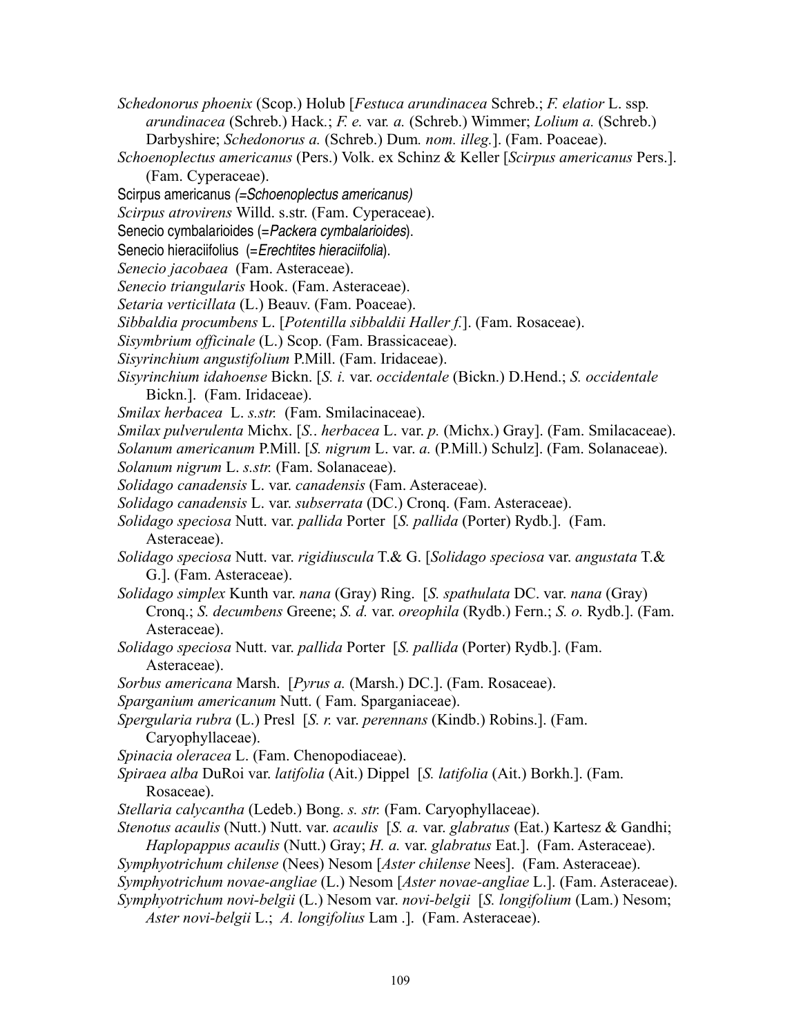*Schedonorus phoenix* (Scop.) Holub [*Festuca arundinacea* Schreb.; *F. elatior* L. ssp. *arundinacea* (Schreb.) Hack.; *F. e.* var. *a.* (Schreb.) Wimmer; *Lolium a.* (Schreb.) Darbyshire; *Schedonorus a.* (Schreb.) Dum*. nom. illeg.*]. (Fam. Poaceae).

*Schoenoplectus americanus* (Pers.) Volk. ex Schinz & Keller [*Scirpus americanus* Pers.]. (Fam. Cyperaceae).

Scirpus americanus *(=Schoenoplectus americanus)*

*Scirpus atrovirens* Willd. s.str. (Fam. Cyperaceae).

Senecio cymbalarioides (=*Packera cymbalarioides*).

Senecio hieraciifolius (=*Erechtites hieraciifolia*).

*Senecio jacobaea* (Fam. Asteraceae).

*Senecio triangularis* Hook. (Fam. Asteraceae).

*Setaria verticillata* (L.) Beauv. (Fam. Poaceae).

*Sibbaldia procumbens* L. [*Potentilla sibbaldii Haller f.*]. (Fam. Rosaceae).

*Sisymbrium officinale* (L.) Scop. (Fam. Brassicaceae).

*Sisyrinchium angustifolium* P.Mill. (Fam. Iridaceae).

*Sisyrinchium idahoense* Bickn. [*S. i.* var. *occidentale* (Bickn.) D.Hend.; *S. occidentale* Bickn.]. (Fam. Iridaceae).

*Smilax herbacea* L. *s.str.* (Fam. Smilacinaceae).

*Smilax pulverulenta* Michx. [*S.. herbacea* L. var. *p.* (Michx.) Gray]. (Fam. Smilacaceae).

*Solanum americanum* P.Mill. [*S. nigrum* L. var. *a.* (P.Mill.) Schulz]. (Fam. Solanaceae).

*Solanum nigrum* L. *s.str.* (Fam. Solanaceae).

*Solidago canadensis* L. var. *canadensis* (Fam. Asteraceae).

*Solidago canadensis* L. var. *subserrata* (DC.) Cronq. (Fam. Asteraceae).

*Solidago speciosa* Nutt. var. *pallida* Porter [*S. pallida* (Porter) Rydb.]. (Fam. Asteraceae).

*Solidago speciosa* Nutt. var. *rigidiuscula* T.& G. [*Solidago speciosa* var. *angustata* T.& G.]. (Fam. Asteraceae).

*Solidago simplex* Kunth var. *nana* (Gray) Ring. [*S. spathulata* DC. var. *nana* (Gray) Cronq.; *S. decumbens* Greene; *S. d.* var. *oreophila* (Rydb.) Fern.; *S. o.* Rydb.]. (Fam. Asteraceae).

*Solidago speciosa* Nutt. var. *pallida* Porter [*S. pallida* (Porter) Rydb.]. (Fam. Asteraceae).

*Sorbus americana* Marsh. [*Pyrus a.* (Marsh.) DC.]. (Fam. Rosaceae).

*Sparganium americanum* Nutt. ( Fam. Sparganiaceae).

*Spergularia rubra* (L.) Presl [*S. r.* var. *perennans* (Kindb.) Robins.]. (Fam. Caryophyllaceae).

*Spinacia oleracea* L. (Fam. Chenopodiaceae).

*Spiraea alba* DuRoi var. *latifolia* (Ait.) Dippel [*S. latifolia* (Ait.) Borkh.]. (Fam. Rosaceae).

*Stellaria calycantha* (Ledeb.) Bong. *s. str.* (Fam. Caryophyllaceae).

*Stenotus acaulis* (Nutt.) Nutt. var. *acaulis* [*S. a.* var. *glabratus* (Eat.) Kartesz & Gandhi; *Haplopappus acaulis* (Nutt.) Gray; *H. a.* var. *glabratus* Eat.]. (Fam. Asteraceae).

*Symphyotrichum chilense* (Nees) Nesom [*Aster chilense* Nees]. (Fam. Asteraceae).

*Symphyotrichum novae-angliae* (L.) Nesom [*Aster novae-angliae* L.]. (Fam. Asteraceae).

*Symphyotrichum novi-belgii* (L.) Nesom var. *novi-belgii* [*S. longifolium* (Lam.) Nesom; *Aster novi-belgii* L.; *A. longifolius* Lam .]. (Fam. Asteraceae).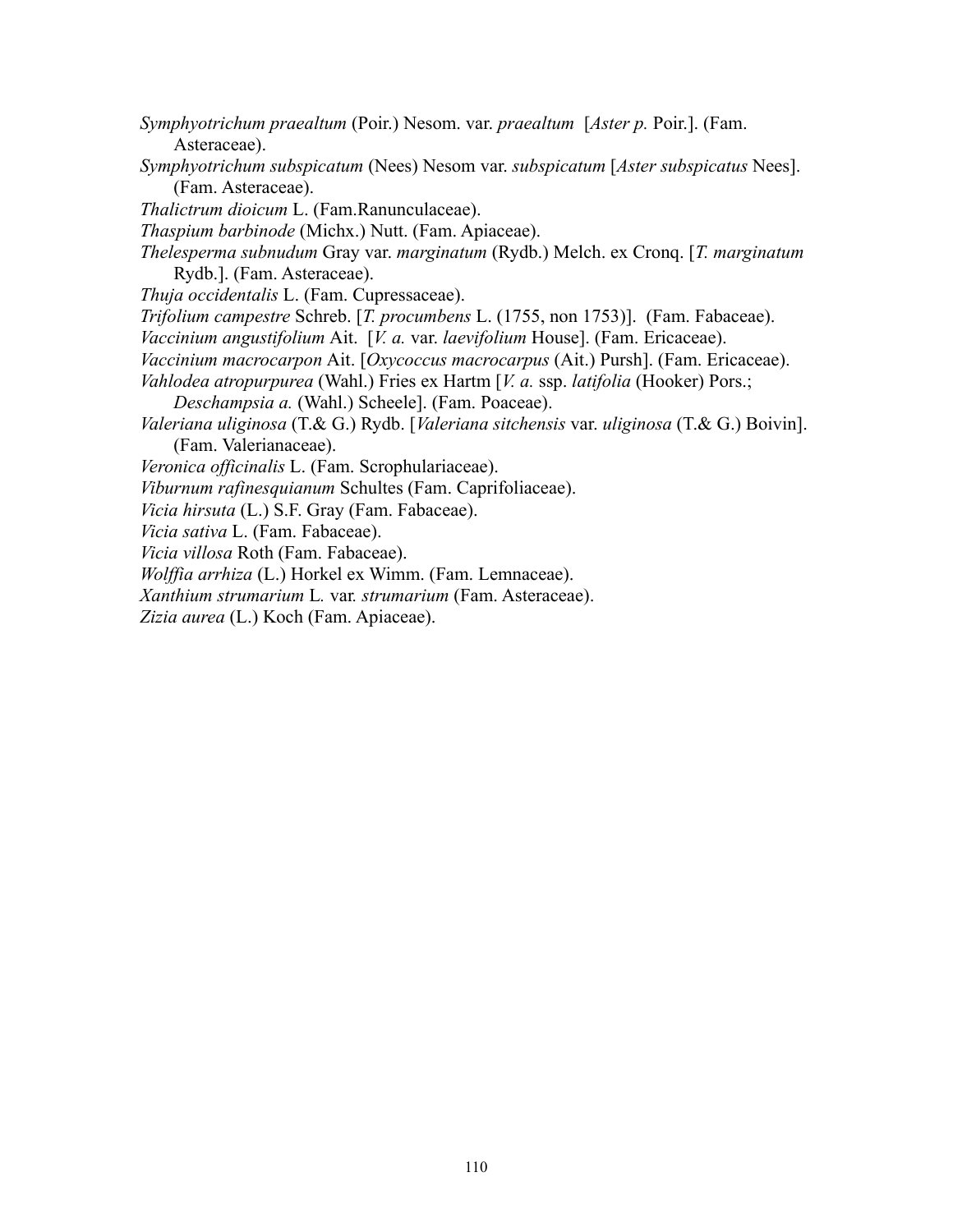*Symphyotrichum praealtum* (Poir.) Nesom. var. *praealtum* [*Aster p.* Poir.]. (Fam. Asteraceae).

*Symphyotrichum subspicatum* (Nees) Nesom var. *subspicatum* [*Aster subspicatus* Nees]. (Fam. Asteraceae).

*Thalictrum dioicum* L. (Fam.Ranunculaceae).

*Thaspium barbinode* (Michx.) Nutt. (Fam. Apiaceae).

*Thelesperma subnudum* Gray var. *marginatum* (Rydb.) Melch. ex Cronq. [*T. marginatum* Rydb.]. (Fam. Asteraceae).

*Thuja occidentalis* L. (Fam. Cupressaceae).

*Trifolium campestre* Schreb. [*T. procumbens* L. (1755, non 1753)]. (Fam. Fabaceae).

*Vaccinium angustifolium* Ait. [*V. a.* var. *laevifolium* House]. (Fam. Ericaceae).

*Vaccinium macrocarpon* Ait. [*Oxycoccus macrocarpus* (Ait.) Pursh]. (Fam. Ericaceae).

*Vahlodea atropurpurea* (Wahl.) Fries ex Hartm [*V. a.* ssp. *latifolia* (Hooker) Pors.; *Deschampsia a.* (Wahl.) Scheele]. (Fam. Poaceae).

*Valeriana uliginosa* (T.& G.) Rydb. [*Valeriana sitchensis* var. *uliginosa* (T.& G.) Boivin]. (Fam. Valerianaceae).

*Veronica officinalis* L. (Fam. Scrophulariaceae).

*Viburnum rafinesquianum* Schultes (Fam. Caprifoliaceae).

*Vicia hirsuta* (L.) S.F. Gray (Fam. Fabaceae).

*Vicia sativa* L. (Fam. Fabaceae).

*Vicia villosa* Roth (Fam. Fabaceae).

*Wolffia arrhiza* (L.) Horkel ex Wimm. (Fam. Lemnaceae).

*Xanthium strumarium* L. var. *strumarium* (Fam. Asteraceae).

*Zizia aurea* (L.) Koch (Fam. Apiaceae).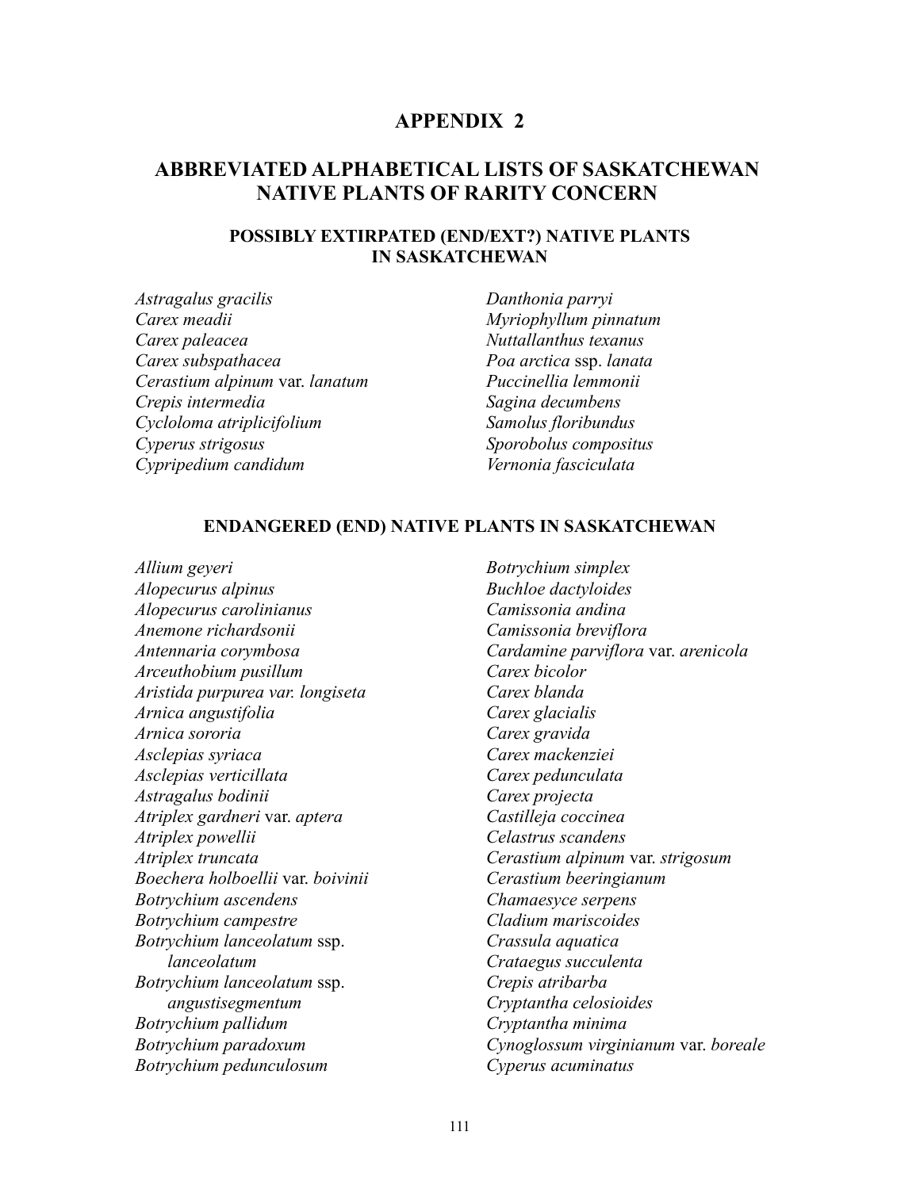# APPENDIX 2

## ABBREVIATED ALPHABETICAL LISTS OF SASKATCHEWAN NATIVE PLANTS OF RARITY CONCERN

### POSSIBLY EXTIRPATED (END/EXT?) NATIVE PLANTS IN SASKATCHEWAN

*Astragalus gracilis*
*Carex meadii*
*Carex paleacea*
*Carex subspathacea*
*Cerastium alpinum* var. *lanatum*
*Crepis intermedia*
*Cycloloma atriplicifolium*
*Cyperus strigosus*
*Cypripedium candidum*
*Danthonia parryi*
*Myriophyllum pinnatum*
*Nuttallanthus texanus*
*Poa arctica* ssp. *lanata*
*Puccinellia lemmonii*
*Sagina decumbens*
*Samolus floribundus*
*Sporobolus compositus*
*Vernonia fasciculata*

### ENDANGERED (END) NATIVE PLANTS IN SASKATCHEWAN

*Allium geyeri*
*Alopecurus alpinus*
*Alopecurus carolinianus*
*Anemone richardsonii*
*Antennaria corymbosa*
*Arceuthobium pusillum*
*Aristida purpurea var. longiseta*
*Arnica angustifolia*
*Arnica sororia*
*Asclepias syriaca*
*Asclepias verticillata*
*Astragalus bodinii*
*Atriplex gardneri* var. *aptera*
*Atriplex powellii*
*Atriplex truncata*
*Boechera holboellii* var. *boivinii*
*Botrychium ascendens*
*Botrychium campestre*
*Botrychium lanceolatum* ssp. *lanceolatum*
*Botrychium lanceolatum* ssp. *angustisegmentum*
*Botrychium pallidum*
*Botrychium paradoxum*
*Botrychium pedunculosum*
*Botrychium simplex*
*Buchloe dactyloides*
*Camissonia andina*
*Camissonia breviflora*
*Cardamine parviflora* var. *arenicola*
*Carex bicolor*
*Carex blanda*
*Carex glacialis*
*Carex gravida*
*Carex mackenziei*
*Carex pedunculata*
*Carex projecta*
*Castilleja coccinea*
*Celastrus scandens*
*Cerastium alpinum* var. *strigosum*
*Cerastium beeringianum*
*Chamaesyce serpens*
*Cladium mariscoides*
*Crassula aquatica*
*Crataegus succulenta*
*Crepis atribarba*
*Cryptantha celosioides*
*Cryptantha minima*
*Cynoglossum virginianum* var. *boreale*
*Cyperus acuminatus*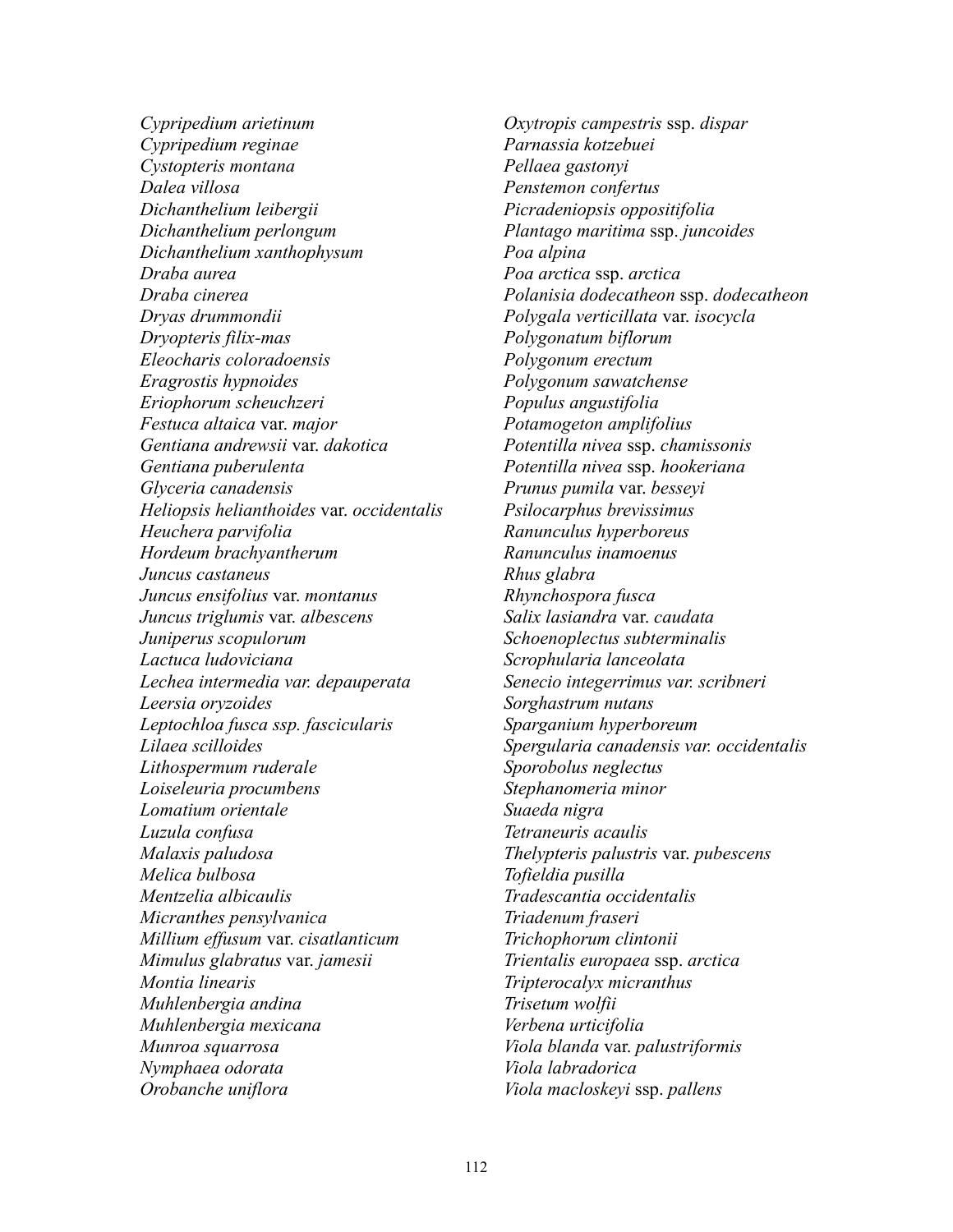*Cypripedium arietinum*
*Cypripedium reginae*
*Cystopteris montana*
*Dalea villosa*
*Dichanthelium leibergii*
*Dichanthelium perlongum*
*Dichanthelium xanthophysum*
*Draba aurea*
*Draba cinerea*
*Dryas drummondii*
*Dryopteris filix-mas*
*Eleocharis coloradoensis*
*Eragrostis hypnoides*
*Eriophorum scheuchzeri*
*Festuca altaica* var. *major*
*Gentiana andrewsii* var. *dakotica*
*Gentiana puberulenta*
*Glyceria canadensis*
*Heliopsis helianthoides* var. *occidentalis*
*Heuchera parvifolia*
*Hordeum brachyantherum*
*Juncus castaneus*
*Juncus ensifolius* var. *montanus*
*Juncus triglumis* var. *albescens*
*Juniperus scopulorum*
*Lactuca ludoviciana*
*Lechea intermedia var. depauperata*
*Leersia oryzoides*
*Leptochloa fusca ssp. fascicularis*
*Lilaea scilloides*
*Lithospermum ruderale*
*Loiseleuria procumbens*
*Lomatium orientale*
*Luzula confusa*
*Malaxis paludosa*
*Melica bulbosa*
*Mentzelia albicaulis*
*Micranthes pensylvanica*
*Millium effusum* var. *cisatlanticum*
*Mimulus glabratus* var. *jamesii*
*Montia linearis*
*Muhlenbergia andina*
*Muhlenbergia mexicana*
*Munroa squarrosa*
*Nymphaea odorata*
*Orobanche uniflora*
*Oxytropis campestris* ssp. *dispar*
*Parnassia kotzebuei*
*Pellaea gastonyi*
*Penstemon confertus*
*Picradeniopsis oppositifolia*
*Plantago maritima* ssp. *juncoides*
*Poa alpina*
*Poa arctica* ssp. *arctica*
*Polanisia dodecatheon* ssp. *dodecatheon*
*Polygala verticillata* var. *isocycla*
*Polygonatum biflorum*
*Polygonum erectum*
*Polygonum sawatchense*
*Populus angustifolia*
*Potamogeton amplifolius*
*Potentilla nivea* ssp. *chamissonis*
*Potentilla nivea* ssp. *hookeriana*
*Prunus pumila* var. *besseyi*
*Psilocarphus brevissimus*
*Ranunculus hyperboreus*
*Ranunculus inamoenus*
*Rhus glabra*
*Rhynchospora fusca*
*Salix lasiandra* var. *caudata*
*Schoenoplectus subterminalis*
*Scrophularia lanceolata*
*Senecio integerrimus var. scribneri*
*Sorghastrum nutans*
*Sparganium hyperboreum*
*Spergularia canadensis var. occidentalis*
*Sporobolus neglectus*
*Stephanomeria minor*
*Suaeda nigra*
*Tetraneuris acaulis*
*Thelypteris palustris* var. *pubescens*
*Tofieldia pusilla*
*Tradescantia occidentalis*
*Triadenum fraseri*
*Trichophorum clintonii*
*Trientalis europaea* ssp. *arctica*
*Tripterocalyx micranthus*
*Trisetum wolfii*
*Verbena urticifolia*
*Viola blanda* var. *palustriformis*
*Viola labradorica*
*Viola macloskeyi* ssp. *pallens*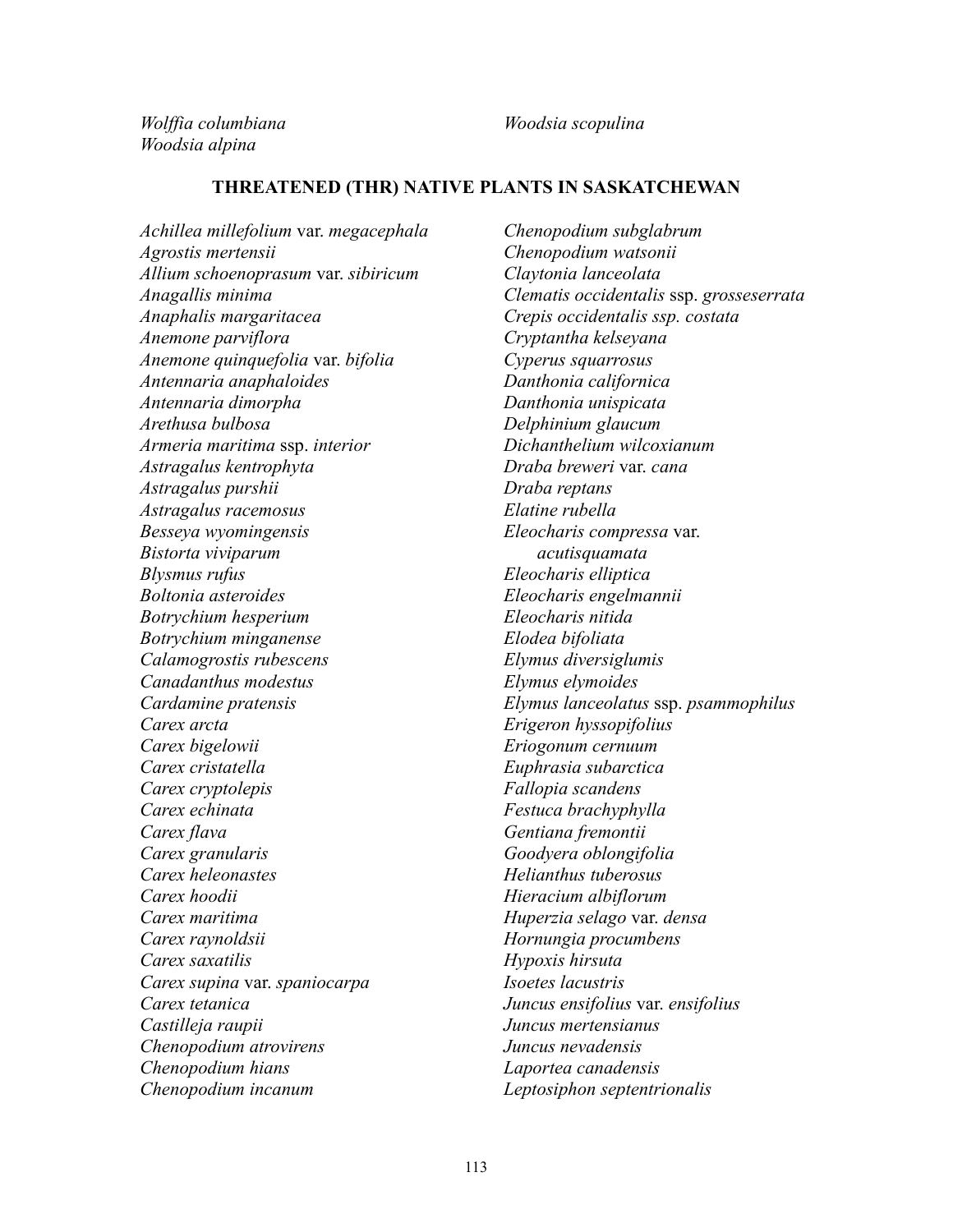*Wolffia columbiana*
*Woodsia alpina*
*Woodsia scopulina*

**THREATENED (THR) NATIVE PLANTS IN SASKATCHEWAN**

*Achillea millefolium* var. *megacephala*
*Agrostis mertensii*
*Allium schoenoprasum* var. *sibiricum*
*Anagallis minima*
*Anaphalis margaritacea*
*Anemone parviflora*
*Anemone quinquefolia* var. *bifolia*
*Antennaria anaphaloides*
*Antennaria dimorpha*
*Arethusa bulbosa*
*Armeria maritima* ssp. *interior*
*Astragalus kentrophyta*
*Astragalus purshii*
*Astragalus racemosus*
*Besseya wyomingensis*
*Bistorta viviparum*
*Blysmus rufus*
*Boltonia asteroides*
*Botrychium hesperium*
*Botrychium minganense*
*Calamogrostis rubescens*
*Canadanthus modestus*
*Cardamine pratensis*
*Carex arcta*
*Carex bigelowii*
*Carex cristatella*
*Carex cryptolepis*
*Carex echinata*
*Carex flava*
*Carex granularis*
*Carex heleonastes*
*Carex hoodii*
*Carex maritima*
*Carex raynoldsii*
*Carex saxatilis*
*Carex supina* var. *spaniocarpa*
*Carex tetanica*
*Castilleja raupii*
*Chenopodium atrovirens*
*Chenopodium hians*
*Chenopodium incanum*
*Chenopodium subglabrum*
*Chenopodium watsonii*
*Claytonia lanceolata*
*Clematis occidentalis* ssp. *grosseserrata*
*Crepis occidentalis ssp. costata*
*Cryptantha kelseyana*
*Cyperus squarrosus*
*Danthonia californica*
*Danthonia unispicata*
*Delphinium glaucum*
*Dichanthelium wilcoxianum*
*Draba breweri* var. *cana*
*Draba reptans*
*Elatine rubella*
*Eleocharis compressa* var. *acutisquamata*
*Eleocharis elliptica*
*Eleocharis engelmannii*
*Eleocharis nitida*
*Elodea bifoliata*
*Elymus diversiglumis*
*Elymus elymoides*
*Elymus lanceolatus* ssp. *psammophilus*
*Erigeron hyssopifolius*
*Eriogonum cernuum*
*Euphrasia subarctica*
*Fallopia scandens*
*Festuca brachyphylla*
*Gentiana fremontii*
*Goodyera oblongifolia*
*Helianthus tuberosus*
*Hieracium albiflorum*
*Huperzia selago* var. *densa*
*Hornungia procumbens*
*Hypoxis hirsuta*
*Isoetes lacustris*
*Juncus ensifolius* var. *ensifolius*
*Juncus mertensianus*
*Juncus nevadensis*
*Laportea canadensis*
*Leptosiphon septentrionalis*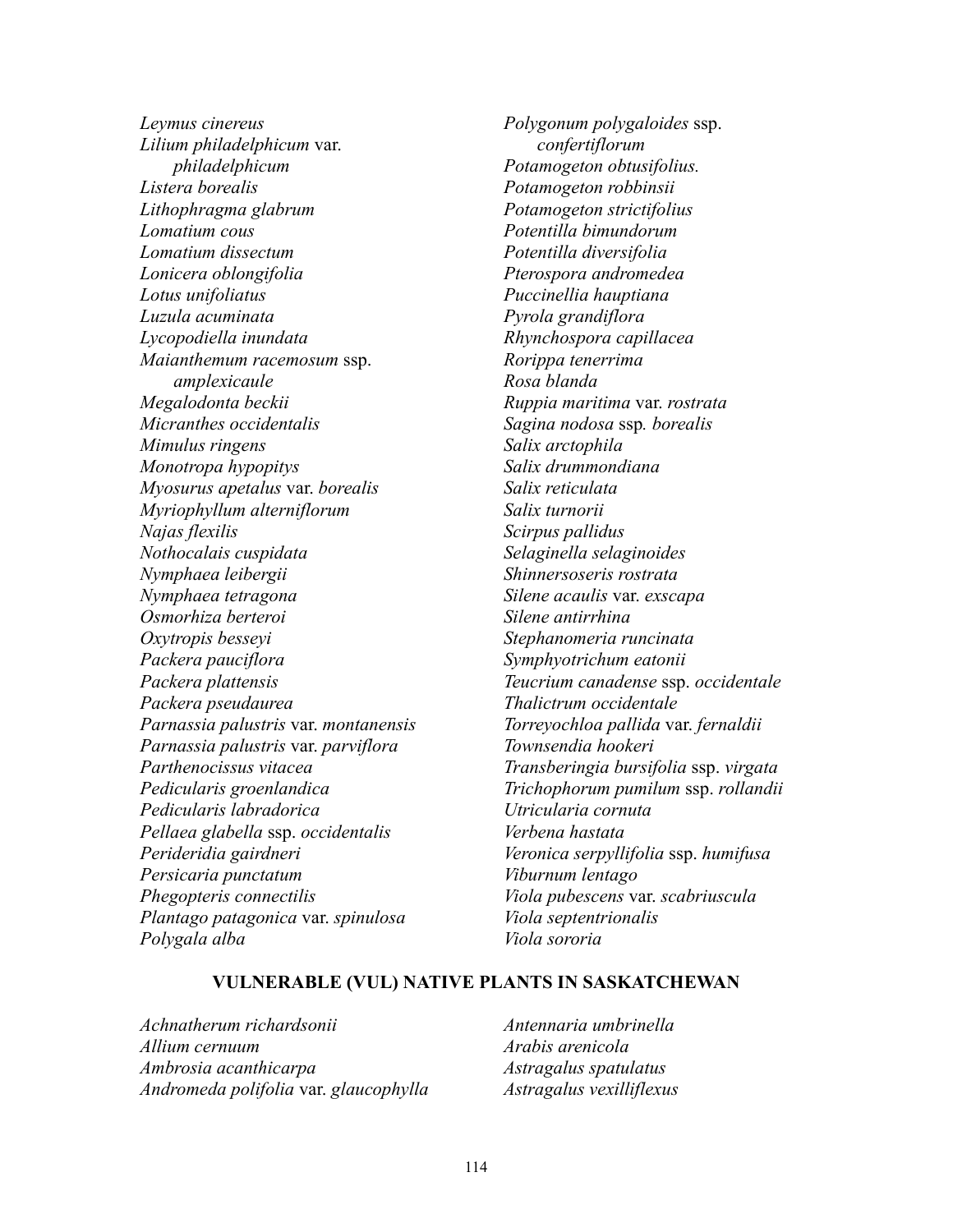*Leymus cinereus*
*Lilium philadelphicum* var. *philadelphicum*
*Listera borealis*
*Lithophragma glabrum*
*Lomatium cous*
*Lomatium dissectum*
*Lonicera oblongifolia*
*Lotus unifoliatus*
*Luzula acuminata*
*Lycopodiella inundata*
*Maianthemum racemosum* ssp. *amplexicaule*
*Megalodonta beckii*
*Micranthes occidentalis*
*Mimulus ringens*
*Monotropa hypopitys*
*Myosurus apetalus* var. *borealis*
*Myriophyllum alterniflorum*
*Najas flexilis*
*Nothocalais cuspidata*
*Nymphaea leibergii*
*Nymphaea tetragona*
*Osmorhiza berteroi*
*Oxytropis besseyi*
*Packera pauciflora*
*Packera plattensis*
*Packera pseudaurea*
*Parnassia palustris* var. *montanensis*
*Parnassia palustris* var. *parviflora*
*Parthenocissus vitacea*
*Pedicularis groenlandica*
*Pedicularis labradorica*
*Pellaea glabella* ssp. *occidentalis*
*Perideridia gairdneri*
*Persicaria punctatum*
*Phegopteris connectilis*
*Plantago patagonica* var. *spinulosa*
*Polygala alba*
*Polygonum polygaloides* ssp. *confertiflorum*
*Potamogeton obtusifolius.*
*Potamogeton robbinsii*
*Potamogeton strictifolius*
*Potentilla bimundorum*
*Potentilla diversifolia*
*Pterospora andromedea*
*Puccinellia hauptiana*
*Pyrola grandiflora*
*Rhynchospora capillacea*
*Rorippa tenerrima*
*Rosa blanda*
*Ruppia maritima* var. *rostrata*
*Sagina nodosa* ssp. *borealis*
*Salix arctophila*
*Salix drummondiana*
*Salix reticulata*
*Salix turnorii*
*Scirpus pallidus*
*Selaginella selaginoides*
*Shinnersoseris rostrata*
*Silene acaulis* var. *exscapa*
*Silene antirrhina*
*Stephanomeria runcinata*
*Symphyotrichum eatonii*
*Teucrium canadense* ssp. *occidentale*
*Thalictrum occidentale*
*Torreyochloa pallida* var. *fernaldii*
*Townsendia hookeri*
*Transberingia bursifolia* ssp. *virgata*
*Trichophorum pumilum* ssp. *rollandii*
*Utricularia cornuta*
*Verbena hastata*
*Veronica serpyllifolia* ssp. *humifusa*
*Viburnum lentago*
*Viola pubescens* var. *scabriuscula*
*Viola septentrionalis*
*Viola sororia*

## VULNERABLE (VUL) NATIVE PLANTS IN SASKATCHEWAN

*Achnatherum richardsonii*
*Allium cernuum*
*Ambrosia acanthicarpa*
*Andromeda polifolia* var. *glaucophylla*
*Antennaria umbrinella*
*Arabis arenicola*
*Astragalus spatulatus*
*Astragalus vexilliflexus*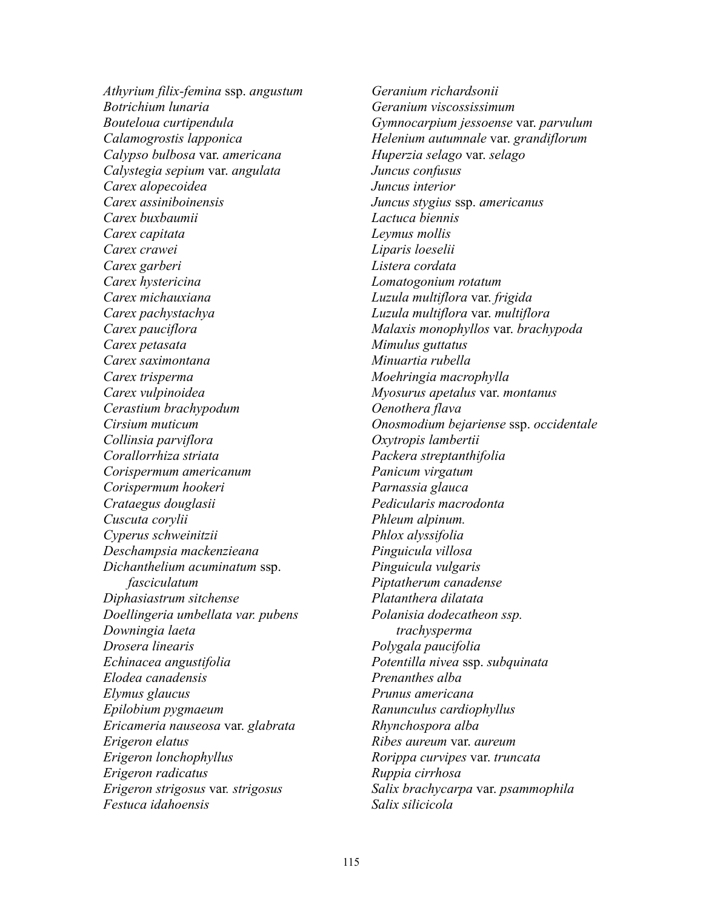*Athyrium filix-femina* ssp. *angustum*
*Botrichium lunaria*
*Bouteloua curtipendula*
*Calamogrostis lapponica*
*Calypso bulbosa* var. *americana*
*Calystegia sepium* var. *angulata*
*Carex alopecoidea*
*Carex assiniboinensis*
*Carex buxbaumii*
*Carex capitata*
*Carex crawei*
*Carex garberi*
*Carex hystericina*
*Carex michauxiana*
*Carex pachystachya*
*Carex pauciflora*
*Carex petasata*
*Carex saximontana*
*Carex trisperma*
*Carex vulpinoidea*
*Cerastium brachypodum*
*Cirsium muticum*
*Collinsia parviflora*
*Corallorrhiza striata*
*Corispermum americanum*
*Corispermum hookeri*
*Crataegus douglasii*
*Cuscuta corylii*
*Cyperus schweinitzii*
*Deschampsia mackenzieana*
*Dichanthelium acuminatum* ssp. *fasciculatum*
*Diphasiastrum sitchense*
*Doellingeria umbellata var. pubens*
*Downingia laeta*
*Drosera linearis*
*Echinacea angustifolia*
*Elodea canadensis*
*Elymus glaucus*
*Epilobium pygmaeum*
*Ericameria nauseosa* var. *glabrata*
*Erigeron elatus*
*Erigeron lonchophyllus*
*Erigeron radicatus*
*Erigeron strigosus* var. *strigosus*
*Festuca idahoensis*
*Geranium richardsonii*
*Geranium viscossissimum*
*Gymnocarpium jessoense* var. *parvulum*
*Helenium autumnale* var. *grandiflorum*
*Huperzia selago* var. *selago*
*Juncus confusus*
*Juncus interior*
*Juncus stygius* ssp. *americanus*
*Lactuca biennis*
*Leymus mollis*
*Liparis loeselii*
*Listera cordata*
*Lomatogonium rotatum*
*Luzula multiflora* var. *frigida*
*Luzula multiflora* var. *multiflora*
*Malaxis monophyllos* var. *brachypoda*
*Mimulus guttatus*
*Minuartia rubella*
*Moehringia macrophylla*
*Myosurus apetalus* var. *montanus*
*Oenothera flava*
*Onosmodium bejariense* ssp. *occidentale*
*Oxytropis lambertii*
*Packera streptanthifolia*
*Panicum virgatum*
*Parnassia glauca*
*Pedicularis macrodonta*
*Phleum alpinum.*
*Phlox alyssifolia*
*Pinguicula villosa*
*Pinguicula vulgaris*
*Piptatherum canadense*
*Platanthera dilatata*
*Polanisia dodecatheon ssp. trachysperma*
*Polygala paucifolia*
*Potentilla nivea* ssp. *subquinata*
*Prenanthes alba*
*Prunus americana*
*Ranunculus cardiophyllus*
*Rhynchospora alba*
*Ribes aureum* var. *aureum*
*Rorippa curvipes* var. *truncata*
*Ruppia cirrhosa*
*Salix brachycarpa* var. *psammophila*
*Salix silicicola*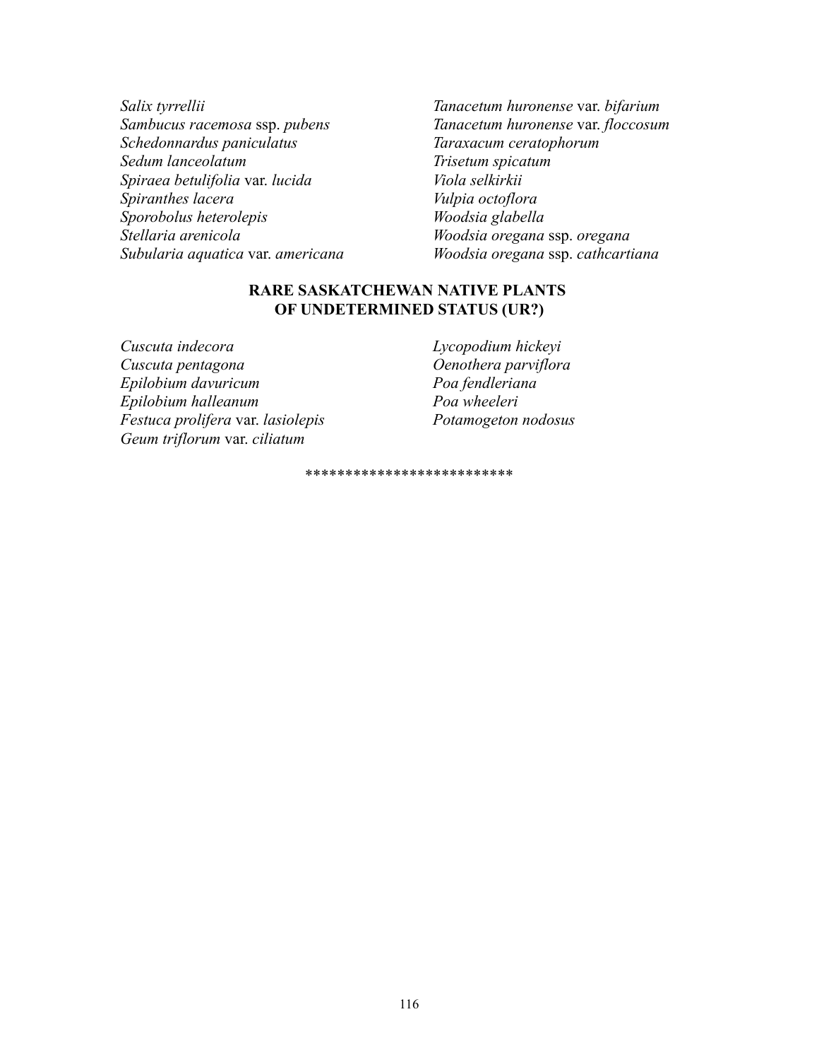*Salix tyrrellii*
*Sambucus racemosa* ssp. *pubens*
*Schedonnardus paniculatus*
*Sedum lanceolatum*
*Spiraea betulifolia* var. *lucida*
*Spiranthes lacera*
*Sporobolus heterolepis*
*Stellaria arenicola*
*Subularia aquatica* var. *americana*
*Tanacetum huronense* var. *bifarium*
*Tanacetum huronense* var. *floccosum*
*Taraxacum ceratophorum*
*Trisetum spicatum*
*Viola selkirkii*
*Vulpia octoflora*
*Woodsia glabella*
*Woodsia oregana* ssp. *oregana*
*Woodsia oregana* ssp. *cathcartiana*

## RARE SASKATCHEWAN NATIVE PLANTS OF UNDETERMINED STATUS (UR?)

*Cuscuta indecora*
*Cuscuta pentagona*
*Epilobium davuricum*
*Epilobium halleanum*
*Festuca prolifera* var. *lasiolepis*
*Geum triflorum* var. *ciliatum*
*Lycopodium hickeyi*
*Oenothera parviflora*
*Poa fendleriana*
*Poa wheeleri*
*Potamogeton nodosus*

**************************